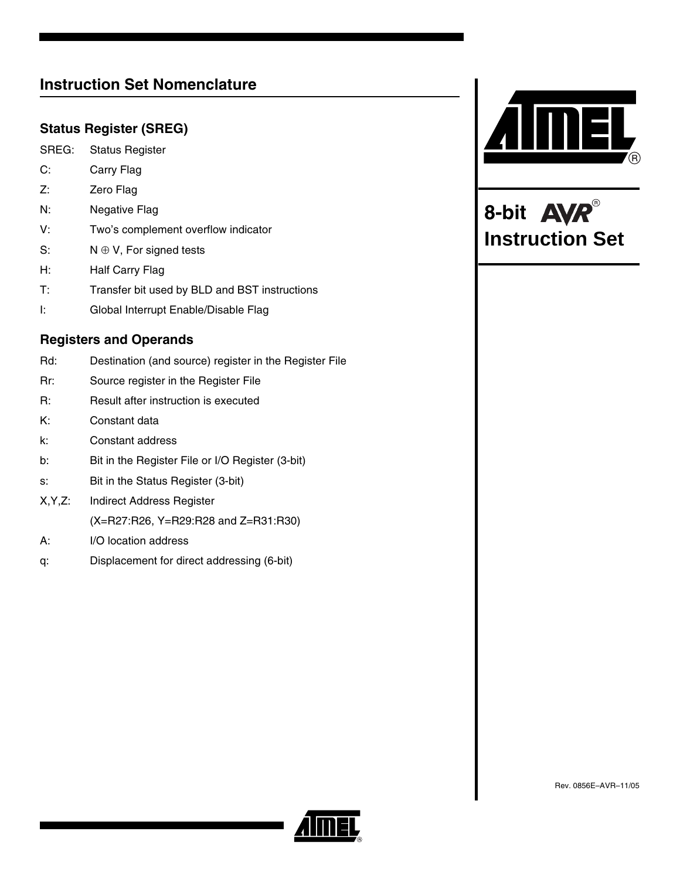# 8-bit AVR® Instruction Set

## Instruction Set Nomenclature

### Status Register (SREG)

SREG: Status Register

C: Carry Flag

Z: Zero Flag

N: Negative Flag

V: Two's complement overflow indicator

S: $N \oplus V$, For signed tests

H: Half Carry Flag

T: Transfer bit used by BLD and BST instructions

I: Global Interrupt Enable/Disable Flag

### Registers and Operands

Rd: Destination (and source) register in the Register File

Rr: Source register in the Register File

R: Result after instruction is executed

K: Constant data

k: Constant address

b: Bit in the Register File or I/O Register (3-bit)

s: Bit in the Status Register (3-bit)

X,Y,Z: Indirect Address Register
(X=R27:R26, Y=R29:R28 and Z=R31:R30)

A: I/O location address

q: Displacement for direct addressing (6-bit)

Rev. 0856E–AVR–11/05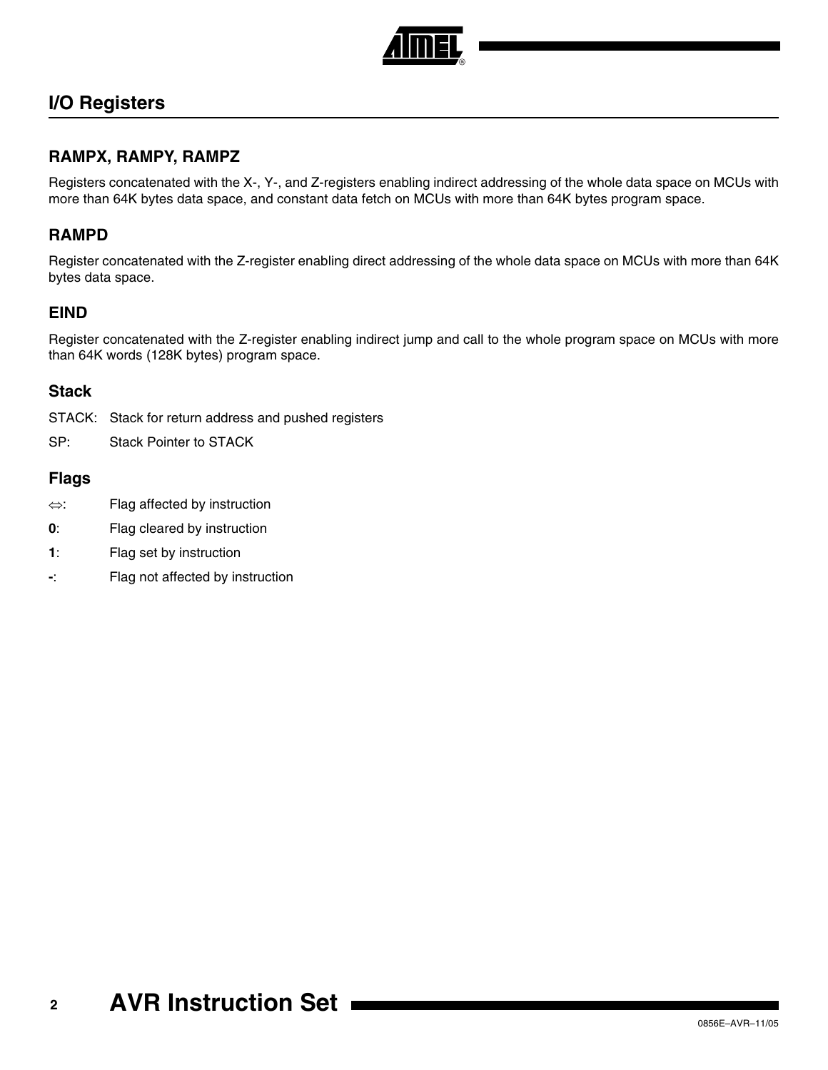## I/O Registers

### RAMPX, RAMPY, RAMPZ

Registers concatenated with the X-, Y-, and Z-registers enabling indirect addressing of the whole data space on MCUs with more than 64K bytes data space, and constant data fetch on MCUs with more than 64K bytes program space.

### RAMPD

Register concatenated with the Z-register enabling direct addressing of the whole data space on MCUs with more than 64K bytes data space.

### EIND

Register concatenated with the Z-register enabling indirect jump and call to the whole program space on MCUs with more than 64K words (128K bytes) program space.

### Stack

STACK: Stack for return address and pushed registers

SP: Stack Pointer to STACK

### Flags

⇔: Flag affected by instruction

**0**: Flag cleared by instruction

**1**: Flag set by instruction

**-**: Flag not affected by instruction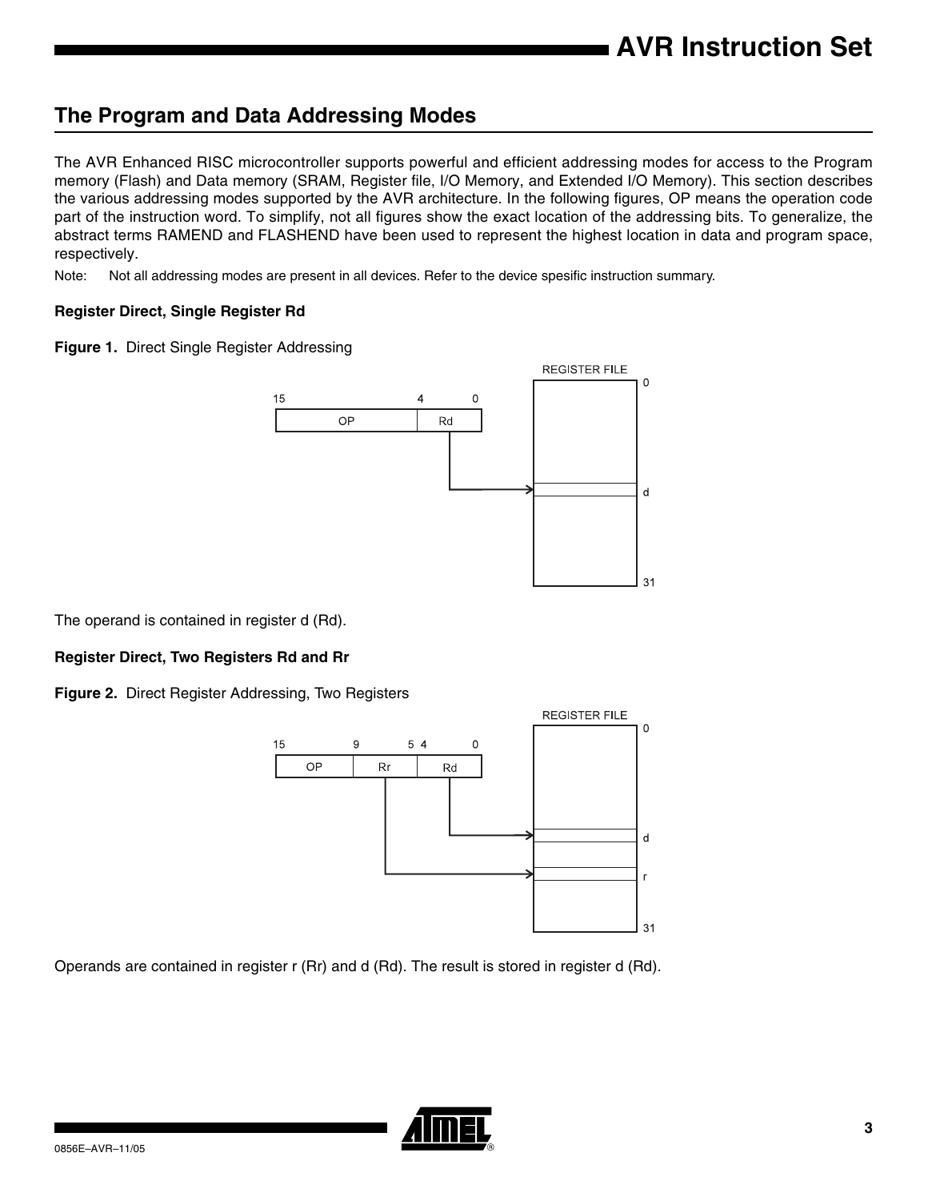## The Program and Data Addressing Modes

The AVR Enhanced RISC microcontroller supports powerful and efficient addressing modes for access to the Program memory (Flash) and Data memory (SRAM, Register file, I/O Memory, and Extended I/O Memory). This section describes the various addressing modes supported by the AVR architecture. In the following figures, OP means the operation code part of the instruction word. To simplify, not all figures show the exact location of the addressing bits. To generalize, the abstract terms RAMEND and FLASHEND have been used to represent the highest location in data and program space, respectively.

Note: Not all addressing modes are present in all devices. Refer to the device spesific instruction summary.

### Register Direct, Single Register Rd

**Figure 1.** Direct Single Register Addressing

The operand is contained in register d (Rd).

### Register Direct, Two Registers Rd and Rr

**Figure 2.** Direct Register Addressing, Two Registers

Operands are contained in register r (Rr) and d (Rd). The result is stored in register d (Rd).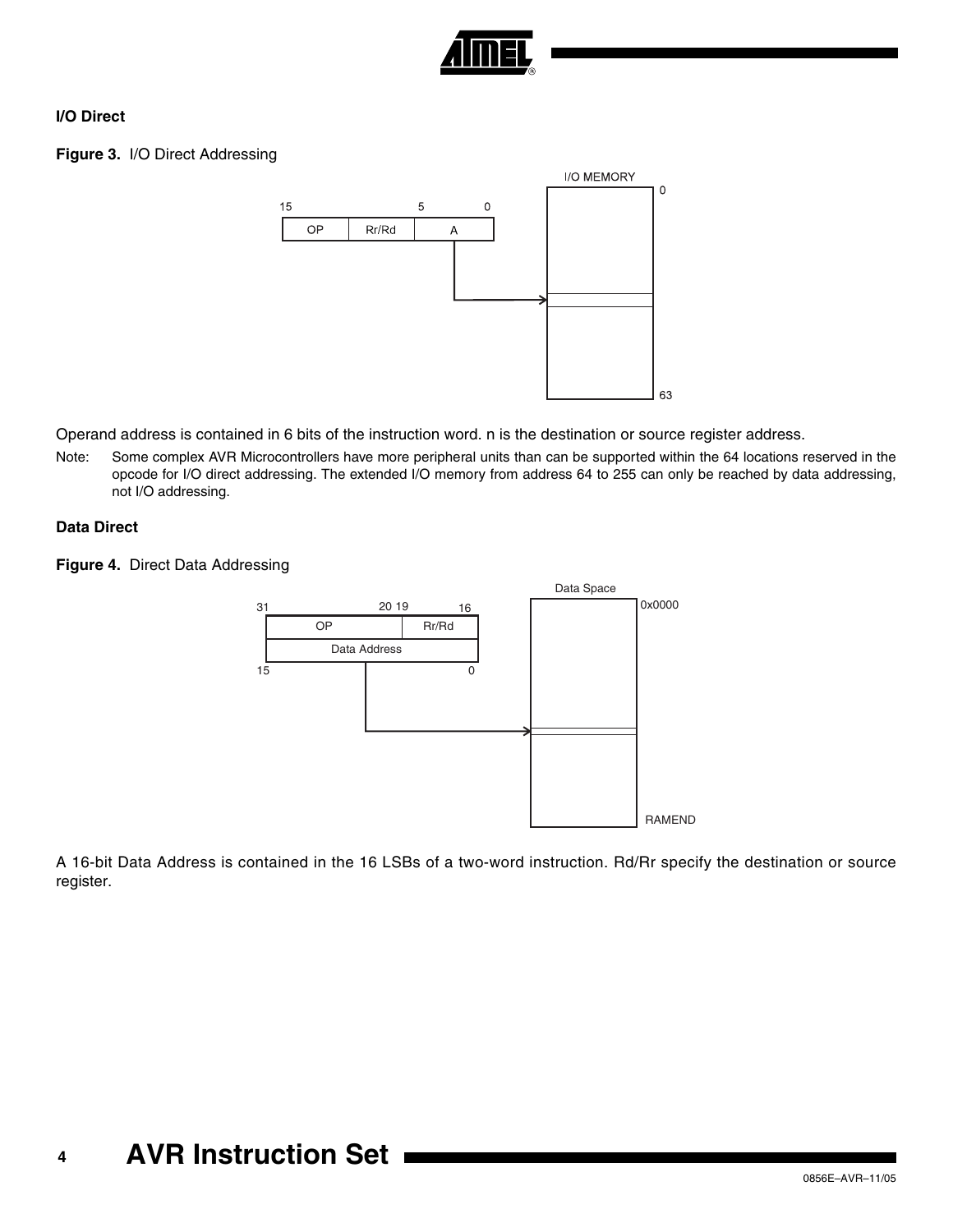### I/O Direct

**Figure 3.** I/O Direct Addressing

Operand address is contained in 6 bits of the instruction word. n is the destination or source register address.

Note: Some complex AVR Microcontrollers have more peripheral units than can be supported within the 64 locations reserved in the opcode for I/O direct addressing. The extended I/O memory from address 64 to 255 can only be reached by data addressing, not I/O addressing.

### Data Direct

**Figure 4.** Direct Data Addressing

A 16-bit Data Address is contained in the 16 LSBs of a two-word instruction. Rd/Rr specify the destination or source register.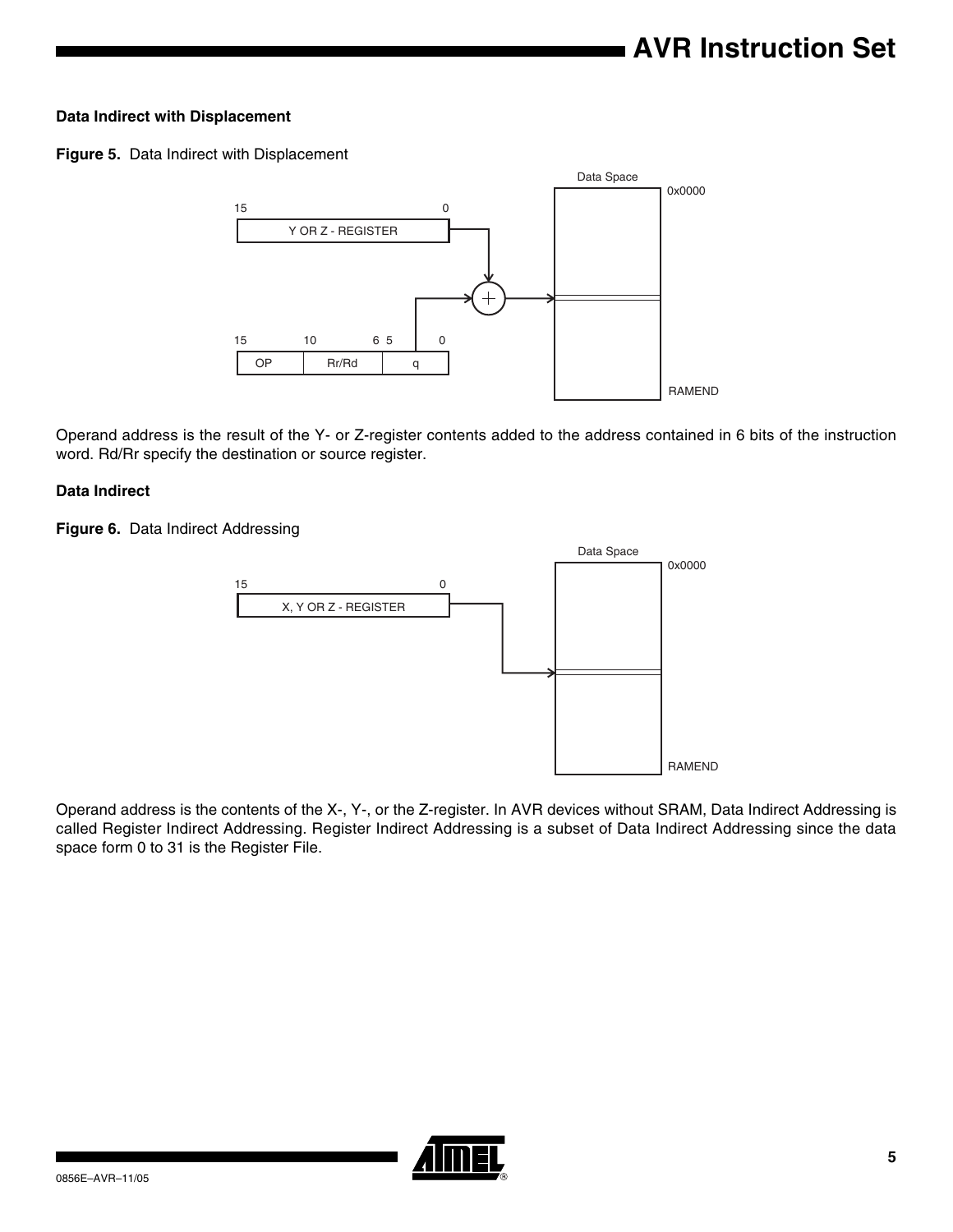### Data Indirect with Displacement

**Figure 5.** Data Indirect with Displacement

Operand address is the result of the Y- or Z-register contents added to the address contained in 6 bits of the instruction word. Rd/Rr specify the destination or source register.

### Data Indirect

**Figure 6.** Data Indirect Addressing

Operand address is the contents of the X-, Y-, or the Z-register. In AVR devices without SRAM, Data Indirect Addressing is called Register Indirect Addressing. Register Indirect Addressing is a subset of Data Indirect Addressing since the data space form 0 to 31 is the Register File.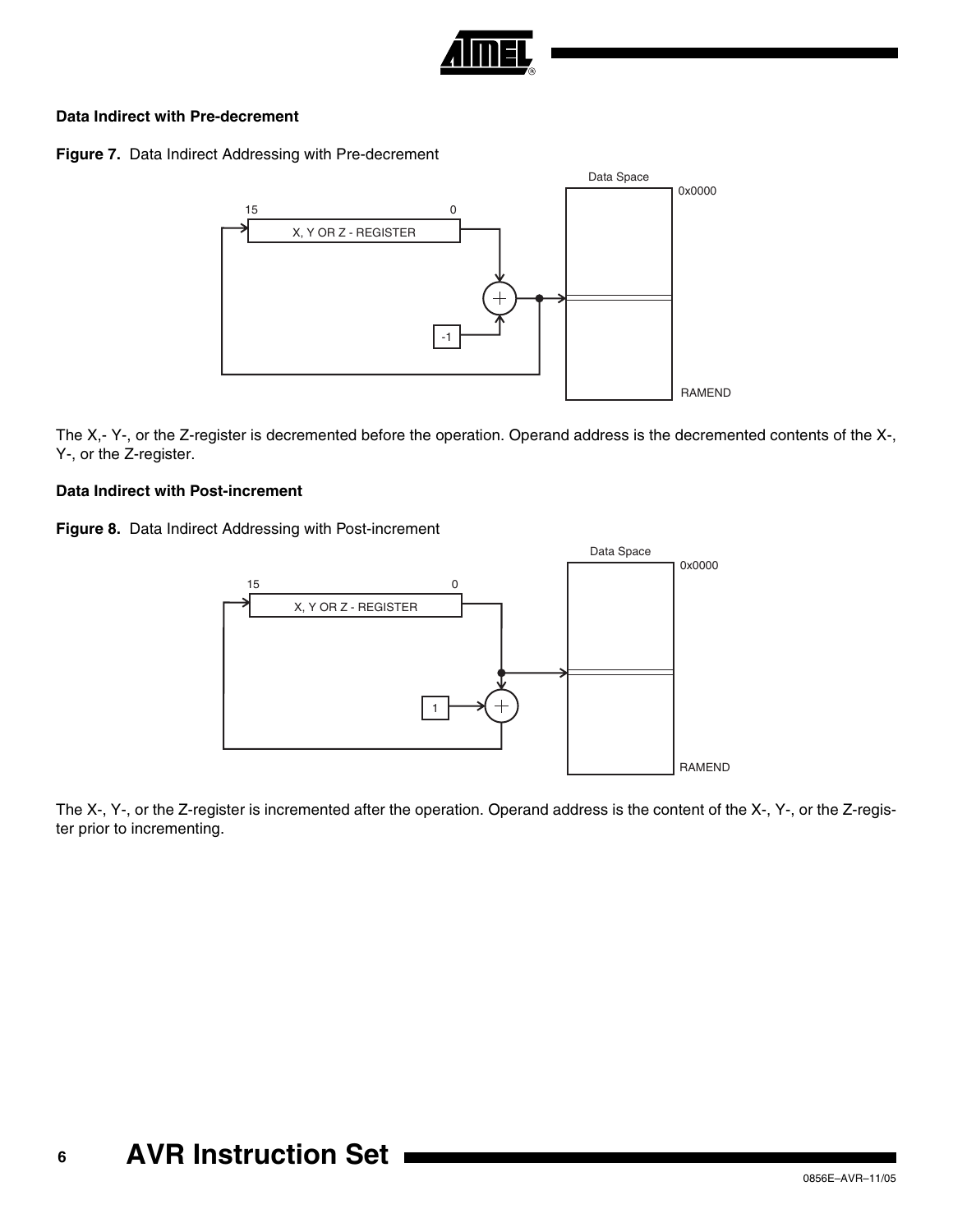### Data Indirect with Pre-decrement

**Figure 7.** Data Indirect Addressing with Pre-decrement

The X,- Y-, or the Z-register is decremented before the operation. Operand address is the decremented contents of the X-, Y-, or the Z-register.

### Data Indirect with Post-increment

**Figure 8.** Data Indirect Addressing with Post-increment

The X-, Y-, or the Z-register is incremented after the operation. Operand address is the content of the X-, Y-, or the Z-register prior to incrementing.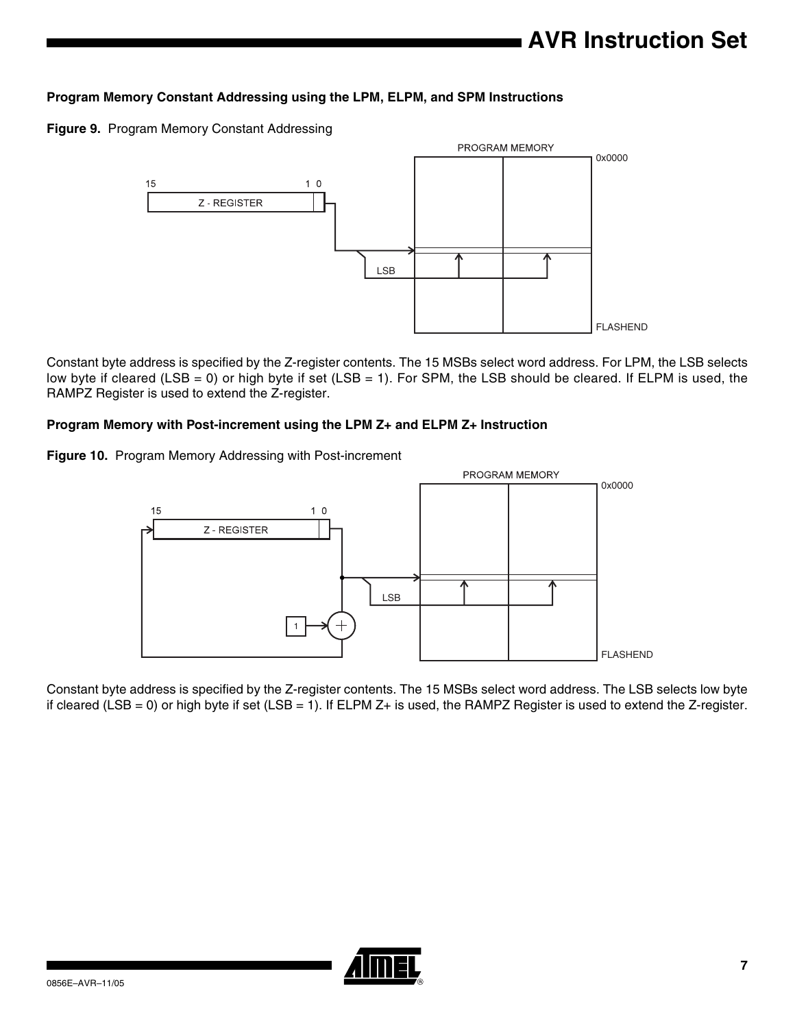### Program Memory Constant Addressing using the LPM, ELPM, and SPM Instructions

**Figure 9.** Program Memory Constant Addressing

Constant byte address is specified by the Z-register contents. The 15 MSBs select word address. For LPM, the LSB selects low byte if cleared (LSB = 0) or high byte if set (LSB = 1). For SPM, the LSB should be cleared. If ELPM is used, the RAMPZ Register is used to extend the Z-register.

### Program Memory with Post-increment using the LPM Z+ and ELPM Z+ Instruction

**Figure 10.** Program Memory Addressing with Post-increment

Constant byte address is specified by the Z-register contents. The 15 MSBs select word address. The LSB selects low byte if cleared (LSB = 0) or high byte if set (LSB = 1). If ELPM Z+ is used, the RAMPZ Register is used to extend the Z-register.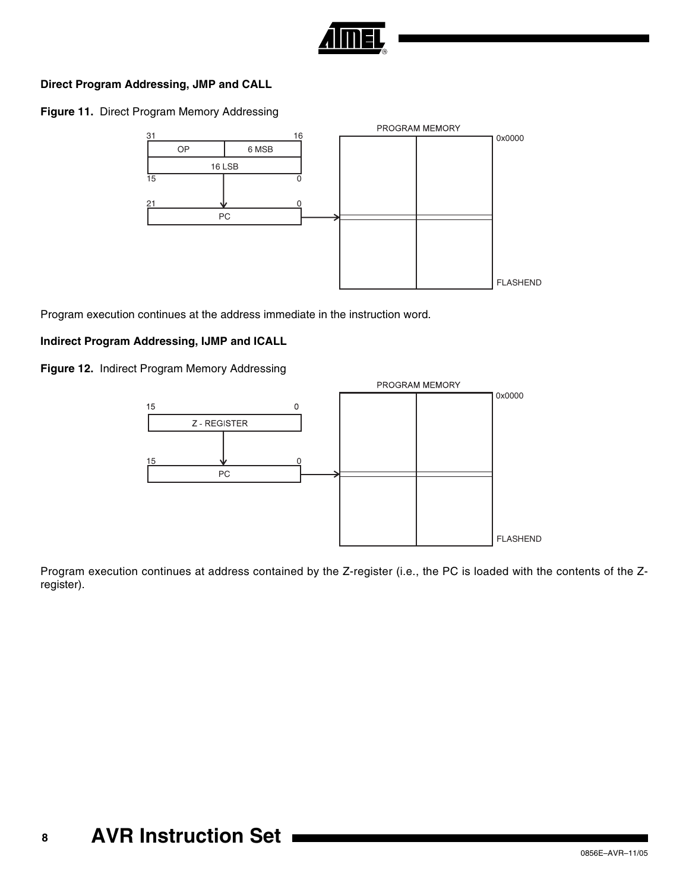### Direct Program Addressing, JMP and CALL

**Figure 11.** Direct Program Memory Addressing

Program execution continues at the address immediate in the instruction word.

### Indirect Program Addressing, IJMP and ICALL

**Figure 12.** Indirect Program Memory Addressing

Program execution continues at address contained by the Z-register (i.e., the PC is loaded with the contents of the Z-register).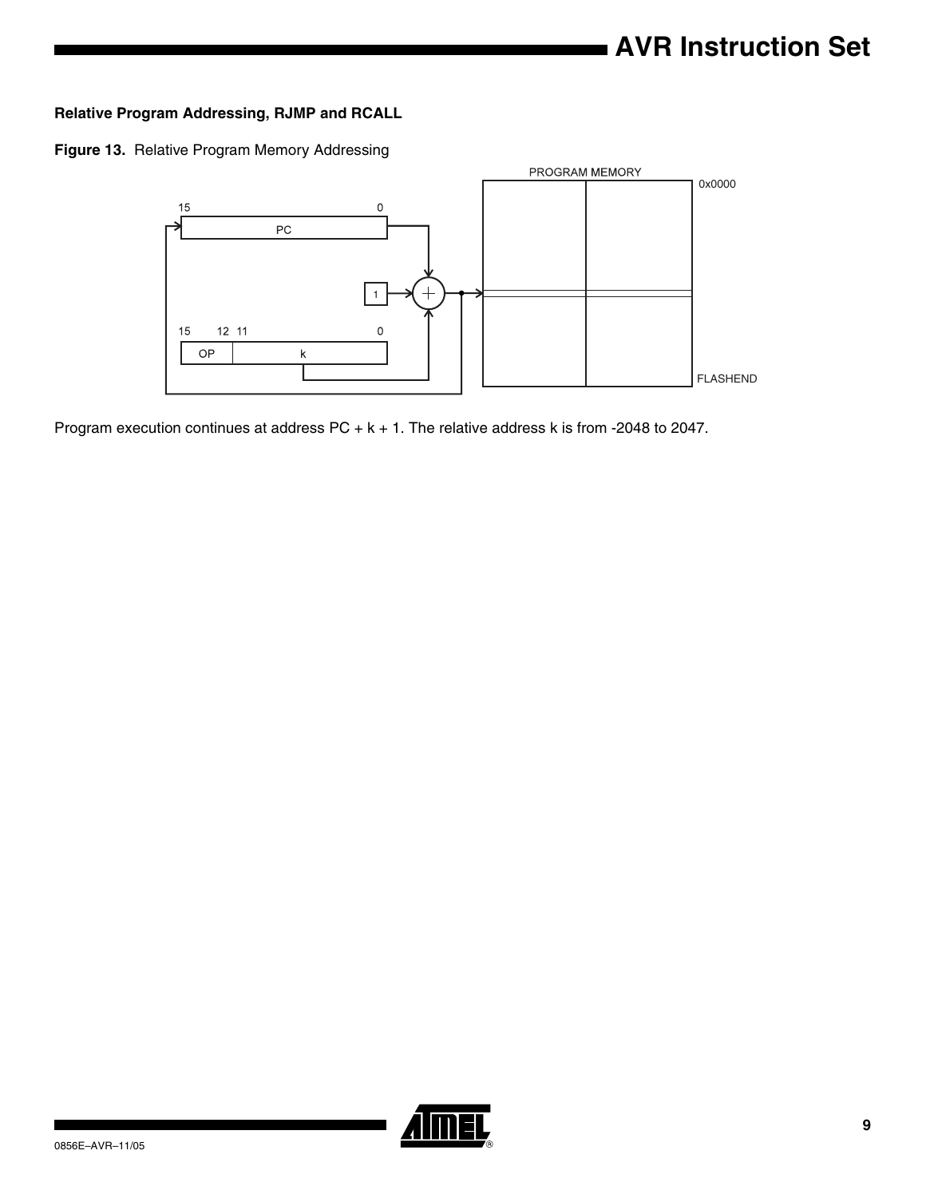### Relative Program Addressing, RJMP and RCALL

**Figure 13.** Relative Program Memory Addressing

Program execution continues at address PC + k + 1. The relative address k is from -2048 to 2047.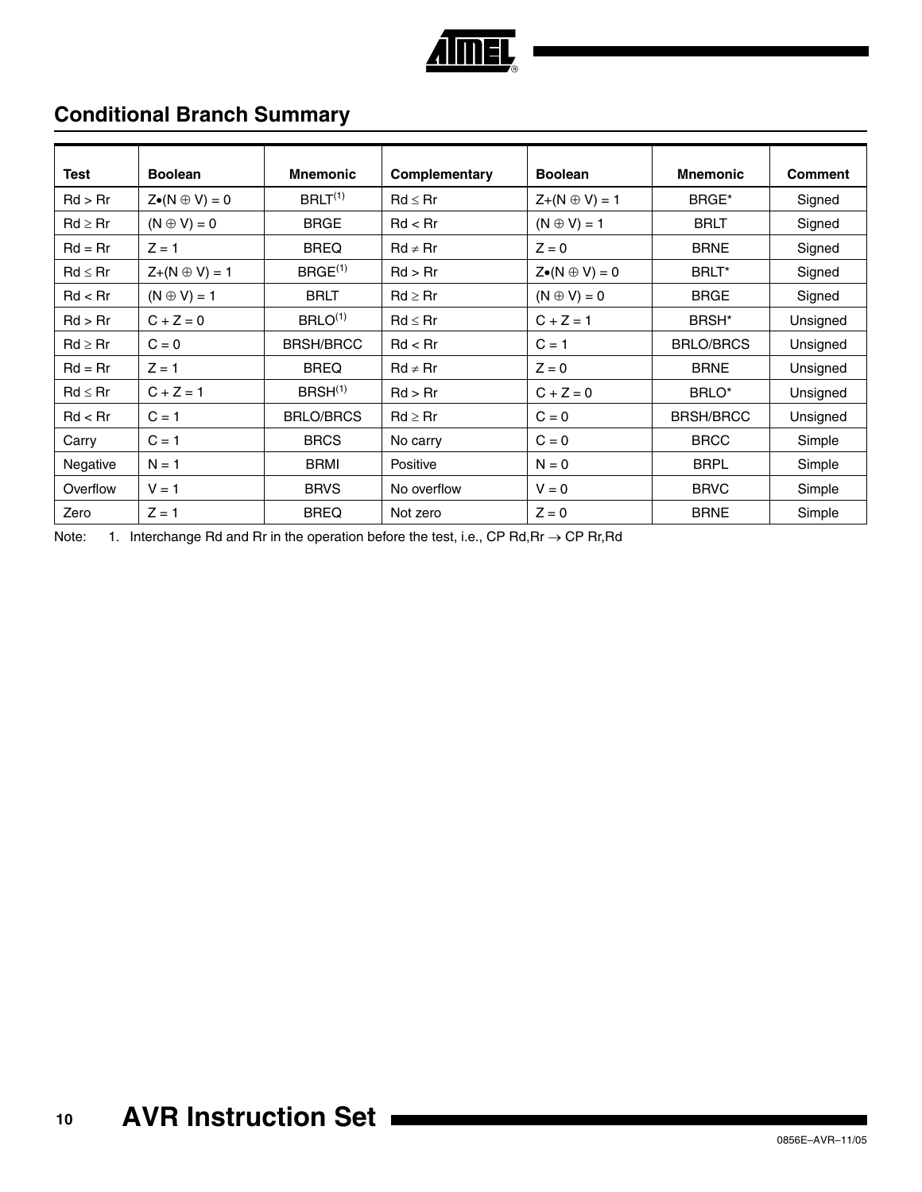## Conditional Branch Summary

| Test | Boolean | Mnemonic | Complementary | Boolean | Mnemonic | Comment |
|---|---|---|---|---|---|---|
| Rd > Rr | $Z \bullet (N \oplus V) = 0$ | BRLT[1] | Rd ≤ Rr | $Z + (N \oplus V) = 1$ | BRGE* | Signed |
| Rd ≥ Rr | $(N \oplus V) = 0$ | BRGE | Rd < Rr | $(N \oplus V) = 1$ | BRLT | Signed |
| Rd = Rr | $Z = 1$ | BREQ | Rd ≠ Rr | $Z = 0$ | BRNE | Signed |
| Rd ≤ Rr | $Z + (N \oplus V) = 1$ | BRGE[1] | Rd > Rr | $Z \bullet (N \oplus V) = 0$ | BRLT* | Signed |
| Rd < Rr | $(N \oplus V) = 1$ | BRLT | Rd ≥ Rr | $(N \oplus V) = 0$ | BRGE | Signed |
| Rd > Rr | $C + Z = 0$ | BRLO[1] | Rd ≤ Rr | $C + Z = 1$ | BRSH* | Unsigned |
| Rd ≥ Rr | $C = 0$ | BRSH/BRCC | Rd < Rr | $C = 1$ | BRLO/BRCS | Unsigned |
| Rd = Rr | $Z = 1$ | BREQ | Rd ≠ Rr | $Z = 0$ | BRNE | Unsigned |
| Rd ≤ Rr | $C + Z = 1$ | BRSH[1] | Rd > Rr | $C + Z = 0$ | BRLO* | Unsigned |
| Rd < Rr | $C = 1$ | BRLO/BRCS | Rd ≥ Rr | $C = 0$ | BRSH/BRCC | Unsigned |
| Carry | $C = 1$ | BRCS | No carry | $C = 0$ | BRCC | Simple |
| Negative | $N = 1$ | BRMI | Positive | $N = 0$ | BRPL | Simple |
| Overflow | $V = 1$ | BRVS | No overflow | $V = 0$ | BRVC | Simple |
| Zero | $Z = 1$ | BREQ | Not zero | $Z = 0$ | BRNE | Simple |

Note: 1. Interchange Rd and Rr in the operation before the test, i.e., CP Rd,Rr → CP Rr,Rd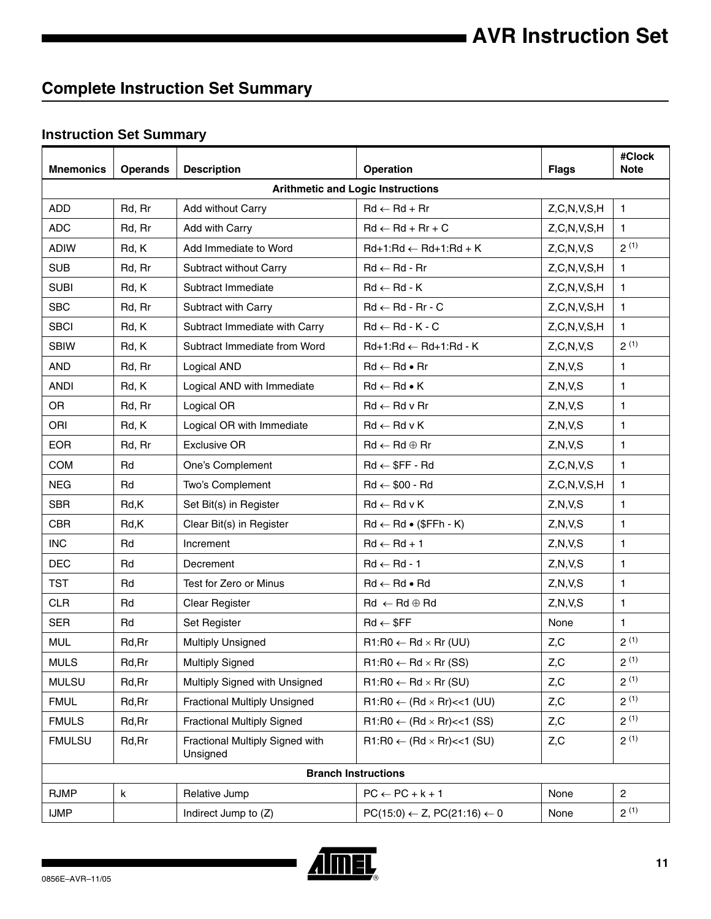## Complete Instruction Set Summary

### Instruction Set Summary

| Mnemonics | Operands | Description | Operation | Flags | #Clock Note |
|---|---|---|---|---|---|
| | | **Arithmetic and Logic Instructions** | | | |
| ADD | Rd, Rr | Add without Carry | Rd ← Rd + Rr | Z,C,N,V,S,H | 1 |
| ADC | Rd, Rr | Add with Carry | Rd ← Rd + Rr + C | Z,C,N,V,S,H | 1 |
| ADIW | Rd, K | Add Immediate to Word | Rd+1:Rd ← Rd+1:Rd + K | Z,C,N,V,S | 2 (1) |
| SUB | Rd, Rr | Subtract without Carry | Rd ← Rd - Rr | Z,C,N,V,S,H | 1 |
| SUBI | Rd, K | Subtract Immediate | Rd ← Rd - K | Z,C,N,V,S,H | 1 |
| SBC | Rd, Rr | Subtract with Carry | Rd ← Rd - Rr - C | Z,C,N,V,S,H | 1 |
| SBCI | Rd, K | Subtract Immediate with Carry | Rd ← Rd - K - C | Z,C,N,V,S,H | 1 |
| SBIW | Rd, K | Subtract Immediate from Word | Rd+1:Rd ← Rd+1:Rd - K | Z,C,N,V,S | 2 (1) |
| AND | Rd, Rr | Logical AND | Rd ← Rd • Rr | Z,N,V,S | 1 |
| ANDI | Rd, K | Logical AND with Immediate | Rd ← Rd • K | Z,N,V,S | 1 |
| OR | Rd, Rr | Logical OR | Rd ← Rd v Rr | Z,N,V,S | 1 |
| ORI | Rd, K | Logical OR with Immediate | Rd ← Rd v K | Z,N,V,S | 1 |
| EOR | Rd, Rr | Exclusive OR | Rd ← Rd ⊕ Rr | Z,N,V,S | 1 |
| COM | Rd | One's Complement | Rd ← $FF - Rd | Z,C,N,V,S | 1 |
| NEG | Rd | Two's Complement | Rd ← $00 - Rd | Z,C,N,V,S,H | 1 |
| SBR | Rd,K | Set Bit(s) in Register | Rd ← Rd v K | Z,N,V,S | 1 |
| CBR | Rd,K | Clear Bit(s) in Register | Rd ← Rd • ($FFh - K) | Z,N,V,S | 1 |
| INC | Rd | Increment | Rd ← Rd + 1 | Z,N,V,S | 1 |
| DEC | Rd | Decrement | Rd ← Rd - 1 | Z,N,V,S | 1 |
| TST | Rd | Test for Zero or Minus | Rd ← Rd • Rd | Z,N,V,S | 1 |
| CLR | Rd | Clear Register | Rd ← Rd ⊕ Rd | Z,N,V,S | 1 |
| SER | Rd | Set Register | Rd ← $FF | None | 1 |
| MUL | Rd,Rr | Multiply Unsigned | R1:R0 ← Rd × Rr (UU) | Z,C | 2 (1) |
| MULS | Rd,Rr | Multiply Signed | R1:R0 ← Rd × Rr (SS) | Z,C | 2 (1) |
| MULSU | Rd,Rr | Multiply Signed with Unsigned | R1:R0 ← Rd × Rr (SU) | Z,C | 2 (1) |
| FMUL | Rd,Rr | Fractional Multiply Unsigned | R1:R0 ← (Rd × Rr)<<1 (UU) | Z,C | 2 (1) |
| FMULS | Rd,Rr | Fractional Multiply Signed | R1:R0 ← (Rd × Rr)<<1 (SS) | Z,C | 2 (1) |
| FMULSU | Rd,Rr | Fractional Multiply Signed with Unsigned | R1:R0 ← (Rd × Rr)<<1 (SU) | Z,C | 2 (1) |
| | | **Branch Instructions** | | | |
| RJMP | k | Relative Jump | PC ← PC + k + 1 | None | 2 |
| IJMP | | Indirect Jump to (Z) | PC(15:0) ← Z, PC(21:16) ← 0 | None | 2 (1) |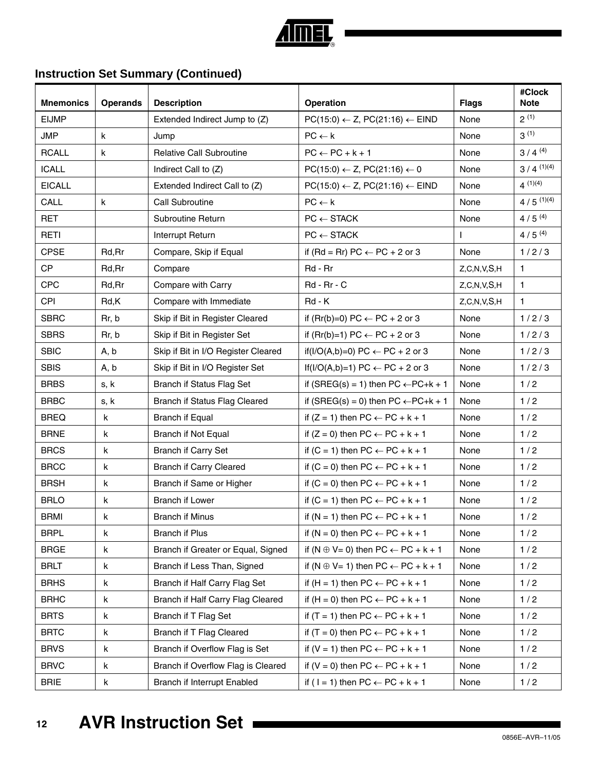## Instruction Set Summary (Continued)

| Mnemonics | Operands | Description | Operation | Flags | #Clock Note |
|---|---|---|---|---|---|
| EIJMP | | Extended Indirect Jump to (Z) | PC(15:0) ← Z, PC(21:16) ← EIND | None | 2 (1) |
| JMP | k | Jump | PC ← k | None | 3 (1) |
| RCALL | k | Relative Call Subroutine | PC ← PC + k + 1 | None | 3 / 4 (4) |
| ICALL | | Indirect Call to (Z) | PC(15:0) ← Z, PC(21:16) ← 0 | None | 3 / 4 (1)(4) |
| EICALL | | Extended Indirect Call to (Z) | PC(15:0) ← Z, PC(21:16) ← EIND | None | 4 (1)(4) |
| CALL | k | Call Subroutine | PC ← k | None | 4 / 5 (1)(4) |
| RET | | Subroutine Return | PC ← STACK | None | 4 / 5 (4) |
| RETI | | Interrupt Return | PC ← STACK | I | 4 / 5 (4) |
| CPSE | Rd,Rr | Compare, Skip if Equal | if (Rd = Rr) PC ← PC + 2 or 3 | None | 1 / 2 / 3 |
| CP | Rd,Rr | Compare | Rd - Rr | Z,C,N,V,S,H | 1 |
| CPC | Rd,Rr | Compare with Carry | Rd - Rr - C | Z,C,N,V,S,H | 1 |
| CPI | Rd,K | Compare with Immediate | Rd - K | Z,C,N,V,S,H | 1 |
| SBRC | Rr, b | Skip if Bit in Register Cleared | if (Rr(b)=0) PC ← PC + 2 or 3 | None | 1 / 2 / 3 |
| SBRS | Rr, b | Skip if Bit in Register Set | if (Rr(b)=1) PC ← PC + 2 or 3 | None | 1 / 2 / 3 |
| SBIC | A, b | Skip if Bit in I/O Register Cleared | if(I/O(A,b)=0) PC ← PC + 2 or 3 | None | 1 / 2 / 3 |
| SBIS | A, b | Skip if Bit in I/O Register Set | If(I/O(A,b)=1) PC ← PC + 2 or 3 | None | 1 / 2 / 3 |
| BRBS | s, k | Branch if Status Flag Set | if (SREG(s) = 1) then PC ←PC+k + 1 | None | 1 / 2 |
| BRBC | s, k | Branch if Status Flag Cleared | if (SREG(s) = 0) then PC ←PC+k + 1 | None | 1 / 2 |
| BREQ | k | Branch if Equal | if (Z = 1) then PC ← PC + k + 1 | None | 1 / 2 |
| BRNE | k | Branch if Not Equal | if (Z = 0) then PC ← PC + k + 1 | None | 1 / 2 |
| BRCS | k | Branch if Carry Set | if (C = 1) then PC ← PC + k + 1 | None | 1 / 2 |
| BRCC | k | Branch if Carry Cleared | if (C = 0) then PC ← PC + k + 1 | None | 1 / 2 |
| BRSH | k | Branch if Same or Higher | if (C = 0) then PC ← PC + k + 1 | None | 1 / 2 |
| BRLO | k | Branch if Lower | if (C = 1) then PC ← PC + k + 1 | None | 1 / 2 |
| BRMI | k | Branch if Minus | if (N = 1) then PC ← PC + k + 1 | None | 1 / 2 |
| BRPL | k | Branch if Plus | if (N = 0) then PC ← PC + k + 1 | None | 1 / 2 |
| BRGE | k | Branch if Greater or Equal, Signed | if (N ⊕ V= 0) then PC ← PC + k + 1 | None | 1 / 2 |
| BRLT | k | Branch if Less Than, Signed | if (N ⊕ V= 1) then PC ← PC + k + 1 | None | 1 / 2 |
| BRHS | k | Branch if Half Carry Flag Set | if (H = 1) then PC ← PC + k + 1 | None | 1 / 2 |
| BRHC | k | Branch if Half Carry Flag Cleared | if (H = 0) then PC ← PC + k + 1 | None | 1 / 2 |
| BRTS | k | Branch if T Flag Set | if (T = 1) then PC ← PC + k + 1 | None | 1 / 2 |
| BRTC | k | Branch if T Flag Cleared | if (T = 0) then PC ← PC + k + 1 | None | 1 / 2 |
| BRVS | k | Branch if Overflow Flag is Set | if (V = 1) then PC ← PC + k + 1 | None | 1 / 2 |
| BRVC | k | Branch if Overflow Flag is Cleared | if (V = 0) then PC ← PC + k + 1 | None | 1 / 2 |
| BRIE | k | Branch if Interrupt Enabled | if ( I = 1) then PC ← PC + k + 1 | None | 1 / 2 |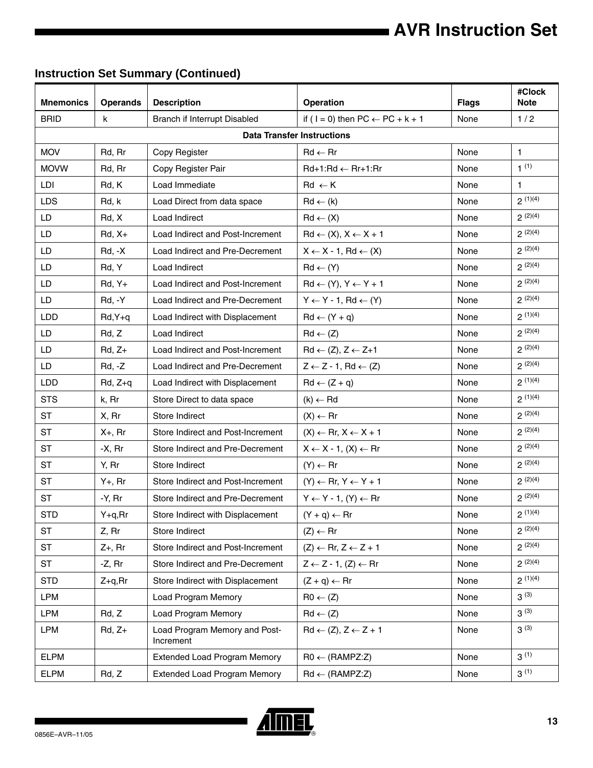## Instruction Set Summary (Continued)

| Mnemonics | Operands | Description | Operation | Flags | #Clock Note |
|---|---|---|---|---|---|
| BRID | k | Branch if Interrupt Disabled | if ( I = 0) then PC ← PC + k + 1 | None | 1 / 2 |
| **Data Transfer Instructions** | | | | | |
| MOV | Rd, Rr | Copy Register | Rd ← Rr | None | 1 |
| MOVW | Rd, Rr | Copy Register Pair | Rd+1:Rd ← Rr+1:Rr | None | 1 (1) |
| LDI | Rd, K | Load Immediate | Rd ← K | None | 1 |
| LDS | Rd, k | Load Direct from data space | Rd ← (k) | None | 2 (1)(4) |
| LD | Rd, X | Load Indirect | Rd ← (X) | None | 2 (2)(4) |
| LD | Rd, X+ | Load Indirect and Post-Increment | Rd ← (X), X ← X + 1 | None | 2 (2)(4) |
| LD | Rd, -X | Load Indirect and Pre-Decrement | X ← X - 1, Rd ← (X) | None | 2 (2)(4) |
| LD | Rd, Y | Load Indirect | Rd ← (Y) | None | 2 (2)(4) |
| LD | Rd, Y+ | Load Indirect and Post-Increment | Rd ← (Y), Y ← Y + 1 | None | 2 (2)(4) |
| LD | Rd, -Y | Load Indirect and Pre-Decrement | Y ← Y - 1, Rd ← (Y) | None | 2 (2)(4) |
| LDD | Rd,Y+q | Load Indirect with Displacement | Rd ← (Y + q) | None | 2 (1)(4) |
| LD | Rd, Z | Load Indirect | Rd ← (Z) | None | 2 (2)(4) |
| LD | Rd, Z+ | Load Indirect and Post-Increment | Rd ← (Z), Z ← Z+1 | None | 2 (2)(4) |
| LD | Rd, -Z | Load Indirect and Pre-Decrement | Z ← Z - 1, Rd ← (Z) | None | 2 (2)(4) |
| LDD | Rd, Z+q | Load Indirect with Displacement | Rd ← (Z + q) | None | 2 (1)(4) |
| STS | k, Rr | Store Direct to data space | (k) ← Rd | None | 2 (1)(4) |
| ST | X, Rr | Store Indirect | (X) ← Rr | None | 2 (2)(4) |
| ST | X+, Rr | Store Indirect and Post-Increment | (X) ← Rr, X ← X + 1 | None | 2 (2)(4) |
| ST | -X, Rr | Store Indirect and Pre-Decrement | X ← X - 1, (X) ← Rr | None | 2 (2)(4) |
| ST | Y, Rr | Store Indirect | (Y) ← Rr | None | 2 (2)(4) |
| ST | Y+, Rr | Store Indirect and Post-Increment | (Y) ← Rr, Y ← Y + 1 | None | 2 (2)(4) |
| ST | -Y, Rr | Store Indirect and Pre-Decrement | Y ← Y - 1, (Y) ← Rr | None | 2 (2)(4) |
| STD | Y+q,Rr | Store Indirect with Displacement | (Y + q) ← Rr | None | 2 (1)(4) |
| ST | Z, Rr | Store Indirect | (Z) ← Rr | None | 2 (2)(4) |
| ST | Z+, Rr | Store Indirect and Post-Increment | (Z) ← Rr, Z ← Z + 1 | None | 2 (2)(4) |
| ST | -Z, Rr | Store Indirect and Pre-Decrement | Z ← Z - 1, (Z) ← Rr | None | 2 (2)(4) |
| STD | Z+q,Rr | Store Indirect with Displacement | (Z + q) ← Rr | None | 2 (1)(4) |
| LPM | | Load Program Memory | R0 ← (Z) | None | 3 (3) |
| LPM | Rd, Z | Load Program Memory | Rd ← (Z) | None | 3 (3) |
| LPM | Rd, Z+ | Load Program Memory and Post-Increment | Rd ← (Z), Z ← Z + 1 | None | 3 (3) |
| ELPM | | Extended Load Program Memory | R0 ← (RAMPZ:Z) | None | 3 (1) |
| ELPM | Rd, Z | Extended Load Program Memory | Rd ← (RAMPZ:Z) | None | 3 (1) |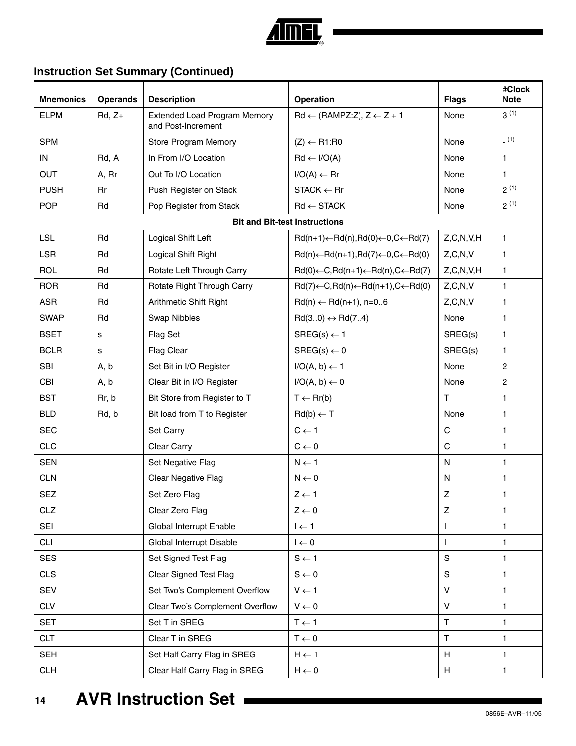## Instruction Set Summary (Continued)

| Mnemonics | Operands | Description | Operation | Flags | #Clock Note |
|---|---|---|---|---|---|
| ELPM | Rd, Z+ | Extended Load Program Memory and Post-Increment | Rd ← (RAMPZ:Z), Z ← Z + 1 | None | 3 [(1)] |
| SPM | | Store Program Memory | (Z) ← R1:R0 | None | - [(1)] |
| IN | Rd, A | In From I/O Location | Rd ← I/O(A) | None | 1 |
| OUT | A, Rr | Out To I/O Location | I/O(A) ← Rr | None | 1 |
| PUSH | Rr | Push Register on Stack | STACK ← Rr | None | 2 [(1)] |
| POP | Rd | Pop Register from Stack | Rd ← STACK | None | 2 [(1)] |
| | | **Bit and Bit-test Instructions** | | | |
| LSL | Rd | Logical Shift Left | Rd(n+1)←Rd(n),Rd(0)←0,C←Rd(7) | Z,C,N,V,H | 1 |
| LSR | Rd | Logical Shift Right | Rd(n)←Rd(n+1),Rd(7)←0,C←Rd(0) | Z,C,N,V | 1 |
| ROL | Rd | Rotate Left Through Carry | Rd(0)←C,Rd(n+1)←Rd(n),C←Rd(7) | Z,C,N,V,H | 1 |
| ROR | Rd | Rotate Right Through Carry | Rd(7)←C,Rd(n)←Rd(n+1),C←Rd(0) | Z,C,N,V | 1 |
| ASR | Rd | Arithmetic Shift Right | Rd(n) ← Rd(n+1), n=0..6 | Z,C,N,V | 1 |
| SWAP | Rd | Swap Nibbles | Rd(3..0) ↔ Rd(7..4) | None | 1 |
| BSET | s | Flag Set | SREG(s) ← 1 | SREG(s) | 1 |
| BCLR | s | Flag Clear | SREG(s) ← 0 | SREG(s) | 1 |
| SBI | A, b | Set Bit in I/O Register | I/O(A, b) ← 1 | None | 2 |
| CBI | A, b | Clear Bit in I/O Register | I/O(A, b) ← 0 | None | 2 |
| BST | Rr, b | Bit Store from Register to T | T ← Rr(b) | T | 1 |
| BLD | Rd, b | Bit load from T to Register | Rd(b) ← T | None | 1 |
| SEC | | Set Carry | C ← 1 | C | 1 |
| CLC | | Clear Carry | C ← 0 | C | 1 |
| SEN | | Set Negative Flag | N ← 1 | N | 1 |
| CLN | | Clear Negative Flag | N ← 0 | N | 1 |
| SEZ | | Set Zero Flag | Z ← 1 | Z | 1 |
| CLZ | | Clear Zero Flag | Z ← 0 | Z | 1 |
| SEI | | Global Interrupt Enable | I ← 1 | I | 1 |
| CLI | | Global Interrupt Disable | I ← 0 | I | 1 |
| SES | | Set Signed Test Flag | S ← 1 | S | 1 |
| CLS | | Clear Signed Test Flag | S ← 0 | S | 1 |
| SEV | | Set Two's Complement Overflow | V ← 1 | V | 1 |
| CLV | | Clear Two's Complement Overflow | V ← 0 | V | 1 |
| SET | | Set T in SREG | T ← 1 | T | 1 |
| CLT | | Clear T in SREG | T ← 0 | T | 1 |
| SEH | | Set Half Carry Flag in SREG | H ← 1 | H | 1 |
| CLH | | Clear Half Carry Flag in SREG | H ← 0 | H | 1 |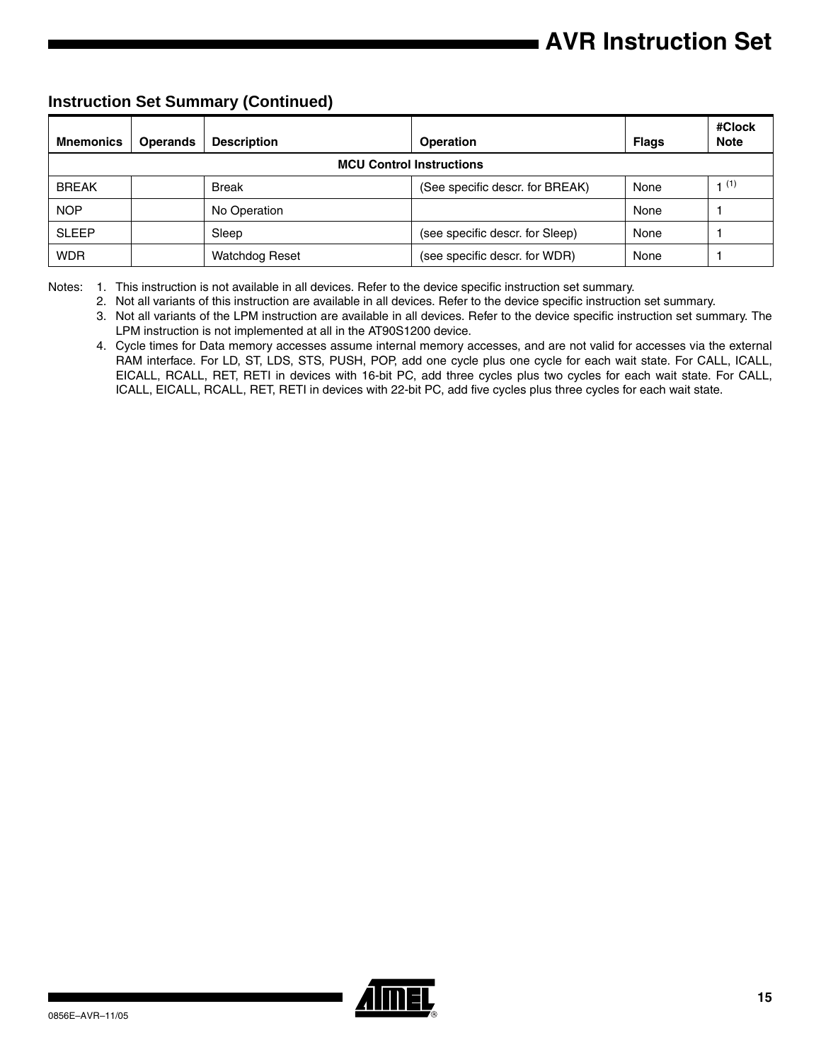## Instruction Set Summary (Continued)

| Mnemonics | Operands | Description | Operation | Flags | #Clock Note |
|---|---|---|---|---|---|
| **MCU Control Instructions** | | | | | |
| BREAK | | Break | (See specific descr. for BREAK) | None | 1 [(1)] |
| NOP | | No Operation | | None | 1 |
| SLEEP | | Sleep | (see specific descr. for Sleep) | None | 1 |
| WDR | | Watchdog Reset | (see specific descr. for WDR) | None | 1 |

Notes:
1. This instruction is not available in all devices. Refer to the device specific instruction set summary.
2. Not all variants of this instruction are available in all devices. Refer to the device specific instruction set summary.
3. Not all variants of the LPM instruction are available in all devices. Refer to the device specific instruction set summary. The LPM instruction is not implemented at all in the AT90S1200 device.
4. Cycle times for Data memory accesses assume internal memory accesses, and are not valid for accesses via the external RAM interface. For LD, ST, LDS, STS, PUSH, POP, add one cycle plus one cycle for each wait state. For CALL, ICALL, EICALL, RCALL, RET, RETI in devices with 16-bit PC, add three cycles plus two cycles for each wait state. For CALL, ICALL, EICALL, RCALL, RET, RETI in devices with 22-bit PC, add five cycles plus three cycles for each wait state.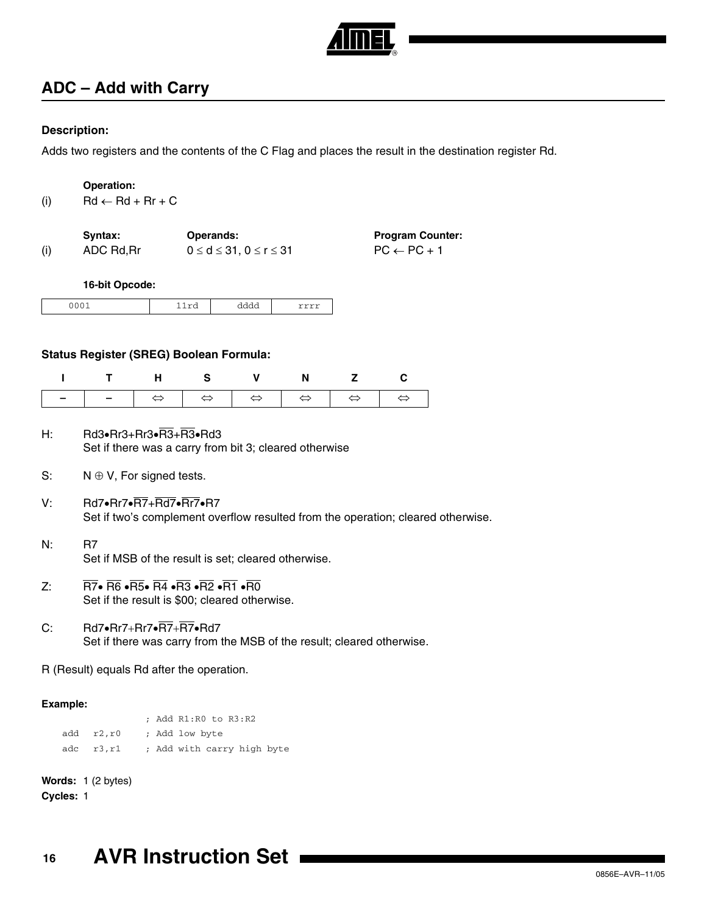## ADC – Add with Carry

**Description:**

Adds two registers and the contents of the C Flag and places the result in the destination register Rd.

**Operation:**

(i) $Rd \leftarrow Rd + Rr + C$

| | Syntax: | Operands: | Program Counter: |
|---|---|---|---|
| (i) | ADC Rd,Rr | $0 \le d \le 31$, $0 \le r \le 31$ | $PC \leftarrow PC + 1$ |

**16-bit Opcode:**

| 0001 | 11rd | dddd | rrrr |
|---|---|---|---|

**Status Register (SREG) Boolean Formula:**

| I | T | H | S | V | N | Z | C |
|---|---|---|---|---|---|---|---|
| – | – | ⇔ | ⇔ | ⇔ | ⇔ | ⇔ | ⇔ |

H: $Rd3 \bullet Rr3 + Rr3 \bullet \overline{R3} + \overline{R3} \bullet Rd3$
Set if there was a carry from bit 3; cleared otherwise

S: $N \oplus V$, For signed tests.

V: $Rd7 \bullet Rr7 \bullet \overline{R7} + \overline{Rd7} \bullet \overline{Rr7} \bullet R7$
Set if two's complement overflow resulted from the operation; cleared otherwise.

N: $R7$
Set if MSB of the result is set; cleared otherwise.

Z: $\overline{R7} \bullet \overline{R6} \bullet \overline{R5} \bullet \overline{R4} \bullet \overline{R3} \bullet \overline{R2} \bullet \overline{R1} \bullet \overline{R0}$
Set if the result is \$00; cleared otherwise.

C: $Rd7 \bullet Rr7 + Rr7 \bullet \overline{R7} + \overline{R7} \bullet Rd7$
Set if there was carry from the MSB of the result; cleared otherwise.

R (Result) equals Rd after the operation.

**Example:**

```
              ; Add R1:R0 to R3:R2
    add  r2,r0    ; Add low byte
    adc  r3,r1    ; Add with carry high byte
```

**Words:** 1 (2 bytes)

**Cycles:** 1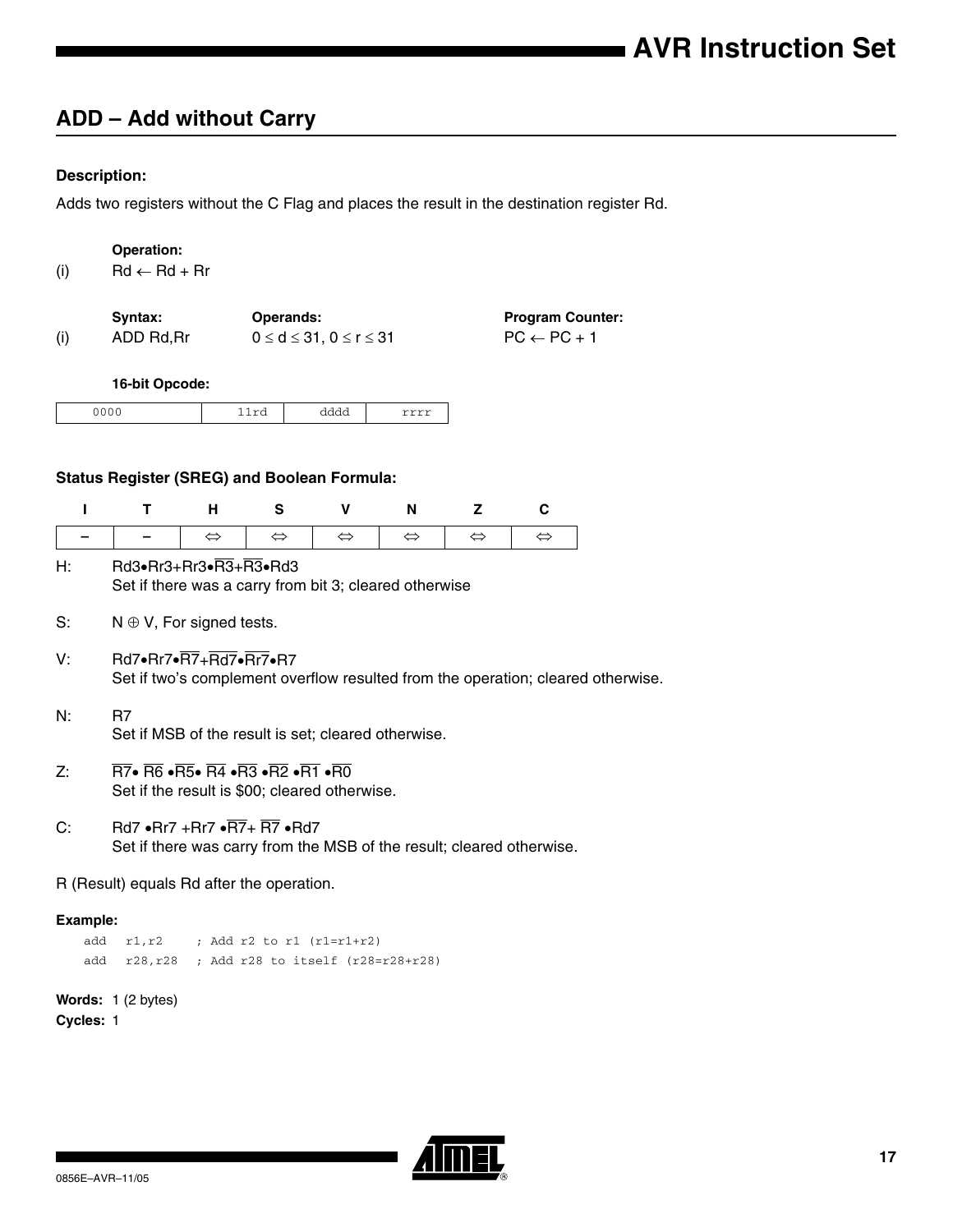## ADD – Add without Carry

### Description:

Adds two registers without the C Flag and places the result in the destination register Rd.

**Operation:**

(i) Rd ← Rd + Rr

| | Syntax: | Operands: | Program Counter: |
|---|---|---|---|
| (i) | ADD Rd,Rr | $0 \le d \le 31$, $0 \le r \le 31$ | PC ← PC + 1 |

**16-bit Opcode:**

| 0000 | 11rd | dddd | rrrr |
|---|---|---|---|

### Status Register (SREG) and Boolean Formula:

| I | T | H | S | V | N | Z | C |
|---|---|---|---|---|---|---|---|
| – | – | ⇔ | ⇔ | ⇔ | ⇔ | ⇔ | ⇔ |

H: $Rd3 \bullet Rr3 + Rr3 \bullet \overline{R3} + \overline{R3} \bullet Rd3$
Set if there was a carry from bit 3; cleared otherwise

S: $N \oplus V$, For signed tests.

V: $Rd7 \bullet Rr7 \bullet \overline{R7} + \overline{Rd7} \bullet \overline{Rr7} \bullet R7$
Set if two's complement overflow resulted from the operation; cleared otherwise.

N: $R7$
Set if MSB of the result is set; cleared otherwise.

Z: $\overline{R7} \bullet \overline{R6} \bullet \overline{R5} \bullet \overline{R4} \bullet \overline{R3} \bullet \overline{R2} \bullet \overline{R1} \bullet \overline{R0}$
Set if the result is \$00; cleared otherwise.

C: $Rd7 \bullet Rr7 + Rr7 \bullet \overline{R7} + \overline{R7} \bullet Rd7$
Set if there was carry from the MSB of the result; cleared otherwise.

R (Result) equals Rd after the operation.

**Example:**

```
add  r1,r2    ; Add r2 to r1 (r1=r1+r2)
add  r28,r28  ; Add r28 to itself (r28=r28+r28)
```

**Words:** 1 (2 bytes)

**Cycles:** 1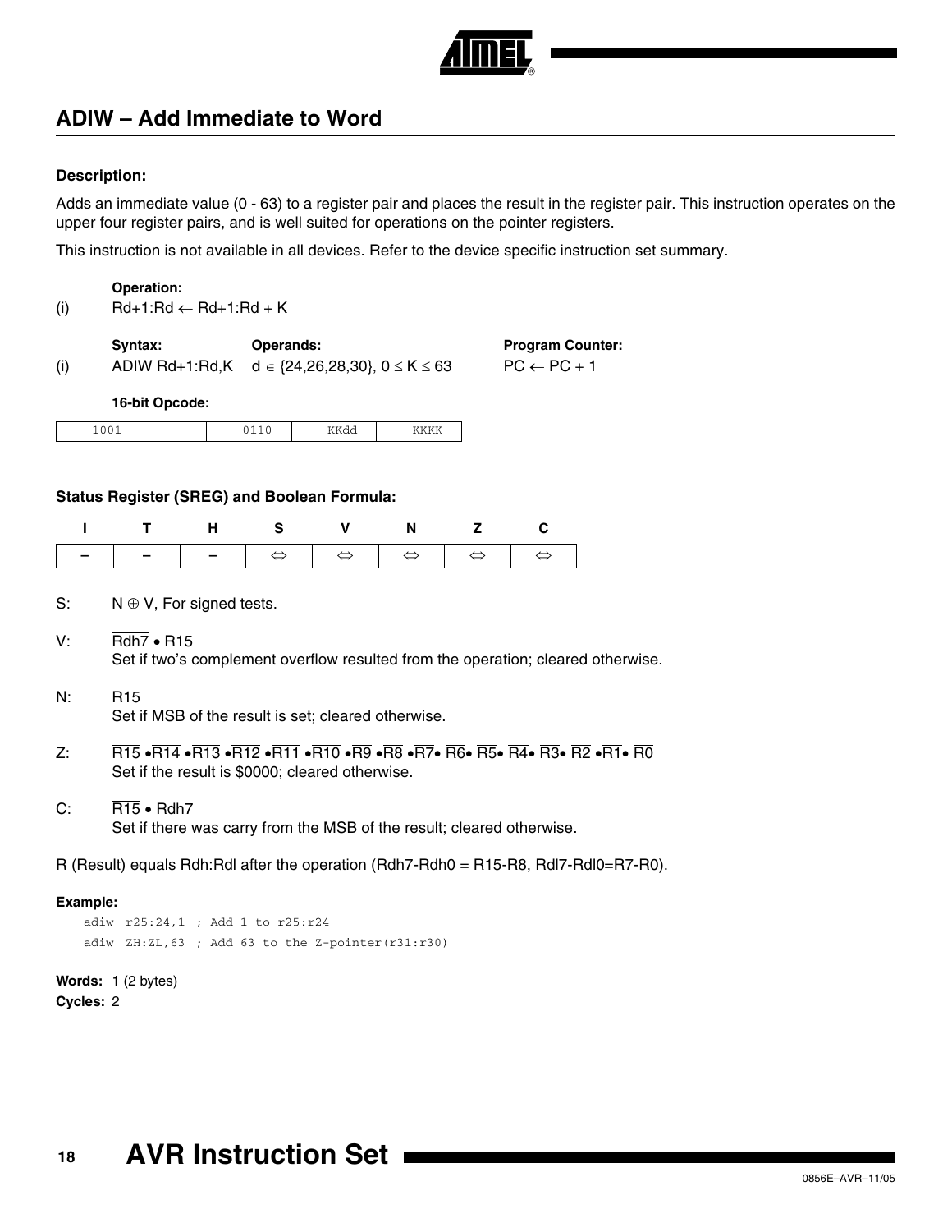## ADIW – Add Immediate to Word

**Description:**

Adds an immediate value (0 - 63) to a register pair and places the result in the register pair. This instruction operates on the upper four register pairs, and is well suited for operations on the pointer registers.

This instruction is not available in all devices. Refer to the device specific instruction set summary.

**Operation:**

(i) Rd+1:Rd ← Rd+1:Rd + K

| | Syntax: | Operands: | Program Counter: |
|---|---|---|---|
| (i) | ADIW Rd+1:Rd,K | $d \in \{24,26,28,30\}$, $0 \le K \le 63$ | PC ← PC + 1 |

**16-bit Opcode:**

| 1001 | 0110 | KKdd | KKKK |
|---|---|---|---|

**Status Register (SREG) and Boolean Formula:**

| I | T | H | S | V | N | Z | C |
|---|---|---|---|---|---|---|---|
| – | – | – | ⇔ | ⇔ | ⇔ | ⇔ | ⇔ |

S: $N \oplus V$, For signed tests.

V: $\overline{Rdh7} \bullet R15$
Set if two's complement overflow resulted from the operation; cleared otherwise.

N: R15
Set if MSB of the result is set; cleared otherwise.

Z: $\overline{R15} \bullet \overline{R14} \bullet \overline{R13} \bullet \overline{R12} \bullet \overline{R11} \bullet \overline{R10} \bullet \overline{R9} \bullet \overline{R8} \bullet \overline{R7} \bullet \overline{R6} \bullet \overline{R5} \bullet \overline{R4} \bullet \overline{R3} \bullet \overline{R2} \bullet \overline{R1} \bullet \overline{R0}$
Set if the result is $0000; cleared otherwise.

C: $\overline{R15} \bullet Rdh7$
Set if there was carry from the MSB of the result; cleared otherwise.

R (Result) equals Rdh:Rdl after the operation (Rdh7-Rdh0 = R15-R8, Rdl7-Rdl0=R7-R0).

**Example:**

```
adiw  r25:24,1  ; Add 1 to r25:r24
adiw  ZH:ZL,63  ; Add 63 to the Z-pointer(r31:r30)
```

**Words:** 1 (2 bytes)

**Cycles:** 2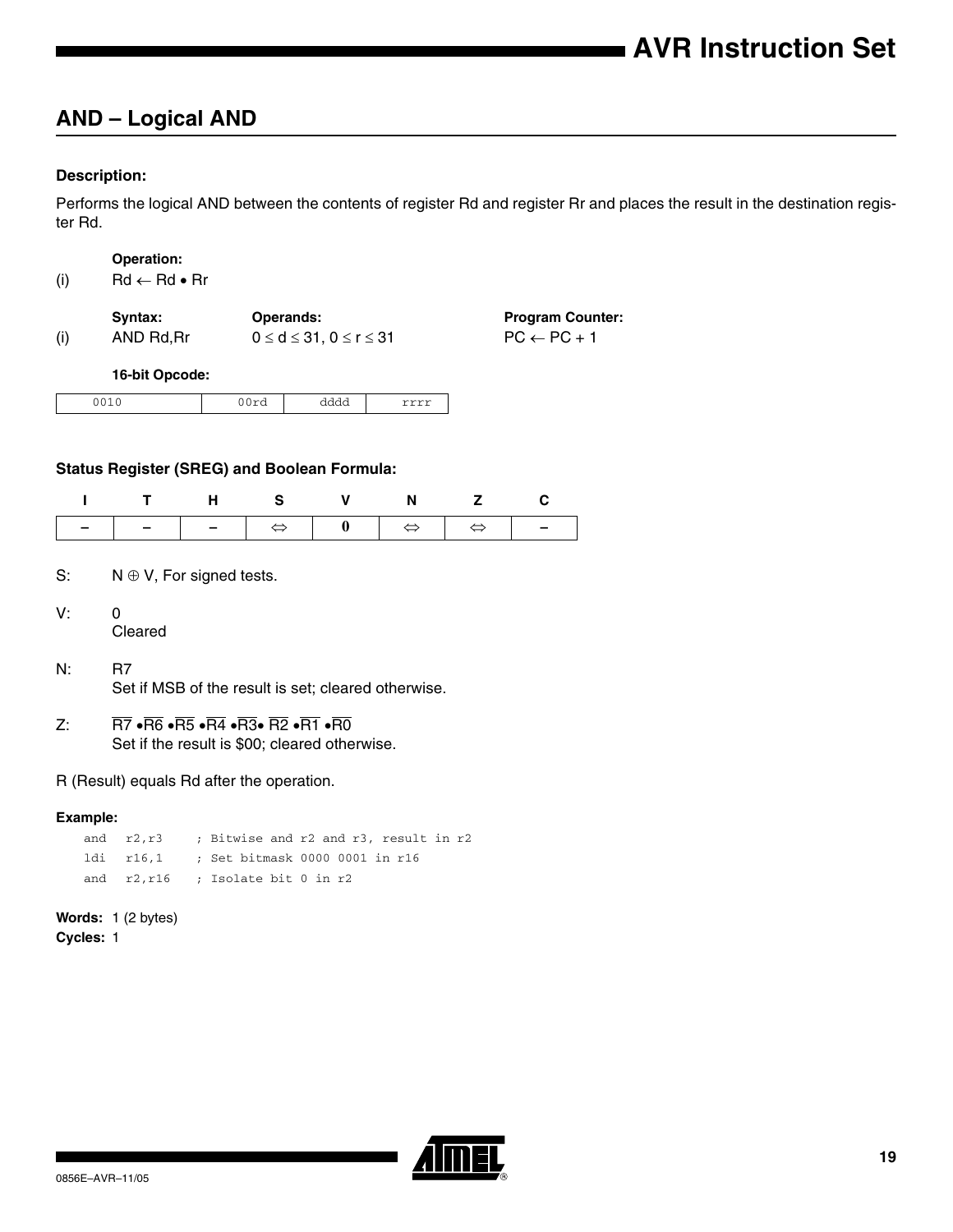## AND – Logical AND

### Description:

Performs the logical AND between the contents of register Rd and register Rr and places the result in the destination register Rd.

**Operation:**

(i) $Rd \leftarrow Rd \bullet Rr$

| | Syntax: | Operands: | Program Counter: |
|---|---|---|---|
| (i) | AND Rd,Rr | $0 \leq d \leq 31, 0 \leq r \leq 31$ | $PC \leftarrow PC + 1$ |

**16-bit Opcode:**

| 0010 | 00rd | dddd | rrrr |
|---|---|---|---|

### Status Register (SREG) and Boolean Formula:

| I | T | H | S | V | N | Z | C |
|---|---|---|---|---|---|---|---|
| – | – | – | ⇔ | 0 | ⇔ | ⇔ | – |

S: $N \oplus V$, For signed tests.

V: 0
Cleared

N: R7
Set if MSB of the result is set; cleared otherwise.

Z: $\overline{R7} \bullet \overline{R6} \bullet \overline{R5} \bullet \overline{R4} \bullet \overline{R3} \bullet \overline{R2} \bullet \overline{R1} \bullet \overline{R0}$
Set if the result is \$00; cleared otherwise.

R (Result) equals Rd after the operation.

**Example:**

```
and   r2,r3     ; Bitwise and r2 and r3, result in r2
ldi   r16,1     ; Set bitmask 0000 0001 in r16
and   r2,r16    ; Isolate bit 0 in r2
```

**Words:** 1 (2 bytes)
**Cycles:** 1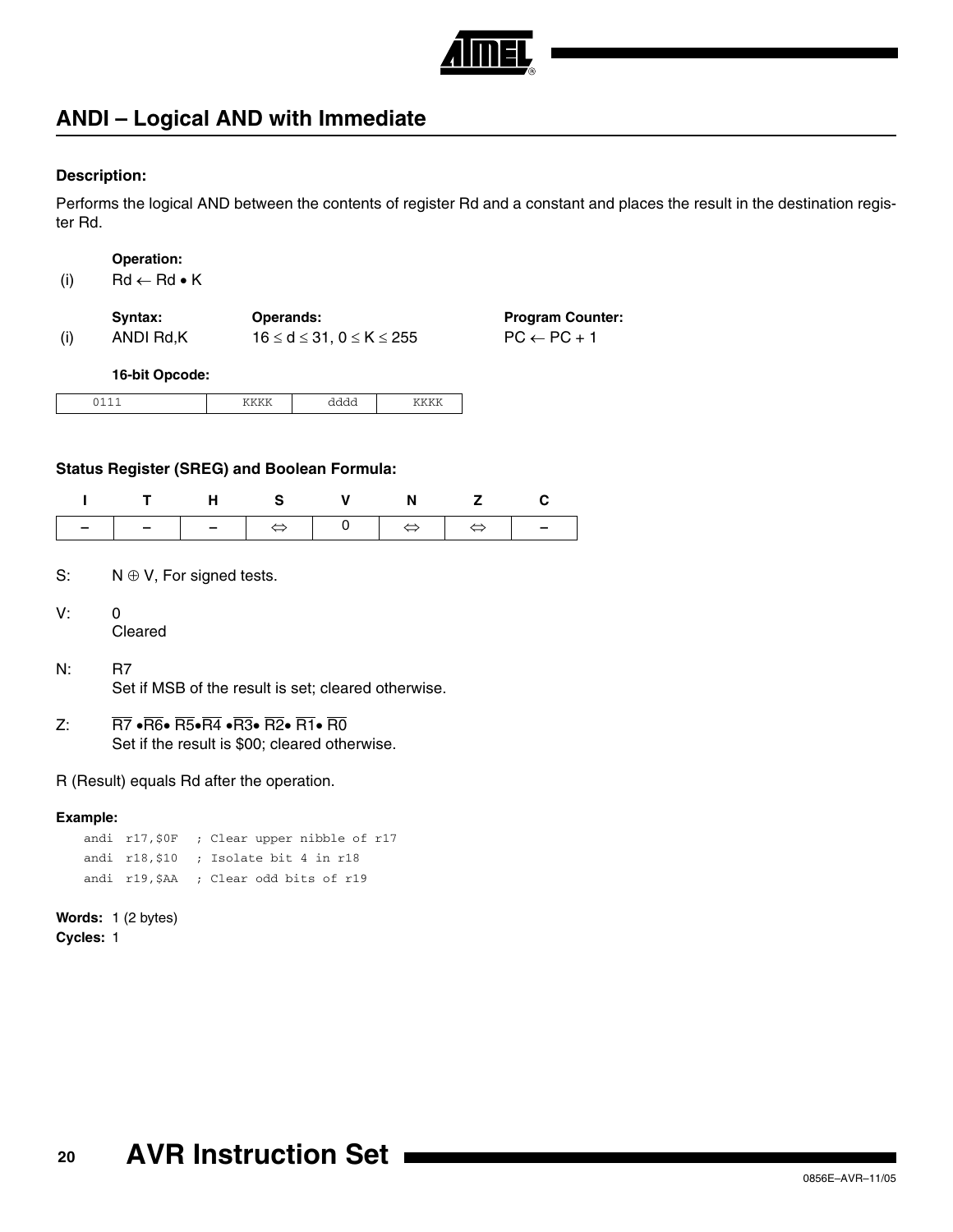## ANDI – Logical AND with Immediate

### Description:

Performs the logical AND between the contents of register Rd and a constant and places the result in the destination register Rd.

| | Operation: | | |
|---|---|---|---|
| (i) | $Rd \leftarrow Rd \bullet K$ | | |
| | **Syntax:** | **Operands:** | **Program Counter:** |
| (i) | ANDI Rd,K | $16 \le d \le 31$, $0 \le K \le 255$ | $PC \leftarrow PC + 1$ |

**16-bit Opcode:**

| 0111 | KKKK | dddd | KKKK |
|---|---|---|---|

### Status Register (SREG) and Boolean Formula:

| I | T | H | S | V | N | Z | C |
|---|---|---|---|---|---|---|---|
| – | – | – | ⇔ | 0 | ⇔ | ⇔ | – |

S: $N \oplus V$, For signed tests.

V: 0
Cleared

N: R7
Set if MSB of the result is set; cleared otherwise.

Z: $\overline{R7} \bullet \overline{R6} \bullet \overline{R5} \bullet \overline{R4} \bullet \overline{R3} \bullet \overline{R2} \bullet \overline{R1} \bullet \overline{R0}$
Set if the result is $00; cleared otherwise.

R (Result) equals Rd after the operation.

**Example:**

```
andi r17,$0F   ; Clear upper nibble of r17
andi r18,$10   ; Isolate bit 4 in r18
andi r19,$AA   ; Clear odd bits of r19
```

**Words:** 1 (2 bytes)
**Cycles:** 1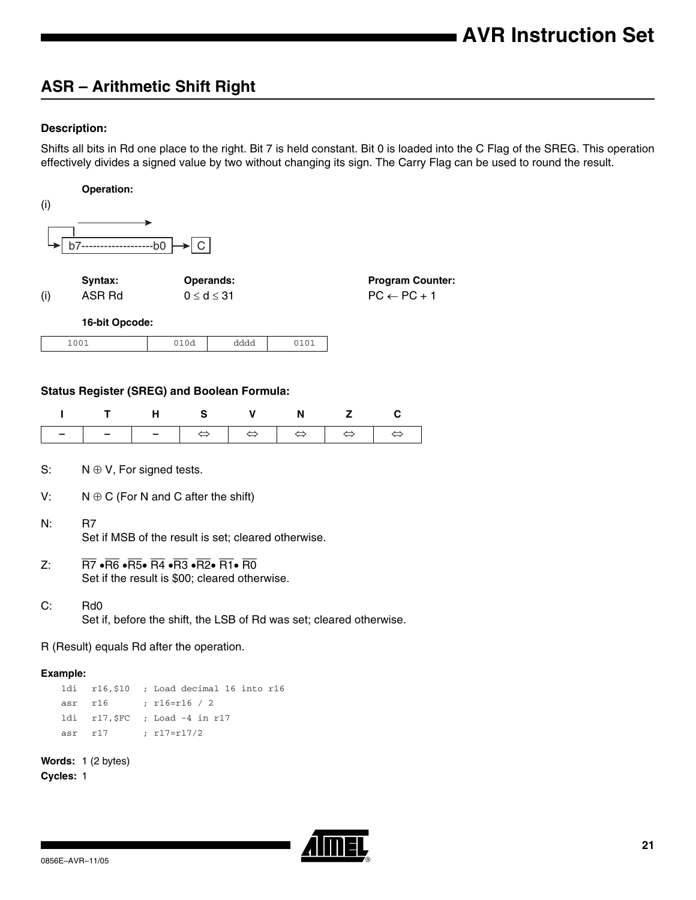## ASR – Arithmetic Shift Right

### Description:

Shifts all bits in Rd one place to the right. Bit 7 is held constant. Bit 0 is loaded into the C Flag of the SREG. This operation effectively divides a signed value by two without changing its sign. The Carry Flag can be used to round the result.

**Operation:**

(i)

```
  ┌─┐ ──────────────►
  └►│ b7-------------------b0 │──► │ C │
```

| | Syntax: | Operands: | Program Counter: |
|---|---|---|---|
| (i) | ASR Rd | $0 \leq d \leq 31$ | PC ← PC + 1 |

**16-bit Opcode:**

| 1001 | 010d | dddd | 0101 |
|---|---|---|---|

### Status Register (SREG) and Boolean Formula:

| I | T | H | S | V | N | Z | C |
|---|---|---|---|---|---|---|---|
| – | – | – | ⇔ | ⇔ | ⇔ | ⇔ | ⇔ |

S: $N \oplus V$, For signed tests.

V: $N \oplus C$ (For N and C after the shift)

N: R7
Set if MSB of the result is set; cleared otherwise.

Z: $\overline{R7} \bullet \overline{R6} \bullet \overline{R5} \bullet \overline{R4} \bullet \overline{R3} \bullet \overline{R2} \bullet \overline{R1} \bullet \overline{R0}$
Set if the result is \$00; cleared otherwise.

C: Rd0
Set if, before the shift, the LSB of Rd was set; cleared otherwise.

R (Result) equals Rd after the operation.

**Example:**

```
ldi   r16,$10   ; Load decimal 16 into r16
asr   r16       ; r16=r16 / 2
ldi   r17,$FC   ; Load -4 in r17
asr   r17       ; r17=r17/2
```

**Words:** 1 (2 bytes)

**Cycles:** 1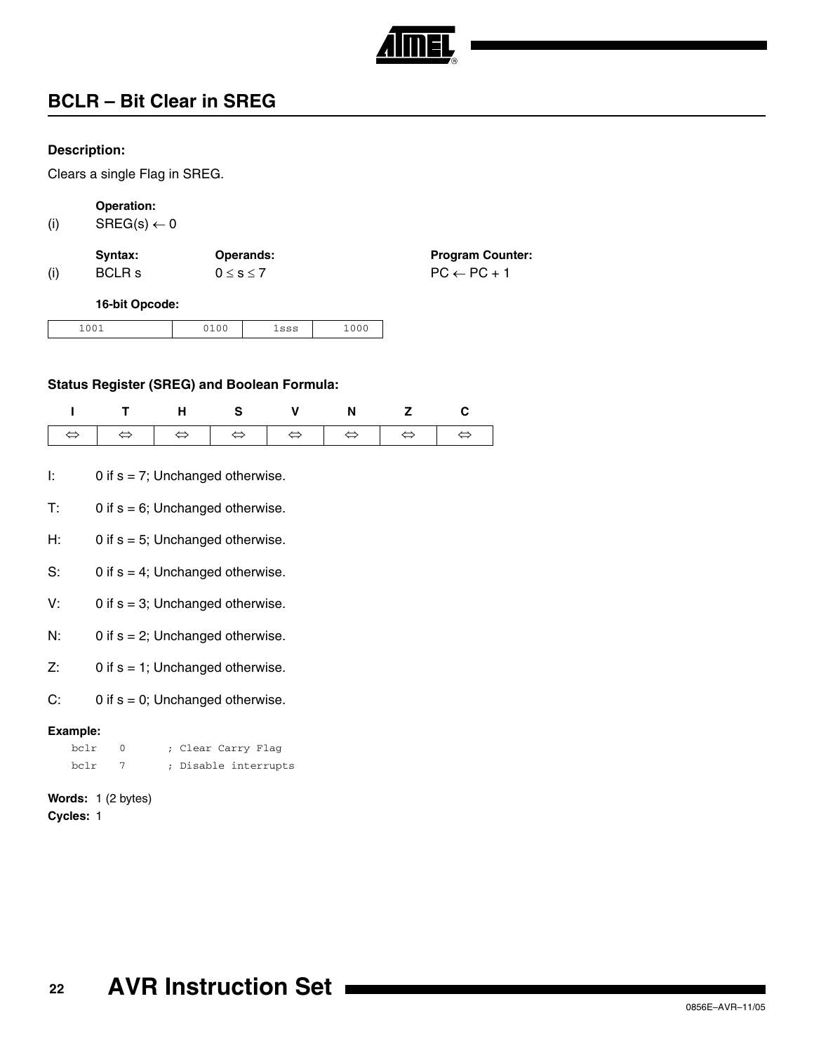## BCLR – Bit Clear in SREG

**Description:**

Clears a single Flag in SREG.

| | **Operation:** | | |
|---|---|---|---|
| (i) | SREG(s) $\leftarrow$ 0 | | |
| | **Syntax:** | **Operands:** | **Program Counter:** |
| (i) | BCLR s | $0 \le s \le 7$ | PC $\leftarrow$ PC + 1 |

**16-bit Opcode:**

| 1001 | 0100 | 1sss | 1000 |
|---|---|---|---|

**Status Register (SREG) and Boolean Formula:**

| I | T | H | S | V | N | Z | C |
|---|---|---|---|---|---|---|---|
| ⇔ | ⇔ | ⇔ | ⇔ | ⇔ | ⇔ | ⇔ | ⇔ |

I: 0 if s = 7; Unchanged otherwise.

T: 0 if s = 6; Unchanged otherwise.

H: 0 if s = 5; Unchanged otherwise.

S: 0 if s = 4; Unchanged otherwise.

V: 0 if s = 3; Unchanged otherwise.

N: 0 if s = 2; Unchanged otherwise.

Z: 0 if s = 1; Unchanged otherwise.

C: 0 if s = 0; Unchanged otherwise.

**Example:**

```
bclr   0       ; Clear Carry Flag
bclr   7       ; Disable interrupts
```

**Words:** 1 (2 bytes)

**Cycles:** 1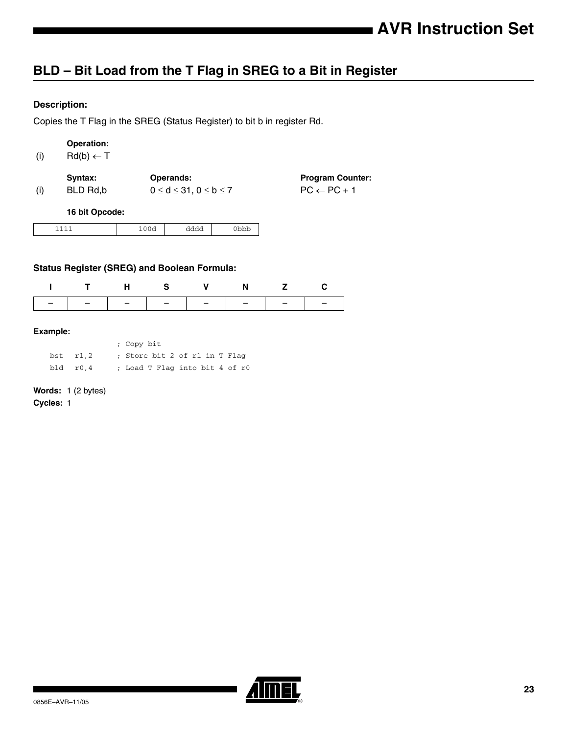## BLD – Bit Load from the T Flag in SREG to a Bit in Register

### Description:

Copies the T Flag in the SREG (Status Register) to bit b in register Rd.

**Operation:**

(i) $Rd(b) \leftarrow T$

| | Syntax: | Operands: | Program Counter: |
|---|---|---|---|
| (i) | BLD Rd,b | $0 \le d \le 31$, $0 \le b \le 7$ | $PC \leftarrow PC + 1$ |

**16 bit Opcode:**

| 1111 | 100d | dddd | 0bbb |
|---|---|---|---|

### Status Register (SREG) and Boolean Formula:

| I | T | H | S | V | N | Z | C |
|---|---|---|---|---|---|---|---|
| – | – | – | – | – | – | – | – |

### Example:

```
            ; Copy bit
  bst  r1,2 ; Store bit 2 of r1 in T Flag
  bld  r0,4 ; Load T Flag into bit 4 of r0
```

**Words:** 1 (2 bytes)

**Cycles:** 1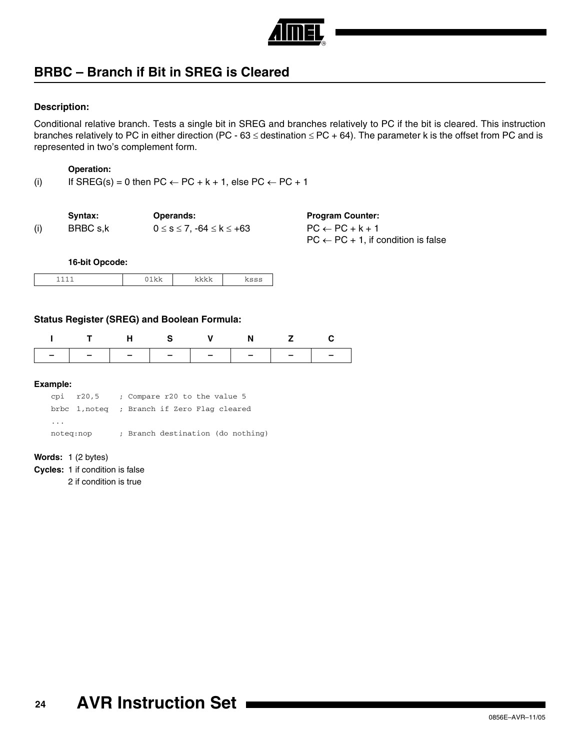## BRBC – Branch if Bit in SREG is Cleared

### Description:

Conditional relative branch. Tests a single bit in SREG and branches relatively to PC if the bit is cleared. This instruction branches relatively to PC in either direction ($PC - 63 \leq destination \leq PC + 64$). The parameter k is the offset from PC and is represented in two's complement form.

**Operation:**

(i) If SREG(s) = 0 then $PC \leftarrow PC + k + 1$, else $PC \leftarrow PC + 1$

| | Syntax: | Operands: | Program Counter: |
|---|---|---|---|
| (i) | BRBC s,k | $0 \leq s \leq 7$, $-64 \leq k \leq +63$ | $PC \leftarrow PC + k + 1$<br>$PC \leftarrow PC + 1$, if condition is false |

**16-bit Opcode:**

| 1111 | 01kk | kkkk | ksss |
|---|---|---|---|

### Status Register (SREG) and Boolean Formula:

| I | T | H | S | V | N | Z | C |
|---|---|---|---|---|---|---|---|
| – | – | – | – | – | – | – | – |

**Example:**

```
cpi  r20,5    ; Compare r20 to the value 5
brbc 1,noteq  ; Branch if Zero Flag cleared
...
noteq:nop     ; Branch destination (do nothing)
```

**Words:** 1 (2 bytes)

**Cycles:** 1 if condition is false
2 if condition is true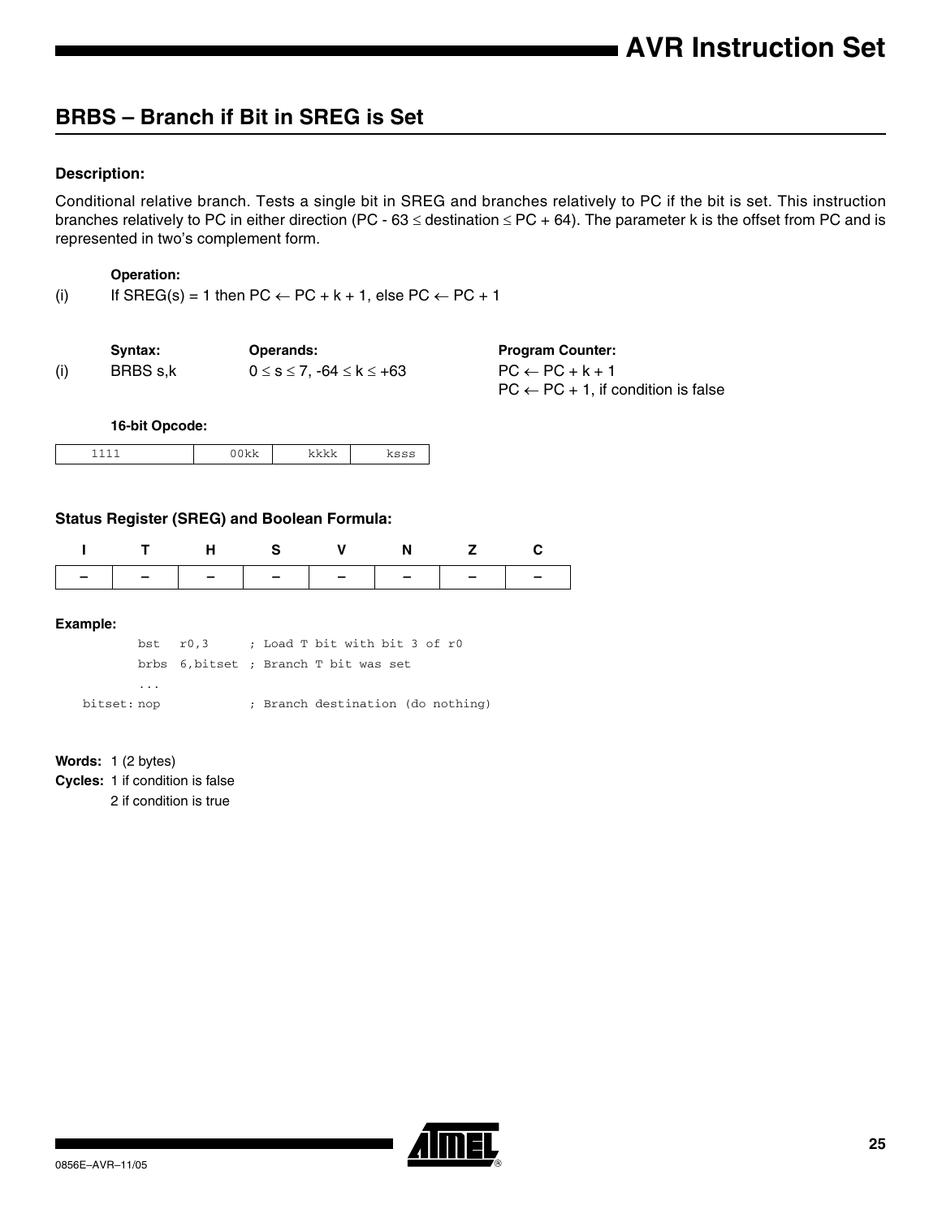## BRBS – Branch if Bit in SREG is Set

#### Description:

Conditional relative branch. Tests a single bit in SREG and branches relatively to PC if the bit is set. This instruction branches relatively to PC in either direction (PC - 63 ≤ destination ≤ PC + 64). The parameter k is the offset from PC and is represented in two's complement form.

**Operation:**

(i) If SREG(s) = 1 then PC ← PC + k + 1, else PC ← PC + 1

| | Syntax: | Operands: | Program Counter: |
|---|---|---|---|
| (i) | BRBS s,k | 0 ≤ s ≤ 7, -64 ≤ k ≤ +63 | PC ← PC + k + 1<br>PC ← PC + 1, if condition is false |

**16-bit Opcode:**

| 1111 | 00kk | kkkk | ksss |
|---|---|---|---|

#### Status Register (SREG) and Boolean Formula:

| I | T | H | S | V | N | Z | C |
|---|---|---|---|---|---|---|---|
| – | – | – | – | – | – | – | – |

#### Example:

```
        bst   r0,3      ; Load T bit with bit 3 of r0
        brbs  6,bitset  ; Branch T bit was set
        ...
bitset: nop             ; Branch destination (do nothing)
```

**Words:** 1 (2 bytes)

**Cycles:** 1 if condition is false
2 if condition is true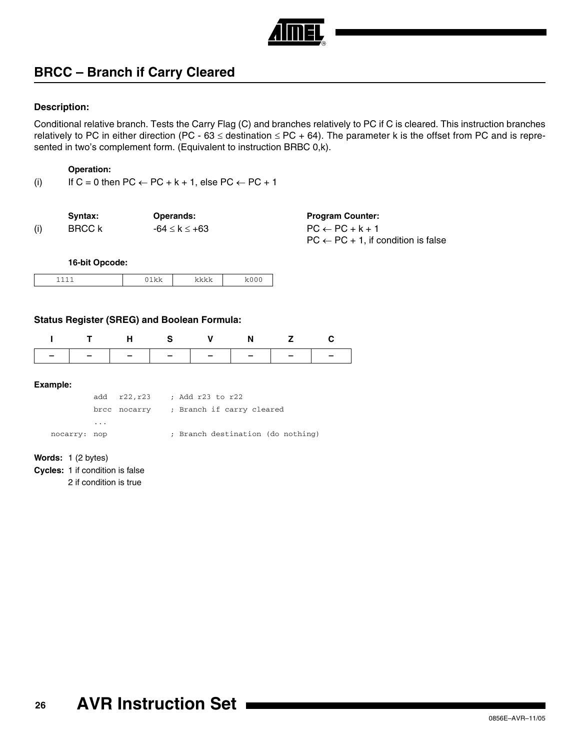## BRCC – Branch if Carry Cleared

### Description:

Conditional relative branch. Tests the Carry Flag (C) and branches relatively to PC if C is cleared. This instruction branches relatively to PC in either direction ($PC - 63 \leq destination \leq PC + 64$). The parameter k is the offset from PC and is represented in two's complement form. (Equivalent to instruction BRBC 0,k).

**Operation:**

(i) If C = 0 then $PC \leftarrow PC + k + 1$, else $PC \leftarrow PC + 1$

| | Syntax: | Operands: | Program Counter: |
|---|---|---|---|
| (i) | BRCC k | $-64 \leq k \leq +63$ | $PC \leftarrow PC + k + 1$<br>$PC \leftarrow PC + 1$, if condition is false |

**16-bit Opcode:**

| 1111 | 01kk | kkkk | k000 |
|---|---|---|---|

### Status Register (SREG) and Boolean Formula:

| I | T | H | S | V | N | Z | C |
|---|---|---|---|---|---|---|---|
| – | – | – | – | – | – | – | – |

### Example:

```
         add   r22,r23     ; Add r23 to r22
         brcc  nocarry     ; Branch if carry cleared
         ...
nocarry: nop               ; Branch destination (do nothing)
```

**Words:** 1 (2 bytes)

**Cycles:** 1 if condition is false
2 if condition is true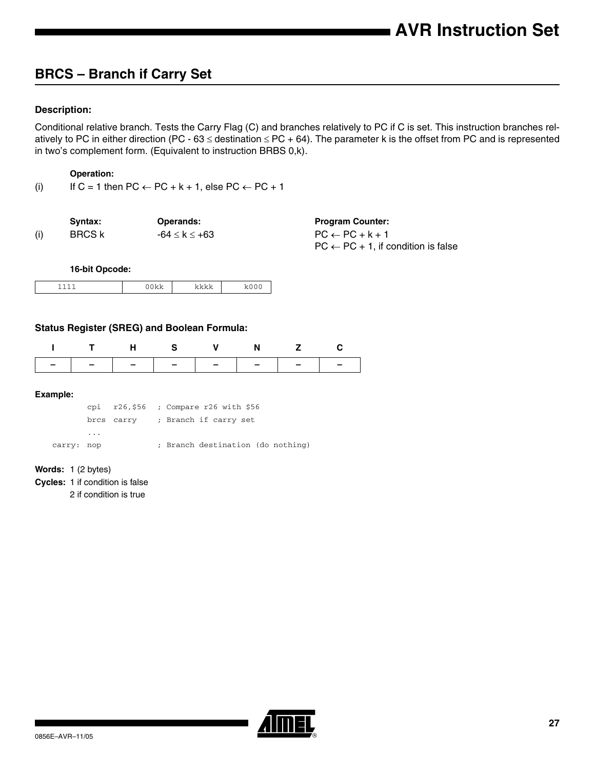## BRCS – Branch if Carry Set

### Description:

Conditional relative branch. Tests the Carry Flag (C) and branches relatively to PC if C is set. This instruction branches relatively to PC in either direction (PC - 63 ≤ destination ≤ PC + 64). The parameter k is the offset from PC and is represented in two's complement form. (Equivalent to instruction BRBS 0,k).

**Operation:**

(i) If C = 1 then PC ← PC + k + 1, else PC ← PC + 1

| | Syntax: | Operands: | Program Counter: |
|---|---|---|---|
| (i) | BRCS k | -64 ≤ k ≤ +63 | PC ← PC + k + 1<br>PC ← PC + 1, if condition is false |

**16-bit Opcode:**

| 1111 | 00kk | kkkk | k000 |
|---|---|---|---|

### Status Register (SREG) and Boolean Formula:

| I | T | H | S | V | N | Z | C |
|---|---|---|---|---|---|---|---|
| – | – | – | – | – | – | – | – |

**Example:**

```
        cpi   r26,$56   ; Compare r26 with $56
        brcs  carry     ; Branch if carry set
        ...
carry:  nop             ; Branch destination (do nothing)
```

**Words:** 1 (2 bytes)

**Cycles:** 1 if condition is false
2 if condition is true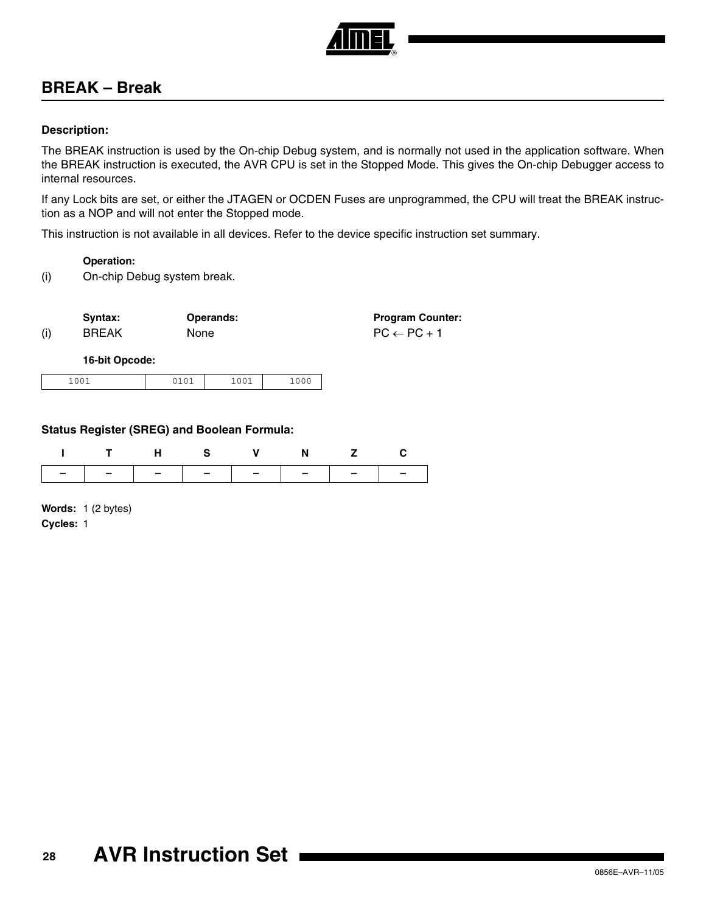## BREAK – Break

**Description:**

The BREAK instruction is used by the On-chip Debug system, and is normally not used in the application software. When the BREAK instruction is executed, the AVR CPU is set in the Stopped Mode. This gives the On-chip Debugger access to internal resources.

If any Lock bits are set, or either the JTAGEN or OCDEN Fuses are unprogrammed, the CPU will treat the BREAK instruction as a NOP and will not enter the Stopped mode.

This instruction is not available in all devices. Refer to the device specific instruction set summary.

**Operation:**

(i) On-chip Debug system break.

| | Syntax: | Operands: | Program Counter: |
|---|---|---|---|
| (i) | BREAK | None | PC ← PC + 1 |

**16-bit Opcode:**

| 1001 | 0101 | 1001 | 1000 |
|---|---|---|---|

**Status Register (SREG) and Boolean Formula:**

| I | T | H | S | V | N | Z | C |
|---|---|---|---|---|---|---|---|
| – | – | – | – | – | – | – | – |

**Words:** 1 (2 bytes)

**Cycles:** 1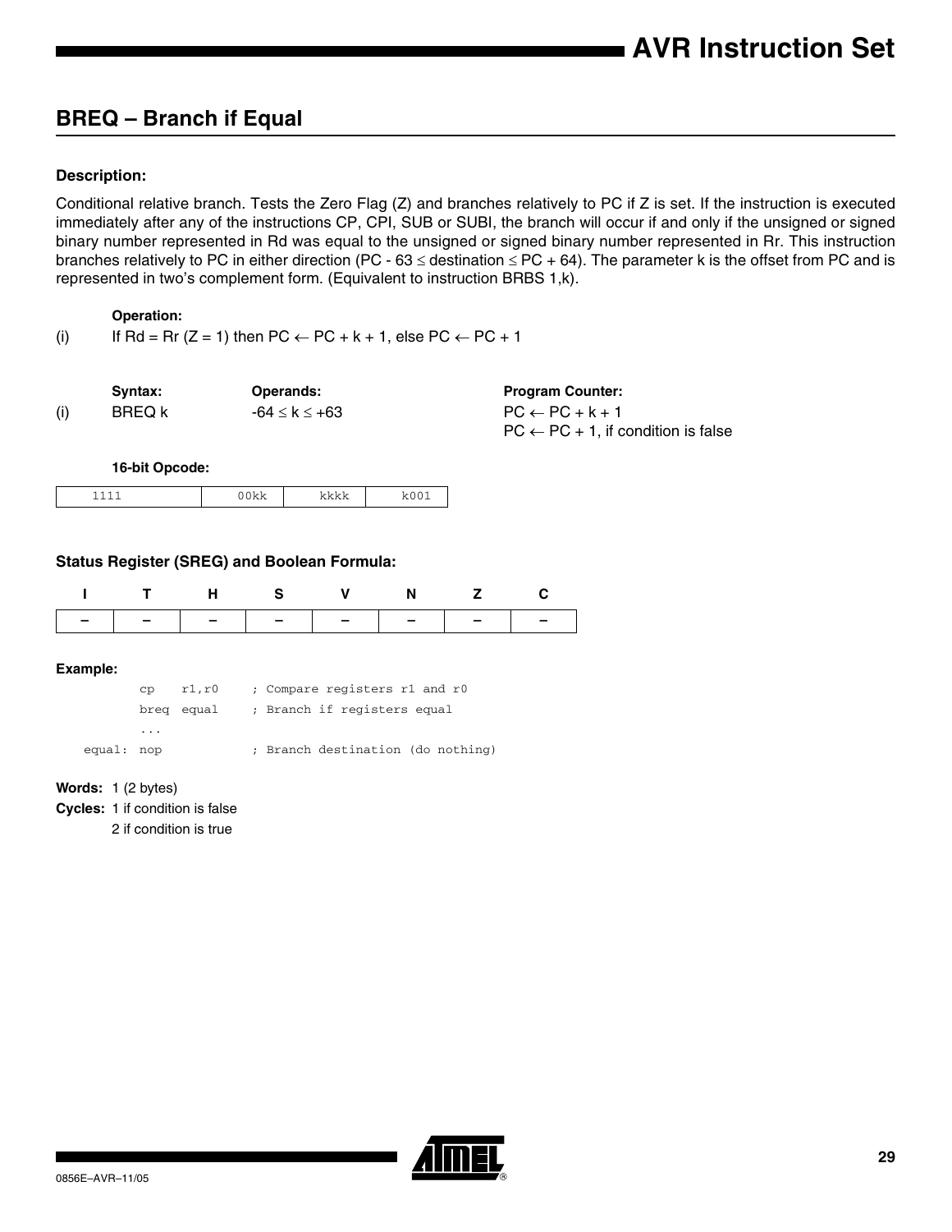## BREQ – Branch if Equal

### Description:

Conditional relative branch. Tests the Zero Flag (Z) and branches relatively to PC if Z is set. If the instruction is executed immediately after any of the instructions CP, CPI, SUB or SUBI, the branch will occur if and only if the unsigned or signed binary number represented in Rd was equal to the unsigned or signed binary number represented in Rr. This instruction branches relatively to PC in either direction (PC - 63 ≤ destination ≤ PC + 64). The parameter k is the offset from PC and is represented in two's complement form. (Equivalent to instruction BRBS 1,k).

**Operation:**

(i) If Rd = Rr (Z = 1) then PC ← PC + k + 1, else PC ← PC + 1

| | Syntax: | Operands: | Program Counter: |
|---|---|---|---|
| (i) | BREQ k | -64 ≤ k ≤ +63 | PC ← PC + k + 1<br>PC ← PC + 1, if condition is false |

**16-bit Opcode:**

| 1111 | 00kk | kkkk | k001 |
|---|---|---|---|

### Status Register (SREG) and Boolean Formula:

| I | T | H | S | V | N | Z | C |
|---|---|---|---|---|---|---|---|
| – | – | – | – | – | – | – | – |

**Example:**

```
        cp    r1,r0     ; Compare registers r1 and r0
        breq  equal     ; Branch if registers equal
        ...
equal:  nop             ; Branch destination (do nothing)
```

**Words:** 1 (2 bytes)

**Cycles:** 1 if condition is false
2 if condition is true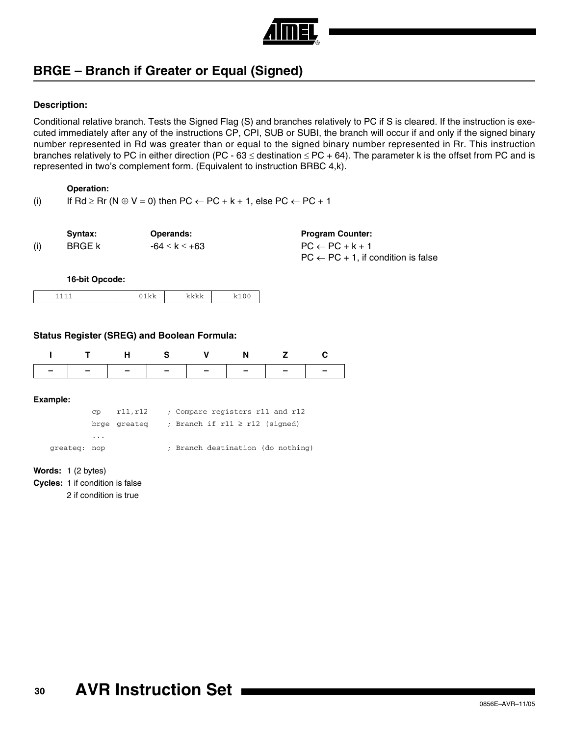## BRGE – Branch if Greater or Equal (Signed)

### Description:

Conditional relative branch. Tests the Signed Flag (S) and branches relatively to PC if S is cleared. If the instruction is executed immediately after any of the instructions CP, CPI, SUB or SUBI, the branch will occur if and only if the signed binary number represented in Rd was greater than or equal to the signed binary number represented in Rr. This instruction branches relatively to PC in either direction ($PC - 63 \leq destination \leq PC + 64$). The parameter k is the offset from PC and is represented in two's complement form. (Equivalent to instruction BRBC 4,k).

**Operation:**

(i) If $Rd \geq Rr$ ($N \oplus V = 0$) then $PC \leftarrow PC + k + 1$, else $PC \leftarrow PC + 1$

| | Syntax: | Operands: | Program Counter: |
|---|---|---|---|
| (i) | BRGE k | $-64 \leq k \leq +63$ | $PC \leftarrow PC + k + 1$<br>$PC \leftarrow PC + 1$, if condition is false |

**16-bit Opcode:**

| 1111 | 01kk | kkkk | k100 |
|---|---|---|---|

### Status Register (SREG) and Boolean Formula:

| I | T | H | S | V | N | Z | C |
|---|---|---|---|---|---|---|---|
| – | – | – | – | – | – | – | – |

**Example:**

```
        cp   r11,r12     ; Compare registers r11 and r12
        brge greateq     ; Branch if r11 ≥ r12 (signed)
        ...
greateq: nop             ; Branch destination (do nothing)
```

**Words:** 1 (2 bytes)

**Cycles:** 1 if condition is false
2 if condition is true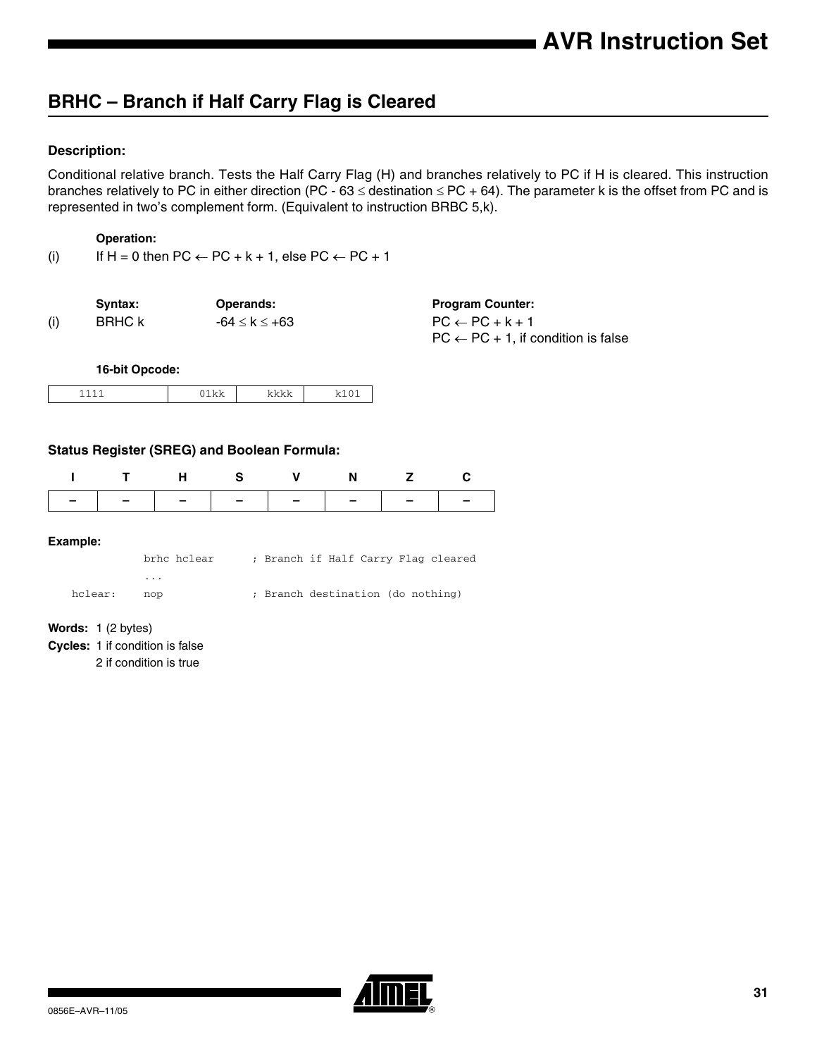## BRHC – Branch if Half Carry Flag is Cleared

**Description:**

Conditional relative branch. Tests the Half Carry Flag (H) and branches relatively to PC if H is cleared. This instruction branches relatively to PC in either direction ($PC - 63 \leq destination \leq PC + 64$). The parameter k is the offset from PC and is represented in two's complement form. (Equivalent to instruction BRBC 5,k).

**Operation:**

(i) If H = 0 then $PC \leftarrow PC + k + 1$, else $PC \leftarrow PC + 1$

| | Syntax: | Operands: | Program Counter: |
|---|---|---|---|
| (i) | BRHC k | $-64 \leq k \leq +63$ | $PC \leftarrow PC + k + 1$<br>$PC \leftarrow PC + 1$, if condition is false |

**16-bit Opcode:**

| 1111 | 01kk | kkkk | k101 |
|---|---|---|---|

**Status Register (SREG) and Boolean Formula:**

| I | T | H | S | V | N | Z | C |
|---|---|---|---|---|---|---|---|
| – | – | – | – | – | – | – | – |

**Example:**

```
          brhc hclear      ; Branch if Half Carry Flag cleared
          ...
hclear:   nop              ; Branch destination (do nothing)
```

**Words:** 1 (2 bytes)

**Cycles:** 1 if condition is false
2 if condition is true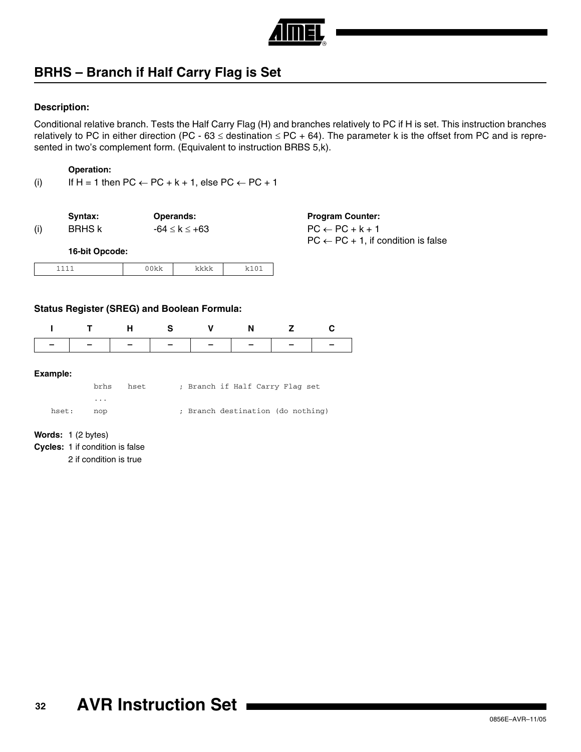## BRHS – Branch if Half Carry Flag is Set

### Description:

Conditional relative branch. Tests the Half Carry Flag (H) and branches relatively to PC if H is set. This instruction branches relatively to PC in either direction (PC - 63 ≤ destination ≤ PC + 64). The parameter k is the offset from PC and is represented in two's complement form. (Equivalent to instruction BRBS 5,k).

**Operation:**

(i) If H = 1 then PC ← PC + k + 1, else PC ← PC + 1

| | Syntax: | Operands: | Program Counter: |
|---|---|---|---|
| (i) | BRHS k | -64 ≤ k ≤ +63 | PC ← PC + k + 1<br>PC ← PC + 1, if condition is false |

**16-bit Opcode:**

| 1111 | 00kk | kkkk | k101 |
|---|---|---|---|

### Status Register (SREG) and Boolean Formula:

| I | T | H | S | V | N | Z | C |
|---|---|---|---|---|---|---|---|
| – | – | – | – | – | – | – | – |

**Example:**

```
        brhs   hset        ; Branch if Half Carry Flag set
        ...
hset:   nop                ; Branch destination (do nothing)
```

**Words:** 1 (2 bytes)

**Cycles:** 1 if condition is false
2 if condition is true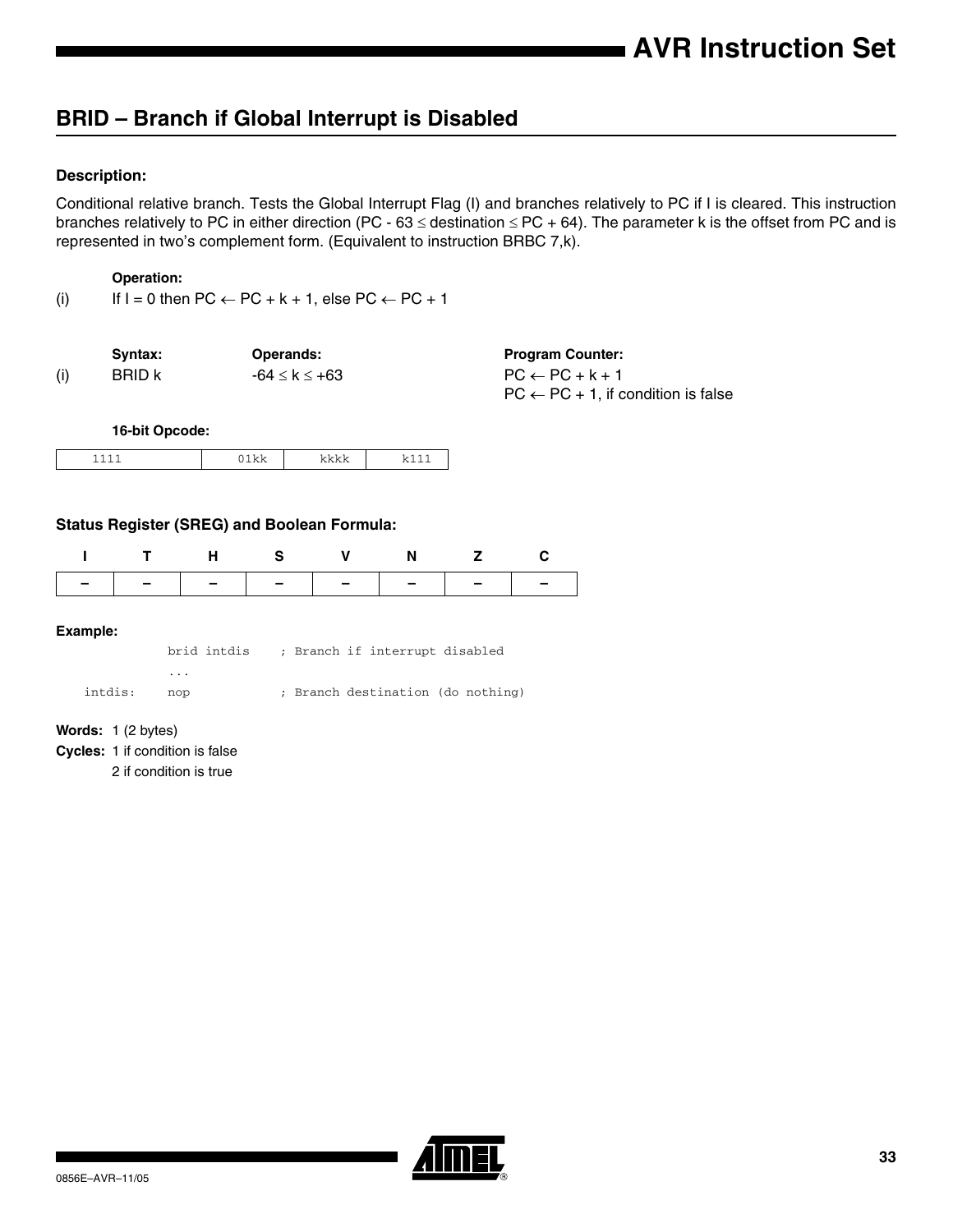## BRID – Branch if Global Interrupt is Disabled

**Description:**

Conditional relative branch. Tests the Global Interrupt Flag (I) and branches relatively to PC if I is cleared. This instruction branches relatively to PC in either direction (PC - 63 ≤ destination ≤ PC + 64). The parameter k is the offset from PC and is represented in two's complement form. (Equivalent to instruction BRBC 7,k).

**Operation:**

(i) If I = 0 then PC ← PC + k + 1, else PC ← PC + 1

| | Syntax: | Operands: | Program Counter: |
|---|---|---|---|
| (i) | BRID k | -64 ≤ k ≤ +63 | PC ← PC + k + 1<br>PC ← PC + 1, if condition is false |

**16-bit Opcode:**

| 1111 | 01kk | kkkk | k111 |
|---|---|---|---|

**Status Register (SREG) and Boolean Formula:**

| I | T | H | S | V | N | Z | C |
|---|---|---|---|---|---|---|---|
| – | – | – | – | – | – | – | – |

**Example:**

```
            brid intdis    ; Branch if interrupt disabled
            ...
    intdis: nop            ; Branch destination (do nothing)
```

**Words:** 1 (2 bytes)

**Cycles:** 1 if condition is false
2 if condition is true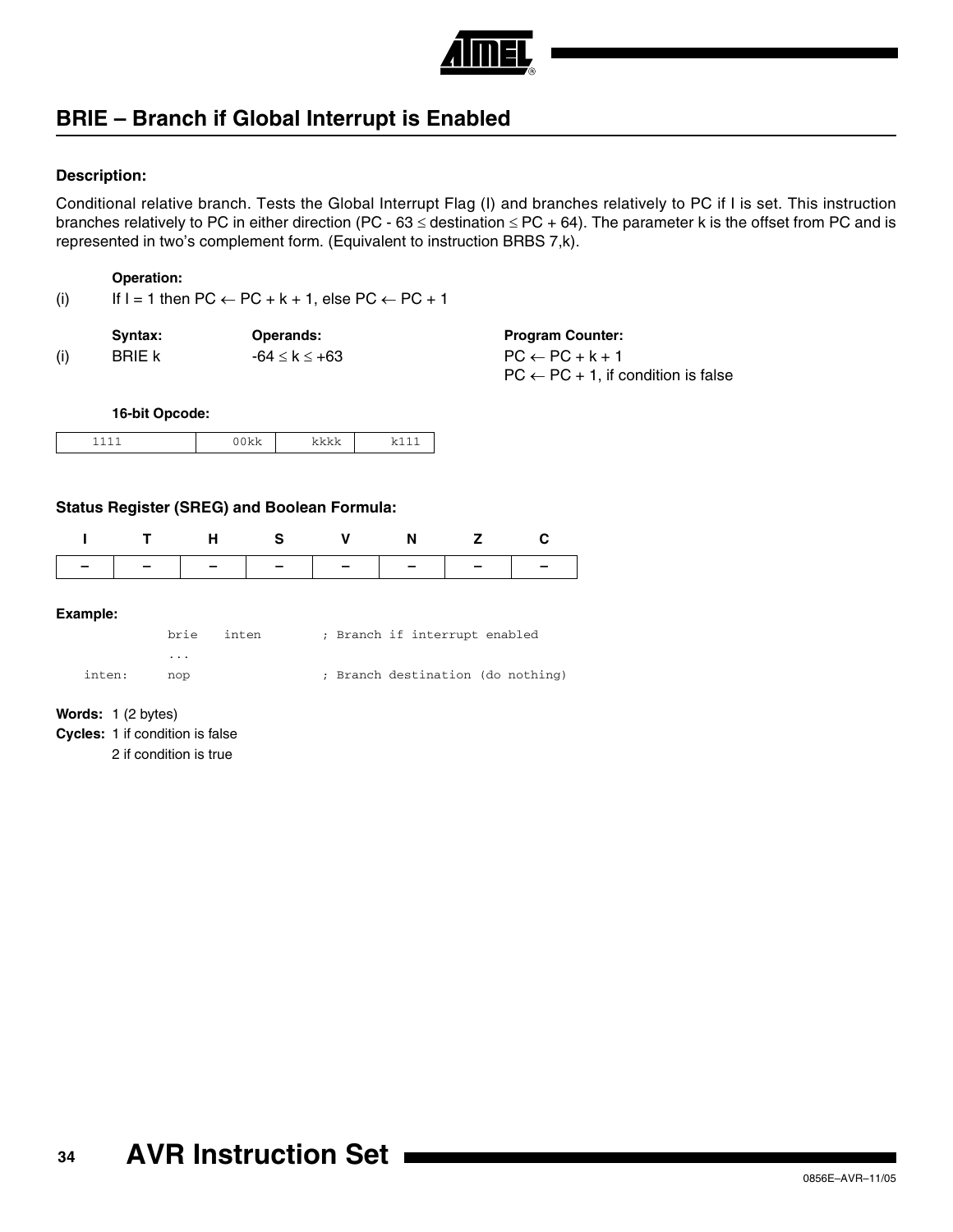## BRIE – Branch if Global Interrupt is Enabled

**Description:**

Conditional relative branch. Tests the Global Interrupt Flag (I) and branches relatively to PC if I is set. This instruction branches relatively to PC in either direction (PC - 63 ≤ destination ≤ PC + 64). The parameter k is the offset from PC and is represented in two's complement form. (Equivalent to instruction BRBS 7,k).

**Operation:**

(i) If I = 1 then PC ← PC + k + 1, else PC ← PC + 1

| | Syntax: | Operands: | Program Counter: |
|---|---|---|---|
| (i) | BRIE k | -64 ≤ k ≤ +63 | PC ← PC + k + 1<br>PC ← PC + 1, if condition is false |

**16-bit Opcode:**

| 1111 | 00kk | kkkk | k111 |
|---|---|---|---|

**Status Register (SREG) and Boolean Formula:**

| I | T | H | S | V | N | Z | C |
|---|---|---|---|---|---|---|---|
| – | – | – | – | – | – | – | – |

**Example:**

```
        brie   inten       ; Branch if interrupt enabled
        ...
inten:  nop                ; Branch destination (do nothing)
```

**Words:** 1 (2 bytes)

**Cycles:** 1 if condition is false
2 if condition is true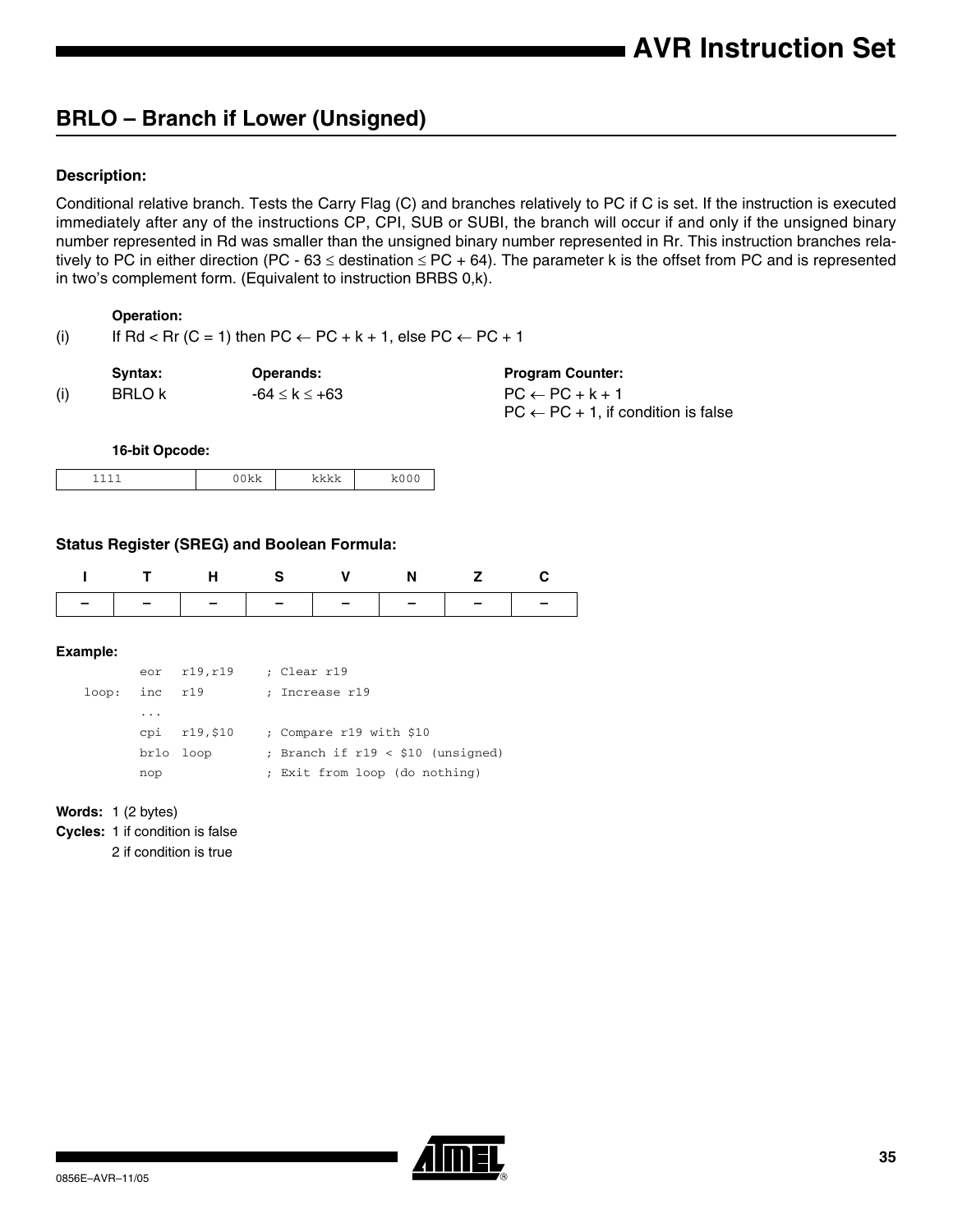## BRLO – Branch if Lower (Unsigned)

### Description:

Conditional relative branch. Tests the Carry Flag (C) and branches relatively to PC if C is set. If the instruction is executed immediately after any of the instructions CP, CPI, SUB or SUBI, the branch will occur if and only if the unsigned binary number represented in Rd was smaller than the unsigned binary number represented in Rr. This instruction branches relatively to PC in either direction ($PC - 63 \leq destination \leq PC + 64$). The parameter k is the offset from PC and is represented in two's complement form. (Equivalent to instruction BRBS 0,k).

**Operation:**

(i) If Rd < Rr (C = 1) then $PC \leftarrow PC + k + 1$, else $PC \leftarrow PC + 1$

| | Syntax: | Operands: | Program Counter: |
|---|---|---|---|
| (i) | BRLO k | $-64 \leq k \leq +63$ | $PC \leftarrow PC + k + 1$<br>$PC \leftarrow PC + 1$, if condition is false |

**16-bit Opcode:**

| 1111 | 00kk | kkkk | k000 |
|---|---|---|---|

### Status Register (SREG) and Boolean Formula:

| I | T | H | S | V | N | Z | C |
|---|---|---|---|---|---|---|---|
| – | – | – | – | – | – | – | – |

**Example:**

```
        eor   r19,r19     ; Clear r19
loop:   inc   r19         ; Increase r19
        ...
        cpi   r19,$10     ; Compare r19 with $10
        brlo  loop        ; Branch if r19 < $10 (unsigned)
        nop               ; Exit from loop (do nothing)
```

**Words:** 1 (2 bytes)

**Cycles:** 1 if condition is false
2 if condition is true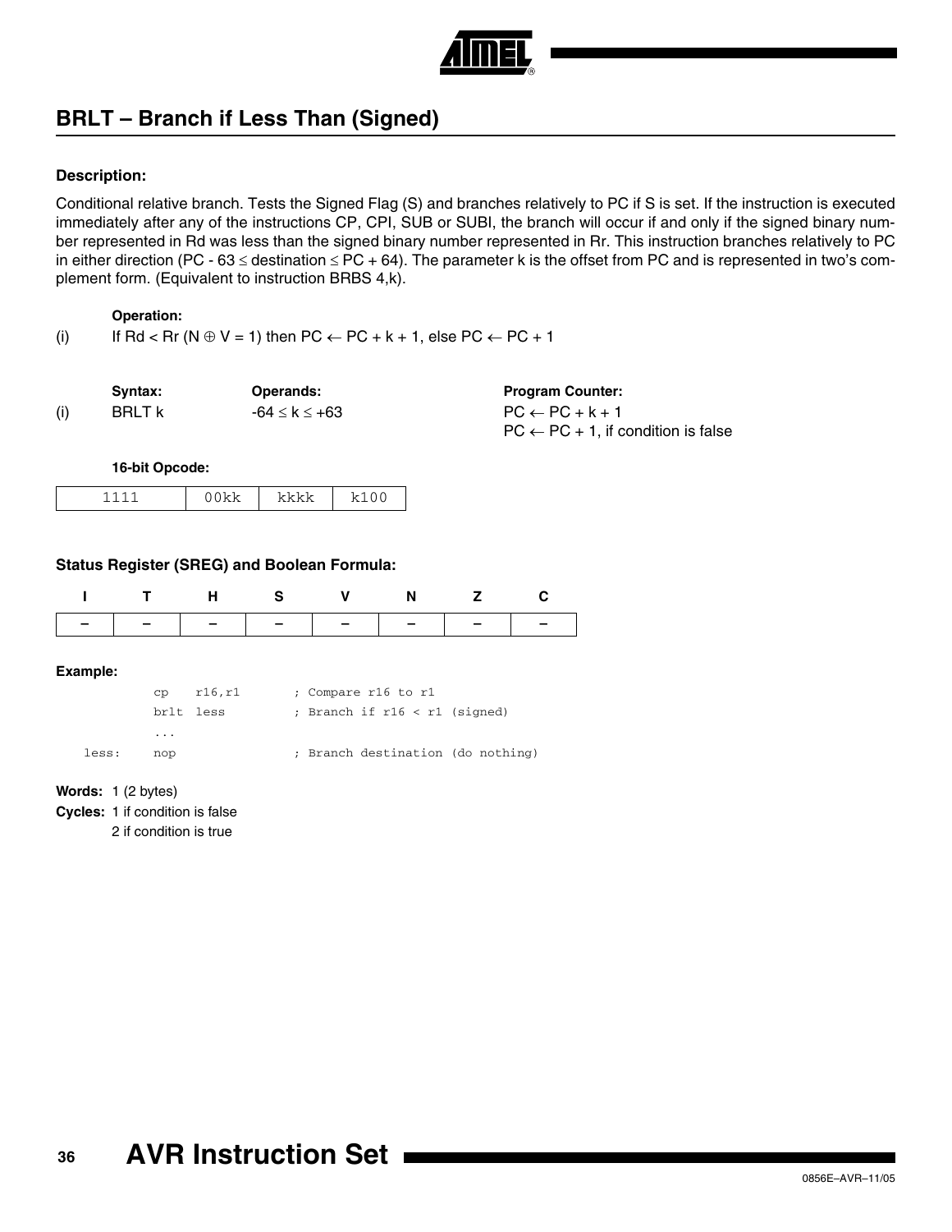## BRLT – Branch if Less Than (Signed)

### Description:

Conditional relative branch. Tests the Signed Flag (S) and branches relatively to PC if S is set. If the instruction is executed immediately after any of the instructions CP, CPI, SUB or SUBI, the branch will occur if and only if the signed binary number represented in Rd was less than the signed binary number represented in Rr. This instruction branches relatively to PC in either direction (PC - 63 ≤ destination ≤ PC + 64). The parameter k is the offset from PC and is represented in two's complement form. (Equivalent to instruction BRBS 4,k).

**Operation:**

(i) If Rd < Rr ($N \oplus V = 1$) then PC ← PC + k + 1, else PC ← PC + 1

| | Syntax: | Operands: | Program Counter: |
|---|---|---|---|
| (i) | BRLT k | -64 ≤ k ≤ +63 | PC ← PC + k + 1<br>PC ← PC + 1, if condition is false |

**16-bit Opcode:**

| 1111 | 00kk | kkkk | k100 |
|---|---|---|---|

### Status Register (SREG) and Boolean Formula:

| I | T | H | S | V | N | Z | C |
|---|---|---|---|---|---|---|---|
| – | – | – | – | – | – | – | – |

**Example:**

```
        cp    r16,r1        ; Compare r16 to r1
        brlt  less          ; Branch if r16 < r1 (signed)
        ...
less:   nop                 ; Branch destination (do nothing)
```

**Words:** 1 (2 bytes)

**Cycles:** 1 if condition is false
2 if condition is true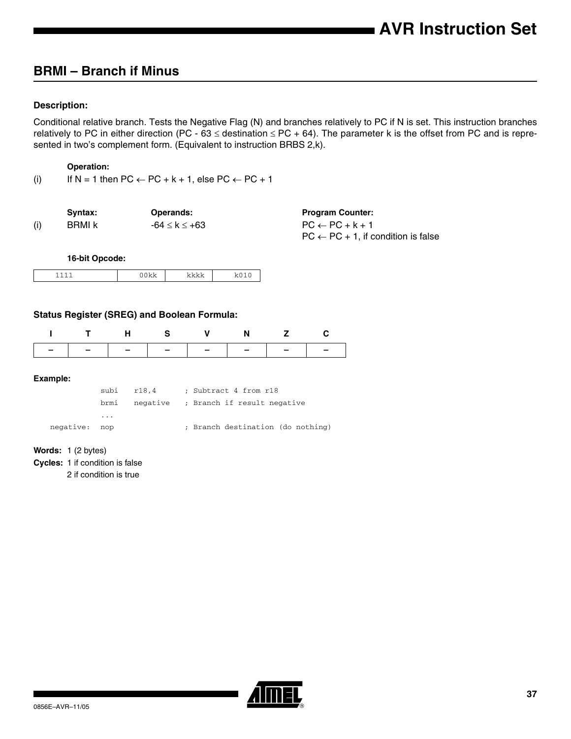## BRMI – Branch if Minus

### Description:

Conditional relative branch. Tests the Negative Flag (N) and branches relatively to PC if N is set. This instruction branches relatively to PC in either direction (PC - 63 ≤ destination ≤ PC + 64). The parameter k is the offset from PC and is represented in two's complement form. (Equivalent to instruction BRBS 2,k).

**Operation:**

(i) If N = 1 then PC ← PC + k + 1, else PC ← PC + 1

| | Syntax: | Operands: | Program Counter: |
|---|---|---|---|
| (i) | BRMI k | -64 ≤ k ≤ +63 | PC ← PC + k + 1<br>PC ← PC + 1, if condition is false |

**16-bit Opcode:**

| 1111 | 00kk | kkkk | k010 |
|---|---|---|---|

### Status Register (SREG) and Boolean Formula:

| I | T | H | S | V | N | Z | C |
|---|---|---|---|---|---|---|---|
| – | – | – | – | – | – | – | – |

**Example:**

```
           subi   r18,4        ; Subtract 4 from r18
           brmi   negative     ; Branch if result negative
           ...
negative:  nop                 ; Branch destination (do nothing)
```

**Words:** 1 (2 bytes)

**Cycles:** 1 if condition is false
2 if condition is true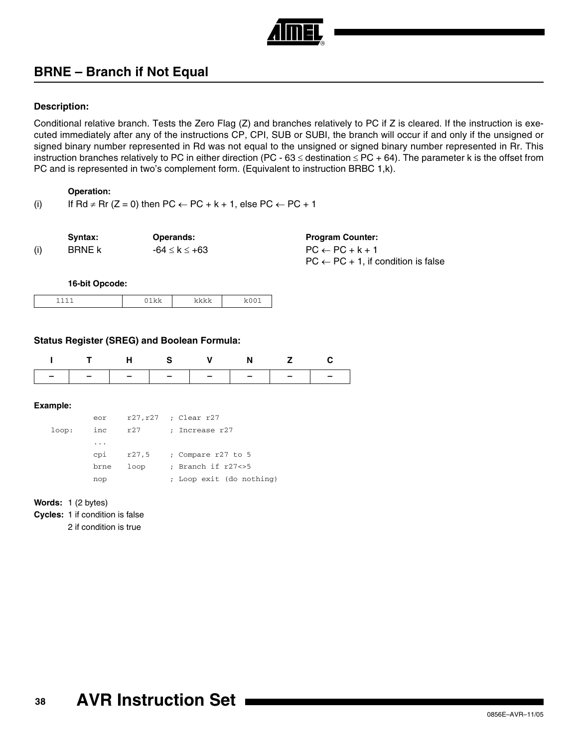## BRNE – Branch if Not Equal

### Description:

Conditional relative branch. Tests the Zero Flag (Z) and branches relatively to PC if Z is cleared. If the instruction is executed immediately after any of the instructions CP, CPI, SUB or SUBI, the branch will occur if and only if the unsigned or signed binary number represented in Rd was not equal to the unsigned or signed binary number represented in Rr. This instruction branches relatively to PC in either direction ($PC - 63 \leq destination \leq PC + 64$). The parameter k is the offset from PC and is represented in two's complement form. (Equivalent to instruction BRBC 1,k).

**Operation:**

(i) If $Rd \neq Rr$ ($Z = 0$) then $PC \leftarrow PC + k + 1$, else $PC \leftarrow PC + 1$

| | Syntax: | Operands: | Program Counter: |
|---|---|---|---|
| (i) | BRNE k | $-64 \leq k \leq +63$ | $PC \leftarrow PC + k + 1$<br>$PC \leftarrow PC + 1$, if condition is false |

**16-bit Opcode:**

| 1111 | 01kk | kkkk | k001 |
|---|---|---|---|

### Status Register (SREG) and Boolean Formula:

| I | T | H | S | V | N | Z | C |
|---|---|---|---|---|---|---|---|
| – | – | – | – | – | – | – | – |

### Example:

```
        eor     r27,r27   ; Clear r27
loop:   inc     r27       ; Increase r27
        ...
        cpi     r27,5     ; Compare r27 to 5
        brne    loop      ; Branch if r27<>5
        nop               ; Loop exit (do nothing)
```

**Words:** 1 (2 bytes)

**Cycles:** 1 if condition is false
2 if condition is true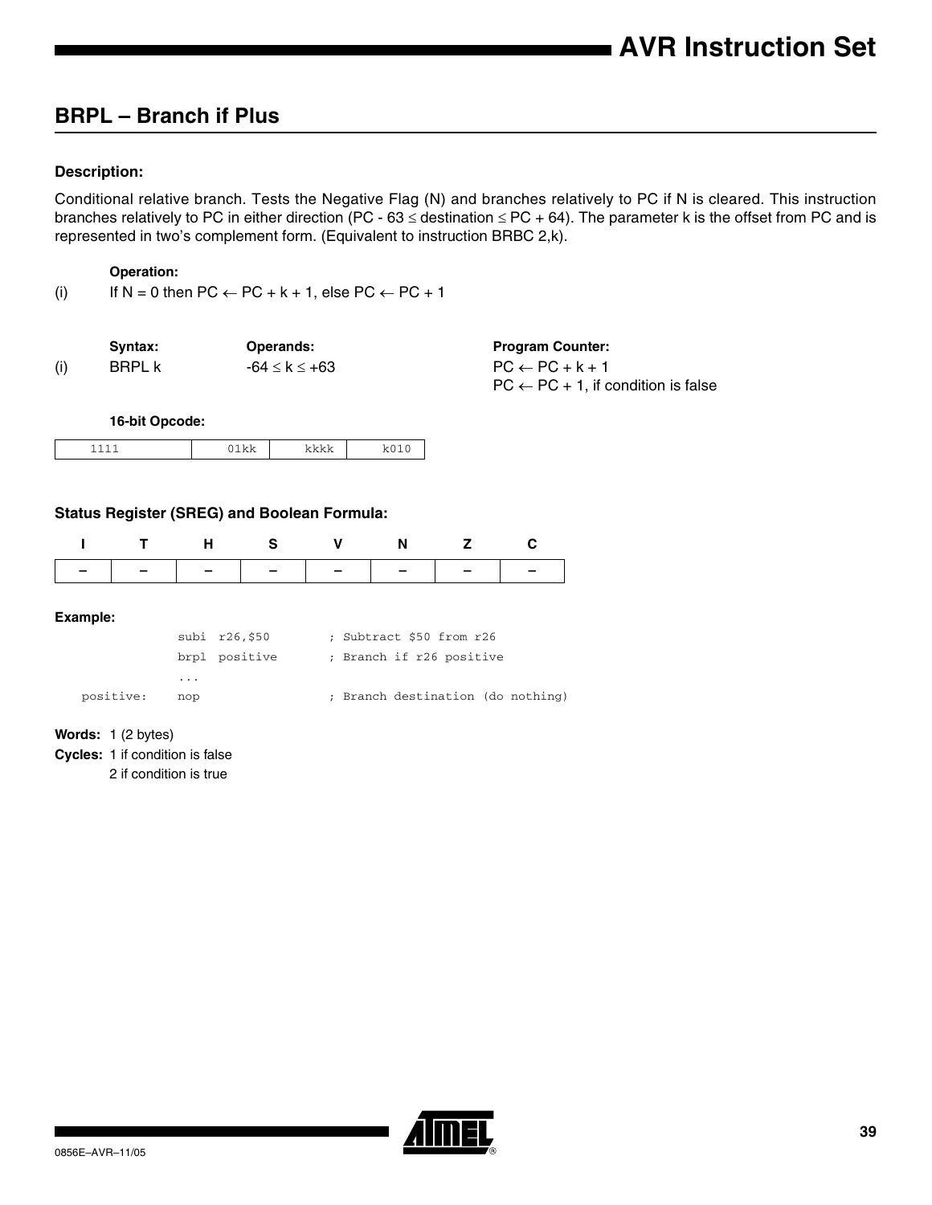## BRPL – Branch if Plus

#### Description:

Conditional relative branch. Tests the Negative Flag (N) and branches relatively to PC if N is cleared. This instruction branches relatively to PC in either direction ($PC - 63 \leq destination \leq PC + 64$). The parameter k is the offset from PC and is represented in two's complement form. (Equivalent to instruction BRBC 2,k).

**Operation:**

(i) If N = 0 then $PC \leftarrow PC + k + 1$, else $PC \leftarrow PC + 1$

| | Syntax: | Operands: | Program Counter: |
|---|---|---|---|
| (i) | BRPL k | $-64 \leq k \leq +63$ | $PC \leftarrow PC + k + 1$<br>$PC \leftarrow PC + 1$, if condition is false |

**16-bit Opcode:**

| 1111 | 01kk | kkkk | k010 |
|---|---|---|---|

#### Status Register (SREG) and Boolean Formula:

| I | T | H | S | V | N | Z | C |
|---|---|---|---|---|---|---|---|
| – | – | – | – | – | – | – | – |

#### Example:

```
            subi  r26,$50       ; Subtract $50 from r26
            brpl  positive      ; Branch if r26 positive
            ...
positive:   nop                 ; Branch destination (do nothing)
```

**Words:** 1 (2 bytes)

**Cycles:** 1 if condition is false
2 if condition is true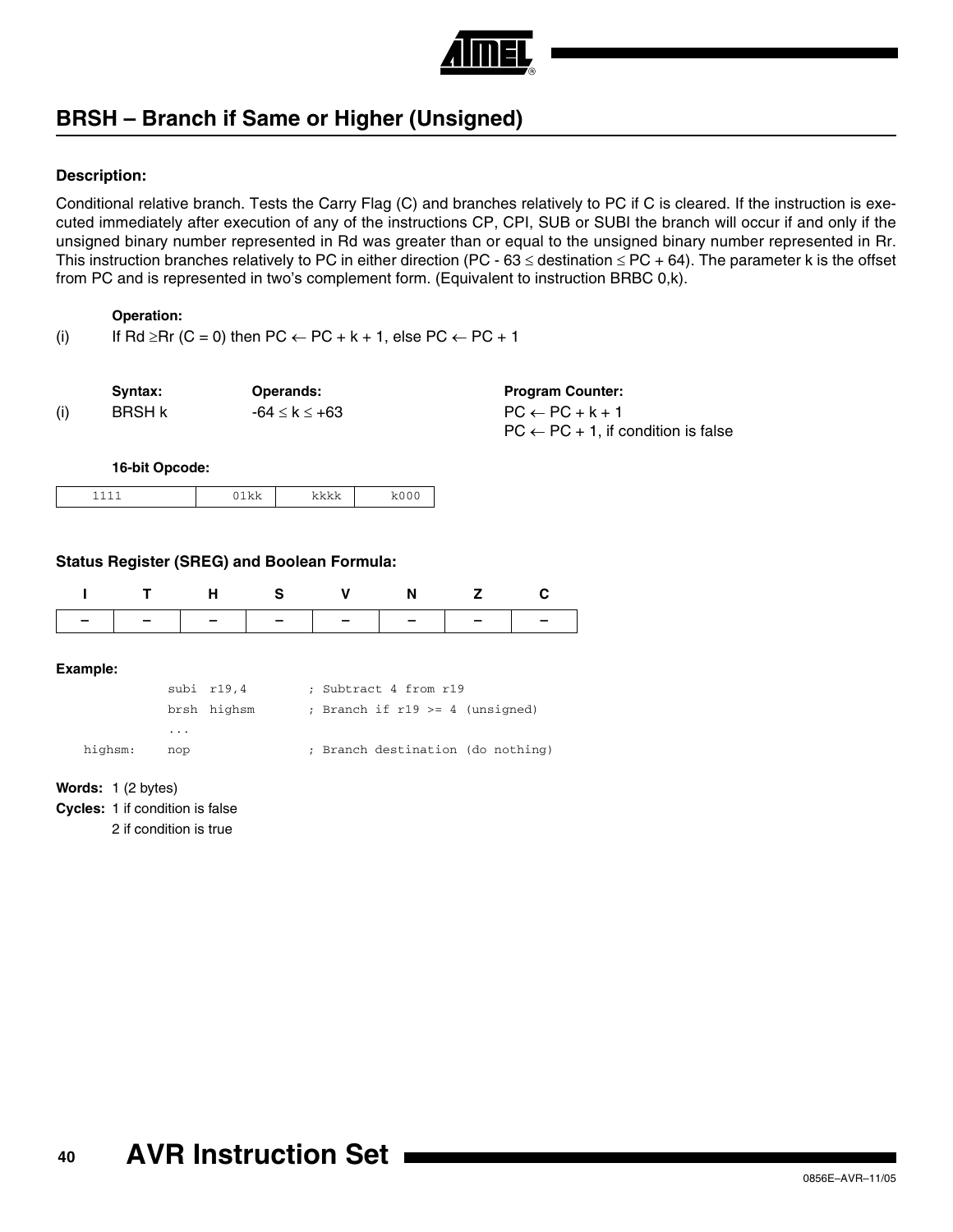## BRSH – Branch if Same or Higher (Unsigned)

### Description:

Conditional relative branch. Tests the Carry Flag (C) and branches relatively to PC if C is cleared. If the instruction is executed immediately after execution of any of the instructions CP, CPI, SUB or SUBI the branch will occur if and only if the unsigned binary number represented in Rd was greater than or equal to the unsigned binary number represented in Rr. This instruction branches relatively to PC in either direction ($PC - 63 \leq destination \leq PC + 64$). The parameter k is the offset from PC and is represented in two's complement form. (Equivalent to instruction BRBC 0,k).

**Operation:**

(i) If $Rd \geq Rr$ (C = 0) then $PC \leftarrow PC + k + 1$, else $PC \leftarrow PC + 1$

| | Syntax: | Operands: | Program Counter: |
|---|---|---|---|
| (i) | BRSH k | $-64 \leq k \leq +63$ | $PC \leftarrow PC + k + 1$ <br> $PC \leftarrow PC + 1$, if condition is false |

**16-bit Opcode:**

| 1111 | 01kk | kkkk | k000 |
|---|---|---|---|

### Status Register (SREG) and Boolean Formula:

| I | T | H | S | V | N | Z | C |
|---|---|---|---|---|---|---|---|
| – | – | – | – | – | – | – | – |

**Example:**

```
        subi r19,4       ; Subtract 4 from r19
        brsh highsm      ; Branch if r19 >= 4 (unsigned)
        ...
highsm: nop              ; Branch destination (do nothing)
```

**Words:** 1 (2 bytes)

**Cycles:** 1 if condition is false
2 if condition is true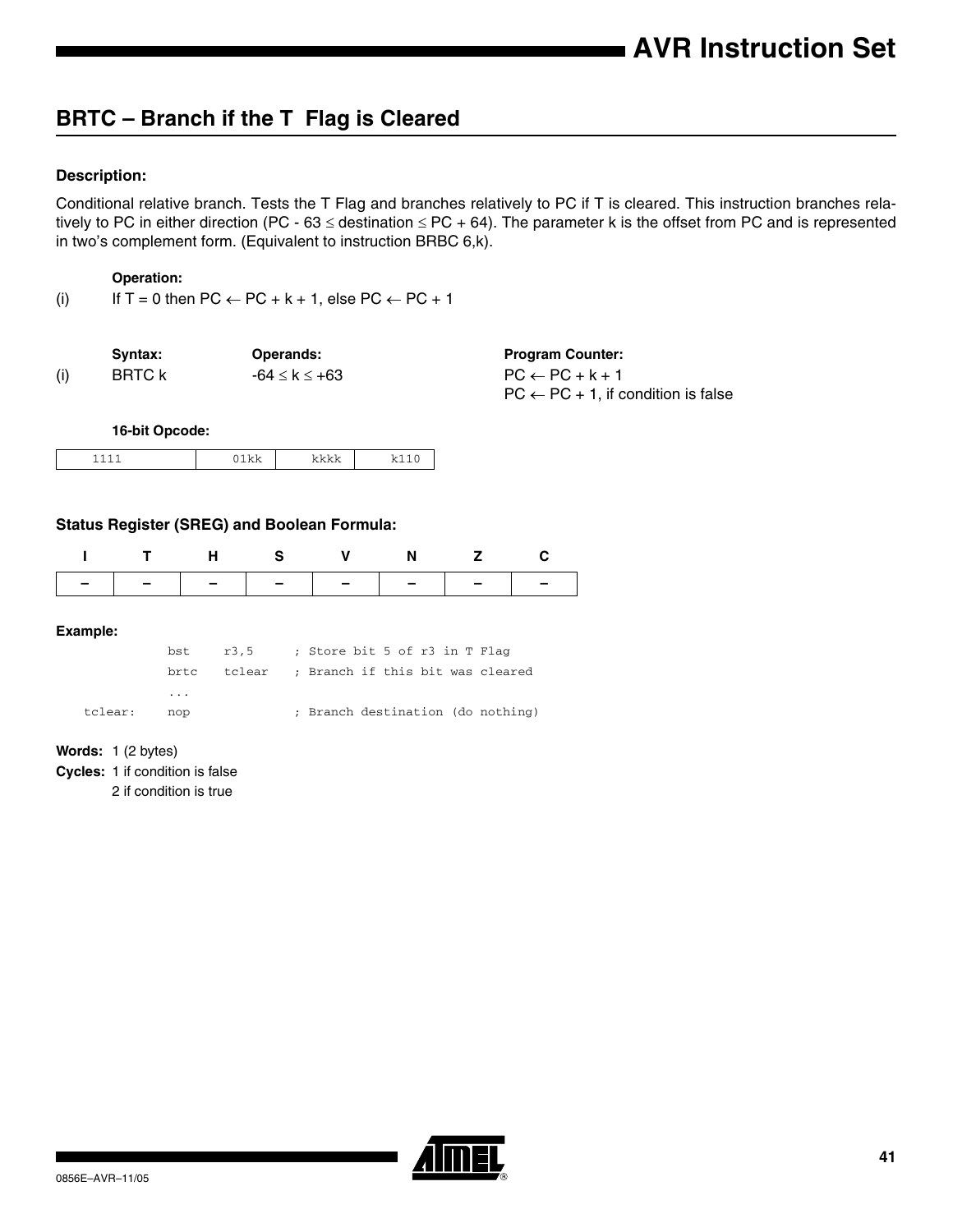## BRTC – Branch if the T Flag is Cleared

### Description:

Conditional relative branch. Tests the T Flag and branches relatively to PC if T is cleared. This instruction branches relatively to PC in either direction (PC - 63 ≤ destination ≤ PC + 64). The parameter k is the offset from PC and is represented in two's complement form. (Equivalent to instruction BRBC 6,k).

**Operation:**

(i) If T = 0 then PC ← PC + k + 1, else PC ← PC + 1

| | Syntax: | Operands: | Program Counter: |
|---|---|---|---|
| (i) | BRTC k | -64 ≤ k ≤ +63 | PC ← PC + k + 1<br>PC ← PC + 1, if condition is false |

**16-bit Opcode:**

| 1111 | 01kk | kkkk | k110 |
|---|---|---|---|

### Status Register (SREG) and Boolean Formula:

| I | T | H | S | V | N | Z | C |
|---|---|---|---|---|---|---|---|
| – | – | – | – | – | – | – | – |

**Example:**

```
          bst    r3,5     ; Store bit 5 of r3 in T Flag
          brtc   tclear   ; Branch if this bit was cleared
          ...
tclear:   nop             ; Branch destination (do nothing)
```

**Words:** 1 (2 bytes)

**Cycles:** 1 if condition is false
2 if condition is true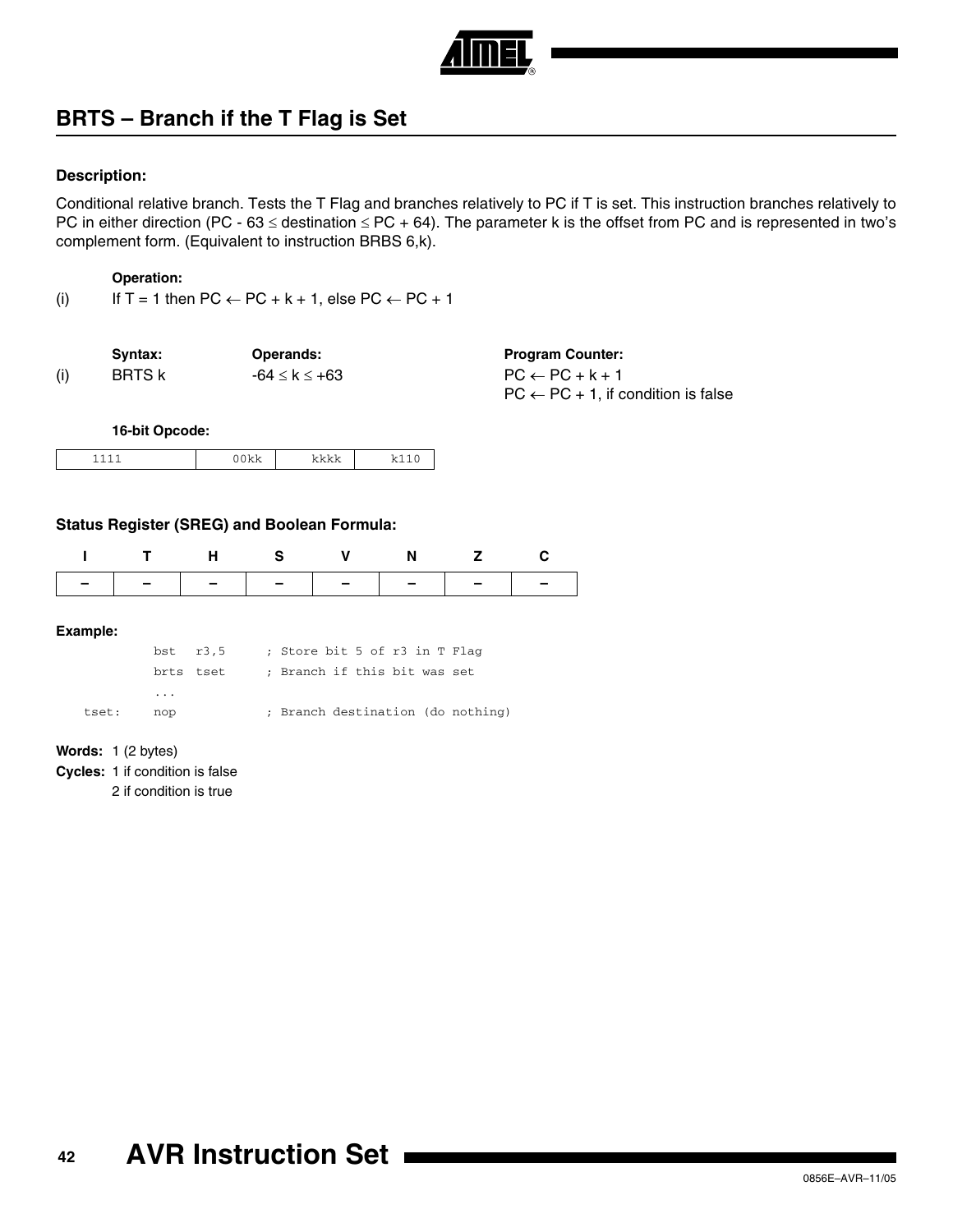## BRTS – Branch if the T Flag is Set

#### Description:

Conditional relative branch. Tests the T Flag and branches relatively to PC if T is set. This instruction branches relatively to PC in either direction (PC - 63 ≤ destination ≤ PC + 64). The parameter k is the offset from PC and is represented in two's complement form. (Equivalent to instruction BRBS 6,k).

**Operation:**

(i) If T = 1 then PC ← PC + k + 1, else PC ← PC + 1

| | Syntax: | Operands: | Program Counter: |
|---|---|---|---|
| (i) | BRTS k | -64 ≤ k ≤ +63 | PC ← PC + k + 1<br>PC ← PC + 1, if condition is false |

**16-bit Opcode:**

| 1111 | 00kk | kkkk | k110 |
|---|---|---|---|

#### Status Register (SREG) and Boolean Formula:

| I | T | H | S | V | N | Z | C |
|---|---|---|---|---|---|---|---|
| – | – | – | – | – | – | – | – |

#### Example:

```
        bst  r3,5     ; Store bit 5 of r3 in T Flag
        brts tset     ; Branch if this bit was set
        ...
tset:   nop           ; Branch destination (do nothing)
```

**Words:** 1 (2 bytes)

**Cycles:** 1 if condition is false
2 if condition is true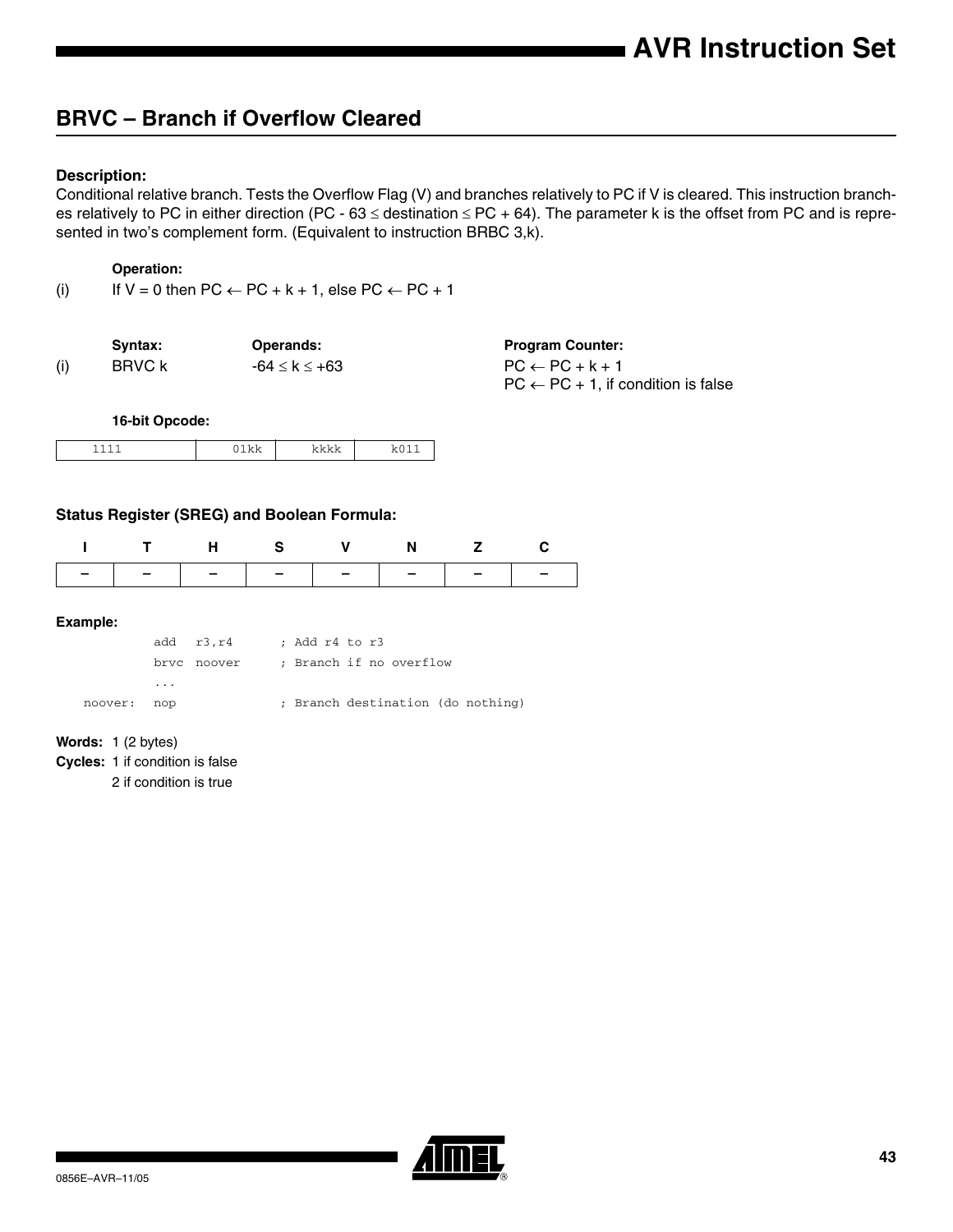## BRVC – Branch if Overflow Cleared

**Description:**

Conditional relative branch. Tests the Overflow Flag (V) and branches relatively to PC if V is cleared. This instruction branches relatively to PC in either direction (PC - 63 ≤ destination ≤ PC + 64). The parameter k is the offset from PC and is represented in two's complement form. (Equivalent to instruction BRBC 3,k).

**Operation:**

(i) If V = 0 then PC ← PC + k + 1, else PC ← PC + 1

| | **Syntax:** | **Operands:** | **Program Counter:** |
|---|---|---|---|
| (i) | BRVC k | -64 ≤ k ≤ +63 | PC ← PC + k + 1<br>PC ← PC + 1, if condition is false |

**16-bit Opcode:**

| 1111 | 01kk | kkkk | k011 |
|---|---|---|---|

**Status Register (SREG) and Boolean Formula:**

| I | T | H | S | V | N | Z | C |
|---|---|---|---|---|---|---|---|
| – | – | – | – | – | – | – | – |

**Example:**

```
        add   r3,r4       ; Add r4 to r3
        brvc  noover      ; Branch if no overflow
        ...
noover: nop               ; Branch destination (do nothing)
```

**Words:** 1 (2 bytes)

**Cycles:** 1 if condition is false
2 if condition is true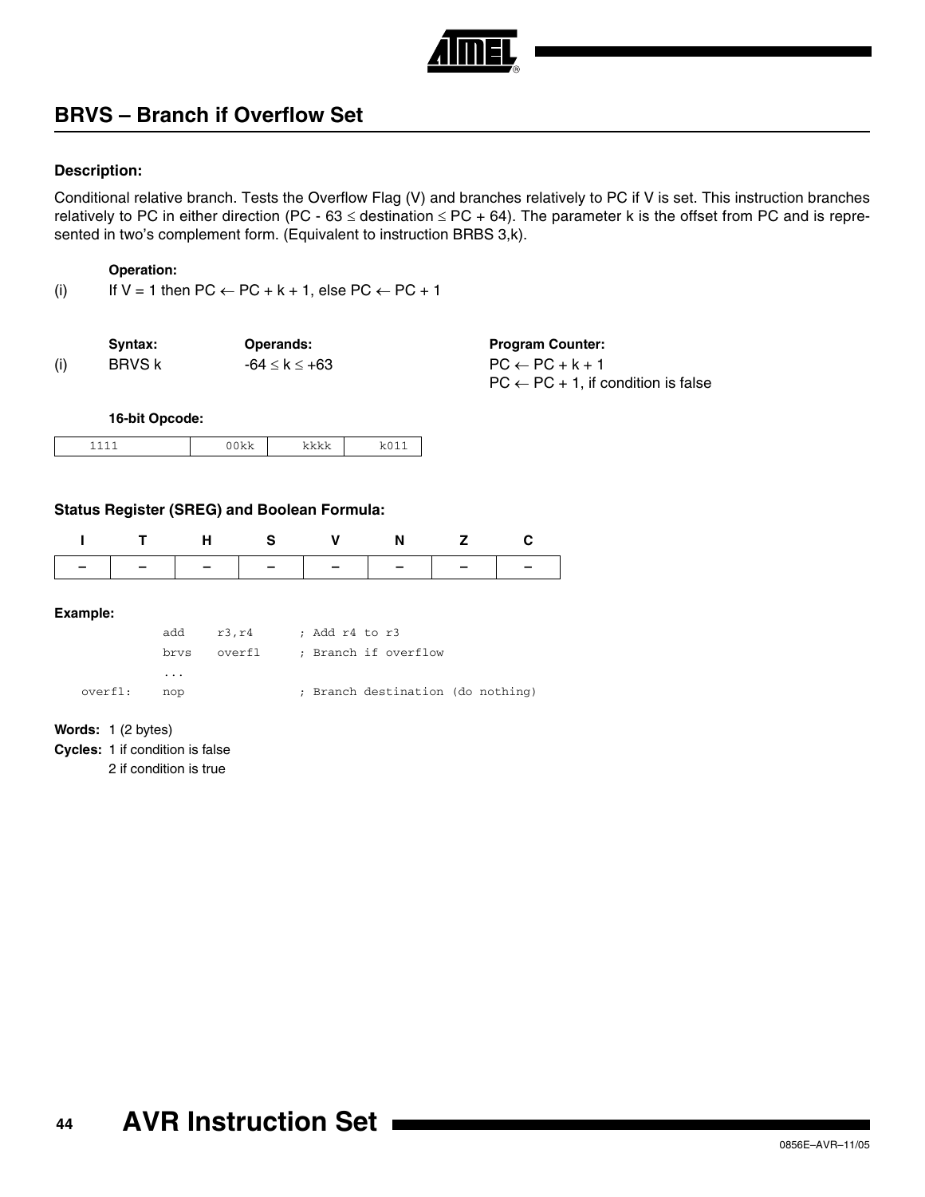## BRVS – Branch if Overflow Set

**Description:**

Conditional relative branch. Tests the Overflow Flag (V) and branches relatively to PC if V is set. This instruction branches relatively to PC in either direction (PC - 63 ≤ destination ≤ PC + 64). The parameter k is the offset from PC and is represented in two's complement form. (Equivalent to instruction BRBS 3,k).

**Operation:**

(i) If V = 1 then PC ← PC + k + 1, else PC ← PC + 1

| | Syntax: | Operands: | Program Counter: |
|---|---|---|---|
| (i) | BRVS k | -64 ≤ k ≤ +63 | PC ← PC + k + 1<br>PC ← PC + 1, if condition is false |

**16-bit Opcode:**

| 1111 | 00kk | kkkk | k011 |
|---|---|---|---|

**Status Register (SREG) and Boolean Formula:**

| I | T | H | S | V | N | Z | C |
|---|---|---|---|---|---|---|---|
| – | – | – | – | – | – | – | – |

**Example:**

```
         add   r3,r4     ; Add r4 to r3
         brvs  overfl    ; Branch if overflow
         ...
overfl:  nop             ; Branch destination (do nothing)
```

**Words:** 1 (2 bytes)

**Cycles:** 1 if condition is false
2 if condition is true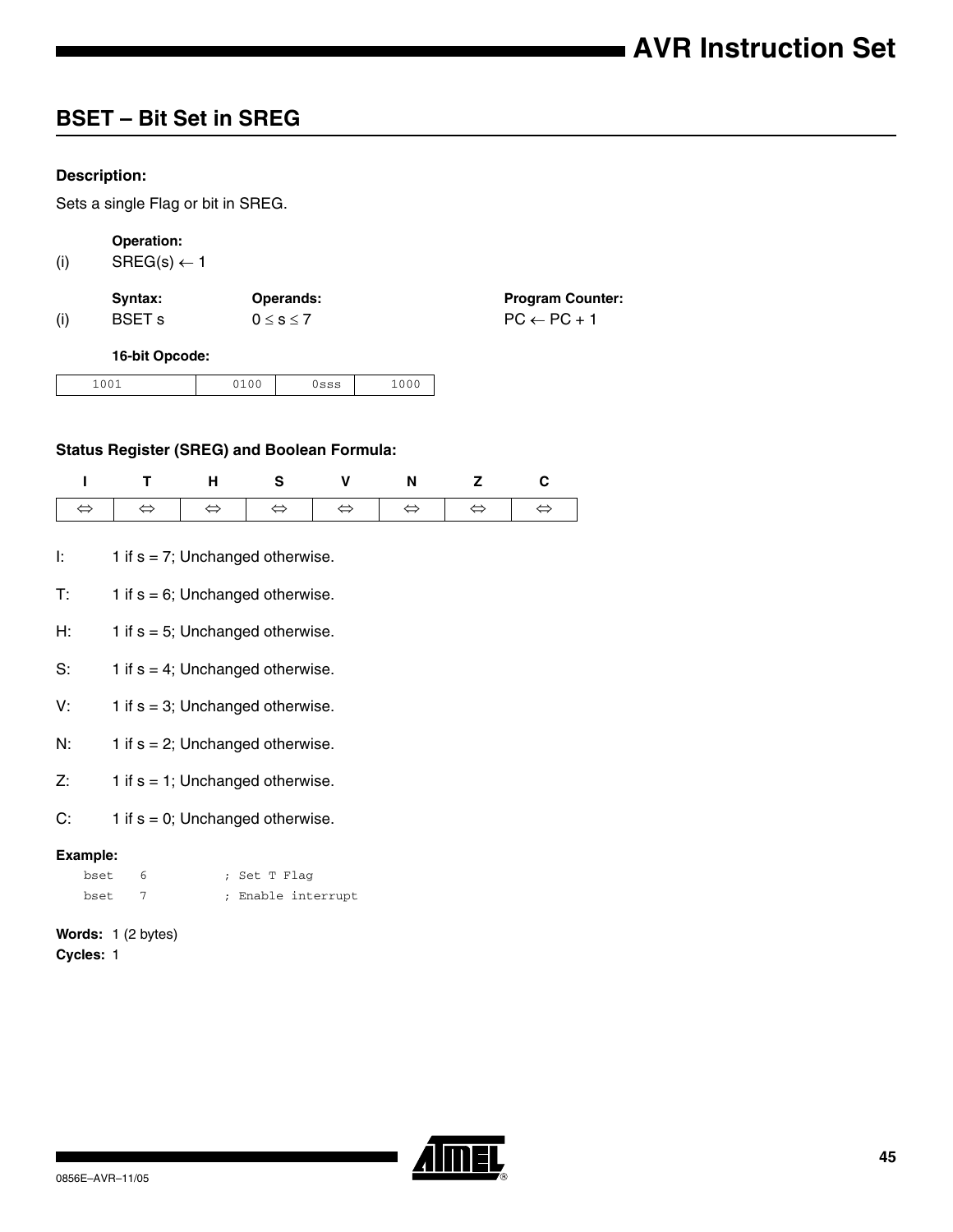## BSET – Bit Set in SREG

**Description:**

Sets a single Flag or bit in SREG.

**Operation:**

(i) SREG(s) ← 1

| | Syntax: | Operands: | Program Counter: |
|---|---|---|---|
| (i) | BSET s | $0 \leq s \leq 7$ | PC ← PC + 1 |

**16-bit Opcode:**

| 1001 | 0100 | 0sss | 1000 |
|---|---|---|---|

**Status Register (SREG) and Boolean Formula:**

| I | T | H | S | V | N | Z | C |
|---|---|---|---|---|---|---|---|
| ⇔ | ⇔ | ⇔ | ⇔ | ⇔ | ⇔ | ⇔ | ⇔ |

I: 1 if s = 7; Unchanged otherwise.

T: 1 if s = 6; Unchanged otherwise.

H: 1 if s = 5; Unchanged otherwise.

S: 1 if s = 4; Unchanged otherwise.

V: 1 if s = 3; Unchanged otherwise.

N: 1 if s = 2; Unchanged otherwise.

Z: 1 if s = 1; Unchanged otherwise.

C: 1 if s = 0; Unchanged otherwise.

**Example:**

```
bset    6           ; Set T Flag
bset    7           ; Enable interrupt
```

**Words:** 1 (2 bytes)

**Cycles:** 1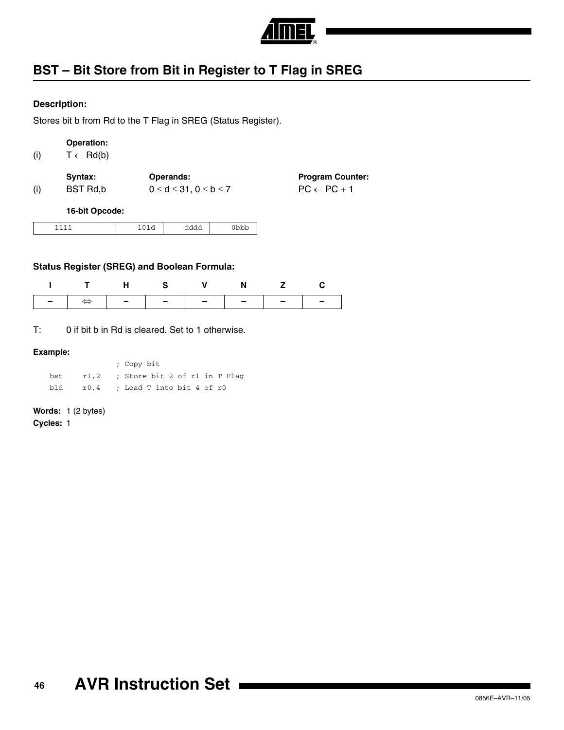## BST – Bit Store from Bit in Register to T Flag in SREG

**Description:**

Stores bit b from Rd to the T Flag in SREG (Status Register).

| | **Operation:** | | |
|---|---|---|---|
| (i) | T ← Rd(b) | | |
| | **Syntax:** | **Operands:** | **Program Counter:** |
| (i) | BST Rd,b | 0 ≤ d ≤ 31, 0 ≤ b ≤ 7 | PC ← PC + 1 |

**16-bit Opcode:**

| 1111 | 101d | dddd | 0bbb |
|---|---|---|---|

**Status Register (SREG) and Boolean Formula:**

| I | T | H | S | V | N | Z | C |
|---|---|---|---|---|---|---|---|
| – | ⇔ | – | – | – | – | – | – |

T: 0 if bit b in Rd is cleared. Set to 1 otherwise.

**Example:**

```
            ; Copy bit
bst   r1,2  ; Store bit 2 of r1 in T Flag
bld   r0,4  ; Load T into bit 4 of r0
```

**Words:** 1 (2 bytes)

**Cycles:** 1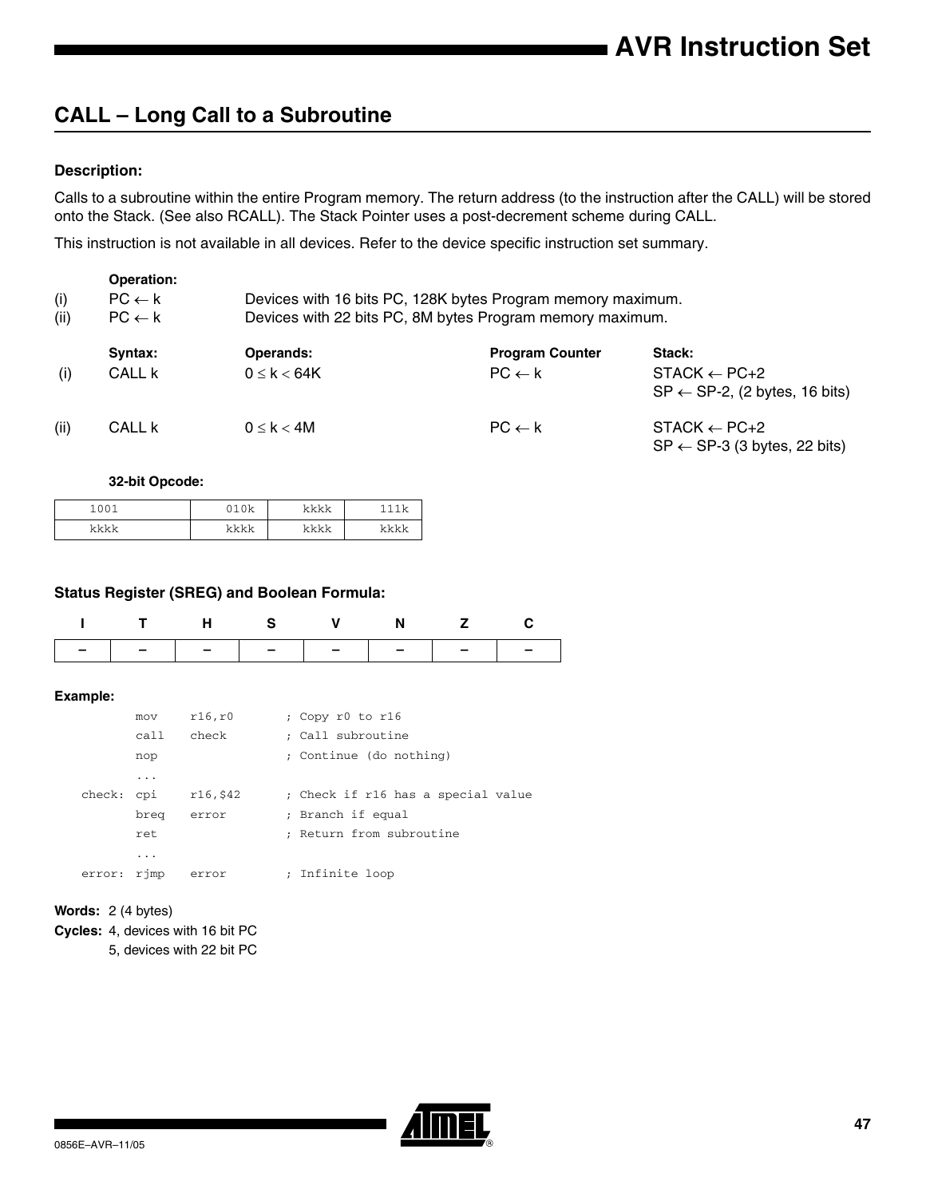## CALL – Long Call to a Subroutine

**Description:**

Calls to a subroutine within the entire Program memory. The return address (to the instruction after the CALL) will be stored onto the Stack. (See also RCALL). The Stack Pointer uses a post-decrement scheme during CALL.

This instruction is not available in all devices. Refer to the device specific instruction set summary.

| | **Operation:** | |
|---|---|---|
| (i) | PC ← k | Devices with 16 bits PC, 128K bytes Program memory maximum. |
| (ii) | PC ← k | Devices with 22 bits PC, 8M bytes Program memory maximum. |

| | **Syntax:** | **Operands:** | **Program Counter** | **Stack:** |
|---|---|---|---|---|
| (i) | CALL k | 0 ≤ k < 64K | PC ← k | STACK ← PC+2<br>SP ← SP-2, (2 bytes, 16 bits) |
| (ii) | CALL k | 0 ≤ k < 4M | PC ← k | STACK ← PC+2<br>SP ← SP-3 (3 bytes, 22 bits) |

**32-bit Opcode:**

| | | | |
|---|---|---|---|
| 1001 | 010k | kkkk | 111k |
| kkkk | kkkk | kkkk | kkkk |

**Status Register (SREG) and Boolean Formula:**

| I | T | H | S | V | N | Z | C |
|---|---|---|---|---|---|---|---|
| – | – | – | – | – | – | – | – |

**Example:**

```
        mov     r16,r0      ; Copy r0 to r16
        call    check       ; Call subroutine
        nop                 ; Continue (do nothing)
        ...
check:  cpi     r16,$42     ; Check if r16 has a special value
        breq    error       ; Branch if equal
        ret                 ; Return from subroutine
        ...
error:  rjmp    error       ; Infinite loop
```

**Words:** 2 (4 bytes)

**Cycles:** 4, devices with 16 bit PC
5, devices with 22 bit PC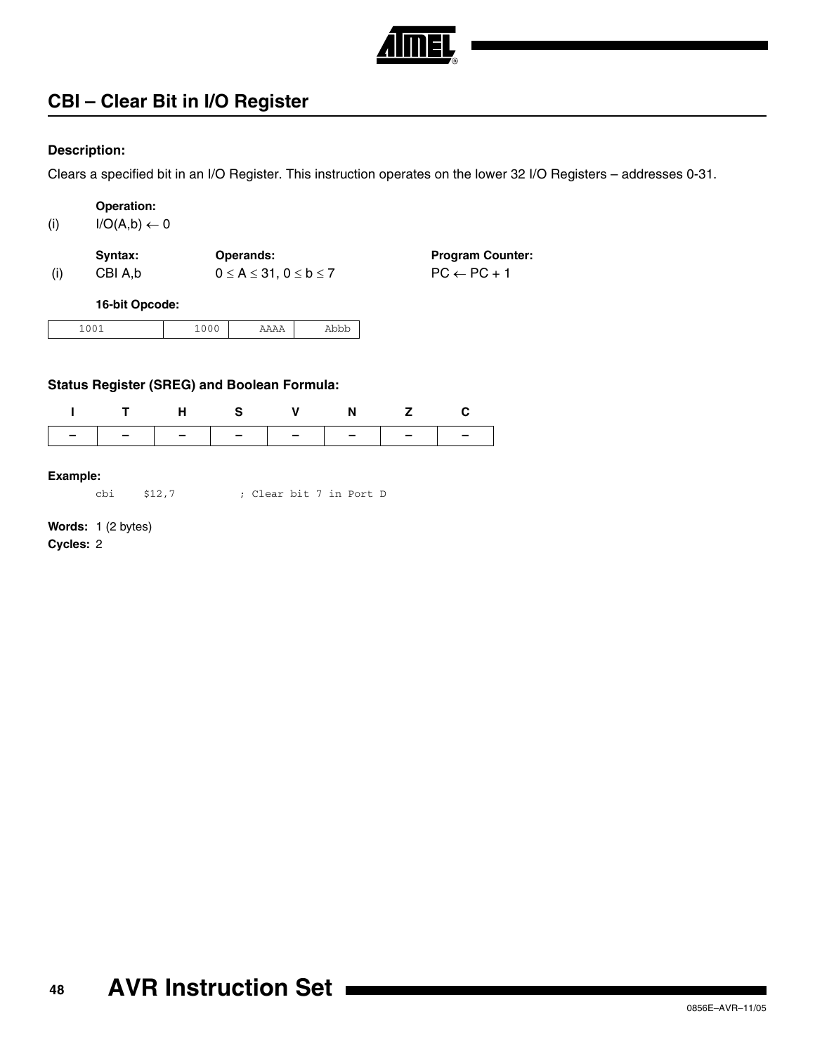## CBI – Clear Bit in I/O Register

### Description:

Clears a specified bit in an I/O Register. This instruction operates on the lower 32 I/O Registers – addresses 0-31.

| | Operation: |
|---|---|
| (i) | I/O(A,b) ← 0 |

| | Syntax: | Operands: | Program Counter: |
|---|---|---|---|
| (i) | CBI A,b | $0 \leq A \leq 31$, $0 \leq b \leq 7$ | PC ← PC + 1 |

**16-bit Opcode:**

| 1001 | 1000 | AAAA | Abbb |
|---|---|---|---|

### Status Register (SREG) and Boolean Formula:

| I | T | H | S | V | N | Z | C |
|---|---|---|---|---|---|---|---|
| – | – | – | – | – | – | – | – |

**Example:**

```
cbi     $12,7          ; Clear bit 7 in Port D
```

**Words:** 1 (2 bytes)

**Cycles:** 2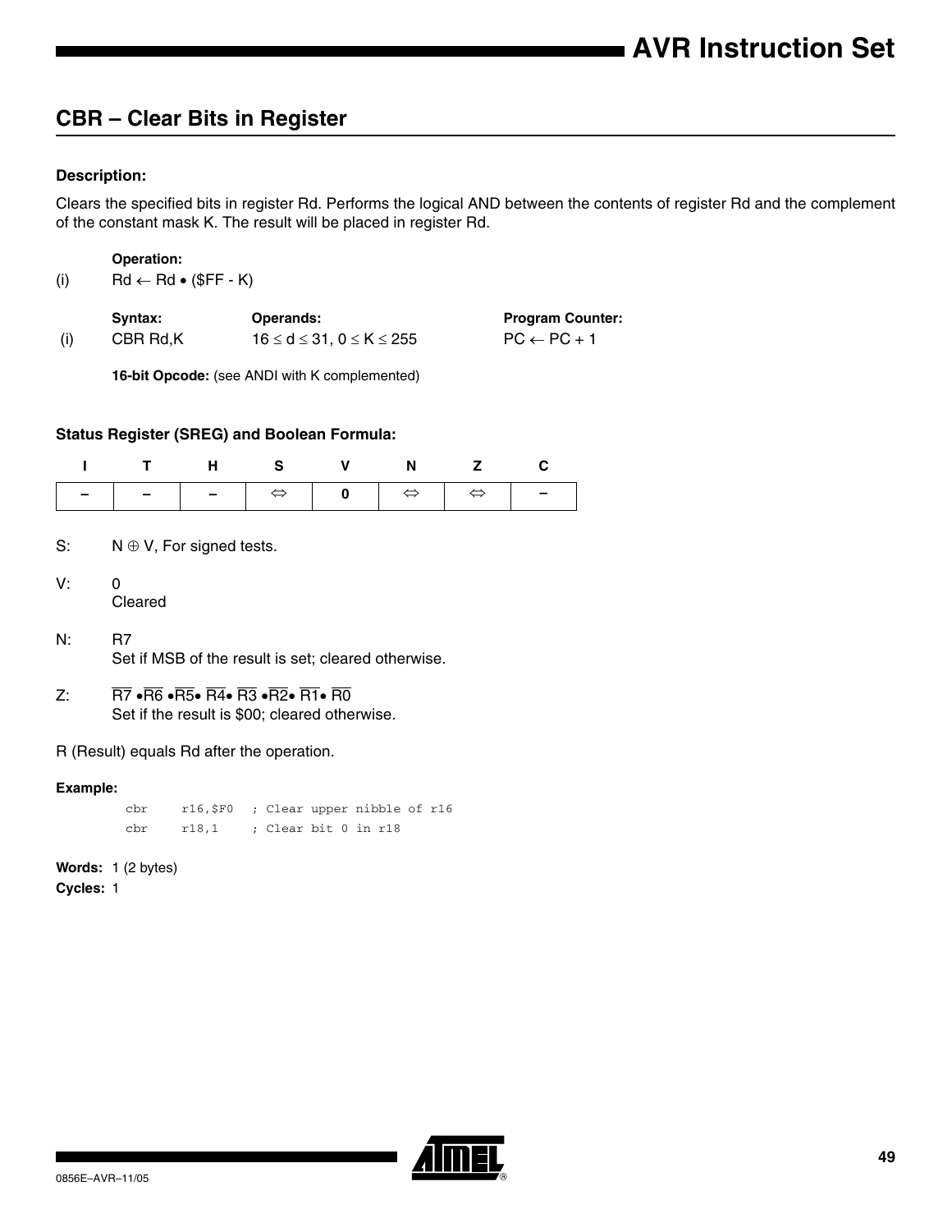## CBR – Clear Bits in Register

### Description:

Clears the specified bits in register Rd. Performs the logical AND between the contents of register Rd and the complement of the constant mask K. The result will be placed in register Rd.

**Operation:**

(i) $Rd \leftarrow Rd \bullet (\$FF - K)$

| | Syntax: | Operands: | Program Counter: |
|---|---|---|---|
| (i) | CBR Rd,K | $16 \leq d \leq 31$, $0 \leq K \leq 255$ | $PC \leftarrow PC + 1$ |

**16-bit Opcode:** (see ANDI with K complemented)

### Status Register (SREG) and Boolean Formula:

| I | T | H | S | V | N | Z | C |
|---|---|---|---|---|---|---|---|
| – | – | – | ⇔ | 0 | ⇔ | ⇔ | – |

S: $N \oplus V$, For signed tests.

V: 0
Cleared

N: R7
Set if MSB of the result is set; cleared otherwise.

Z: $\overline{R7} \bullet \overline{R6} \bullet \overline{R5} \bullet \overline{R4} \bullet \overline{R3} \bullet \overline{R2} \bullet \overline{R1} \bullet \overline{R0}$
Set if the result is \$00; cleared otherwise.

R (Result) equals Rd after the operation.

**Example:**

```
cbr    r16,$F0   ; Clear upper nibble of r16
cbr    r18,1     ; Clear bit 0 in r18
```

**Words:** 1 (2 bytes)

**Cycles:** 1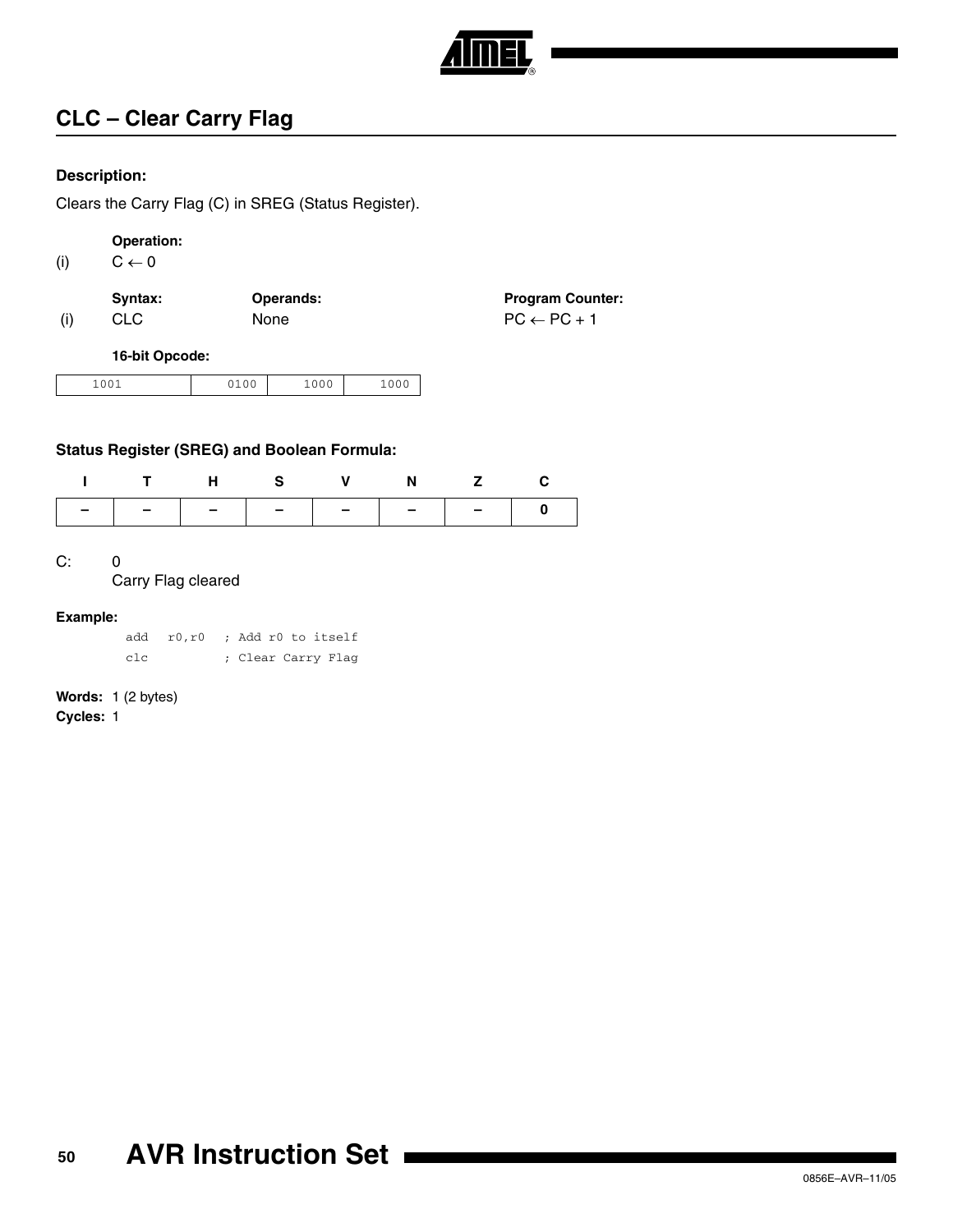## CLC – Clear Carry Flag

**Description:**

Clears the Carry Flag (C) in SREG (Status Register).

| | **Operation:** | | |
|---|---|---|---|
| (i) | $C \leftarrow 0$ | | |
| | **Syntax:** | **Operands:** | **Program Counter:** |
| (i) | CLC | None | $PC \leftarrow PC + 1$ |

**16-bit Opcode:**

| 1001 | 0100 | 1000 | 1000 |
|---|---|---|---|

**Status Register (SREG) and Boolean Formula:**

| I | T | H | S | V | N | Z | C |
|---|---|---|---|---|---|---|---|
| – | – | – | – | – | – | – | 0 |

C: 0
Carry Flag cleared

**Example:**

```
add  r0,r0   ; Add r0 to itself
clc          ; Clear Carry Flag
```

**Words:** 1 (2 bytes)
**Cycles:** 1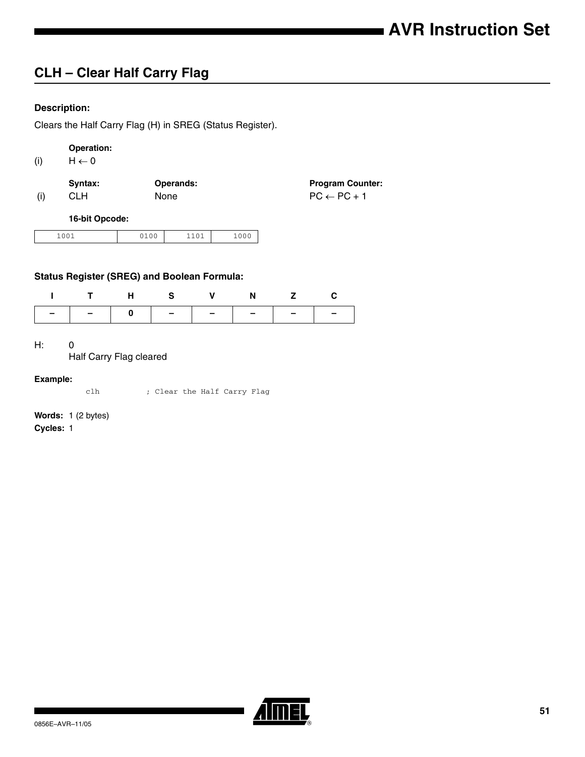## CLH – Clear Half Carry Flag

**Description:**

Clears the Half Carry Flag (H) in SREG (Status Register).

**Operation:**

(i) $H \leftarrow 0$

| | Syntax: | Operands: | Program Counter: |
|---|---|---|---|
| (i) | CLH | None | $PC \leftarrow PC + 1$ |

**16-bit Opcode:**

| 1001 | 0100 | 1101 | 1000 |
|---|---|---|---|

**Status Register (SREG) and Boolean Formula:**

| I | T | H | S | V | N | Z | C |
|---|---|---|---|---|---|---|---|
| – | – | 0 | – | – | – | – | – |

H: 0
Half Carry Flag cleared

**Example:**

```
clh         ; Clear the Half Carry Flag
```

**Words:** 1 (2 bytes)
**Cycles:** 1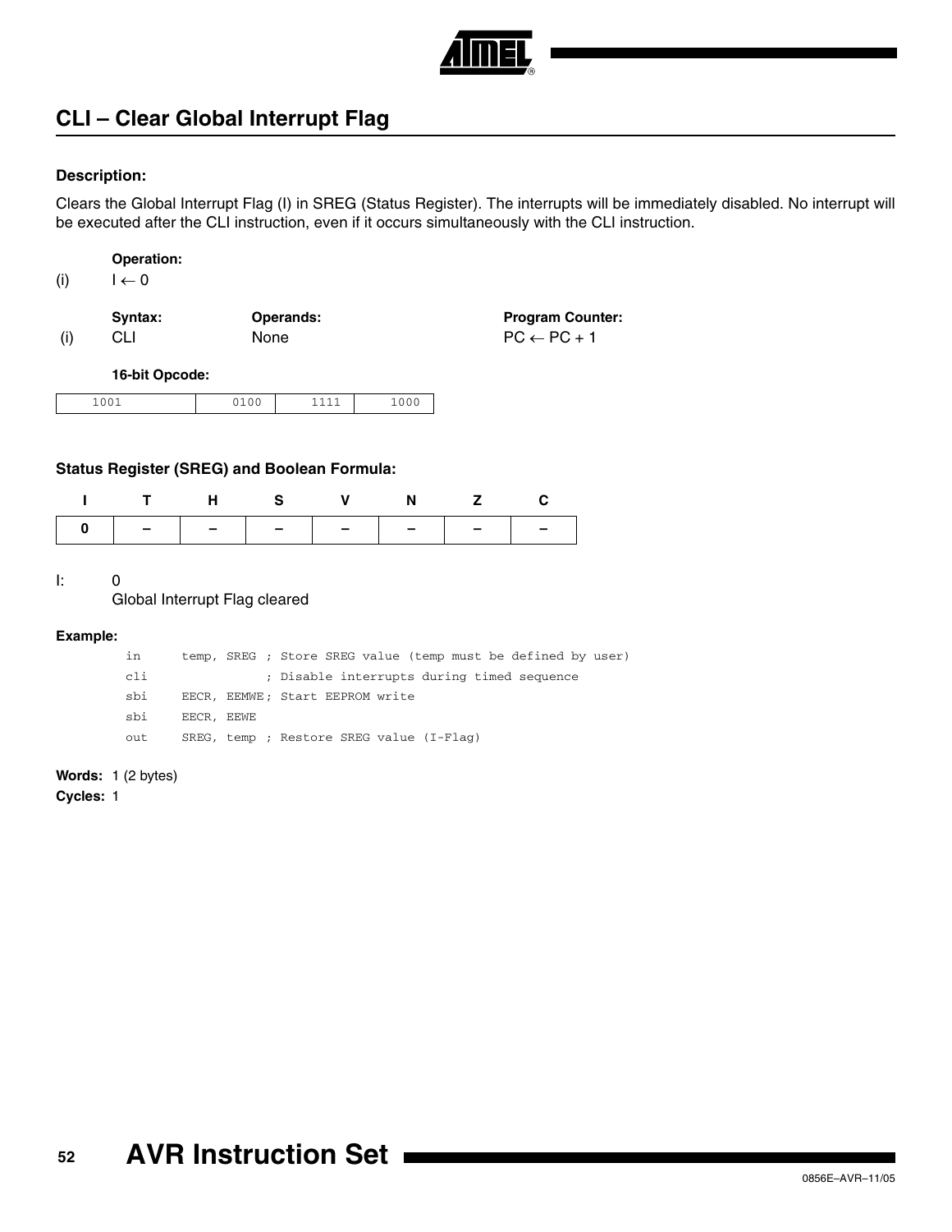## CLI – Clear Global Interrupt Flag

### Description:

Clears the Global Interrupt Flag (I) in SREG (Status Register). The interrupts will be immediately disabled. No interrupt will be executed after the CLI instruction, even if it occurs simultaneously with the CLI instruction.

**Operation:**

(i) $I \leftarrow 0$

| | Syntax: | Operands: | Program Counter: |
|---|---|---|---|
| (i) | CLI | None | $PC \leftarrow PC + 1$ |

**16-bit Opcode:**

| 1001 | 0100 | 1111 | 1000 |
|---|---|---|---|

### Status Register (SREG) and Boolean Formula:

| I | T | H | S | V | N | Z | C |
|---|---|---|---|---|---|---|---|
| 0 | – | – | – | – | – | – | – |

I: 0
Global Interrupt Flag cleared

**Example:**

```
in      temp, SREG ; Store SREG value (temp must be defined by user)
cli                ; Disable interrupts during timed sequence
sbi     EECR, EEMWE; Start EEPROM write
sbi     EECR, EEWE
out     SREG, temp ; Restore SREG value (I-Flag)
```

**Words:** 1 (2 bytes)

**Cycles:** 1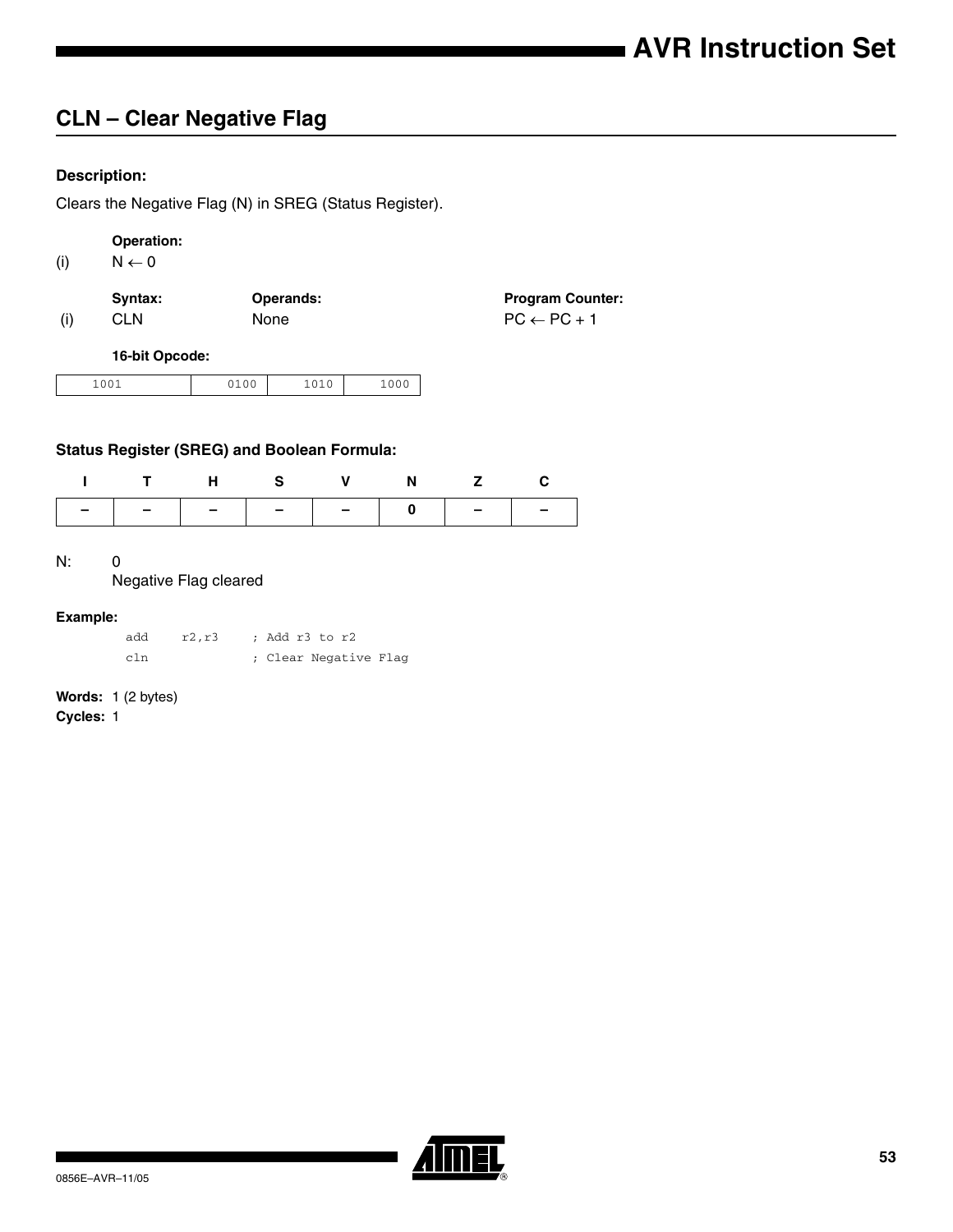## CLN – Clear Negative Flag

#### Description:

Clears the Negative Flag (N) in SREG (Status Register).

**Operation:**

(i) $N \leftarrow 0$

| | Syntax: | Operands: | Program Counter: |
|---|---|---|---|
| (i) | CLN | None | $PC \leftarrow PC + 1$ |

**16-bit Opcode:**

| 1001 | 0100 | 1010 | 1000 |
|---|---|---|---|

#### Status Register (SREG) and Boolean Formula:

| I | T | H | S | V | N | Z | C |
|---|---|---|---|---|---|---|---|
| – | – | – | – | – | 0 | – | – |

N: 0
Negative Flag cleared

#### Example:

```
add    r2,r3    ; Add r3 to r2
cln             ; Clear Negative Flag
```

**Words:** 1 (2 bytes)
**Cycles:** 1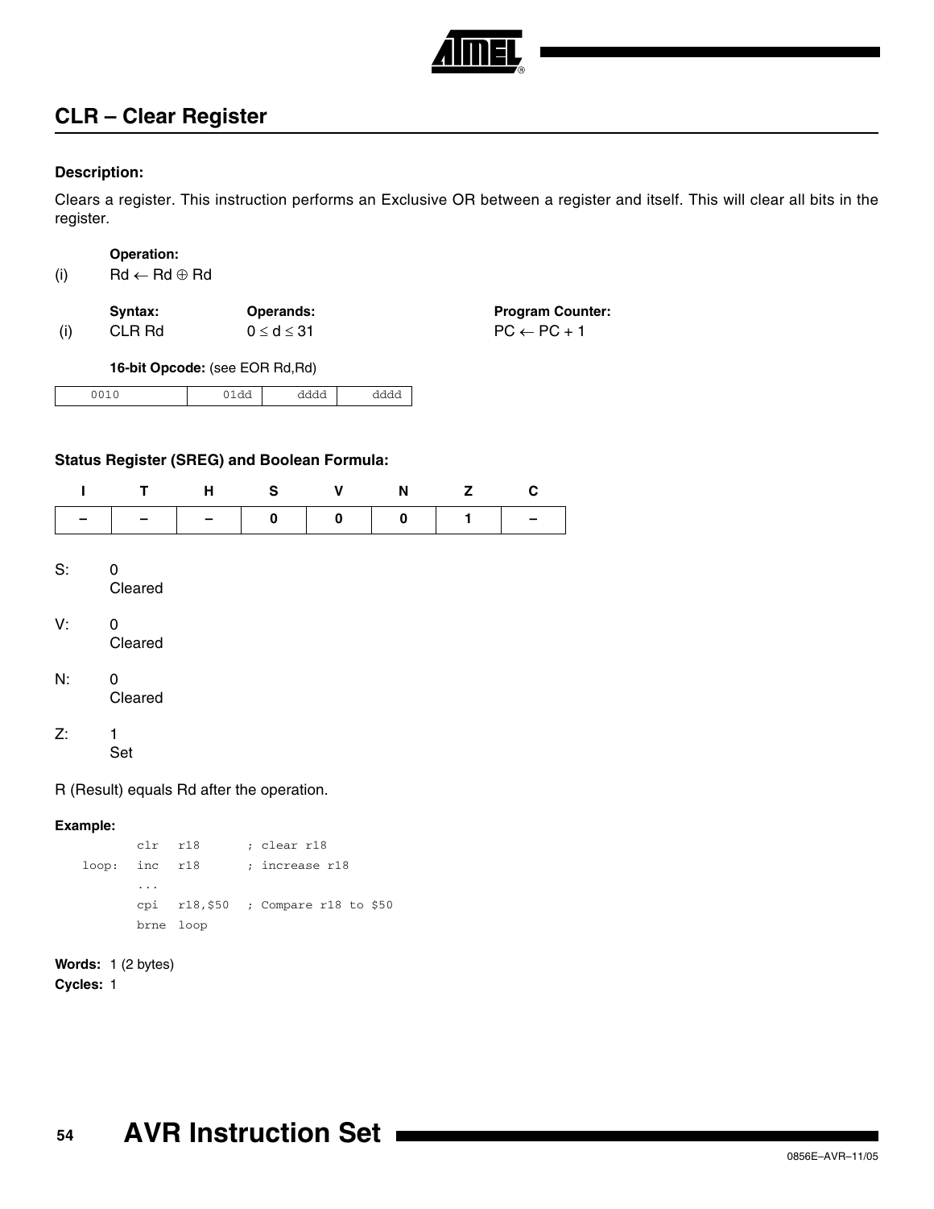## CLR – Clear Register

**Description:**

Clears a register. This instruction performs an Exclusive OR between a register and itself. This will clear all bits in the register.

**Operation:**

(i) $Rd \leftarrow Rd \oplus Rd$

| | Syntax: | Operands: | Program Counter: |
|---|---|---|---|
| (i) | CLR Rd | $0 \leq d \leq 31$ | $PC \leftarrow PC + 1$ |

**16-bit Opcode:** (see EOR Rd,Rd)

| 0010 | 01dd | dddd | dddd |
|---|---|---|---|

**Status Register (SREG) and Boolean Formula:**

| I | T | H | S | V | N | Z | C |
|---|---|---|---|---|---|---|---|
| – | – | – | 0 | 0 | 0 | 1 | – |

S: 0
Cleared

V: 0
Cleared

N: 0
Cleared

Z: 1
Set

R (Result) equals Rd after the operation.

**Example:**

```
        clr   r18       ; clear r18
loop:   inc   r18       ; increase r18
        ...
        cpi   r18,$50   ; Compare r18 to $50
        brne  loop
```

**Words:** 1 (2 bytes)

**Cycles:** 1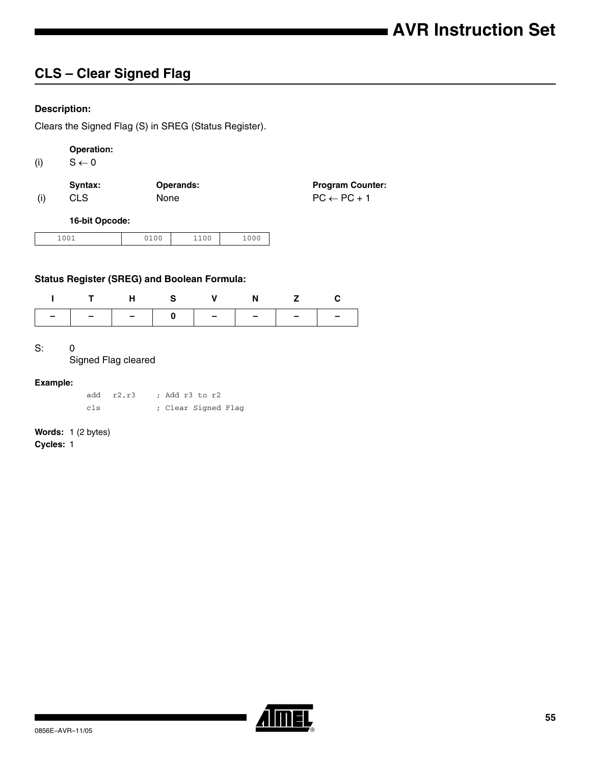## CLS – Clear Signed Flag

#### Description:

Clears the Signed Flag (S) in SREG (Status Register).

|  | Operation: |
|---|---|
| (i) | $S \leftarrow 0$ |

|  | Syntax: | Operands: | Program Counter: |
|---|---|---|---|
| (i) | CLS | None | $PC \leftarrow PC + 1$ |

**16-bit Opcode:**

| 1001 | 0100 | 1100 | 1000 |
|---|---|---|---|

#### Status Register (SREG) and Boolean Formula:

| I | T | H | S | V | N | Z | C |
|---|---|---|---|---|---|---|---|
| – | – | – | 0 | – | – | – | – |

S: 0
Signed Flag cleared

#### Example:

```
add   r2,r3     ; Add r3 to r2
cls             ; Clear Signed Flag
```

**Words:** 1 (2 bytes)
**Cycles:** 1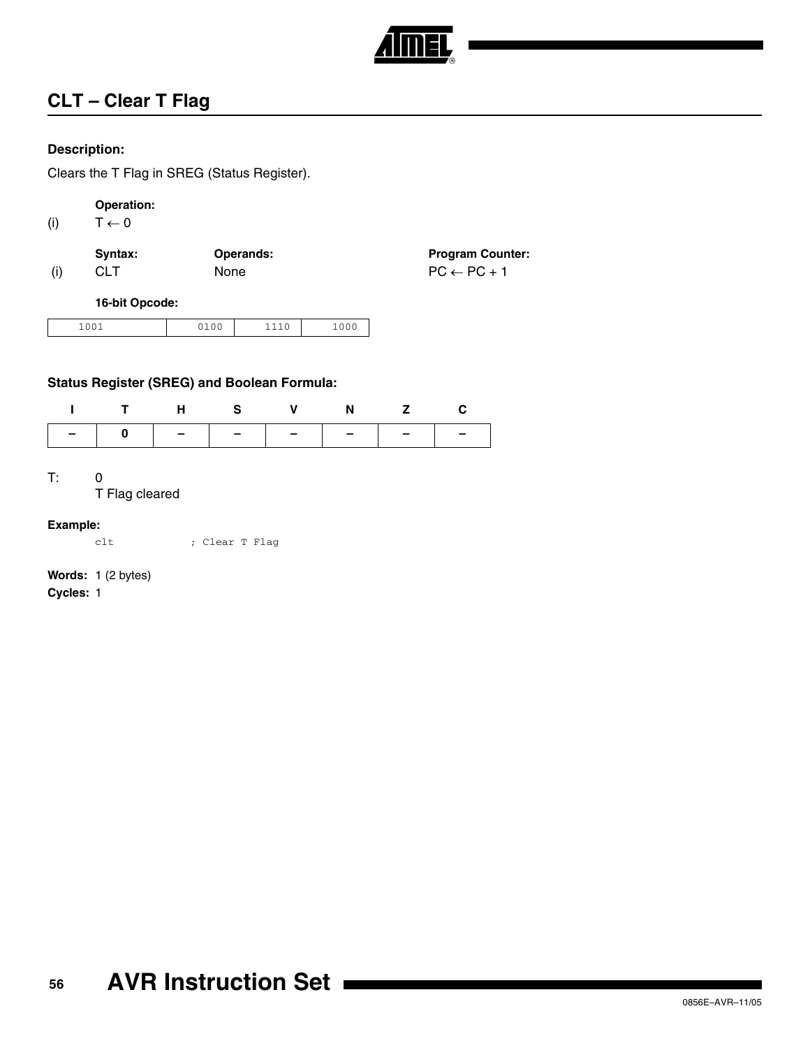## CLT – Clear T Flag

**Description:**

Clears the T Flag in SREG (Status Register).

**Operation:**

(i) $T \leftarrow 0$

| | Syntax: | Operands: | Program Counter: |
|---|---|---|---|
| (i) | CLT | None | $PC \leftarrow PC + 1$ |

**16-bit Opcode:**

| 1001 | 0100 | 1110 | 1000 |
|---|---|---|---|

**Status Register (SREG) and Boolean Formula:**

| I | T | H | S | V | N | Z | C |
|---|---|---|---|---|---|---|---|
| – | 0 | – | – | – | – | – | – |

T: 0
T Flag cleared

**Example:**

```
clt            ; Clear T Flag
```

**Words:** 1 (2 bytes)

**Cycles:** 1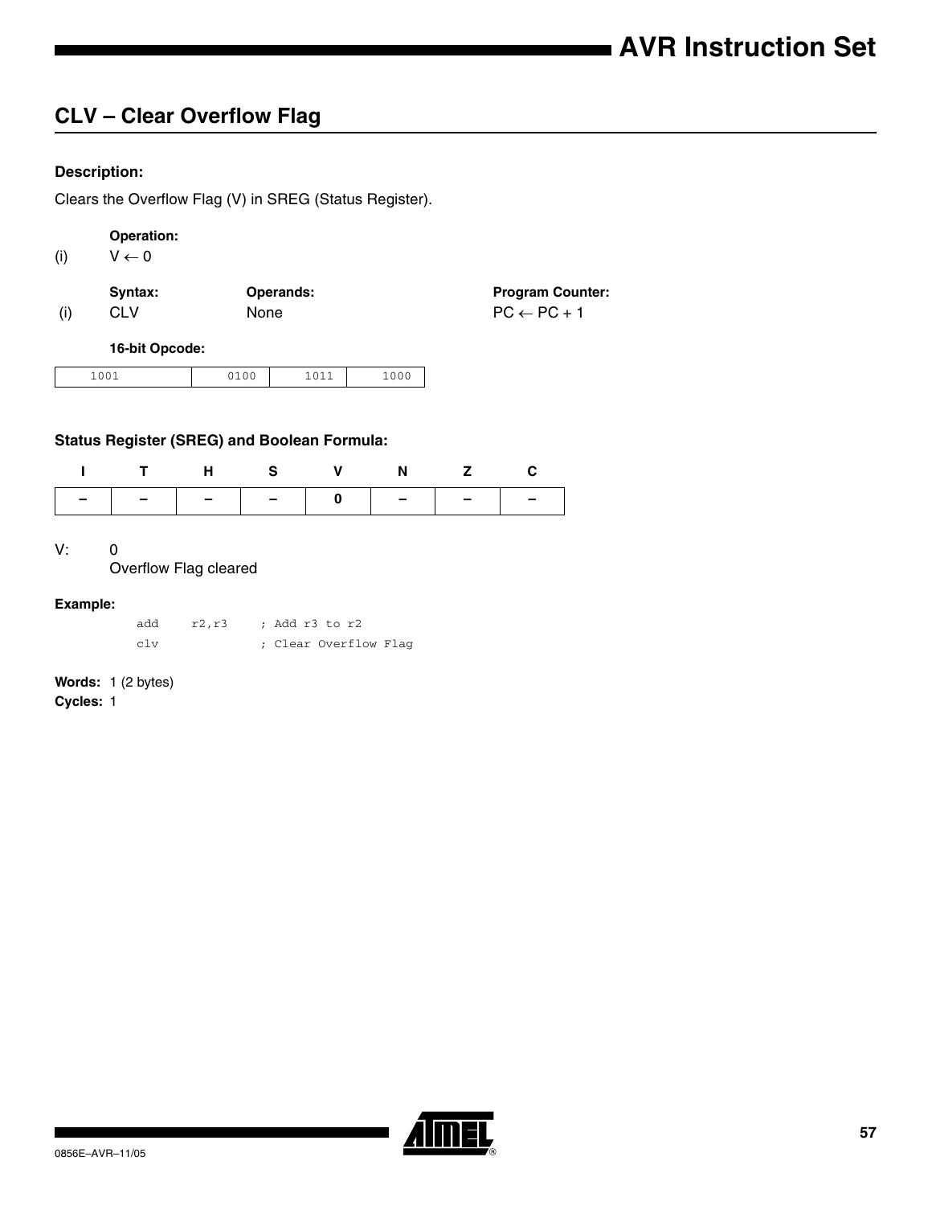## CLV – Clear Overflow Flag

**Description:**

Clears the Overflow Flag (V) in SREG (Status Register).

**Operation:**

(i) $V \leftarrow 0$

| | Syntax: | Operands: | Program Counter: |
|---|---|---|---|
| (i) | CLV | None | $PC \leftarrow PC + 1$ |

**16-bit Opcode:**

| 1001 | 0100 | 1011 | 1000 |
|---|---|---|---|

**Status Register (SREG) and Boolean Formula:**

| I | T | H | S | V | N | Z | C |
|---|---|---|---|---|---|---|---|
| – | – | – | – | 0 | – | – | – |

V: 0
Overflow Flag cleared

**Example:**

```
add   r2,r3   ; Add r3 to r2
clv           ; Clear Overflow Flag
```

**Words:** 1 (2 bytes)
**Cycles:** 1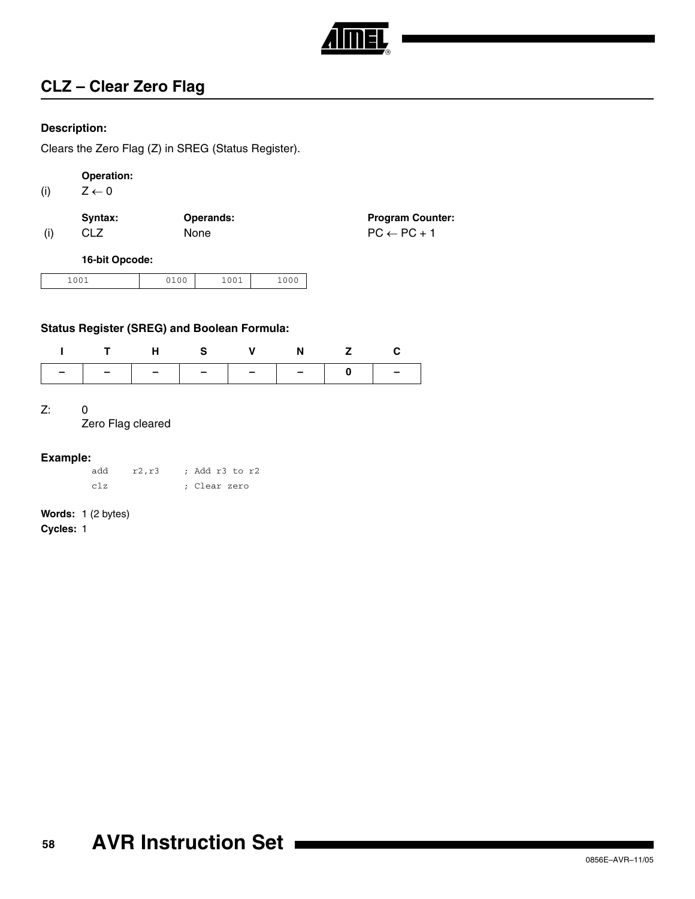## CLZ – Clear Zero Flag

### Description:

Clears the Zero Flag (Z) in SREG (Status Register).

**Operation:**

(i) $Z \leftarrow 0$

| | Syntax: | Operands: | Program Counter: |
|---|---|---|---|
| (i) | CLZ | None | $PC \leftarrow PC + 1$ |

**16-bit Opcode:**

| 1001 | 0100 | 1001 | 1000 |
|---|---|---|---|

### Status Register (SREG) and Boolean Formula:

| I | T | H | S | V | N | Z | C |
|---|---|---|---|---|---|---|---|
| – | – | – | – | – | – | 0 | – |

Z: 0
Zero Flag cleared

### Example:

```
add   r2,r3    ; Add r3 to r2
clz            ; Clear zero
```

**Words:** 1 (2 bytes)
**Cycles:** 1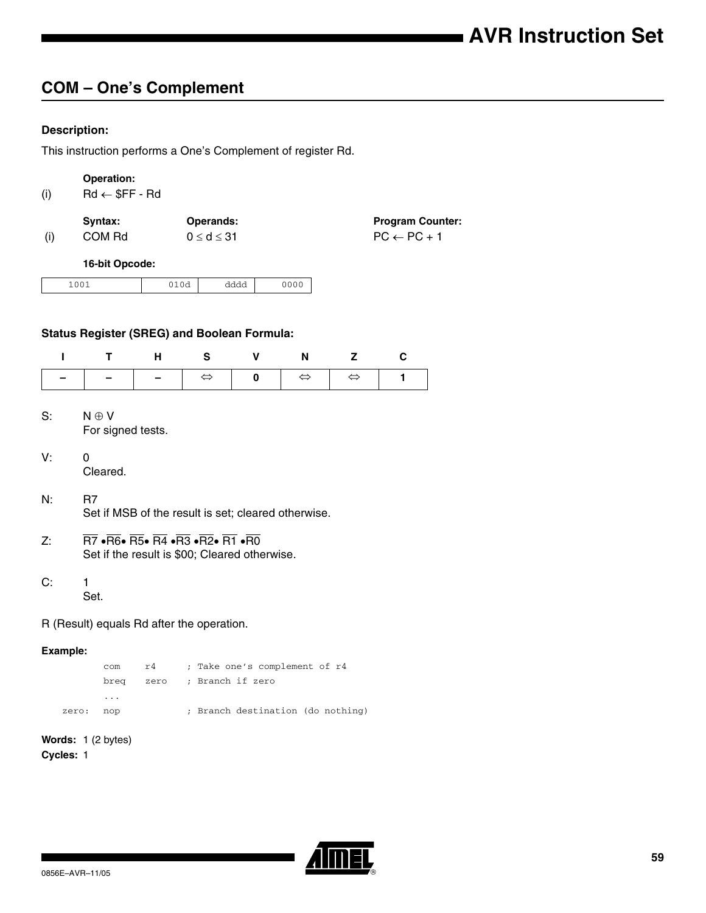## COM – One’s Complement

### Description:

This instruction performs a One’s Complement of register Rd.

**Operation:**

(i) Rd ← \$FF - Rd

| | Syntax: | Operands: | Program Counter: |
|---|---|---|---|
| (i) | COM Rd | $0 \leq d \leq 31$ | PC ← PC + 1 |

**16-bit Opcode:**

| 1001 | 010d | dddd | 0000 |
|---|---|---|---|

### Status Register (SREG) and Boolean Formula:

| I | T | H | S | V | N | Z | C |
|---|---|---|---|---|---|---|---|
| – | – | – | ⇔ | 0 | ⇔ | ⇔ | 1 |

S: $N \oplus V$
For signed tests.

V: 0
Cleared.

N: R7
Set if MSB of the result is set; cleared otherwise.

Z: $\overline{R7} \bullet \overline{R6} \bullet \overline{R5} \bullet \overline{R4} \bullet \overline{R3} \bullet \overline{R2} \bullet \overline{R1} \bullet \overline{R0}$
Set if the result is \$00; Cleared otherwise.

C: 1
Set.

R (Result) equals Rd after the operation.

**Example:**

```
        com   r4     ; Take one’s complement of r4
        breq  zero   ; Branch if zero
        ...
zero:   nop          ; Branch destination (do nothing)
```

**Words:** 1 (2 bytes)

**Cycles:** 1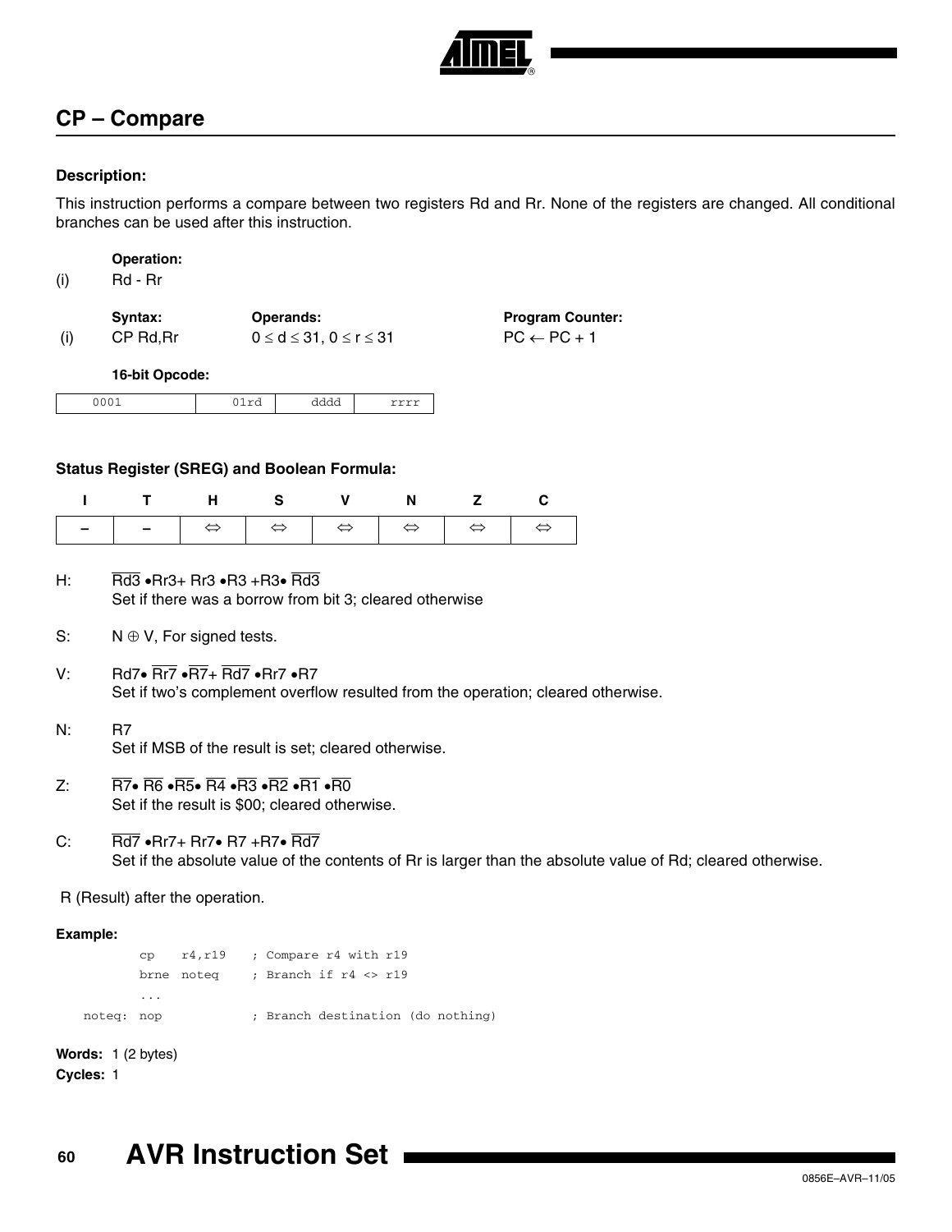## CP – Compare

### Description:

This instruction performs a compare between two registers Rd and Rr. None of the registers are changed. All conditional branches can be used after this instruction.

**Operation:**

(i) Rd - Rr

| | Syntax: | Operands: | Program Counter: |
|---|---|---|---|
| (i) | CP Rd,Rr | $0 \le d \le 31$, $0 \le r \le 31$ | $PC \leftarrow PC + 1$ |

**16-bit Opcode:**

| 0001 | 01rd | dddd | rrrr |
|---|---|---|---|

### Status Register (SREG) and Boolean Formula:

| I | T | H | S | V | N | Z | C |
|---|---|---|---|---|---|---|---|
| – | – | ⇔ | ⇔ | ⇔ | ⇔ | ⇔ | ⇔ |

H: $\overline{Rd3} \bullet Rr3 + Rr3 \bullet R3 + R3 \bullet \overline{Rd3}$
Set if there was a borrow from bit 3; cleared otherwise

S: $N \oplus V$, For signed tests.

V: $Rd7 \bullet \overline{Rr7} \bullet \overline{R7} + \overline{Rd7} \bullet Rr7 \bullet R7$
Set if two's complement overflow resulted from the operation; cleared otherwise.

N: $R7$
Set if MSB of the result is set; cleared otherwise.

Z: $\overline{R7} \bullet \overline{R6} \bullet \overline{R5} \bullet \overline{R4} \bullet \overline{R3} \bullet \overline{R2} \bullet \overline{R1} \bullet \overline{R0}$
Set if the result is \$00; cleared otherwise.

C: $\overline{Rd7} \bullet Rr7 + Rr7 \bullet R7 + R7 \bullet \overline{Rd7}$
Set if the absolute value of the contents of Rr is larger than the absolute value of Rd; cleared otherwise.

R (Result) after the operation.

**Example:**

```
        cp    r4,r19    ; Compare r4 with r19
        brne  noteq     ; Branch if r4 <> r19
        ...
noteq:  nop             ; Branch destination (do nothing)
```

**Words:** 1 (2 bytes)

**Cycles:** 1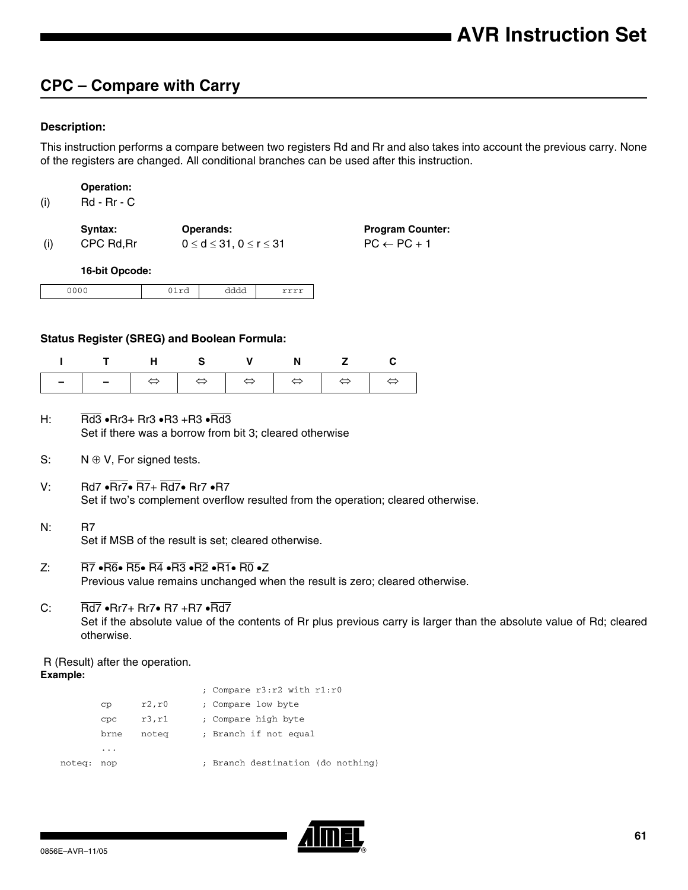## CPC – Compare with Carry

### Description:

This instruction performs a compare between two registers Rd and Rr and also takes into account the previous carry. None of the registers are changed. All conditional branches can be used after this instruction.

**Operation:**

(i) Rd - Rr - C

| | Syntax: | Operands: | Program Counter: |
|---|---|---|---|
| (i) | CPC Rd,Rr | $0 \le d \le 31, 0 \le r \le 31$ | $PC \leftarrow PC + 1$ |

**16-bit Opcode:**

| 0000 | 01rd | dddd | rrrr |
|---|---|---|---|

### Status Register (SREG) and Boolean Formula:

| I | T | H | S | V | N | Z | C |
|---|---|---|---|---|---|---|---|
| – | – | ⇔ | ⇔ | ⇔ | ⇔ | ⇔ | ⇔ |

H: $\overline{Rd3} \bullet Rr3 + Rr3 \bullet R3 + R3 \bullet \overline{Rd3}$
Set if there was a borrow from bit 3; cleared otherwise

S: $N \oplus V$, For signed tests.

V: $Rd7 \bullet \overline{Rr7} \bullet \overline{R7} + \overline{Rd7} \bullet Rr7 \bullet R7$
Set if two's complement overflow resulted from the operation; cleared otherwise.

N: R7
Set if MSB of the result is set; cleared otherwise.

Z: $\overline{R7} \bullet \overline{R6} \bullet \overline{R5} \bullet \overline{R4} \bullet \overline{R3} \bullet \overline{R2} \bullet \overline{R1} \bullet \overline{R0} \bullet Z$
Previous value remains unchanged when the result is zero; cleared otherwise.

C: $\overline{Rd7} \bullet Rr7 + Rr7 \bullet R7 + R7 \bullet \overline{Rd7}$
Set if the absolute value of the contents of Rr plus previous carry is larger than the absolute value of Rd; cleared otherwise.

R (Result) after the operation.

**Example:**

```
                        ; Compare r3:r2 with r1:r0
        cp      r2,r0   ; Compare low byte
        cpc     r3,r1   ; Compare high byte
        brne    noteq   ; Branch if not equal
        ...
noteq:  nop             ; Branch destination (do nothing)
```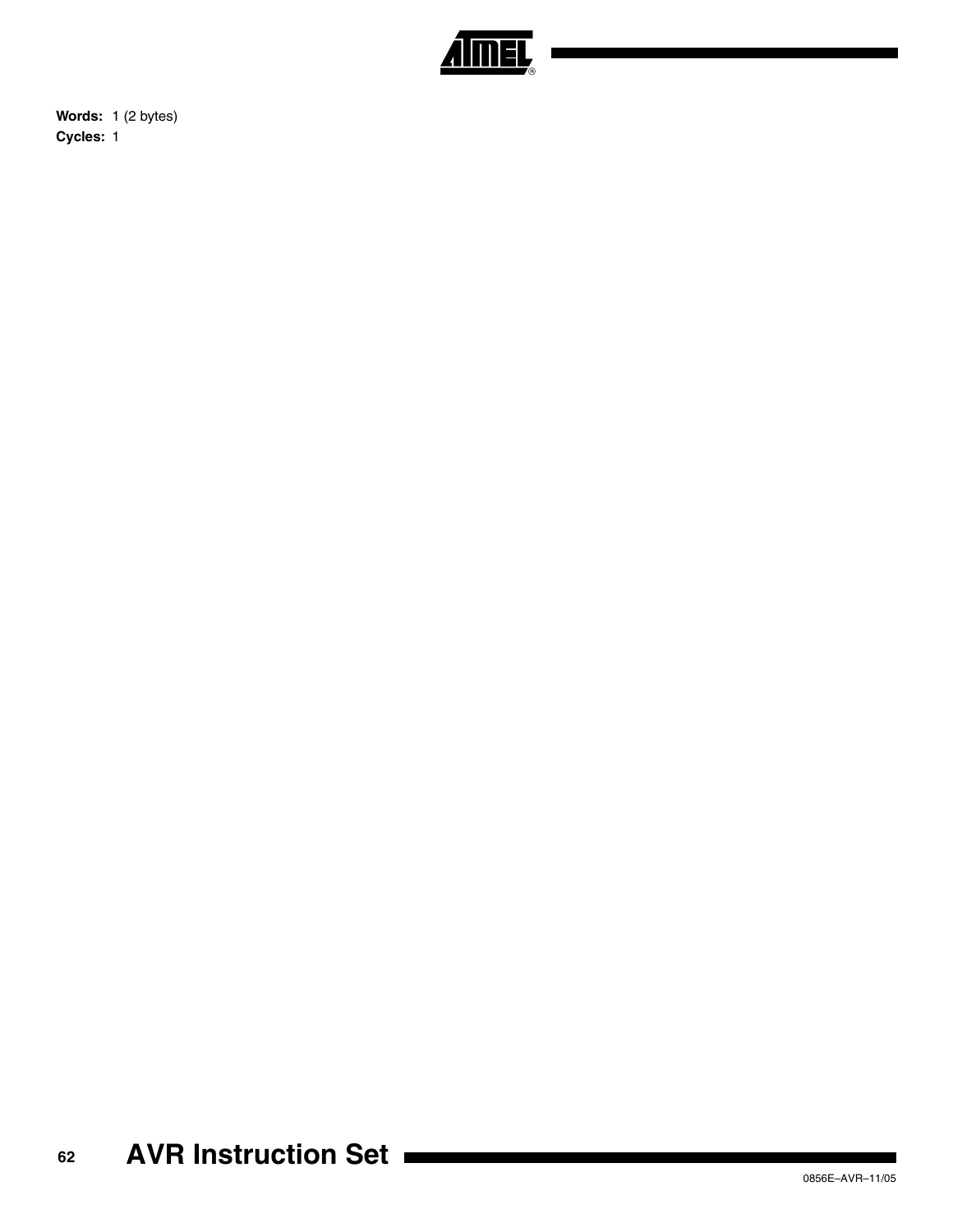**Words:** 1 (2 bytes)

**Cycles:** 1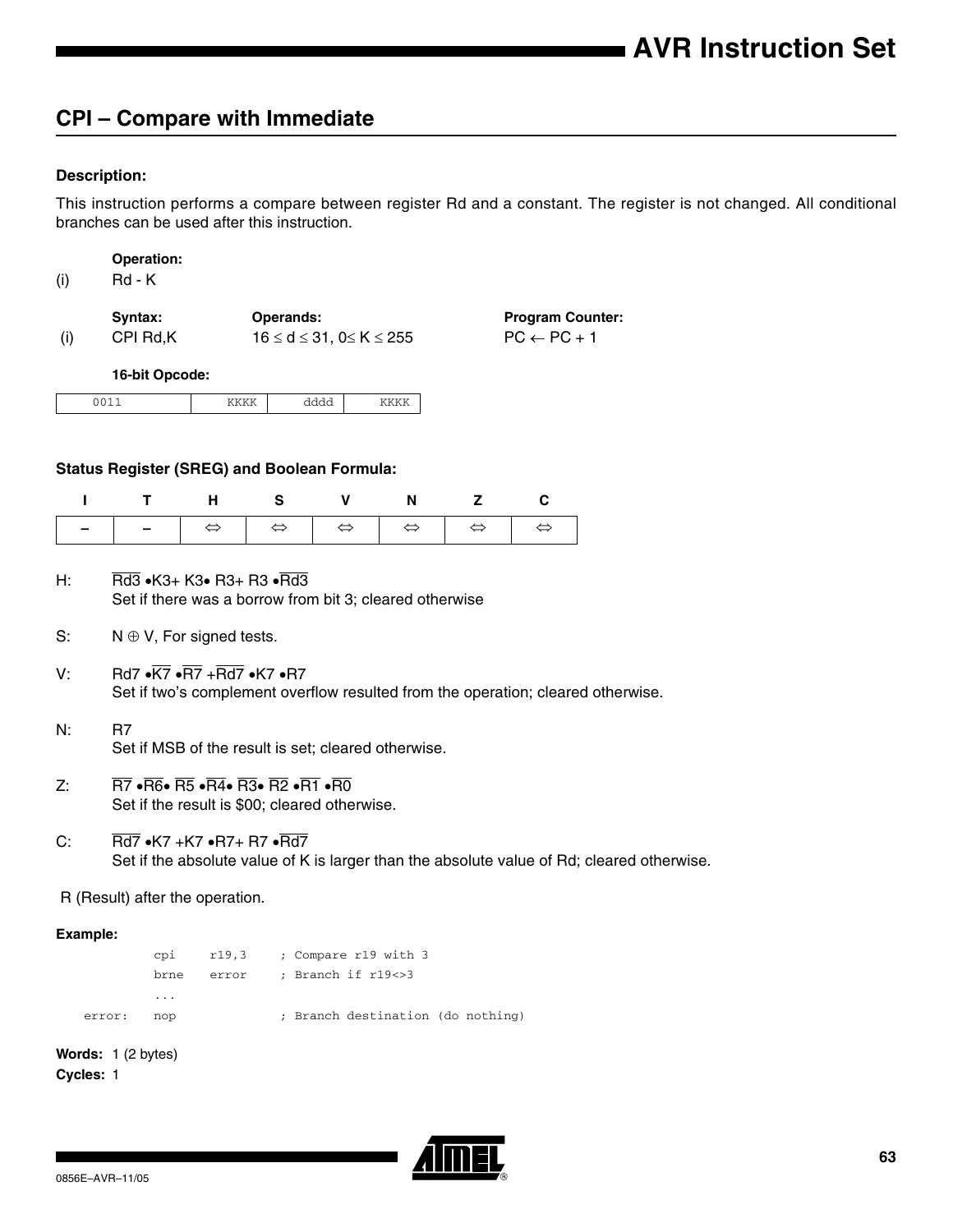## CPI – Compare with Immediate

### Description:

This instruction performs a compare between register Rd and a constant. The register is not changed. All conditional branches can be used after this instruction.

**Operation:**

(i) Rd - K

| | Syntax: | Operands: | Program Counter: |
|---|---|---|---|
| (i) | CPI Rd,K | $16 \leq d \leq 31$, $0 \leq K \leq 255$ | PC ← PC + 1 |

**16-bit Opcode:**

| 0011 | KKKK | dddd | KKKK |
|---|---|---|---|

### Status Register (SREG) and Boolean Formula:

| I | T | H | S | V | N | Z | C |
|---|---|---|---|---|---|---|---|
| – | – | ⇔ | ⇔ | ⇔ | ⇔ | ⇔ | ⇔ |

H: $\overline{Rd3} \bullet K3 + K3 \bullet R3 + R3 \bullet \overline{Rd3}$
Set if there was a borrow from bit 3; cleared otherwise

S: $N \oplus V$, For signed tests.

V: $Rd7 \bullet \overline{K7} \bullet \overline{R7} + \overline{Rd7} \bullet K7 \bullet R7$
Set if two's complement overflow resulted from the operation; cleared otherwise.

N: R7
Set if MSB of the result is set; cleared otherwise.

Z: $\overline{R7} \bullet \overline{R6} \bullet \overline{R5} \bullet \overline{R4} \bullet \overline{R3} \bullet \overline{R2} \bullet \overline{R1} \bullet \overline{R0}$
Set if the result is $00; cleared otherwise.

C: $\overline{Rd7} \bullet K7 + K7 \bullet R7 + R7 \bullet \overline{Rd7}$
Set if the absolute value of K is larger than the absolute value of Rd; cleared otherwise.

R (Result) after the operation.

**Example:**

```
        cpi     r19,3     ; Compare r19 with 3
        brne    error     ; Branch if r19<>3
        ...
error:  nop               ; Branch destination (do nothing)
```

**Words:** 1 (2 bytes)
**Cycles:** 1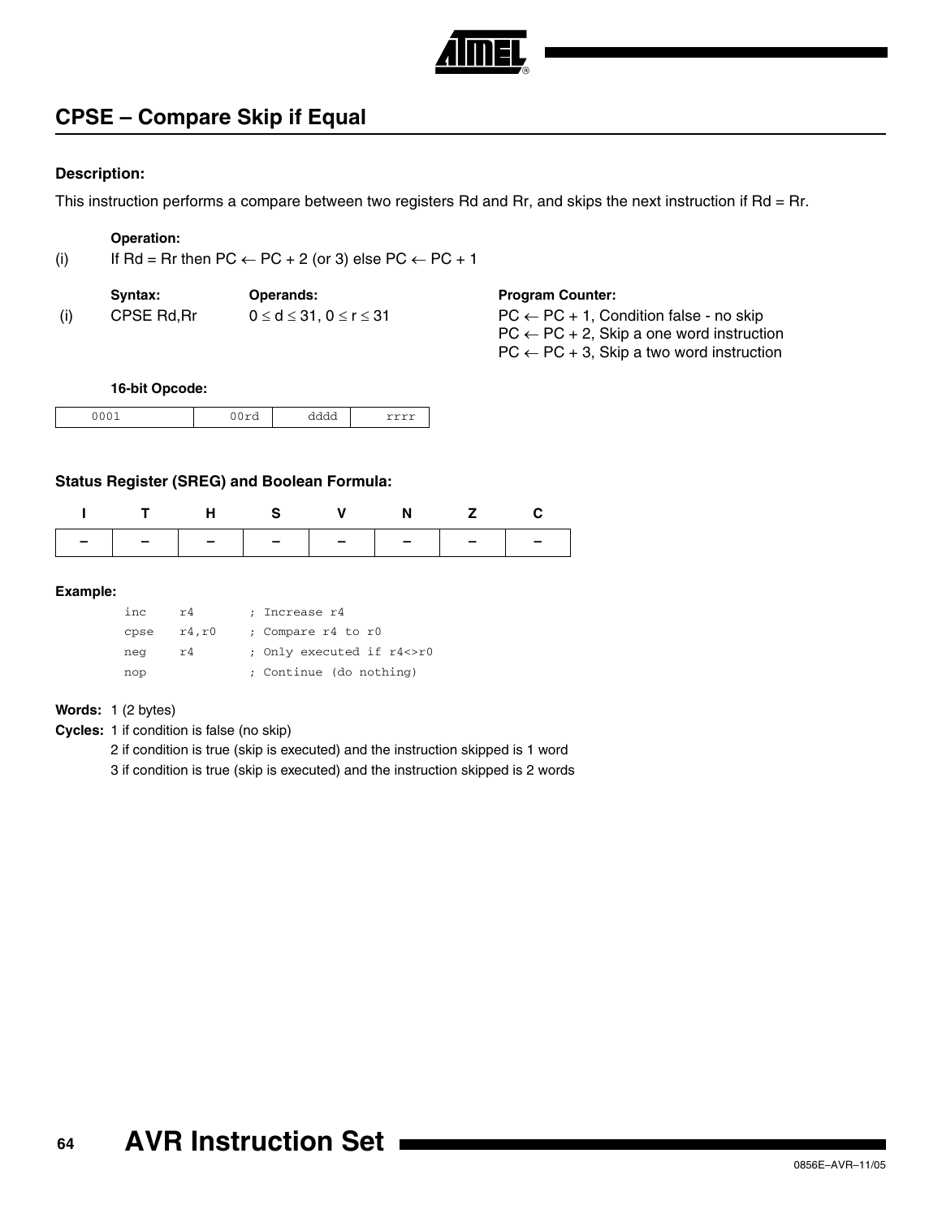## CPSE – Compare Skip if Equal

### Description:

This instruction performs a compare between two registers Rd and Rr, and skips the next instruction if Rd = Rr.

**Operation:**

(i) If Rd = Rr then PC ← PC + 2 (or 3) else PC ← PC + 1

| | Syntax: | Operands: | Program Counter: |
|---|---|---|---|
| (i) | CPSE Rd,Rr | $0 \le d \le 31$, $0 \le r \le 31$ | PC ← PC + 1, Condition false - no skip<br>PC ← PC + 2, Skip a one word instruction<br>PC ← PC + 3, Skip a two word instruction |

**16-bit Opcode:**

| 0001 | 00rd | dddd | rrrr |
|---|---|---|---|

### Status Register (SREG) and Boolean Formula:

| I | T | H | S | V | N | Z | C |
|---|---|---|---|---|---|---|---|
| – | – | – | – | – | – | – | – |

**Example:**

```
inc   r4        ; Increase r4
cpse  r4,r0     ; Compare r4 to r0
neg   r4        ; Only executed if r4<>r0
nop             ; Continue (do nothing)
```

**Words:** 1 (2 bytes)

**Cycles:** 1 if condition is false (no skip)
2 if condition is true (skip is executed) and the instruction skipped is 1 word
3 if condition is true (skip is executed) and the instruction skipped is 2 words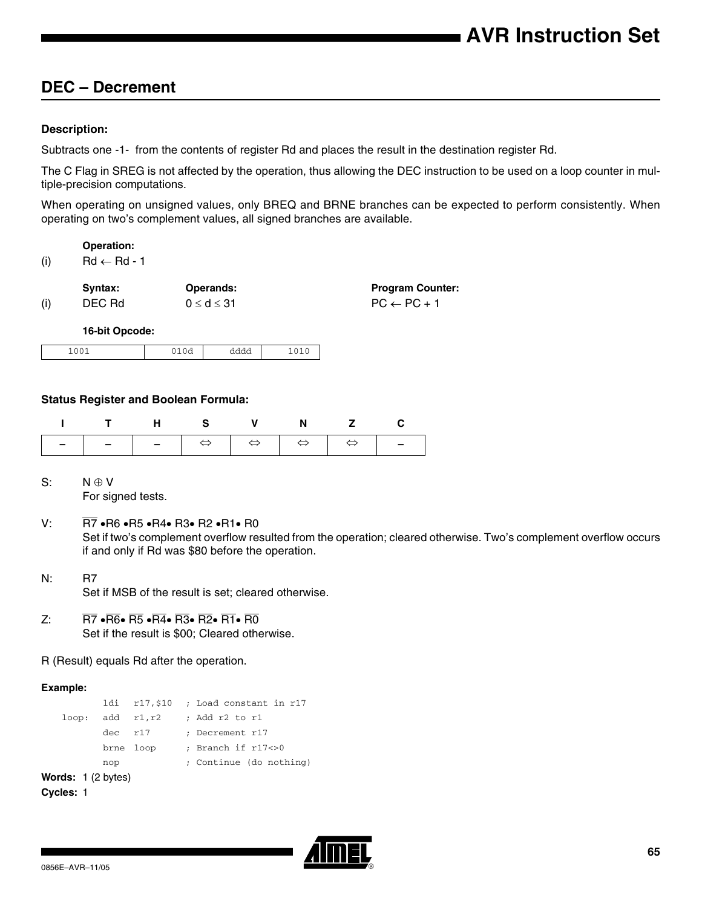## DEC – Decrement

### Description:

Subtracts one -1- from the contents of register Rd and places the result in the destination register Rd.

The C Flag in SREG is not affected by the operation, thus allowing the DEC instruction to be used on a loop counter in multiple-precision computations.

When operating on unsigned values, only BREQ and BRNE branches can be expected to perform consistently. When operating on two's complement values, all signed branches are available.

**Operation:**

(i) $Rd \leftarrow Rd - 1$

| | Syntax: | Operands: | Program Counter: |
|---|---|---|---|
| (i) | DEC Rd | $0 \leq d \leq 31$ | $PC \leftarrow PC + 1$ |

**16-bit Opcode:**

| 1001 | 010d | dddd | 1010 |
|---|---|---|---|

### Status Register and Boolean Formula:

| I | T | H | S | V | N | Z | C |
|---|---|---|---|---|---|---|---|
| – | – | – | ⇔ | ⇔ | ⇔ | ⇔ | – |

S: $N \oplus V$
For signed tests.

V: $\overline{R7} \bullet R6 \bullet R5 \bullet R4 \bullet R3 \bullet R2 \bullet R1 \bullet R0$
Set if two's complement overflow resulted from the operation; cleared otherwise. Two's complement overflow occurs if and only if Rd was $80 before the operation.

N: R7
Set if MSB of the result is set; cleared otherwise.

Z: $\overline{R7} \bullet \overline{R6} \bullet \overline{R5} \bullet \overline{R4} \bullet \overline{R3} \bullet \overline{R2} \bullet \overline{R1} \bullet \overline{R0}$
Set if the result is $00; Cleared otherwise.

R (Result) equals Rd after the operation.

**Example:**

```
        ldi   r17,$10   ; Load constant in r17
loop:   add   r1,r2     ; Add r2 to r1
        dec   r17       ; Decrement r17
        brne  loop      ; Branch if r17<>0
        nop             ; Continue (do nothing)
```

**Words:** 1 (2 bytes)

**Cycles:** 1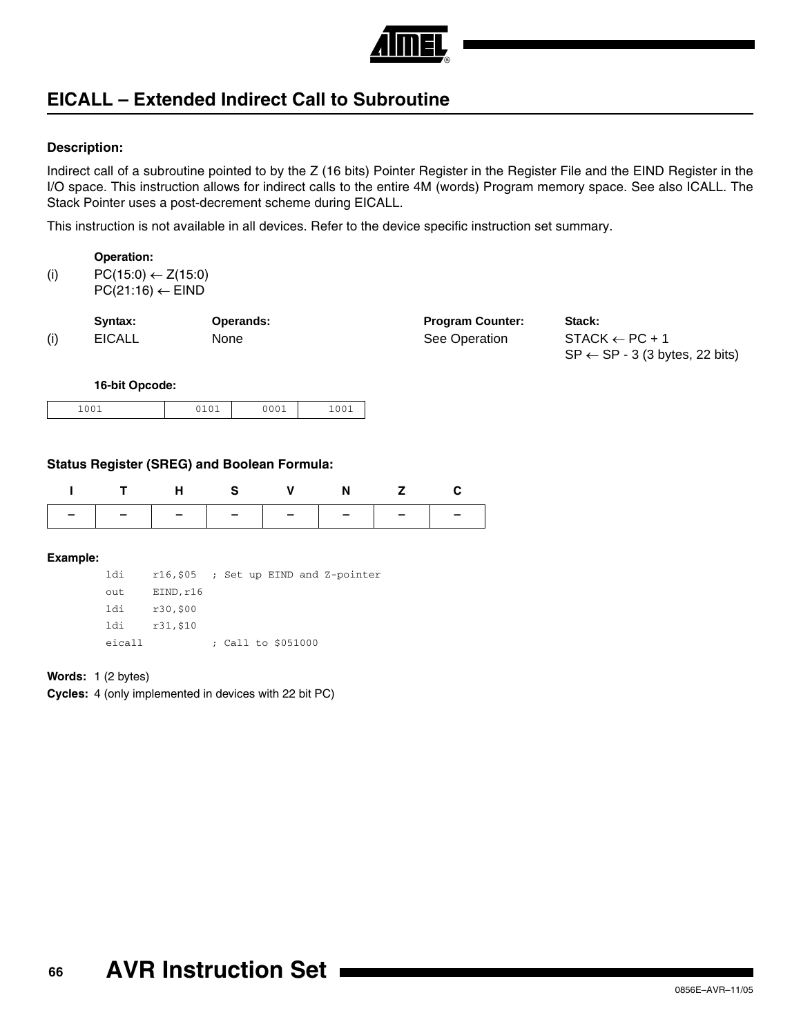## EICALL – Extended Indirect Call to Subroutine

**Description:**

Indirect call of a subroutine pointed to by the Z (16 bits) Pointer Register in the Register File and the EIND Register in the I/O space. This instruction allows for indirect calls to the entire 4M (words) Program memory space. See also ICALL. The Stack Pointer uses a post-decrement scheme during EICALL.

This instruction is not available in all devices. Refer to the device specific instruction set summary.

**Operation:**

(i) PC(15:0) ← Z(15:0)
PC(21:16) ← EIND

| | Syntax: | Operands: | Program Counter: | Stack: |
|---|---|---|---|---|
| (i) | EICALL | None | See Operation | STACK ← PC + 1<br>SP ← SP - 3 (3 bytes, 22 bits) |

**16-bit Opcode:**

| 1001 | 0101 | 0001 | 1001 |
|---|---|---|---|

**Status Register (SREG) and Boolean Formula:**

| I | T | H | S | V | N | Z | C |
|---|---|---|---|---|---|---|---|
| – | – | – | – | – | – | – | – |

**Example:**

```
ldi     r16,$05   ; Set up EIND and Z-pointer
out     EIND,r16
ldi     r30,$00
ldi     r31,$10
eicall            ; Call to $051000
```

**Words:** 1 (2 bytes)

**Cycles:** 4 (only implemented in devices with 22 bit PC)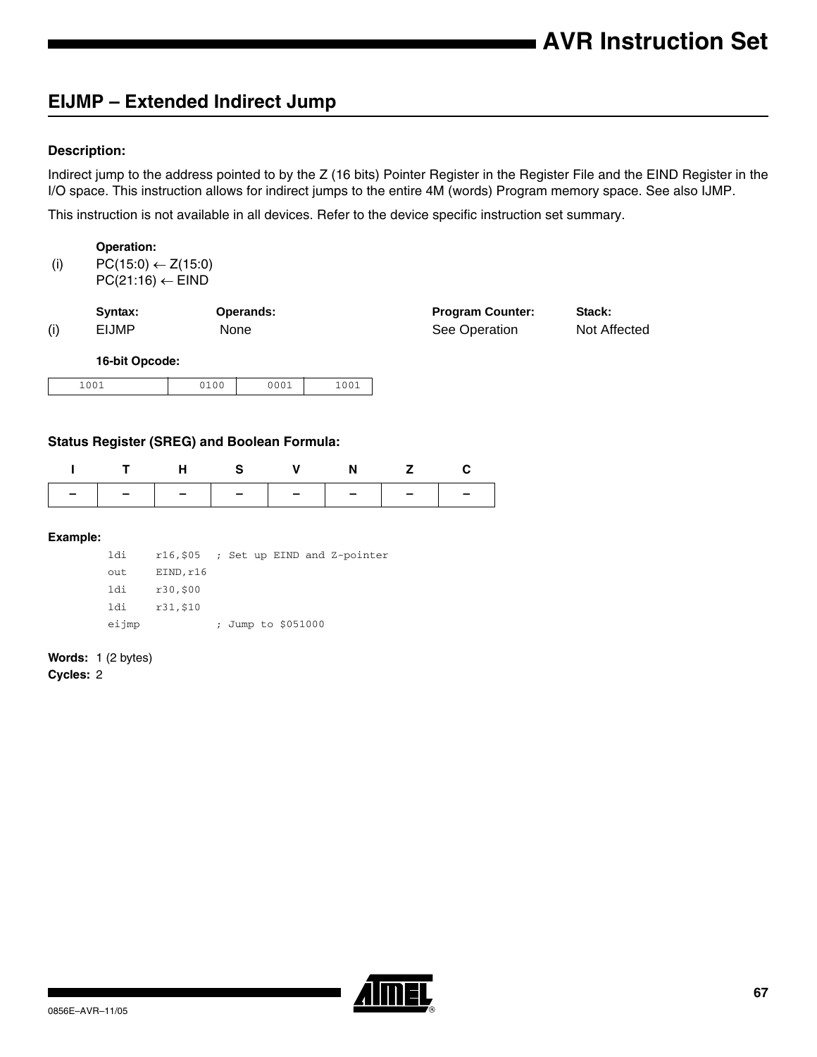## EIJMP – Extended Indirect Jump

**Description:**

Indirect jump to the address pointed to by the Z (16 bits) Pointer Register in the Register File and the EIND Register in the I/O space. This instruction allows for indirect jumps to the entire 4M (words) Program memory space. See also IJMP.

This instruction is not available in all devices. Refer to the device specific instruction set summary.

**Operation:**

(i) PC(15:0) ← Z(15:0)
PC(21:16) ← EIND

| | Syntax: | Operands: | Program Counter: | Stack: |
|---|---|---|---|---|
| (i) | EIJMP | None | See Operation | Not Affected |

**16-bit Opcode:**

| 1001 | 0100 | 0001 | 1001 |
|---|---|---|---|

**Status Register (SREG) and Boolean Formula:**

| I | T | H | S | V | N | Z | C |
|---|---|---|---|---|---|---|---|
| – | – | – | – | – | – | – | – |

**Example:**

```
        ldi     r16,$05   ; Set up EIND and Z-pointer
        out     EIND,r16
        ldi     r30,$00
        ldi     r31,$10
        eijmp             ; Jump to $051000
```

**Words:** 1 (2 bytes)
**Cycles:** 2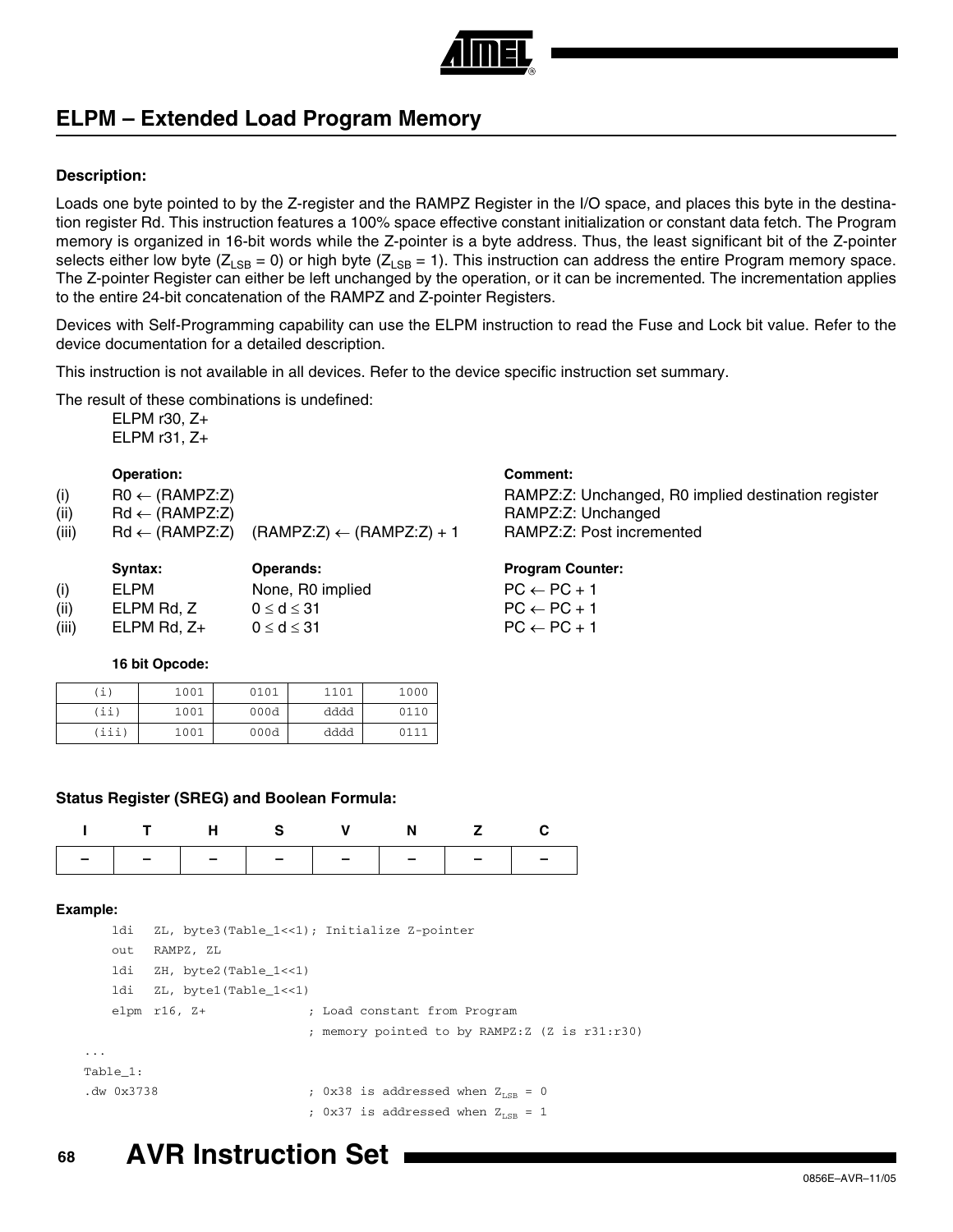## ELPM – Extended Load Program Memory

**Description:**

Loads one byte pointed to by the Z-register and the RAMPZ Register in the I/O space, and places this byte in the destination register Rd. This instruction features a 100% space effective constant initialization or constant data fetch. The Program memory is organized in 16-bit words while the Z-pointer is a byte address. Thus, the least significant bit of the Z-pointer selects either low byte ($Z_{LSB} = 0$) or high byte ($Z_{LSB} = 1$). This instruction can address the entire Program memory space. The Z-pointer Register can either be left unchanged by the operation, or it can be incremented. The incrementation applies to the entire 24-bit concatenation of the RAMPZ and Z-pointer Registers.

Devices with Self-Programming capability can use the ELPM instruction to read the Fuse and Lock bit value. Refer to the device documentation for a detailed description.

This instruction is not available in all devices. Refer to the device specific instruction set summary.

The result of these combinations is undefined:

ELPM r30, Z+
ELPM r31, Z+

| | Operation: | | Comment: |
|---|---|---|---|
| (i) | R0 ← (RAMPZ:Z) | | RAMPZ:Z: Unchanged, R0 implied destination register |
| (ii) | Rd ← (RAMPZ:Z) | | RAMPZ:Z: Unchanged |
| (iii) | Rd ← (RAMPZ:Z) | (RAMPZ:Z) ← (RAMPZ:Z) + 1 | RAMPZ:Z: Post incremented |

| | Syntax: | Operands: | Program Counter: |
|---|---|---|---|
| (i) | ELPM | None, R0 implied | PC ← PC + 1 |
| (ii) | ELPM Rd, Z | $0 \le d \le 31$ | PC ← PC + 1 |
| (iii) | ELPM Rd, Z+ | $0 \le d \le 31$ | PC ← PC + 1 |

**16 bit Opcode:**

| | | | | |
|---|---|---|---|---|
| (i) | 1001 | 0101 | 1101 | 1000 |
| (ii) | 1001 | 000d | dddd | 0110 |
| (iii) | 1001 | 000d | dddd | 0111 |

**Status Register (SREG) and Boolean Formula:**

| I | T | H | S | V | N | Z | C |
|---|---|---|---|---|---|---|---|
| – | – | – | – | – | – | – | – |

**Example:**

```
    ldi   ZL, byte3(Table_1<<1); Initialize Z-pointer
    out   RAMPZ, ZL
    ldi   ZH, byte2(Table_1<<1)
    ldi   ZL, byte1(Table_1<<1)
    elpm  r16, Z+             ; Load constant from Program
                              ; memory pointed to by RAMPZ:Z (Z is r31:r30)
...
Table_1:
.dw 0x3738                    ; 0x38 is addressed when Z_LSB = 0
                              ; 0x37 is addressed when Z_LSB = 1
```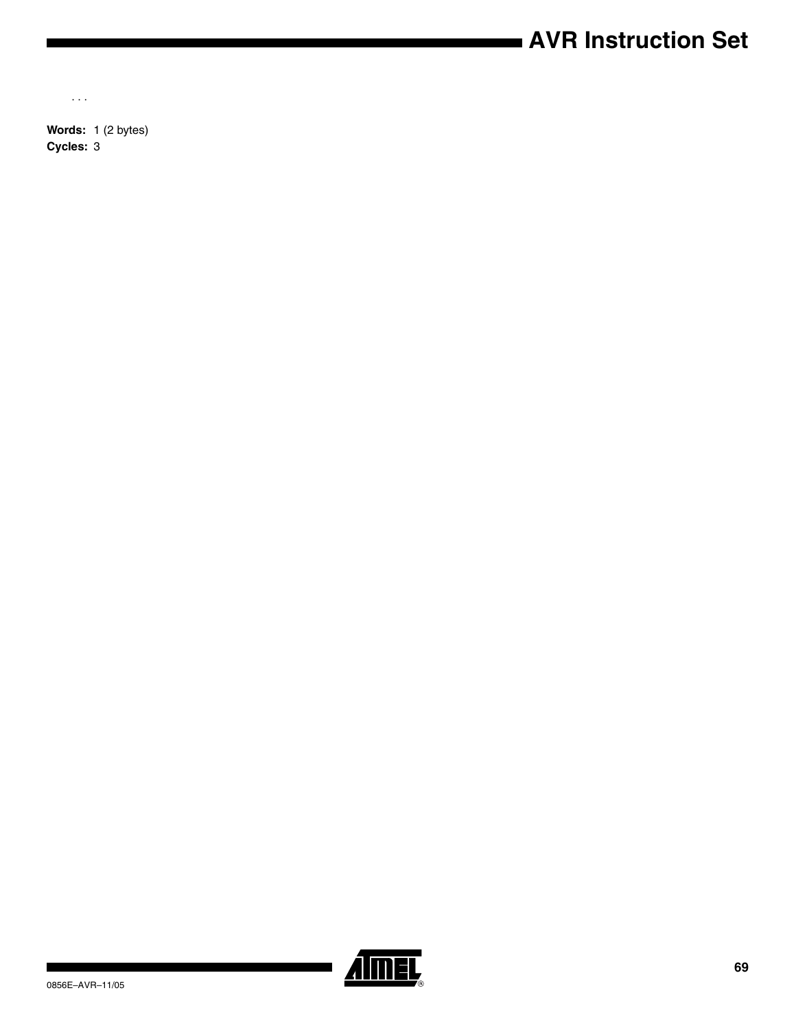. . .

**Words:** 1 (2 bytes)
**Cycles:** 3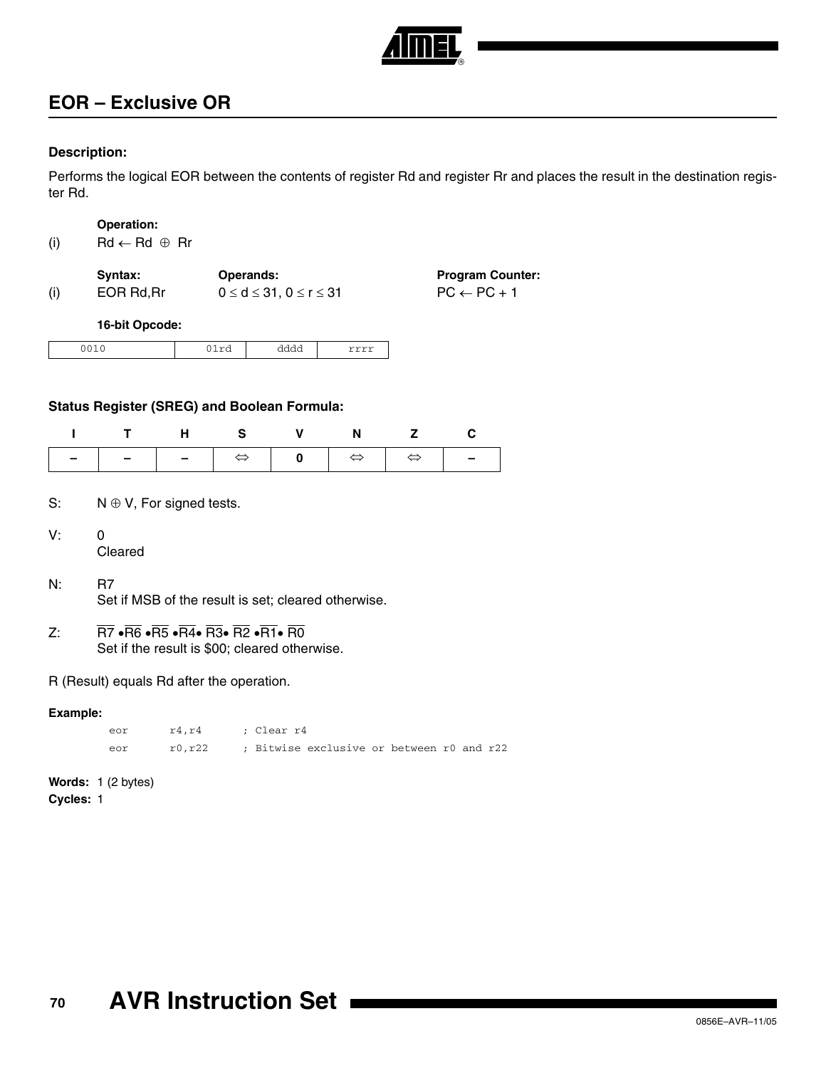## EOR – Exclusive OR

### Description:

Performs the logical EOR between the contents of register Rd and register Rr and places the result in the destination register Rd.

**Operation:**

(i) $Rd \leftarrow Rd \oplus Rr$

| | Syntax: | Operands: | Program Counter: |
|---|---|---|---|
| (i) | EOR Rd,Rr | $0 \le d \le 31$, $0 \le r \le 31$ | $PC \leftarrow PC + 1$ |

**16-bit Opcode:**

| 0010 | 01rd | dddd | rrrr |
|---|---|---|---|

### Status Register (SREG) and Boolean Formula:

| I | T | H | S | V | N | Z | C |
|---|---|---|---|---|---|---|---|
| – | – | – | ⇔ | 0 | ⇔ | ⇔ | – |

S: $N \oplus V$, For signed tests.

V: 0
Cleared

N: R7
Set if MSB of the result is set; cleared otherwise.

Z: $\overline{R7} \bullet \overline{R6} \bullet \overline{R5} \bullet \overline{R4} \bullet \overline{R3} \bullet \overline{R2} \bullet \overline{R1} \bullet \overline{R0}$
Set if the result is \$00; cleared otherwise.

R (Result) equals Rd after the operation.

**Example:**

```
eor     r4,r4      ; Clear r4
eor     r0,r22     ; Bitwise exclusive or between r0 and r22
```

**Words:** 1 (2 bytes)
**Cycles:** 1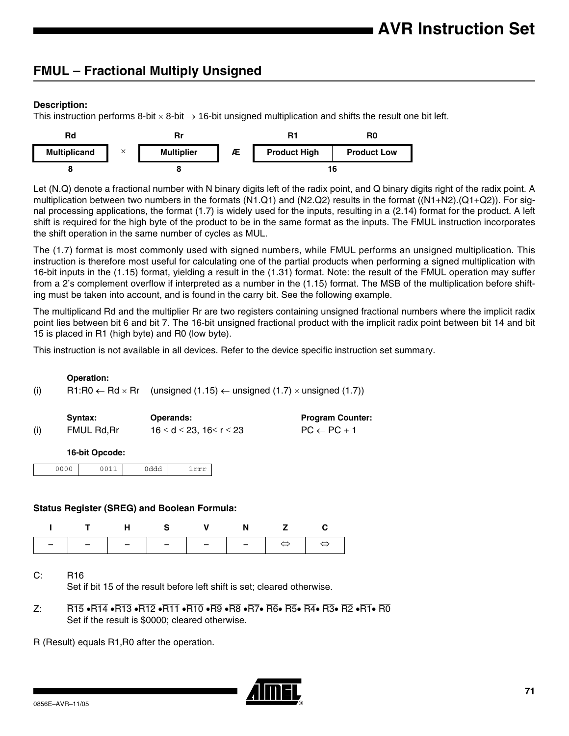## FMUL – Fractional Multiply Unsigned

**Description:**

This instruction performs 8-bit × 8-bit → 16-bit unsigned multiplication and shifts the result one bit left.

| Rd | | Rr | | R1 | R0 |
|---|---|---|---|---|---|
| Multiplicand | × | Multiplier | Æ | Product High | Product Low |
| 8 | | 8 | | 16 | |

Let (N.Q) denote a fractional number with N binary digits left of the radix point, and Q binary digits right of the radix point. A multiplication between two numbers in the formats (N1.Q1) and (N2.Q2) results in the format ((N1+N2).(Q1+Q2)). For signal processing applications, the format (1.7) is widely used for the inputs, resulting in a (2.14) format for the product. A left shift is required for the high byte of the product to be in the same format as the inputs. The FMUL instruction incorporates the shift operation in the same number of cycles as MUL.

The (1.7) format is most commonly used with signed numbers, while FMUL performs an unsigned multiplication. This instruction is therefore most useful for calculating one of the partial products when performing a signed multiplication with 16-bit inputs in the (1.15) format, yielding a result in the (1.31) format. Note: the result of the FMUL operation may suffer from a 2's complement overflow if interpreted as a number in the (1.15) format. The MSB of the multiplication before shifting must be taken into account, and is found in the carry bit. See the following example.

The multiplicand Rd and the multiplier Rr are two registers containing unsigned fractional numbers where the implicit radix point lies between bit 6 and bit 7. The 16-bit unsigned fractional product with the implicit radix point between bit 14 and bit 15 is placed in R1 (high byte) and R0 (low byte).

This instruction is not available in all devices. Refer to the device specific instruction set summary.

**Operation:**

(i) R1:R0 ← Rd × Rr (unsigned (1.15) ← unsigned (1.7) × unsigned (1.7))

| | Syntax: | Operands: | Program Counter: |
|---|---|---|---|
| (i) | FMUL Rd,Rr | $16 \le d \le 23$, $16 \le r \le 23$ | PC ← PC + 1 |

**16-bit Opcode:**

| 0000 | 0011 | 0ddd | 1rrr |
|---|---|---|---|

**Status Register (SREG) and Boolean Formula:**

| I | T | H | S | V | N | Z | C |
|---|---|---|---|---|---|---|---|
| – | – | – | – | – | – | ⇔ | ⇔ |

C: R16
Set if bit 15 of the result before left shift is set; cleared otherwise.

Z: $\overline{R15} \bullet \overline{R14} \bullet \overline{R13} \bullet \overline{R12} \bullet \overline{R11} \bullet \overline{R10} \bullet \overline{R9} \bullet \overline{R8} \bullet \overline{R7} \bullet \overline{R6} \bullet \overline{R5} \bullet \overline{R4} \bullet \overline{R3} \bullet \overline{R2} \bullet \overline{R1} \bullet \overline{R0}$
Set if the result is \$0000; cleared otherwise.

R (Result) equals R1,R0 after the operation.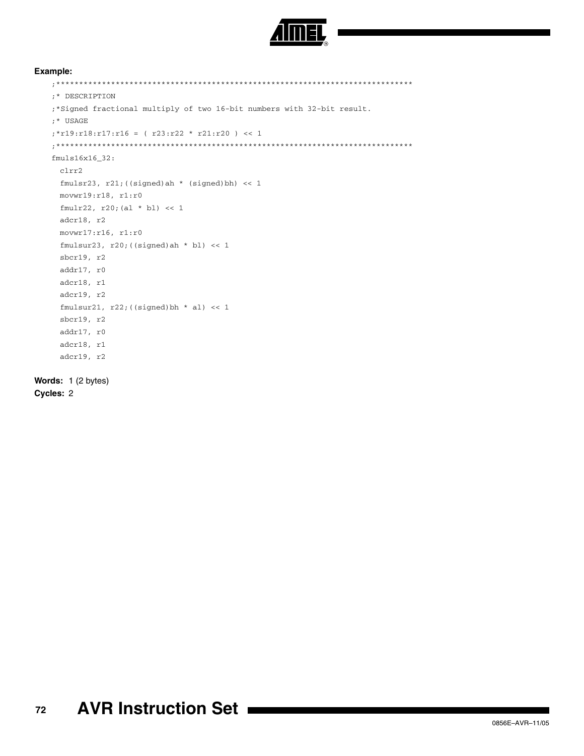**Example:**

```
;******************************************************************************
;* DESCRIPTION
;*Signed fractional multiply of two 16-bit numbers with 32-bit result.
;* USAGE
;*r19:r18:r17:r16 = ( r23:r22 * r21:r20 ) << 1
;******************************************************************************
fmuls16x16_32:
  clrr2
  fmulsr23, r21;((signed)ah * (signed)bh) << 1
  movwr19:r18, r1:r0
  fmulr22, r20;(al * bl) << 1
  adcr18, r2
  movwr17:r16, r1:r0
  fmulsur23, r20;((signed)ah * bl) << 1
  sbcr19, r2
  addr17, r0
  adcr18, r1
  adcr19, r2
  fmulsur21, r22;((signed)bh * al) << 1
  sbcr19, r2
  addr17, r0
  adcr18, r1
  adcr19, r2
```

**Words:** 1 (2 bytes)

**Cycles:** 2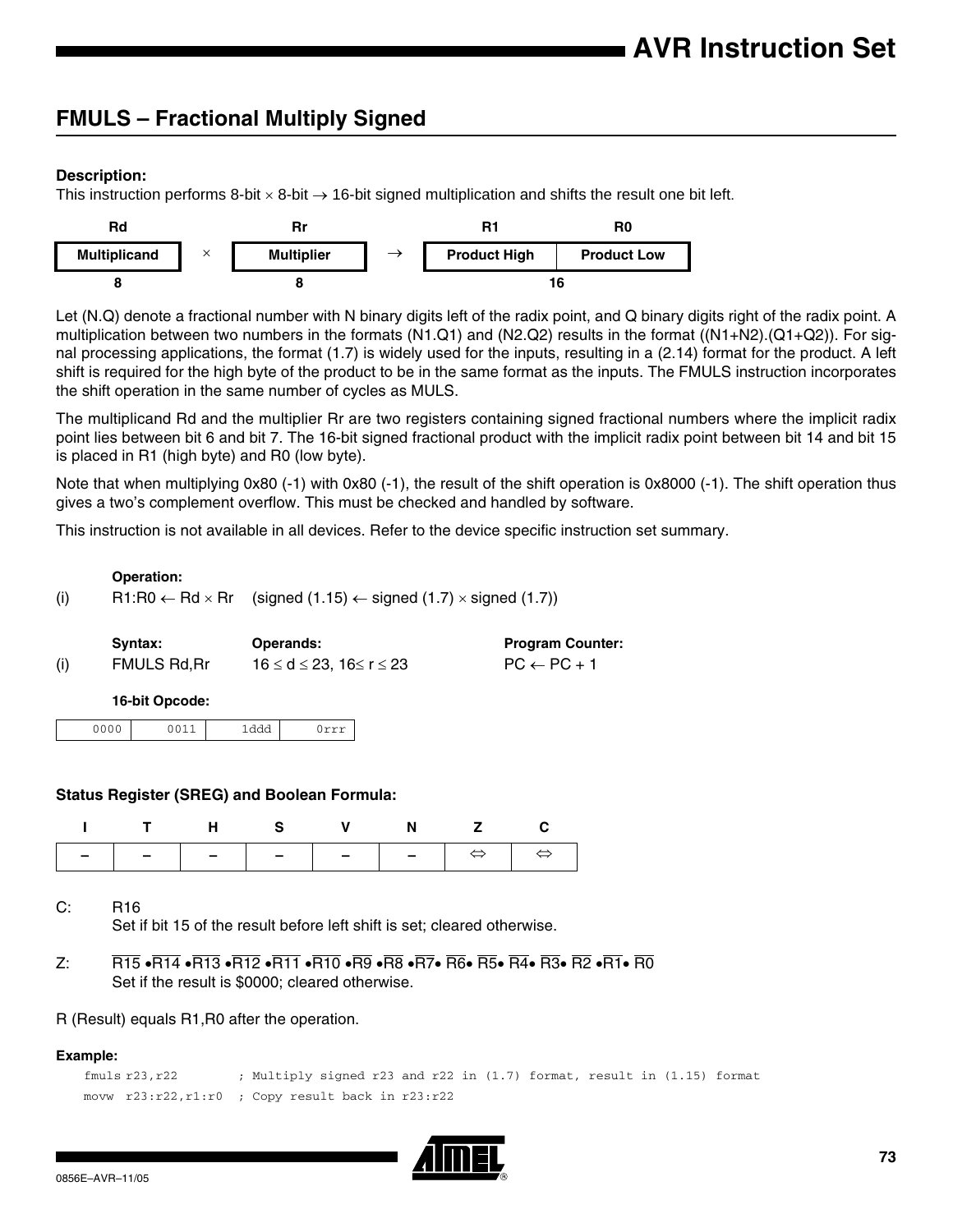## FMULS – Fractional Multiply Signed

**Description:**

This instruction performs 8-bit × 8-bit → 16-bit signed multiplication and shifts the result one bit left.

| Rd | | Rr | | R1 | R0 |
|---|---|---|---|---|---|
| Multiplicand | × | Multiplier | → | Product High | Product Low |
| 8 | | 8 | | 16 | |

Let (N.Q) denote a fractional number with N binary digits left of the radix point, and Q binary digits right of the radix point. A multiplication between two numbers in the formats (N1.Q1) and (N2.Q2) results in the format ((N1+N2).(Q1+Q2)). For signal processing applications, the format (1.7) is widely used for the inputs, resulting in a (2.14) format for the product. A left shift is required for the high byte of the product to be in the same format as the inputs. The FMULS instruction incorporates the shift operation in the same number of cycles as MULS.

The multiplicand Rd and the multiplier Rr are two registers containing signed fractional numbers where the implicit radix point lies between bit 6 and bit 7. The 16-bit signed fractional product with the implicit radix point between bit 14 and bit 15 is placed in R1 (high byte) and R0 (low byte).

Note that when multiplying 0x80 (-1) with 0x80 (-1), the result of the shift operation is 0x8000 (-1). The shift operation thus gives a two's complement overflow. This must be checked and handled by software.

This instruction is not available in all devices. Refer to the device specific instruction set summary.

**Operation:**

(i) R1:R0 ← Rd × Rr (signed (1.15) ← signed (1.7) × signed (1.7))

| | Syntax: | Operands: | Program Counter: |
|---|---|---|---|
| (i) | FMULS Rd,Rr | $16 \leq d \leq 23$, $16 \leq r \leq 23$ | PC ← PC + 1 |

**16-bit Opcode:**

| 0000 | 0011 | 1ddd | 0rrr |
|---|---|---|---|

**Status Register (SREG) and Boolean Formula:**

| I | T | H | S | V | N | Z | C |
|---|---|---|---|---|---|---|---|
| – | – | – | – | – | – | ⇔ | ⇔ |

C: R16
Set if bit 15 of the result before left shift is set; cleared otherwise.

Z: $\overline{R15} \bullet \overline{R14} \bullet \overline{R13} \bullet \overline{R12} \bullet \overline{R11} \bullet \overline{R10} \bullet \overline{R9} \bullet \overline{R8} \bullet \overline{R7} \bullet \overline{R6} \bullet \overline{R5} \bullet \overline{R4} \bullet \overline{R3} \bullet \overline{R2} \bullet \overline{R1} \bullet \overline{R0}$
Set if the result is $0000; cleared otherwise.

R (Result) equals R1,R0 after the operation.

**Example:**

```
fmuls r23,r22        ; Multiply signed r23 and r22 in (1.7) format, result in (1.15) format
movw  r23:r22,r1:r0  ; Copy result back in r23:r22
```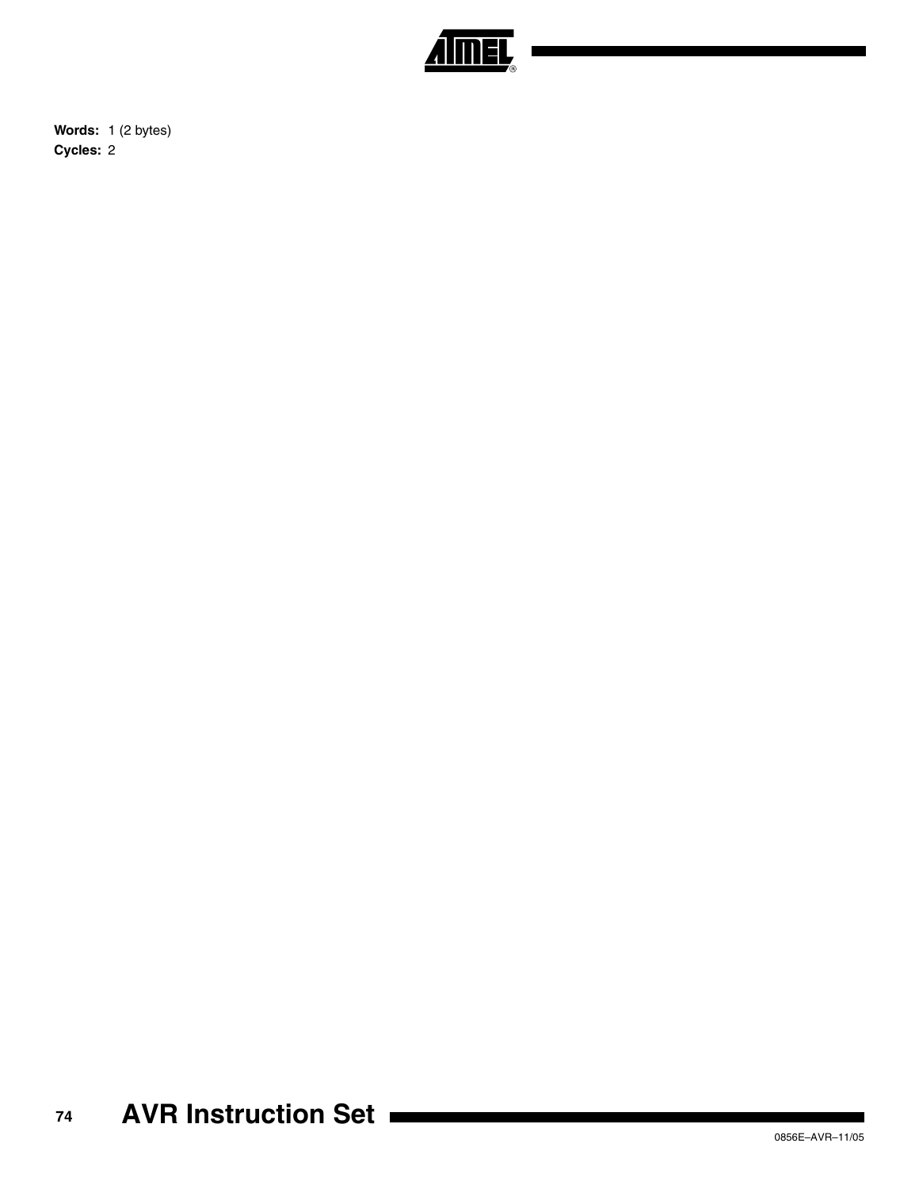**Words:** 1 (2 bytes)

**Cycles:** 2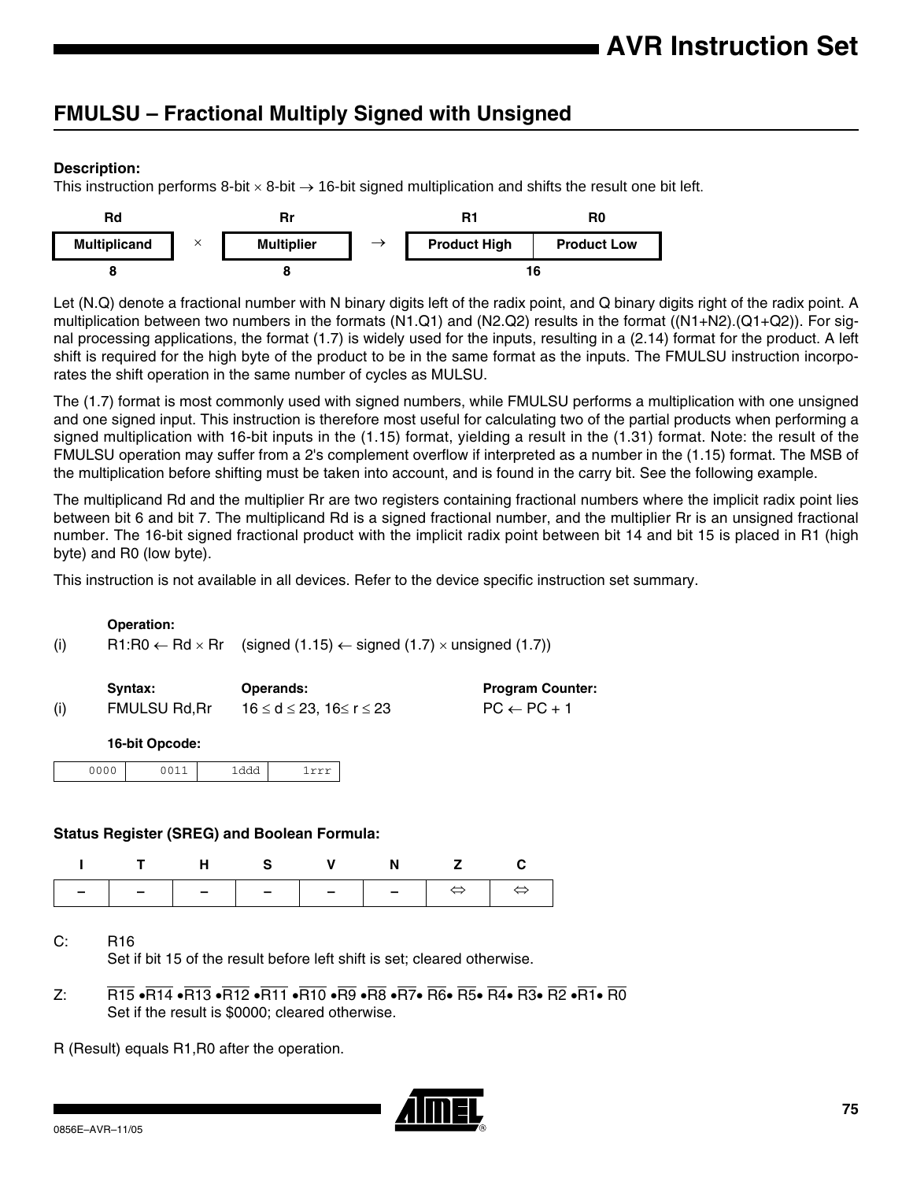## FMULSU – Fractional Multiply Signed with Unsigned

**Description:**

This instruction performs 8-bit × 8-bit → 16-bit signed multiplication and shifts the result one bit left.

| Rd | | Rr | | R1 | R0 |
|---|---|---|---|---|---|
| Multiplicand | × | Multiplier | → | Product High | Product Low |
| 8 | | 8 | | 16 | |

Let (N.Q) denote a fractional number with N binary digits left of the radix point, and Q binary digits right of the radix point. A multiplication between two numbers in the formats (N1.Q1) and (N2.Q2) results in the format ((N1+N2).(Q1+Q2)). For signal processing applications, the format (1.7) is widely used for the inputs, resulting in a (2.14) format for the product. A left shift is required for the high byte of the product to be in the same format as the inputs. The FMULSU instruction incorporates the shift operation in the same number of cycles as MULSU.

The (1.7) format is most commonly used with signed numbers, while FMULSU performs a multiplication with one unsigned and one signed input. This instruction is therefore most useful for calculating two of the partial products when performing a signed multiplication with 16-bit inputs in the (1.15) format, yielding a result in the (1.31) format. Note: the result of the FMULSU operation may suffer from a 2's complement overflow if interpreted as a number in the (1.15) format. The MSB of the multiplication before shifting must be taken into account, and is found in the carry bit. See the following example.

The multiplicand Rd and the multiplier Rr are two registers containing fractional numbers where the implicit radix point lies between bit 6 and bit 7. The multiplicand Rd is a signed fractional number, and the multiplier Rr is an unsigned fractional number. The 16-bit signed fractional product with the implicit radix point between bit 14 and bit 15 is placed in R1 (high byte) and R0 (low byte).

This instruction is not available in all devices. Refer to the device specific instruction set summary.

**Operation:**

(i) R1:R0 ← Rd × Rr (signed (1.15) ← signed (1.7) × unsigned (1.7))

| | Syntax: | Operands: | Program Counter: |
|---|---|---|---|
| (i) | FMULSU Rd,Rr | 16 ≤ d ≤ 23, 16≤ r ≤ 23 | PC ← PC + 1 |

**16-bit Opcode:**

| 0000 | 0011 | 1ddd | 1rrr |
|---|---|---|---|

**Status Register (SREG) and Boolean Formula:**

| I | T | H | S | V | N | Z | C |
|---|---|---|---|---|---|---|---|
| – | – | – | – | – | – | ⇔ | ⇔ |

C: R16
Set if bit 15 of the result before left shift is set; cleared otherwise.

Z: $\overline{R15} \bullet \overline{R14} \bullet \overline{R13} \bullet \overline{R12} \bullet \overline{R11} \bullet \overline{R10} \bullet \overline{R9} \bullet \overline{R8} \bullet \overline{R7} \bullet \overline{R6} \bullet \overline{R5} \bullet \overline{R4} \bullet \overline{R3} \bullet \overline{R2} \bullet \overline{R1} \bullet \overline{R0}$
Set if the result is \$0000; cleared otherwise.

R (Result) equals R1,R0 after the operation.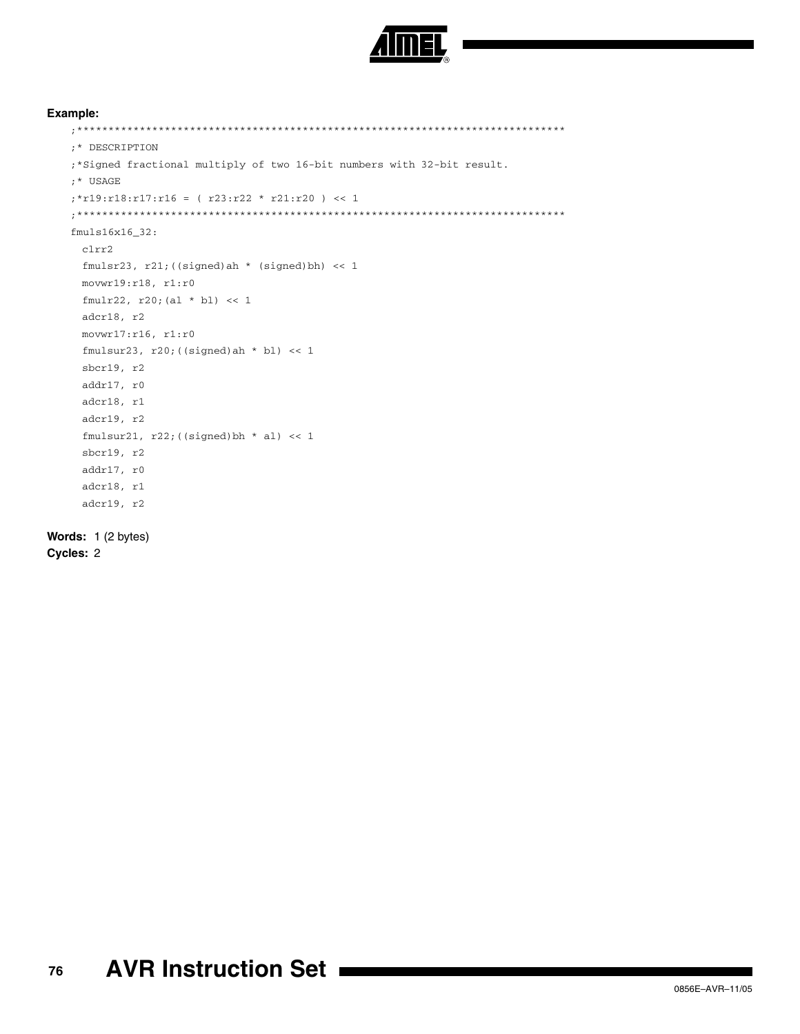**Example:**

```
;******************************************************************************
;* DESCRIPTION
;*Signed fractional multiply of two 16-bit numbers with 32-bit result.
;* USAGE
;*r19:r18:r17:r16 = ( r23:r22 * r21:r20 ) << 1
;******************************************************************************
fmuls16x16_32:
  clrr2
  fmulsr23, r21;((signed)ah * (signed)bh) << 1
  movwr19:r18, r1:r0
  fmulr22, r20;(al * bl) << 1
  adcr18, r2
  movwr17:r16, r1:r0
  fmulsur23, r20;((signed)ah * bl) << 1
  sbcr19, r2
  addr17, r0
  adcr18, r1
  adcr19, r2
  fmulsur21, r22;((signed)bh * al) << 1
  sbcr19, r2
  addr17, r0
  adcr18, r1
  adcr19, r2
```

**Words:** 1 (2 bytes)
**Cycles:** 2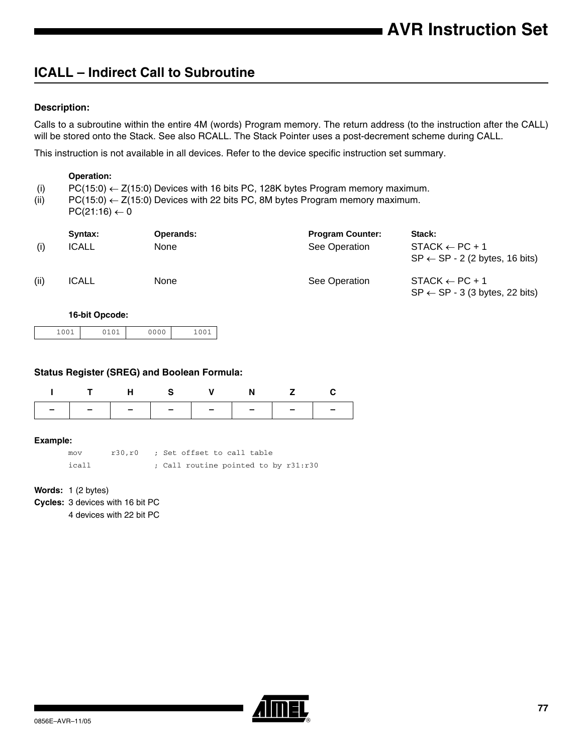## ICALL – Indirect Call to Subroutine

### Description:

Calls to a subroutine within the entire 4M (words) Program memory. The return address (to the instruction after the CALL) will be stored onto the Stack. See also RCALL. The Stack Pointer uses a post-decrement scheme during CALL.

This instruction is not available in all devices. Refer to the device specific instruction set summary.

**Operation:**

(i) PC(15:0) ← Z(15:0) Devices with 16 bits PC, 128K bytes Program memory maximum.

(ii) PC(15:0) ← Z(15:0) Devices with 22 bits PC, 8M bytes Program memory maximum.
PC(21:16) ← 0

| | Syntax: | Operands: | Program Counter: | Stack: |
|---|---|---|---|---|
| (i) | ICALL | None | See Operation | STACK ← PC + 1<br>SP ← SP - 2 (2 bytes, 16 bits) |
| (ii) | ICALL | None | See Operation | STACK ← PC + 1<br>SP ← SP - 3 (3 bytes, 22 bits) |

**16-bit Opcode:**

| 1001 | 0101 | 0000 | 1001 |
|---|---|---|---|

### Status Register (SREG) and Boolean Formula:

| I | T | H | S | V | N | Z | C |
|---|---|---|---|---|---|---|---|
| – | – | – | – | – | – | – | – |

**Example:**

```
mov    r30,r0   ; Set offset to call table
icall           ; Call routine pointed to by r31:r30
```

**Words:** 1 (2 bytes)

**Cycles:** 3 devices with 16 bit PC
4 devices with 22 bit PC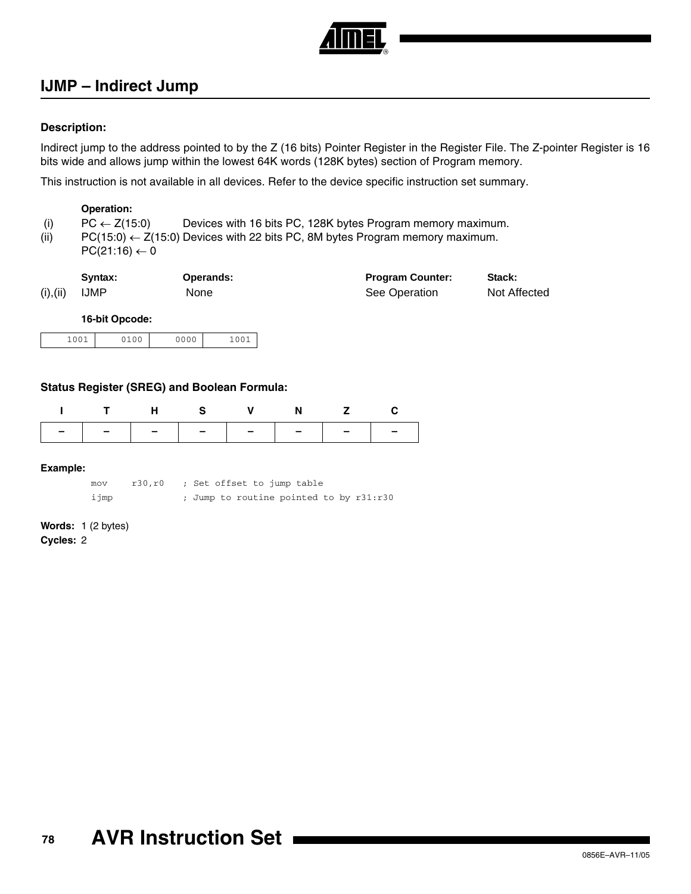## IJMP – Indirect Jump

### Description:

Indirect jump to the address pointed to by the Z (16 bits) Pointer Register in the Register File. The Z-pointer Register is 16 bits wide and allows jump within the lowest 64K words (128K bytes) section of Program memory.

This instruction is not available in all devices. Refer to the device specific instruction set summary.

**Operation:**

| | | |
|---|---|---|
| (i) | PC ← Z(15:0) | Devices with 16 bits PC, 128K bytes Program memory maximum. |
| (ii) | PC(15:0) ← Z(15:0) | Devices with 22 bits PC, 8M bytes Program memory maximum. |
| | PC(21:16) ← 0 | |

| | Syntax: | Operands: | Program Counter: | Stack: |
|---|---|---|---|---|
| (i),(ii) | IJMP | None | See Operation | Not Affected |

**16-bit Opcode:**

| 1001 | 0100 | 0000 | 1001 |
|---|---|---|---|

### Status Register (SREG) and Boolean Formula:

| I | T | H | S | V | N | Z | C |
|---|---|---|---|---|---|---|---|
| – | – | – | – | – | – | – | – |

**Example:**

```
mov     r30,r0   ; Set offset to jump table
ijmp             ; Jump to routine pointed to by r31:r30
```

**Words:** 1 (2 bytes)

**Cycles:** 2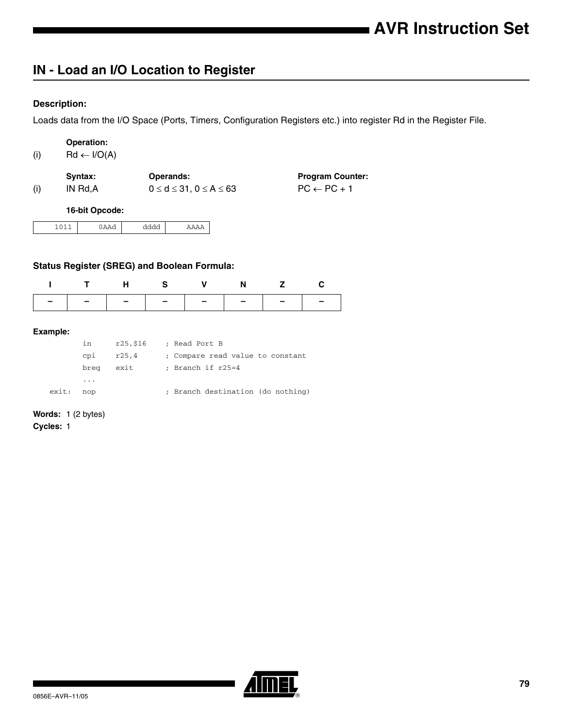## IN - Load an I/O Location to Register

**Description:**

Loads data from the I/O Space (Ports, Timers, Configuration Registers etc.) into register Rd in the Register File.

| | Operation: | | |
|---|---|---|---|
| (i) | Rd ← I/O(A) | | |
| | **Syntax:** | **Operands:** | **Program Counter:** |
| (i) | IN Rd,A | $0 \leq d \leq 31$, $0 \leq A \leq 63$ | PC ← PC + 1 |

**16-bit Opcode:**

| 1011 | 0AAd | dddd | AAAA |
|---|---|---|---|

**Status Register (SREG) and Boolean Formula:**

| I | T | H | S | V | N | Z | C |
|---|---|---|---|---|---|---|---|
| – | – | – | – | – | – | – | – |

**Example:**

```
        in      r25,$16     ; Read Port B
        cpi     r25,4       ; Compare read value to constant
        breq    exit        ; Branch if r25=4
        ...
exit:   nop                 ; Branch destination (do nothing)
```

**Words:** 1 (2 bytes)

**Cycles:** 1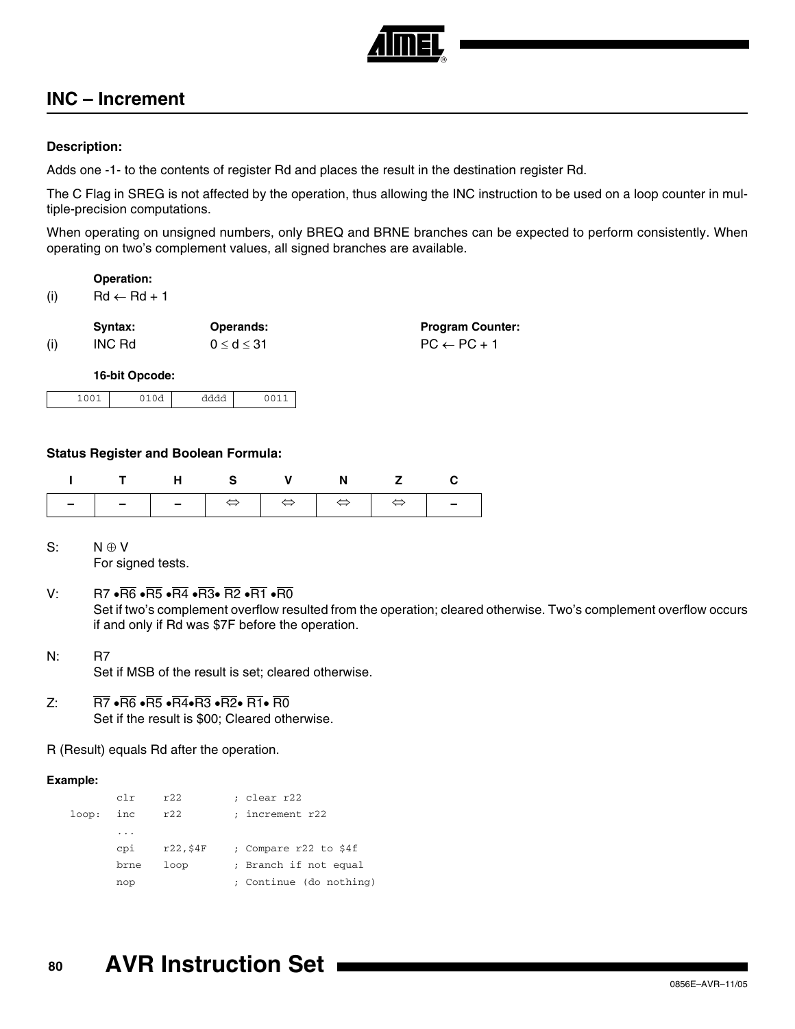## INC – Increment

#### Description:

Adds one -1- to the contents of register Rd and places the result in the destination register Rd.

The C Flag in SREG is not affected by the operation, thus allowing the INC instruction to be used on a loop counter in multiple-precision computations.

When operating on unsigned numbers, only BREQ and BRNE branches can be expected to perform consistently. When operating on two's complement values, all signed branches are available.

**Operation:**

(i) $Rd \leftarrow Rd + 1$

| | Syntax: | Operands: | Program Counter: |
|---|---|---|---|
| (i) | INC Rd | $0 \le d \le 31$ | $PC \leftarrow PC + 1$ |

**16-bit Opcode:**

| 1001 | 010d | dddd | 0011 |
|---|---|---|---|

#### Status Register and Boolean Formula:

| I | T | H | S | V | N | Z | C |
|---|---|---|---|---|---|---|---|
| – | – | – | ⇔ | ⇔ | ⇔ | ⇔ | – |

S: $N \oplus V$
For signed tests.

V: $R7 \bullet \overline{R6} \bullet \overline{R5} \bullet \overline{R4} \bullet \overline{R3} \bullet \overline{R2} \bullet \overline{R1} \bullet \overline{R0}$
Set if two's complement overflow resulted from the operation; cleared otherwise. Two's complement overflow occurs if and only if Rd was \$7F before the operation.

N: R7
Set if MSB of the result is set; cleared otherwise.

Z: $\overline{R7} \bullet \overline{R6} \bullet \overline{R5} \bullet \overline{R4} \bullet \overline{R3} \bullet \overline{R2} \bullet \overline{R1} \bullet \overline{R0}$
Set if the result is \$00; Cleared otherwise.

R (Result) equals Rd after the operation.

#### Example:

```
       clr    r22        ; clear r22
loop:  inc    r22        ; increment r22
       ...
       cpi    r22,$4F    ; Compare r22 to $4f
       brne   loop       ; Branch if not equal
       nop               ; Continue (do nothing)
```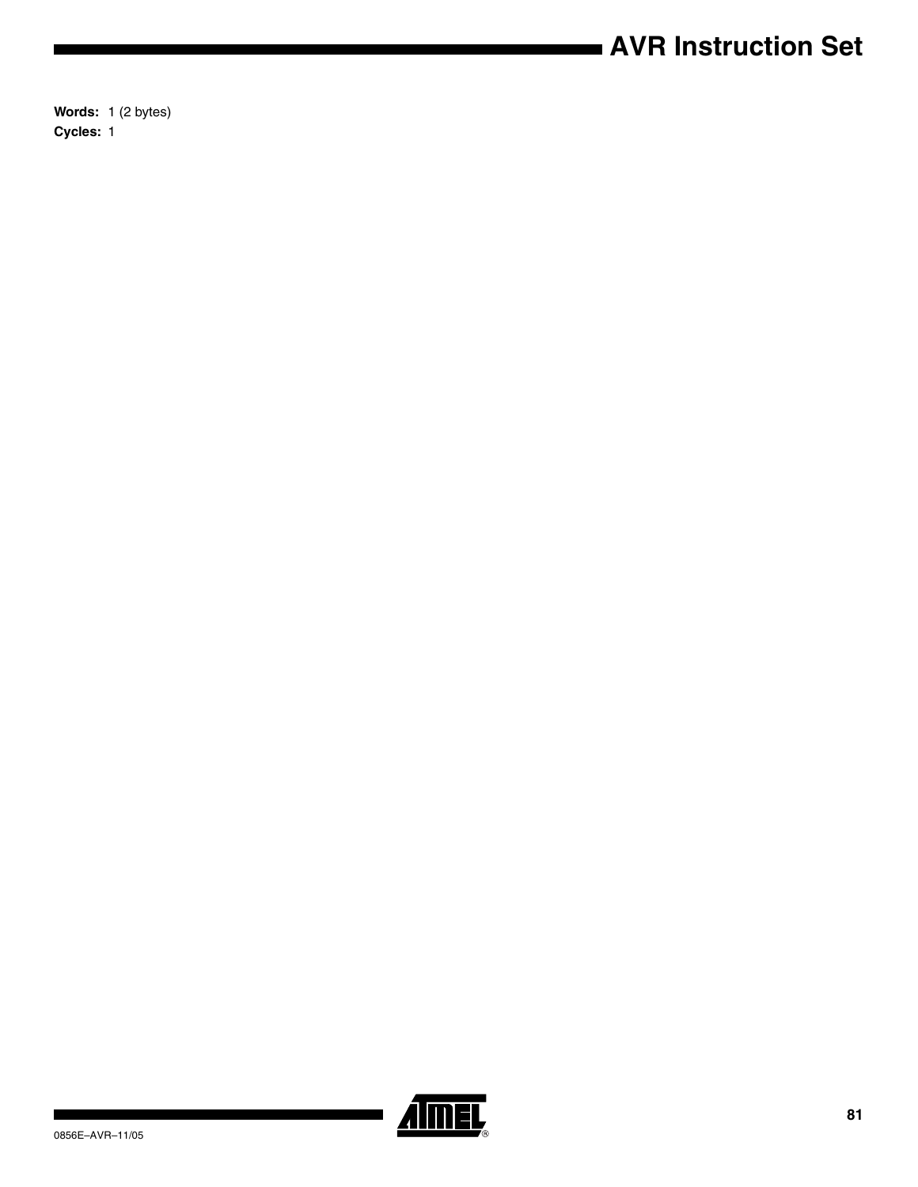**Words:** 1 (2 bytes)
**Cycles:** 1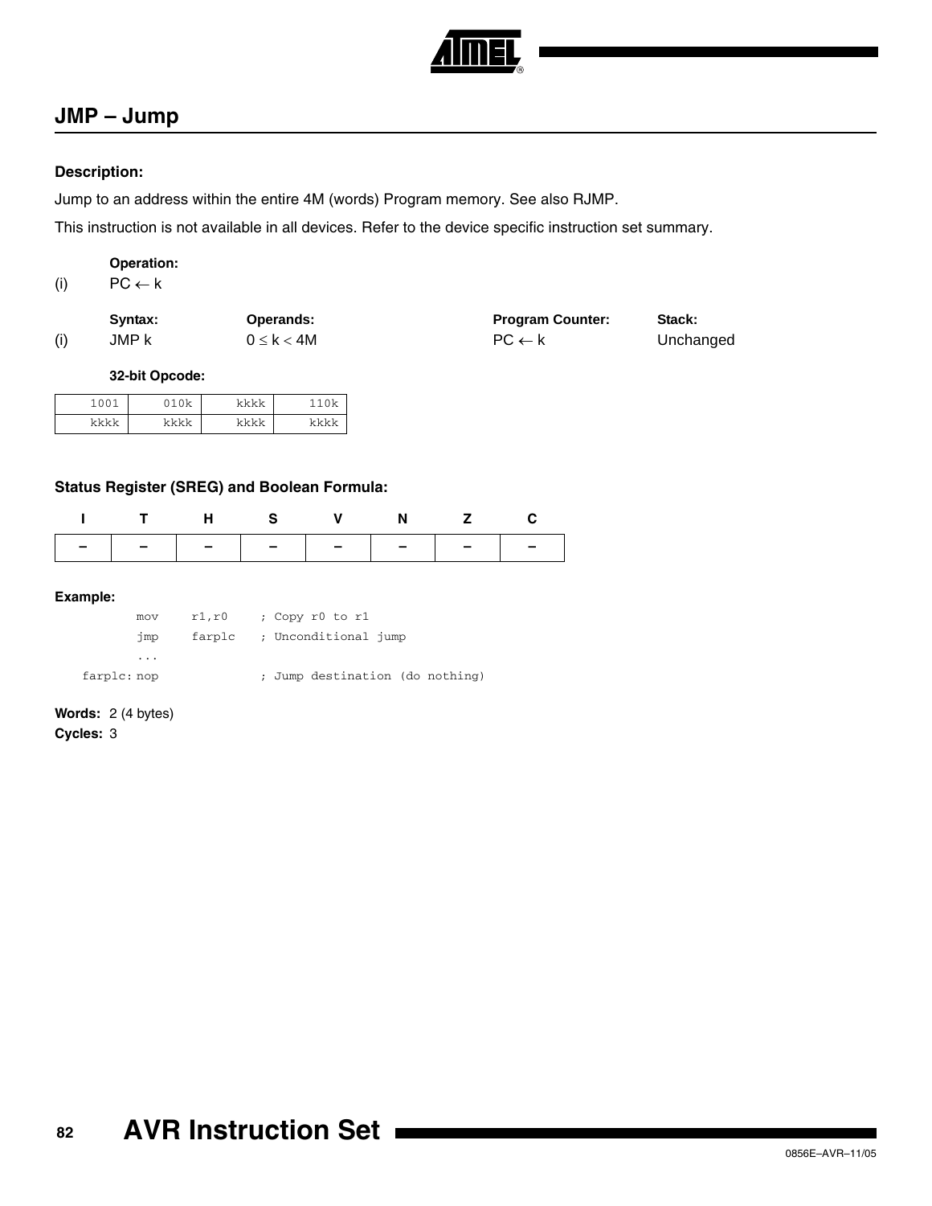## JMP – Jump

**Description:**

Jump to an address within the entire 4M (words) Program memory. See also RJMP.

This instruction is not available in all devices. Refer to the device specific instruction set summary.

**Operation:**

(i) PC ← k

| | Syntax: | Operands: | Program Counter: | Stack: |
|---|---|---|---|---|
| (i) | JMP k | $0 \leq k < 4M$ | PC ← k | Unchanged |

**32-bit Opcode:**

| | | | |
|---|---|---|---|
| 1001 | 010k | kkkk | 110k |
| kkkk | kkkk | kkkk | kkkk |

**Status Register (SREG) and Boolean Formula:**

| I | T | H | S | V | N | Z | C |
|---|---|---|---|---|---|---|---|
| – | – | – | – | – | – | – | – |

**Example:**

```
        mov   r1,r0    ; Copy r0 to r1
        jmp   farplc   ; Unconditional jump
        ...
farplc: nop            ; Jump destination (do nothing)
```

**Words:** 2 (4 bytes)
**Cycles:** 3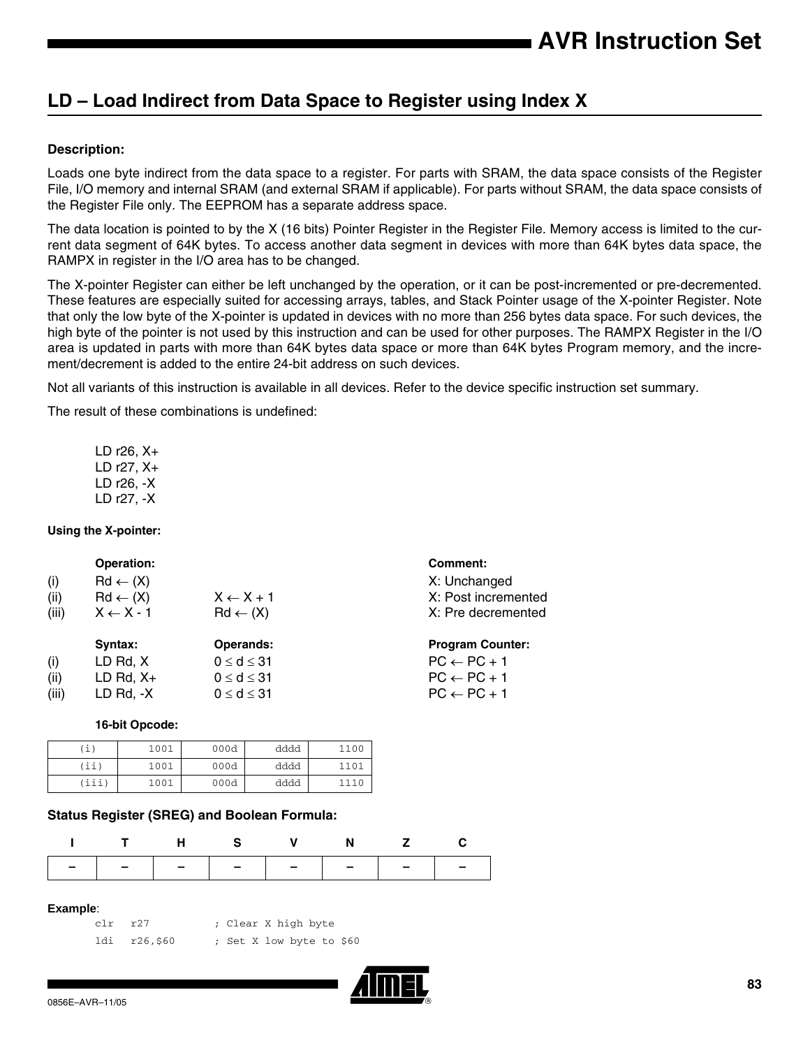## LD – Load Indirect from Data Space to Register using Index X

### Description:

Loads one byte indirect from the data space to a register. For parts with SRAM, the data space consists of the Register File, I/O memory and internal SRAM (and external SRAM if applicable). For parts without SRAM, the data space consists of the Register File only. The EEPROM has a separate address space.

The data location is pointed to by the X (16 bits) Pointer Register in the Register File. Memory access is limited to the current data segment of 64K bytes. To access another data segment in devices with more than 64K bytes data space, the RAMPX in register in the I/O area has to be changed.

The X-pointer Register can either be left unchanged by the operation, or it can be post-incremented or pre-decremented. These features are especially suited for accessing arrays, tables, and Stack Pointer usage of the X-pointer Register. Note that only the low byte of the X-pointer is updated in devices with no more than 256 bytes data space. For such devices, the high byte of the pointer is not used by this instruction and can be used for other purposes. The RAMPX Register in the I/O area is updated in parts with more than 64K bytes data space or more than 64K bytes Program memory, and the increment/decrement is added to the entire 24-bit address on such devices.

Not all variants of this instruction is available in all devices. Refer to the device specific instruction set summary.

The result of these combinations is undefined:

LD r26, X+
LD r27, X+
LD r26, -X
LD r27, -X

**Using the X-pointer:**

| | Operation: | | Comment: |
|---|---|---|---|
| (i) | Rd ← (X) | | X: Unchanged |
| (ii) | Rd ← (X) | X ← X + 1 | X: Post incremented |
| (iii) | X ← X - 1 | Rd ← (X) | X: Pre decremented |

| | Syntax: | Operands: | Program Counter: |
|---|---|---|---|
| (i) | LD Rd, X | $0 \leq d \leq 31$ | PC ← PC + 1 |
| (ii) | LD Rd, X+ | $0 \leq d \leq 31$ | PC ← PC + 1 |
| (iii) | LD Rd, -X | $0 \leq d \leq 31$ | PC ← PC + 1 |

**16-bit Opcode:**

| | | | | |
|---|---|---|---|---|
| (i) | 1001 | 000d | dddd | 1100 |
| (ii) | 1001 | 000d | dddd | 1101 |
| (iii) | 1001 | 000d | dddd | 1110 |

### Status Register (SREG) and Boolean Formula:

| I | T | H | S | V | N | Z | C |
|---|---|---|---|---|---|---|---|
| – | – | – | – | – | – | – | – |

**Example**:

```
clr   r27          ; Clear X high byte
ldi   r26,$60      ; Set X low byte to $60
```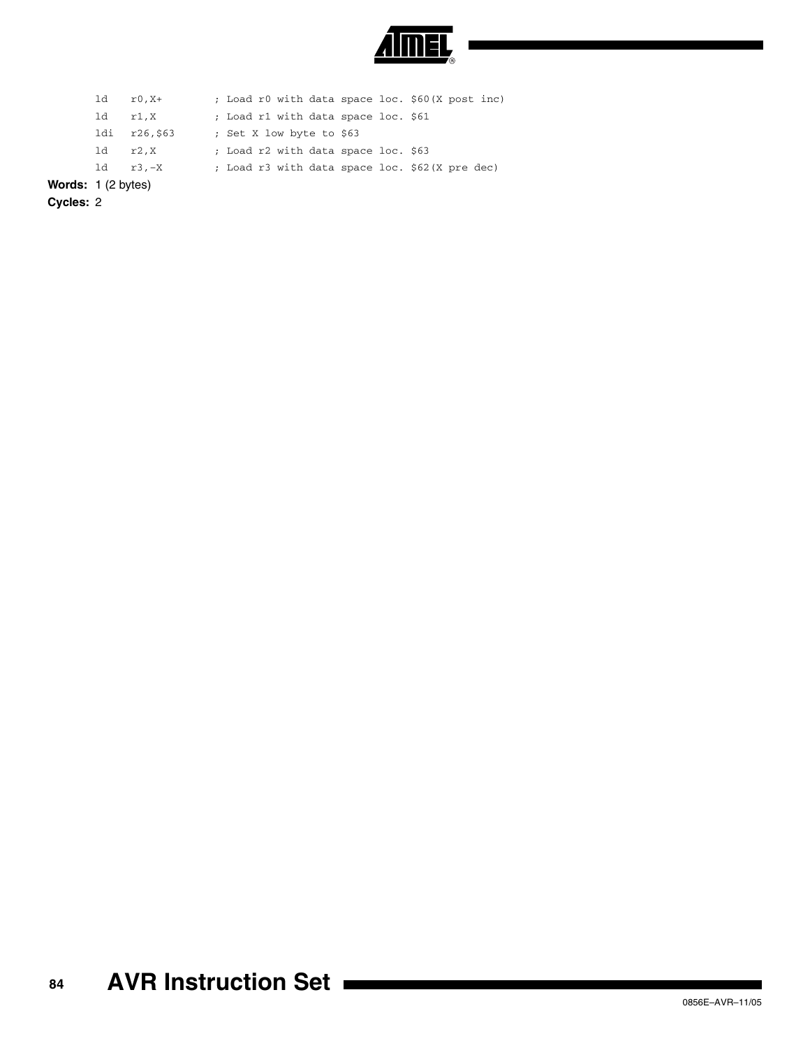```
    ld    r0,X+        ; Load r0 with data space loc. $60(X post inc)
    ld    r1,X         ; Load r1 with data space loc. $61
    ldi   r26,$63      ; Set X low byte to $63
    ld    r2,X         ; Load r2 with data space loc. $63
    ld    r3,-X        ; Load r3 with data space loc. $62(X pre dec)
```

**Words:** 1 (2 bytes)

**Cycles:** 2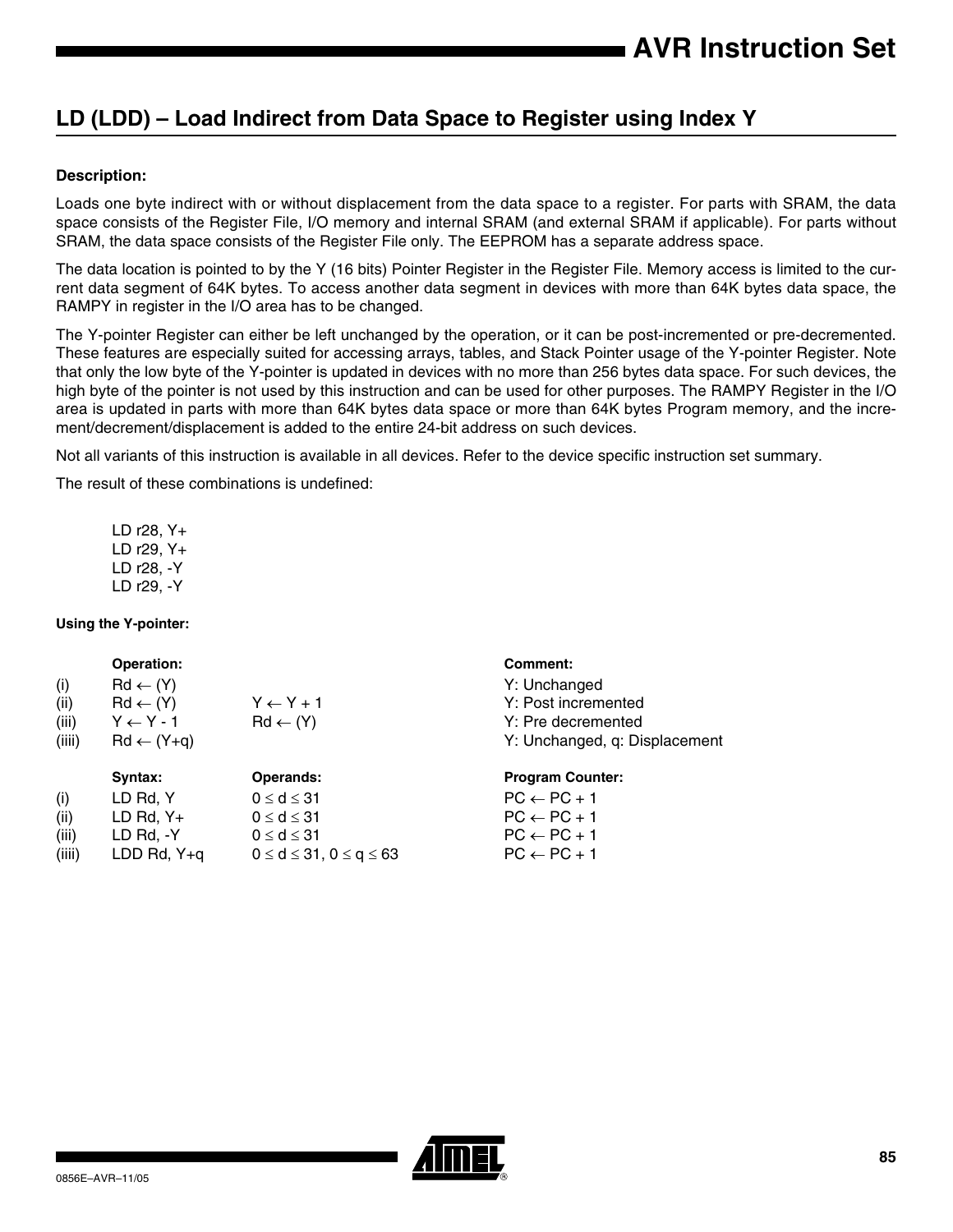## LD (LDD) – Load Indirect from Data Space to Register using Index Y

**Description:**

Loads one byte indirect with or without displacement from the data space to a register. For parts with SRAM, the data space consists of the Register File, I/O memory and internal SRAM (and external SRAM if applicable). For parts without SRAM, the data space consists of the Register File only. The EEPROM has a separate address space.

The data location is pointed to by the Y (16 bits) Pointer Register in the Register File. Memory access is limited to the current data segment of 64K bytes. To access another data segment in devices with more than 64K bytes data space, the RAMPY in register in the I/O area has to be changed.

The Y-pointer Register can either be left unchanged by the operation, or it can be post-incremented or pre-decremented. These features are especially suited for accessing arrays, tables, and Stack Pointer usage of the Y-pointer Register. Note that only the low byte of the Y-pointer is updated in devices with no more than 256 bytes data space. For such devices, the high byte of the pointer is not used by this instruction and can be used for other purposes. The RAMPY Register in the I/O area is updated in parts with more than 64K bytes data space or more than 64K bytes Program memory, and the increment/decrement/displacement is added to the entire 24-bit address on such devices.

Not all variants of this instruction is available in all devices. Refer to the device specific instruction set summary.

The result of these combinations is undefined:

```
LD r28, Y+
LD r29, Y+
LD r28, -Y
LD r29, -Y
```

**Using the Y-pointer:**

| | Operation: | | Comment: |
|---|---|---|---|
| (i) | Rd ← (Y) | | Y: Unchanged |
| (ii) | Rd ← (Y) | Y ← Y + 1 | Y: Post incremented |
| (iii) | Y ← Y - 1 | Rd ← (Y) | Y: Pre decremented |
| (iiii) | Rd ← (Y+q) | | Y: Unchanged, q: Displacement |

| | Syntax: | Operands: | Program Counter: |
|---|---|---|---|
| (i) | LD Rd, Y | $0 \le d \le 31$ | PC ← PC + 1 |
| (ii) | LD Rd, Y+ | $0 \le d \le 31$ | PC ← PC + 1 |
| (iii) | LD Rd, -Y | $0 \le d \le 31$ | PC ← PC + 1 |
| (iiii) | LDD Rd, Y+q | $0 \le d \le 31$, $0 \le q \le 63$ | PC ← PC + 1 |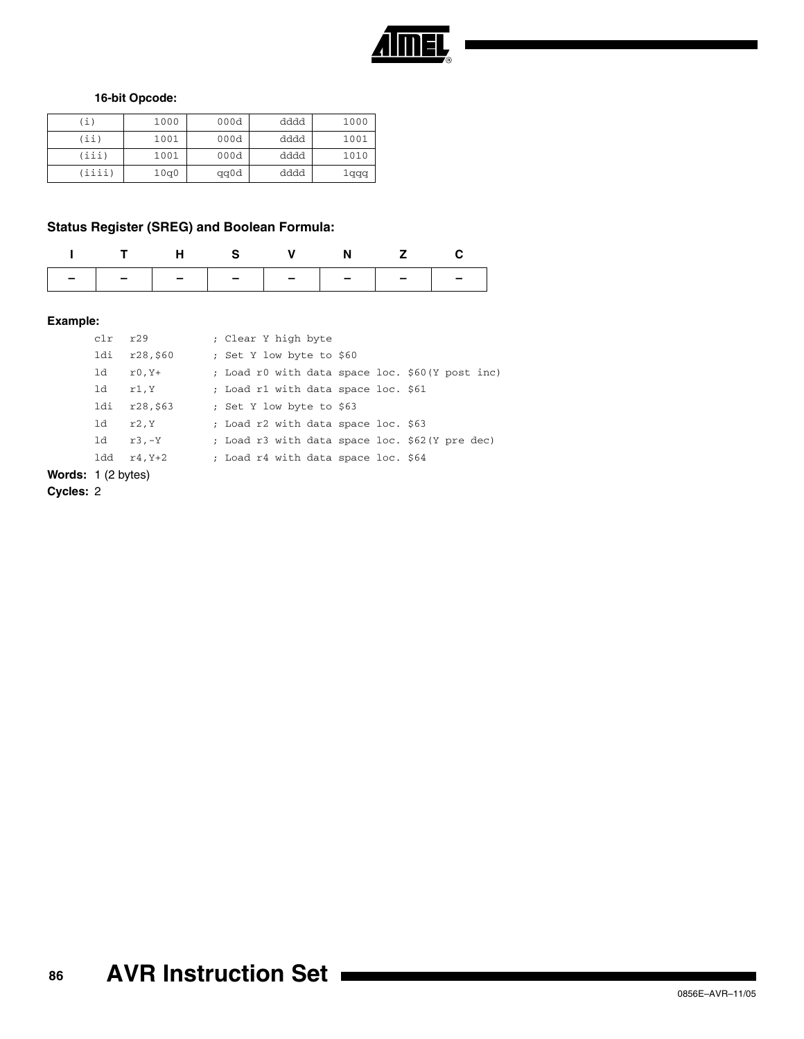**16-bit Opcode:**

| (i) | 1000 | 000d | dddd | 1000 |
|---|---|---|---|---|
| (ii) | 1001 | 000d | dddd | 1001 |
| (iii) | 1001 | 000d | dddd | 1010 |
| (iiii) | 10q0 | qq0d | dddd | 1qqq |

### Status Register (SREG) and Boolean Formula:

| I | T | H | S | V | N | Z | C |
|---|---|---|---|---|---|---|---|
| – | – | – | – | – | – | – | – |

**Example:**

```
clr  r29          ; Clear Y high byte
ldi  r28,$60      ; Set Y low byte to $60
ld   r0,Y+        ; Load r0 with data space loc. $60(Y post inc)
ld   r1,Y         ; Load r1 with data space loc. $61
ldi  r28,$63      ; Set Y low byte to $63
ld   r2,Y         ; Load r2 with data space loc. $63
ld   r3,-Y        ; Load r3 with data space loc. $62(Y pre dec)
ldd  r4,Y+2       ; Load r4 with data space loc. $64
```

**Words:** 1 (2 bytes)

**Cycles:** 2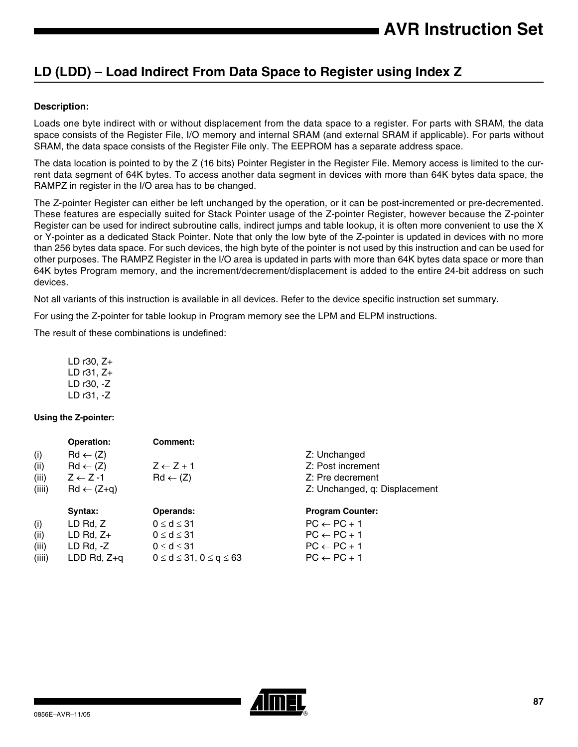## LD (LDD) – Load Indirect From Data Space to Register using Index Z

#### Description:

Loads one byte indirect with or without displacement from the data space to a register. For parts with SRAM, the data space consists of the Register File, I/O memory and internal SRAM (and external SRAM if applicable). For parts without SRAM, the data space consists of the Register File only. The EEPROM has a separate address space.

The data location is pointed to by the Z (16 bits) Pointer Register in the Register File. Memory access is limited to the current data segment of 64K bytes. To access another data segment in devices with more than 64K bytes data space, the RAMPZ in register in the I/O area has to be changed.

The Z-pointer Register can either be left unchanged by the operation, or it can be post-incremented or pre-decremented. These features are especially suited for Stack Pointer usage of the Z-pointer Register, however because the Z-pointer Register can be used for indirect subroutine calls, indirect jumps and table lookup, it is often more convenient to use the X or Y-pointer as a dedicated Stack Pointer. Note that only the low byte of the Z-pointer is updated in devices with no more than 256 bytes data space. For such devices, the high byte of the pointer is not used by this instruction and can be used for other purposes. The RAMPZ Register in the I/O area is updated in parts with more than 64K bytes data space or more than 64K bytes Program memory, and the increment/decrement/displacement is added to the entire 24-bit address on such devices.

Not all variants of this instruction is available in all devices. Refer to the device specific instruction set summary.

For using the Z-pointer for table lookup in Program memory see the LPM and ELPM instructions.

The result of these combinations is undefined:

```
LD r30, Z+
LD r31, Z+
LD r30, -Z
LD r31, -Z
```

#### Using the Z-pointer:

| | Operation: | Comment: | |
|---|---|---|---|
| (i) | $Rd \leftarrow (Z)$ | | Z: Unchanged |
| (ii) | $Rd \leftarrow (Z)$ | $Z \leftarrow Z + 1$ | Z: Post increment |
| (iii) | $Z \leftarrow Z - 1$ | $Rd \leftarrow (Z)$ | Z: Pre decrement |
| (iiii) | $Rd \leftarrow (Z+q)$ | | Z: Unchanged, q: Displacement |

| | Syntax: | Operands: | Program Counter: |
|---|---|---|---|
| (i) | LD Rd, Z | $0 \le d \le 31$ | $PC \leftarrow PC + 1$ |
| (ii) | LD Rd, Z+ | $0 \le d \le 31$ | $PC \leftarrow PC + 1$ |
| (iii) | LD Rd, -Z | $0 \le d \le 31$ | $PC \leftarrow PC + 1$ |
| (iiii) | LDD Rd, Z+q | $0 \le d \le 31$, $0 \le q \le 63$ | $PC \leftarrow PC + 1$ |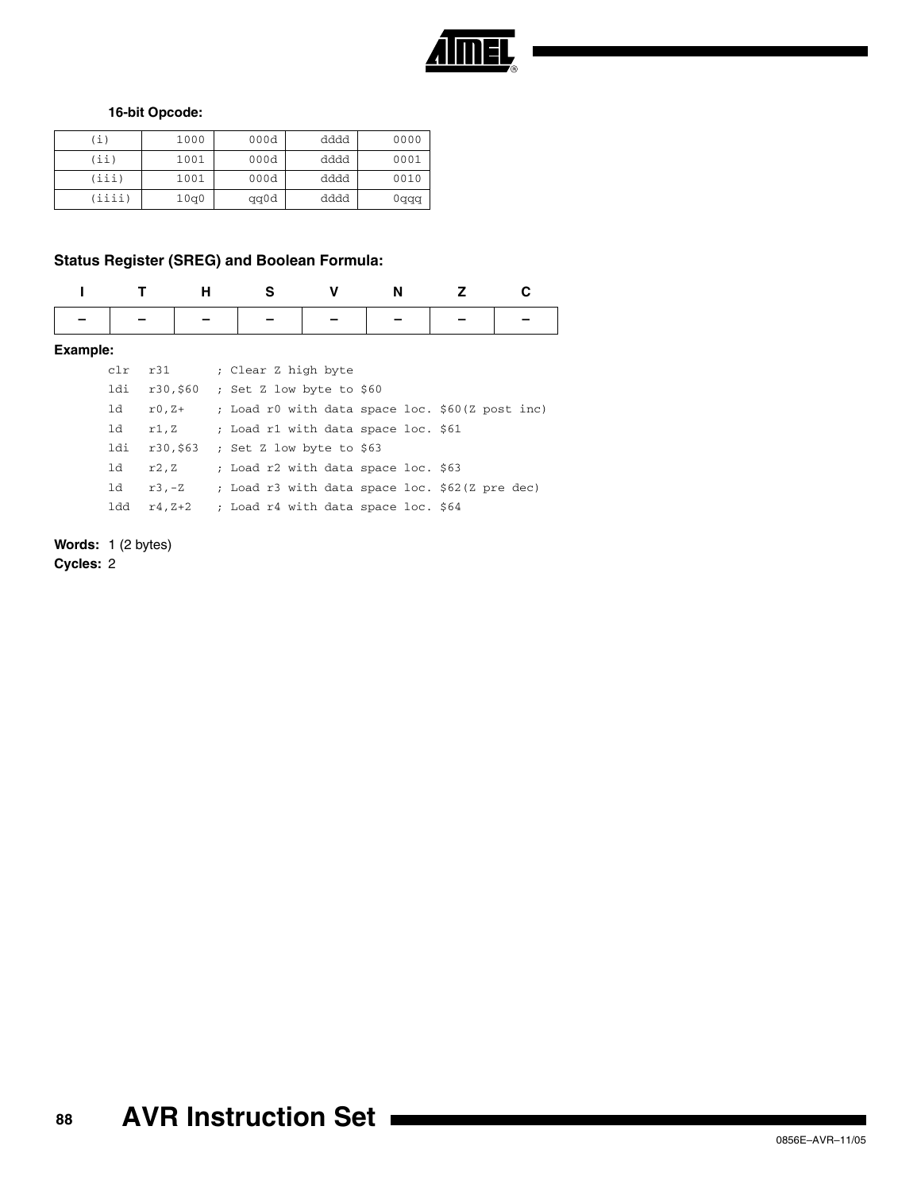**16-bit Opcode:**

| | | | | |
|---|---|---|---|---|
| (i) | 1000 | 000d | dddd | 0000 |
| (ii) | 1001 | 000d | dddd | 0001 |
| (iii) | 1001 | 000d | dddd | 0010 |
| (iiii) | 10q0 | qq0d | dddd | 0qqq |

### Status Register (SREG) and Boolean Formula:

| I | T | H | S | V | N | Z | C |
|---|---|---|---|---|---|---|---|
| – | – | – | – | – | – | – | – |

**Example:**

```
clr   r31       ; Clear Z high byte
ldi   r30,$60   ; Set Z low byte to $60
ld    r0,Z+     ; Load r0 with data space loc. $60(Z post inc)
ld    r1,Z      ; Load r1 with data space loc. $61
ldi   r30,$63   ; Set Z low byte to $63
ld    r2,Z      ; Load r2 with data space loc. $63
ld    r3,-Z     ; Load r3 with data space loc. $62(Z pre dec)
ldd   r4,Z+2    ; Load r4 with data space loc. $64
```

**Words:** 1 (2 bytes)
**Cycles:** 2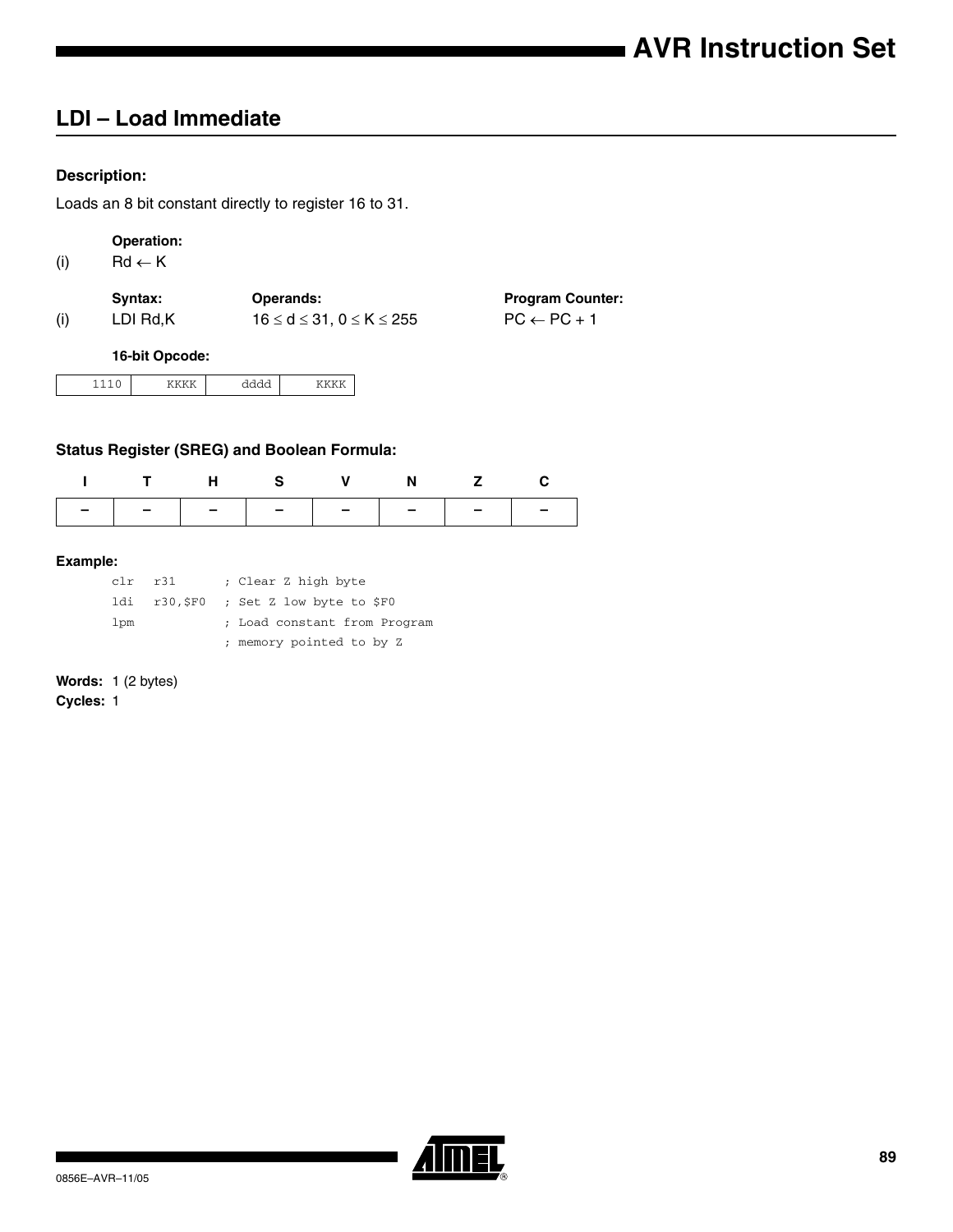## LDI – Load Immediate

### Description:

Loads an 8 bit constant directly to register 16 to 31.

**Operation:**

(i) Rd ← K

| | Syntax: | Operands: | Program Counter: |
|---|---|---|---|
| (i) | LDI Rd,K | $16 \leq d \leq 31$, $0 \leq K \leq 255$ | PC ← PC + 1 |

**16-bit Opcode:**

| 1110 | KKKK | dddd | KKKK |
|---|---|---|---|

### Status Register (SREG) and Boolean Formula:

| I | T | H | S | V | N | Z | C |
|---|---|---|---|---|---|---|---|
| – | – | – | – | – | – | – | – |

### Example:

```
clr   r31       ; Clear Z high byte
ldi   r30,$F0   ; Set Z low byte to $F0
lpm             ; Load constant from Program
                ; memory pointed to by Z
```

**Words:** 1 (2 bytes)

**Cycles:** 1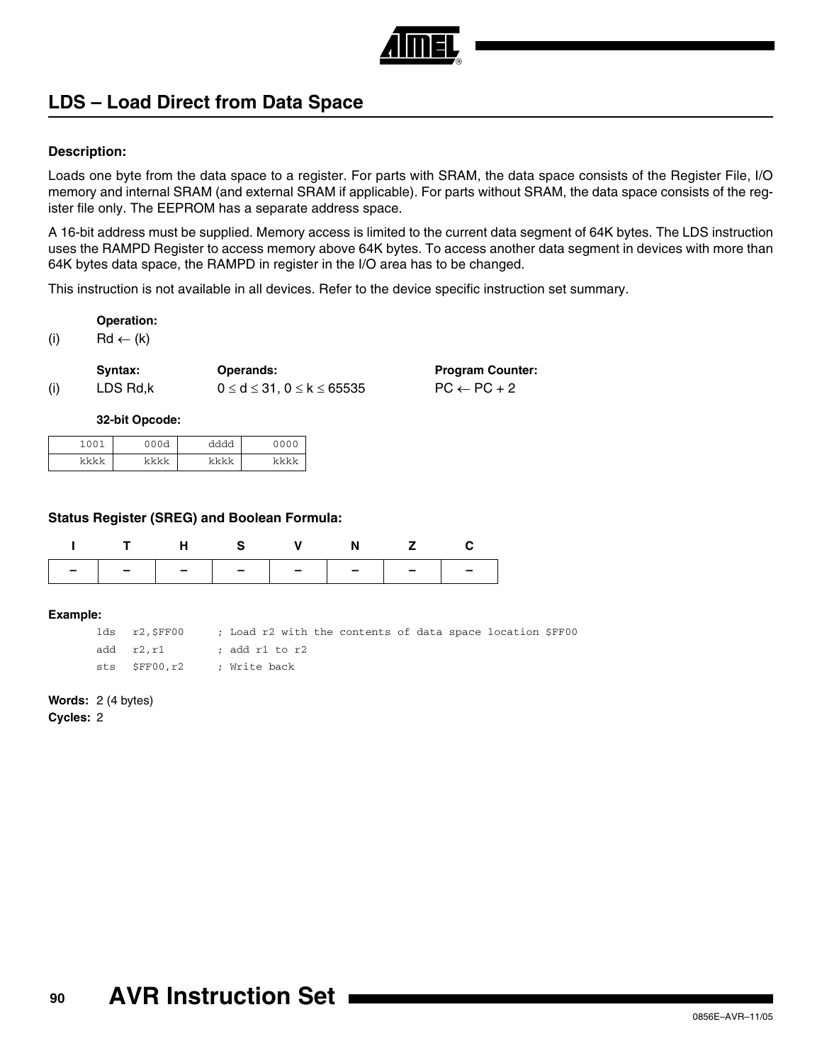## LDS – Load Direct from Data Space

### Description:

Loads one byte from the data space to a register. For parts with SRAM, the data space consists of the Register File, I/O memory and internal SRAM (and external SRAM if applicable). For parts without SRAM, the data space consists of the register file only. The EEPROM has a separate address space.

A 16-bit address must be supplied. Memory access is limited to the current data segment of 64K bytes. The LDS instruction uses the RAMPD Register to access memory above 64K bytes. To access another data segment in devices with more than 64K bytes data space, the RAMPD in register in the I/O area has to be changed.

This instruction is not available in all devices. Refer to the device specific instruction set summary.

**Operation:**

(i) $Rd \leftarrow (k)$

| | Syntax: | Operands: | Program Counter: |
|---|---|---|---|
| (i) | LDS Rd,k | $0 \le d \le 31$, $0 \le k \le 65535$ | $PC \leftarrow PC + 2$ |

**32-bit Opcode:**

| | | | |
|---|---|---|---|
| 1001 | 000d | dddd | 0000 |
| kkkk | kkkk | kkkk | kkkk |

### Status Register (SREG) and Boolean Formula:

| I | T | H | S | V | N | Z | C |
|---|---|---|---|---|---|---|---|
| – | – | – | – | – | – | – | – |

### Example:

```
lds   r2,$FF00     ; Load r2 with the contents of data space location $FF00
add   r2,r1        ; add r1 to r2
sts   $FF00,r2     ; Write back
```

**Words:** 2 (4 bytes)

**Cycles:** 2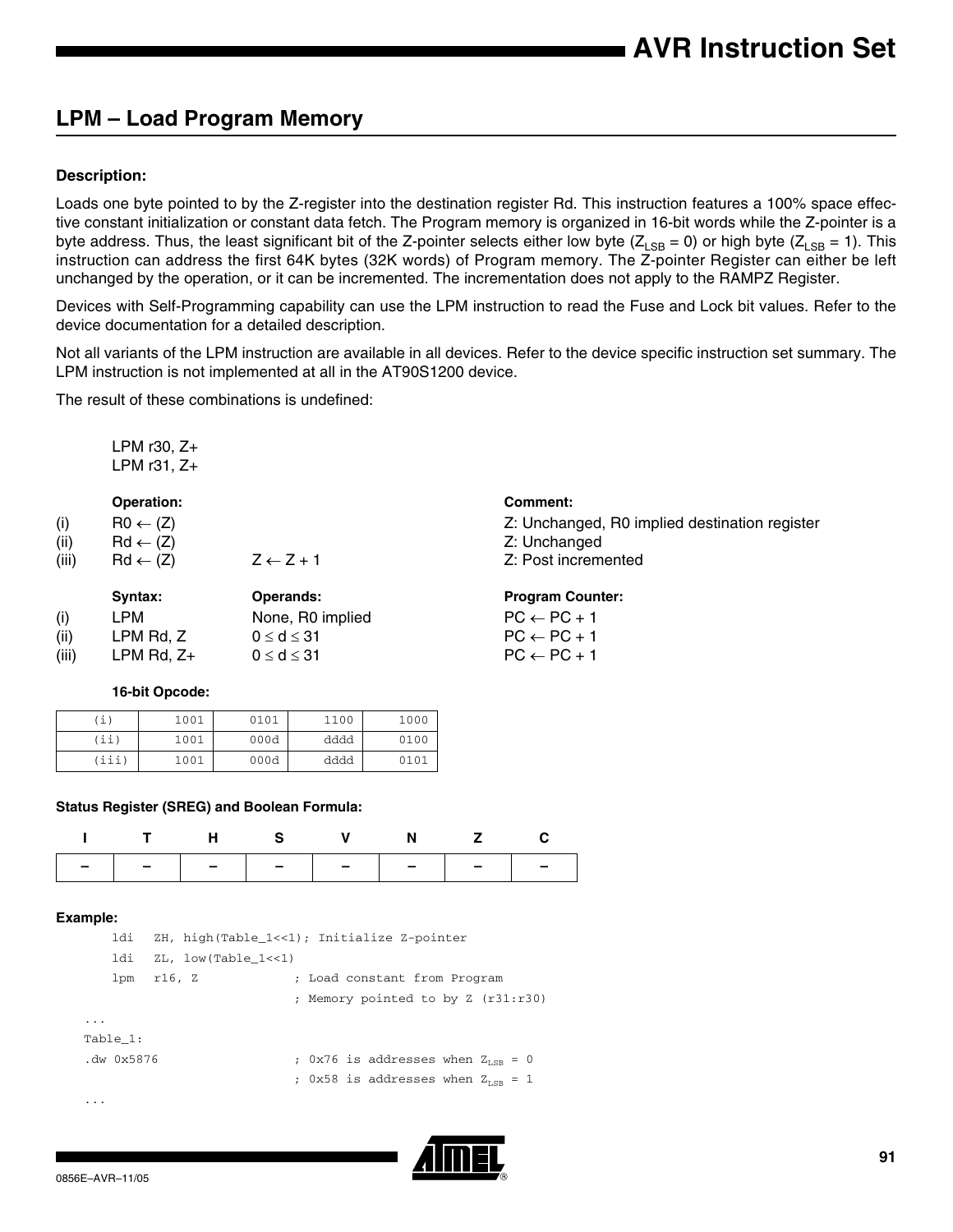## LPM – Load Program Memory

### Description:

Loads one byte pointed to by the Z-register into the destination register Rd. This instruction features a 100% space effective constant initialization or constant data fetch. The Program memory is organized in 16-bit words while the Z-pointer is a byte address. Thus, the least significant bit of the Z-pointer selects either low byte ($Z_{LSB} = 0$) or high byte ($Z_{LSB} = 1$). This instruction can address the first 64K bytes (32K words) of Program memory. The Z-pointer Register can either be left unchanged by the operation, or it can be incremented. The incrementation does not apply to the RAMPZ Register.

Devices with Self-Programming capability can use the LPM instruction to read the Fuse and Lock bit values. Refer to the device documentation for a detailed description.

Not all variants of the LPM instruction are available in all devices. Refer to the device specific instruction set summary. The LPM instruction is not implemented at all in the AT90S1200 device.

The result of these combinations is undefined:

LPM r30, Z+
LPM r31, Z+

| | Operation: | | Comment: |
|---|---|---|---|
| (i) | $R0 \leftarrow (Z)$ | | Z: Unchanged, R0 implied destination register |
| (ii) | $Rd \leftarrow (Z)$ | | Z: Unchanged |
| (iii) | $Rd \leftarrow (Z)$ | $Z \leftarrow Z + 1$ | Z: Post incremented |

| | Syntax: | Operands: | Program Counter: |
|---|---|---|---|
| (i) | LPM | None, R0 implied | $PC \leftarrow PC + 1$ |
| (ii) | LPM Rd, Z | $0 \le d \le 31$ | $PC \leftarrow PC + 1$ |
| (iii) | LPM Rd, Z+ | $0 \le d \le 31$ | $PC \leftarrow PC + 1$ |

**16-bit Opcode:**

| | | | | |
|---|---|---|---|---|
| (i) | 1001 | 0101 | 1100 | 1000 |
| (ii) | 1001 | 000d | dddd | 0100 |
| (iii) | 1001 | 000d | dddd | 0101 |

**Status Register (SREG) and Boolean Formula:**

| I | T | H | S | V | N | Z | C |
|---|---|---|---|---|---|---|---|
| – | – | – | – | – | – | – | – |

**Example:**

```
    ldi   ZH, high(Table_1<<1); Initialize Z-pointer
    ldi   ZL, low(Table_1<<1)
    lpm   r16, Z             ; Load constant from Program
                             ; Memory pointed to by Z (r31:r30)
...
Table_1:
.dw 0x5876                   ; 0x76 is addresses when Z_LSB = 0
                             ; 0x58 is addresses when Z_LSB = 1
...
```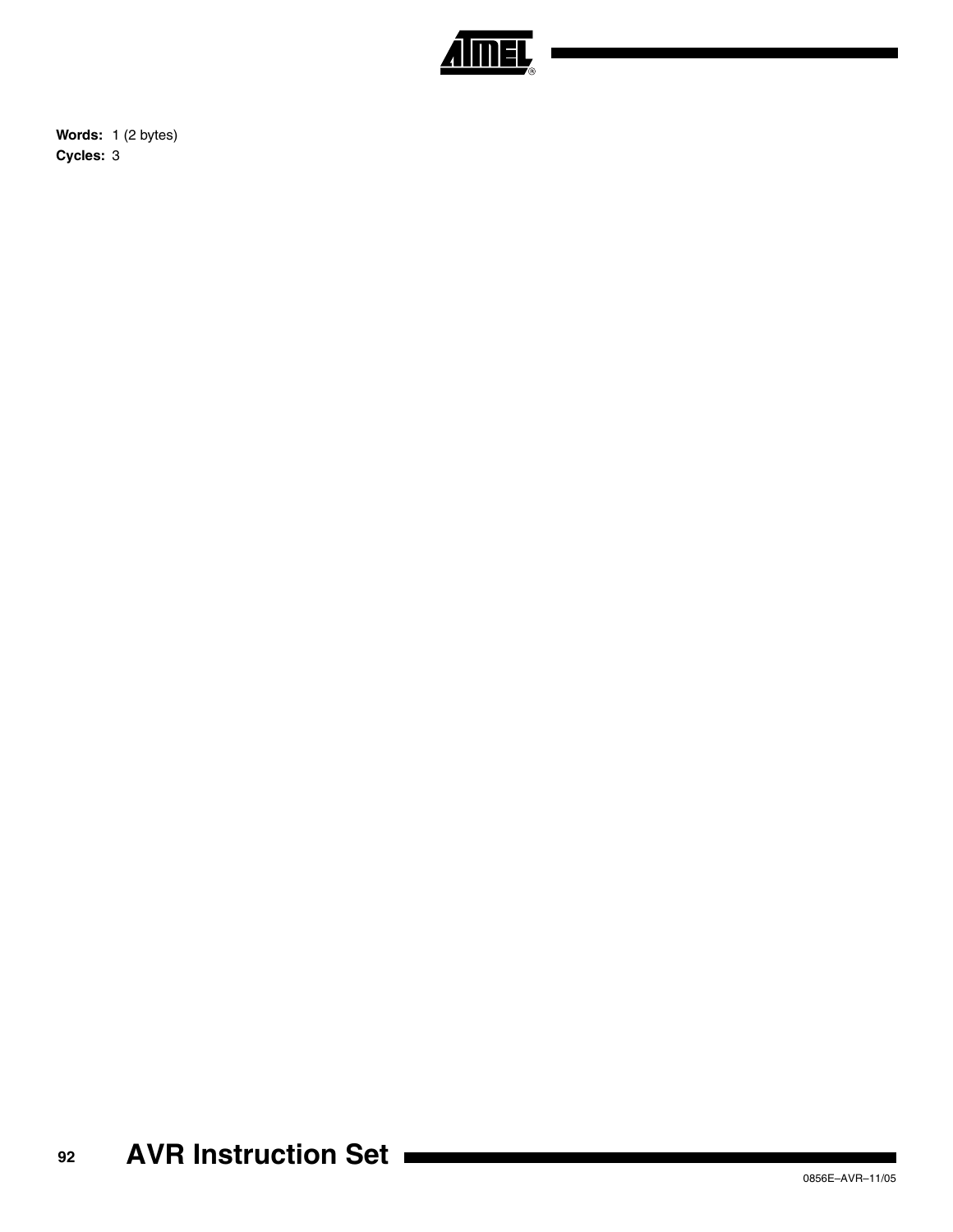**Words:** 1 (2 bytes)

**Cycles:** 3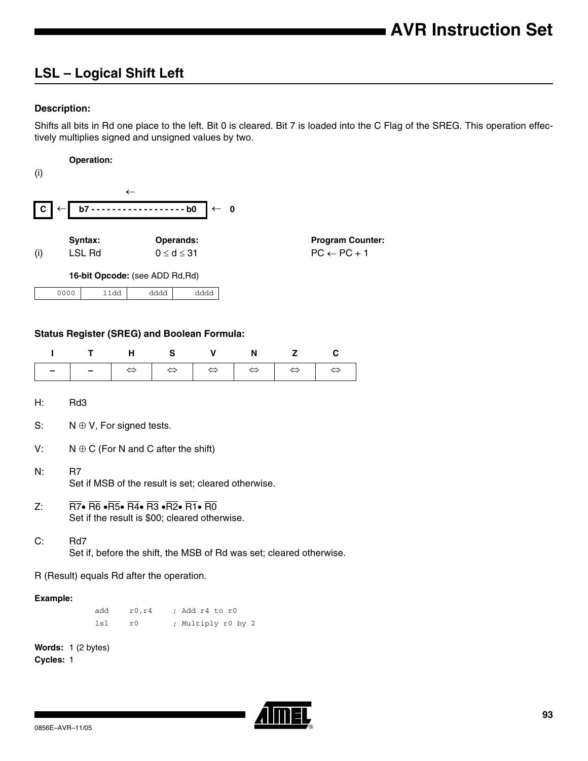## LSL – Logical Shift Left

### Description:

Shifts all bits in Rd one place to the left. Bit 0 is cleared. Bit 7 is loaded into the C Flag of the SREG. This operation effectively multiplies signed and unsigned values by two.

**Operation:**

(i)

$$C \leftarrow \boxed{b7 - - - - - - - - - - - - - - - - - - b0} \leftarrow 0$$

| | Syntax: | Operands: | Program Counter: |
|---|---|---|---|
| (i) | LSL Rd | $0 \le d \le 31$ | $PC \leftarrow PC + 1$ |

**16-bit Opcode:** (see ADD Rd,Rd)

| 0000 | 11dd | dddd | dddd |
|---|---|---|---|

### Status Register (SREG) and Boolean Formula:

| I | T | H | S | V | N | Z | C |
|---|---|---|---|---|---|---|---|
| – | – | ⇔ | ⇔ | ⇔ | ⇔ | ⇔ | ⇔ |

H: Rd3

S: $N \oplus V$, For signed tests.

V: $N \oplus C$ (For N and C after the shift)

N: R7
Set if MSB of the result is set; cleared otherwise.

Z: $\overline{R7} \bullet \overline{R6} \bullet \overline{R5} \bullet \overline{R4} \bullet \overline{R3} \bullet \overline{R2} \bullet \overline{R1} \bullet \overline{R0}$
Set if the result is \$00; cleared otherwise.

C: Rd7
Set if, before the shift, the MSB of Rd was set; cleared otherwise.

R (Result) equals Rd after the operation.

**Example:**

```
add   r0,r4    ; Add r4 to r0
lsl   r0       ; Multiply r0 by 2
```

**Words:** 1 (2 bytes)
**Cycles:** 1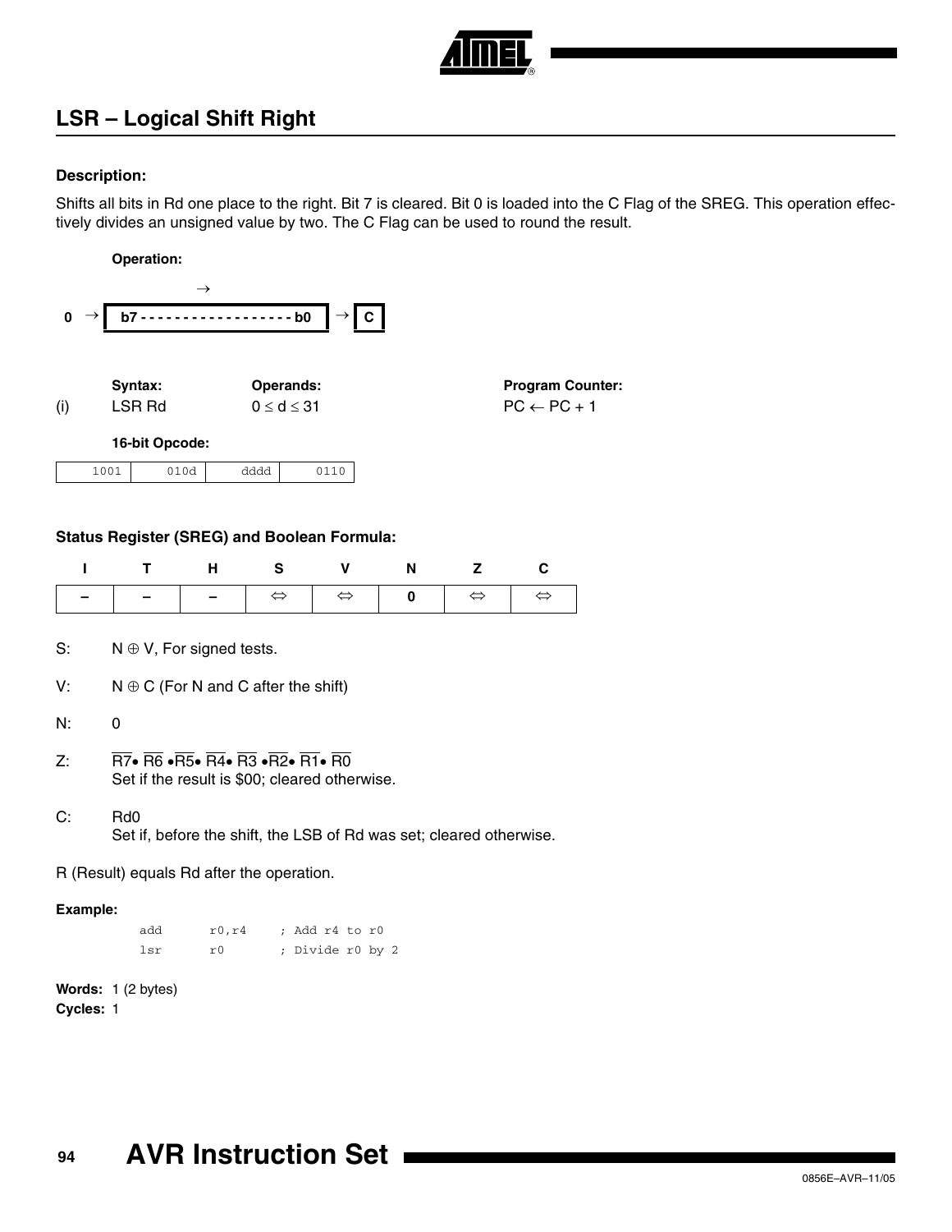## LSR – Logical Shift Right

#### Description:

Shifts all bits in Rd one place to the right. Bit 7 is cleared. Bit 0 is loaded into the C Flag of the SREG. This operation effectively divides an unsigned value by two. The C Flag can be used to round the result.

**Operation:**

$$0 \rightarrow \boxed{b7 - - - - - - - - - - - - - - - - - - b0} \rightarrow \boxed{C}$$

| | Syntax: | Operands: | Program Counter: |
|---|---|---|---|
| (i) | LSR Rd | $0 \le d \le 31$ | $PC \leftarrow PC + 1$ |

**16-bit Opcode:**

| 1001 | 010d | dddd | 0110 |
|---|---|---|---|

#### Status Register (SREG) and Boolean Formula:

| I | T | H | S | V | N | Z | C |
|---|---|---|---|---|---|---|---|
| – | – | – | ⇔ | ⇔ | 0 | ⇔ | ⇔ |

S: $N \oplus V$, For signed tests.

V: $N \oplus C$ (For N and C after the shift)

N: 0

Z: $\overline{R7} \bullet \overline{R6} \bullet \overline{R5} \bullet \overline{R4} \bullet \overline{R3} \bullet \overline{R2} \bullet \overline{R1} \bullet \overline{R0}$
Set if the result is \$00; cleared otherwise.

C: Rd0
Set if, before the shift, the LSB of Rd was set; cleared otherwise.

R (Result) equals Rd after the operation.

**Example:**

```
    add    r0,r4    ; Add r4 to r0
    lsr    r0       ; Divide r0 by 2
```

**Words:** 1 (2 bytes)
**Cycles:** 1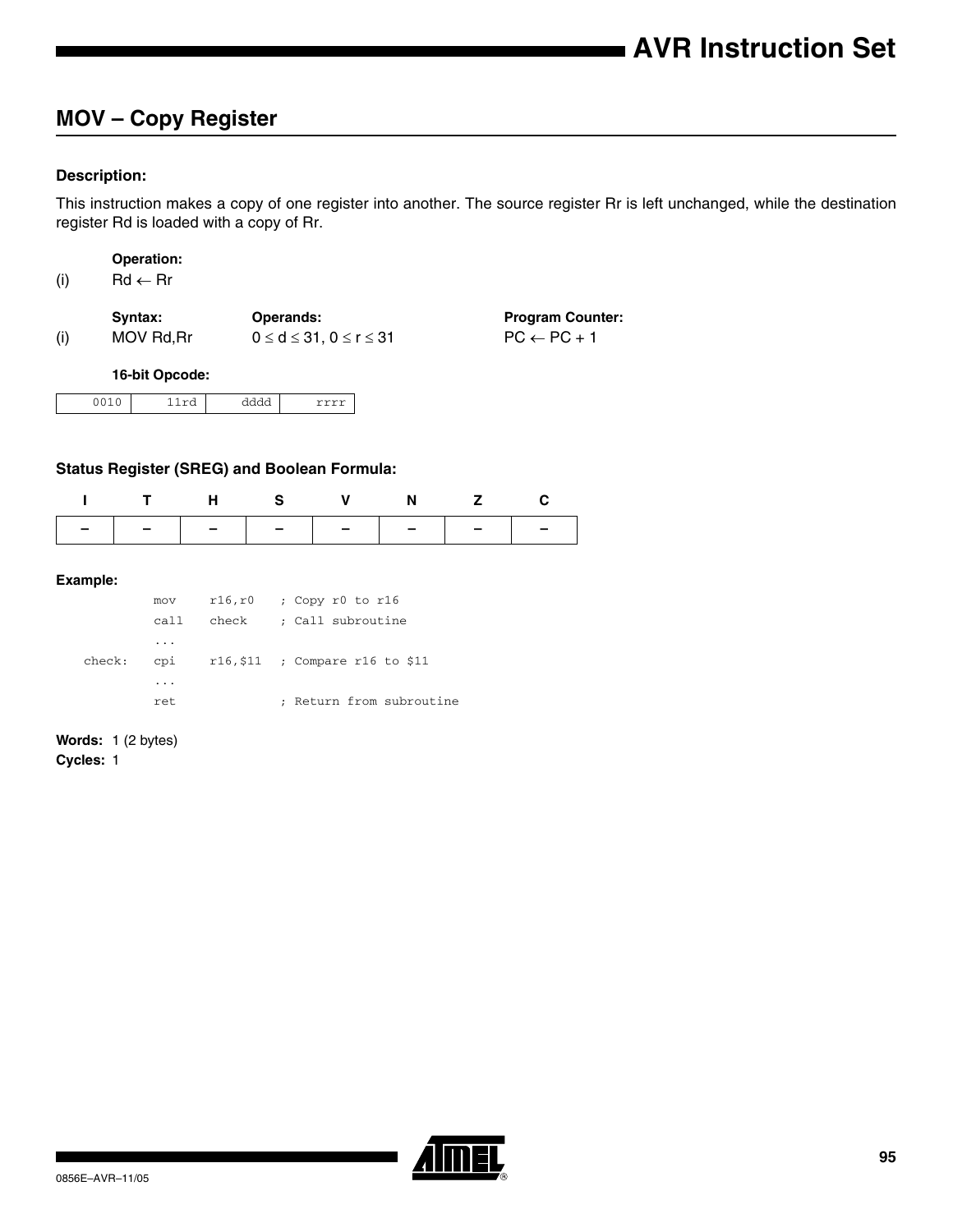## MOV – Copy Register

### Description:

This instruction makes a copy of one register into another. The source register Rr is left unchanged, while the destination register Rd is loaded with a copy of Rr.

**Operation:**

(i) $Rd \leftarrow Rr$

| | Syntax: | Operands: | Program Counter: |
|---|---|---|---|
| (i) | MOV Rd,Rr | $0 \le d \le 31$, $0 \le r \le 31$ | $PC \leftarrow PC + 1$ |

**16-bit Opcode:**

| 0010 | 11rd | dddd | rrrr |
|---|---|---|---|

### Status Register (SREG) and Boolean Formula:

| I | T | H | S | V | N | Z | C |
|---|---|---|---|---|---|---|---|
| – | – | – | – | – | – | – | – |

**Example:**

```
        mov     r16,r0    ; Copy r0 to r16
        call    check     ; Call subroutine
        ...
check:  cpi     r16,$11   ; Compare r16 to $11
        ...
        ret               ; Return from subroutine
```

**Words:** 1 (2 bytes)
**Cycles:** 1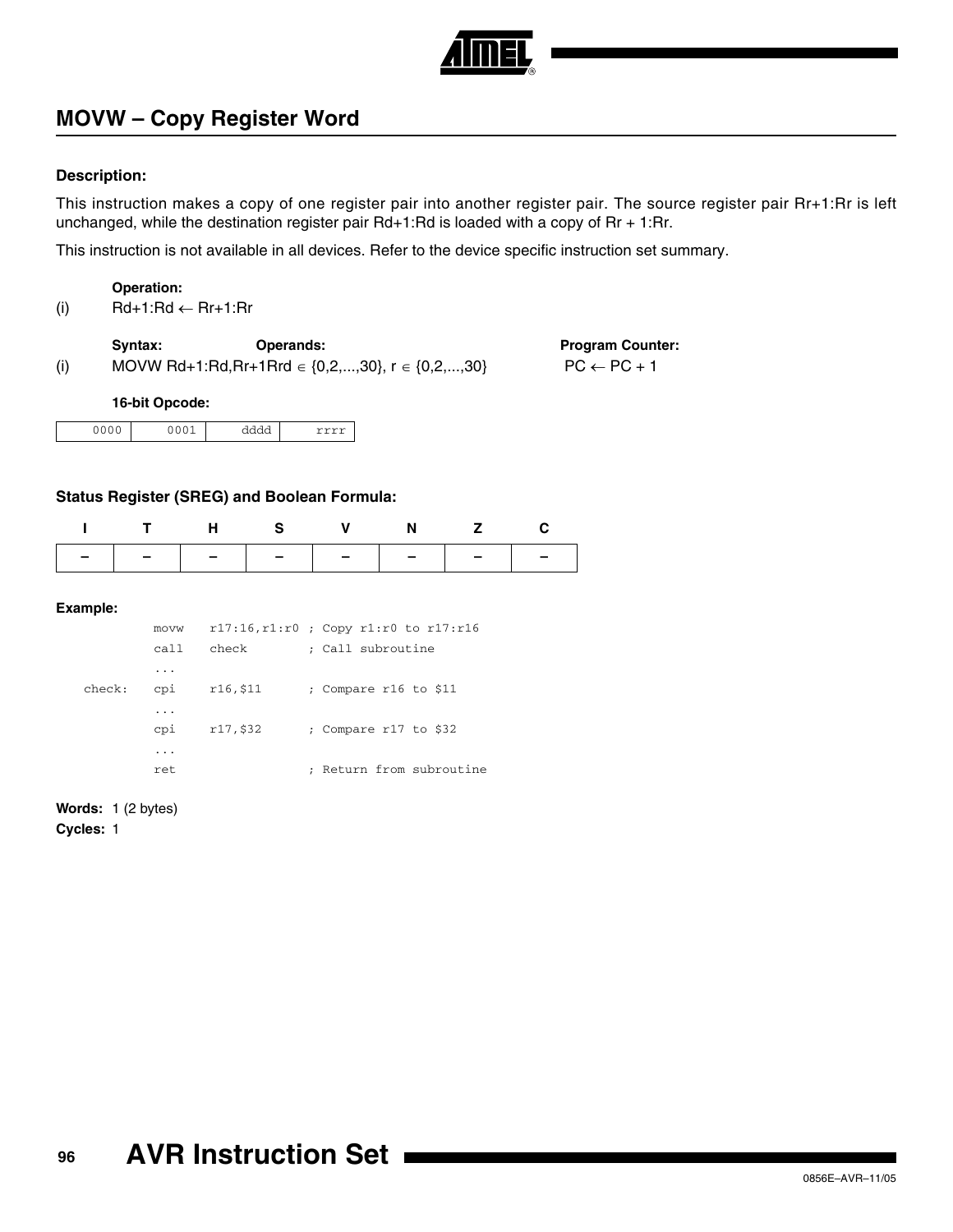## MOVW – Copy Register Word

**Description:**

This instruction makes a copy of one register pair into another register pair. The source register pair Rr+1:Rr is left unchanged, while the destination register pair Rd+1:Rd is loaded with a copy of Rr + 1:Rr.

This instruction is not available in all devices. Refer to the device specific instruction set summary.

**Operation:**

(i) Rd+1:Rd ← Rr+1:Rr

| | Syntax: | Operands: | Program Counter: |
|---|---|---|---|
| (i) | MOVW Rd+1:Rd,Rr+1Rr | d ∈ {0,2,...,30}, r ∈ {0,2,...,30} | PC ← PC + 1 |

**16-bit Opcode:**

| 0000 | 0001 | dddd | rrrr |
|---|---|---|---|

**Status Register (SREG) and Boolean Formula:**

| I | T | H | S | V | N | Z | C |
|---|---|---|---|---|---|---|---|
| – | – | – | – | – | – | – | – |

**Example:**

```
        movw   r17:16,r1:r0 ; Copy r1:r0 to r17:r16
        call   check        ; Call subroutine
        ...
check:  cpi    r16,$11      ; Compare r16 to $11
        ...
        cpi    r17,$32      ; Compare r17 to $32
        ...
        ret                 ; Return from subroutine
```

**Words:** 1 (2 bytes)

**Cycles:** 1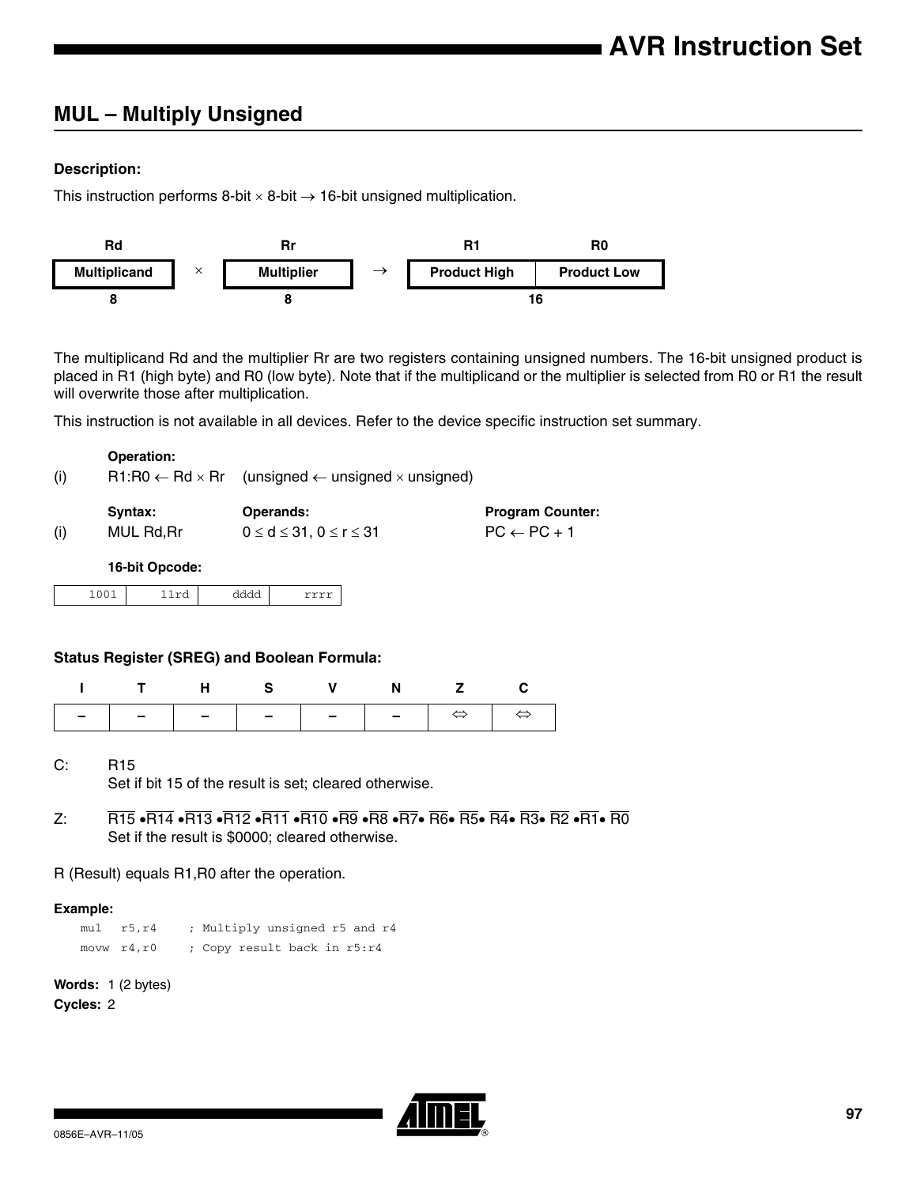## MUL – Multiply Unsigned

### Description:

This instruction performs 8-bit × 8-bit → 16-bit unsigned multiplication.

| Rd | | Rr | | R1 | R0 |
|---|---|---|---|---|---|
| Multiplicand | × | Multiplier | → | Product High | Product Low |
| 8 | | 8 | | 16 | |

The multiplicand Rd and the multiplier Rr are two registers containing unsigned numbers. The 16-bit unsigned product is placed in R1 (high byte) and R0 (low byte). Note that if the multiplicand or the multiplier is selected from R0 or R1 the result will overwrite those after multiplication.

This instruction is not available in all devices. Refer to the device specific instruction set summary.

| | Operation: | | |
|---|---|---|---|
| (i) | R1:R0 ← Rd × Rr | (unsigned ← unsigned × unsigned) | |
| | **Syntax:** | **Operands:** | **Program Counter:** |
| (i) | MUL Rd,Rr | 0 ≤ d ≤ 31, 0 ≤ r ≤ 31 | PC ← PC + 1 |

**16-bit Opcode:**

| 1001 | 11rd | dddd | rrrr |
|---|---|---|---|

### Status Register (SREG) and Boolean Formula:

| I | T | H | S | V | N | Z | C |
|---|---|---|---|---|---|---|---|
| – | – | – | – | – | – | ⇔ | ⇔ |

C: R15
Set if bit 15 of the result is set; cleared otherwise.

Z: $\overline{R15} \bullet \overline{R14} \bullet \overline{R13} \bullet \overline{R12} \bullet \overline{R11} \bullet \overline{R10} \bullet \overline{R9} \bullet \overline{R8} \bullet \overline{R7} \bullet \overline{R6} \bullet \overline{R5} \bullet \overline{R4} \bullet \overline{R3} \bullet \overline{R2} \bullet \overline{R1} \bullet \overline{R0}$
Set if the result is \$0000; cleared otherwise.

R (Result) equals R1,R0 after the operation.

**Example:**

```
mul   r5,r4     ; Multiply unsigned r5 and r4
movw  r4,r0     ; Copy result back in r5:r4
```

**Words:** 1 (2 bytes)
**Cycles:** 2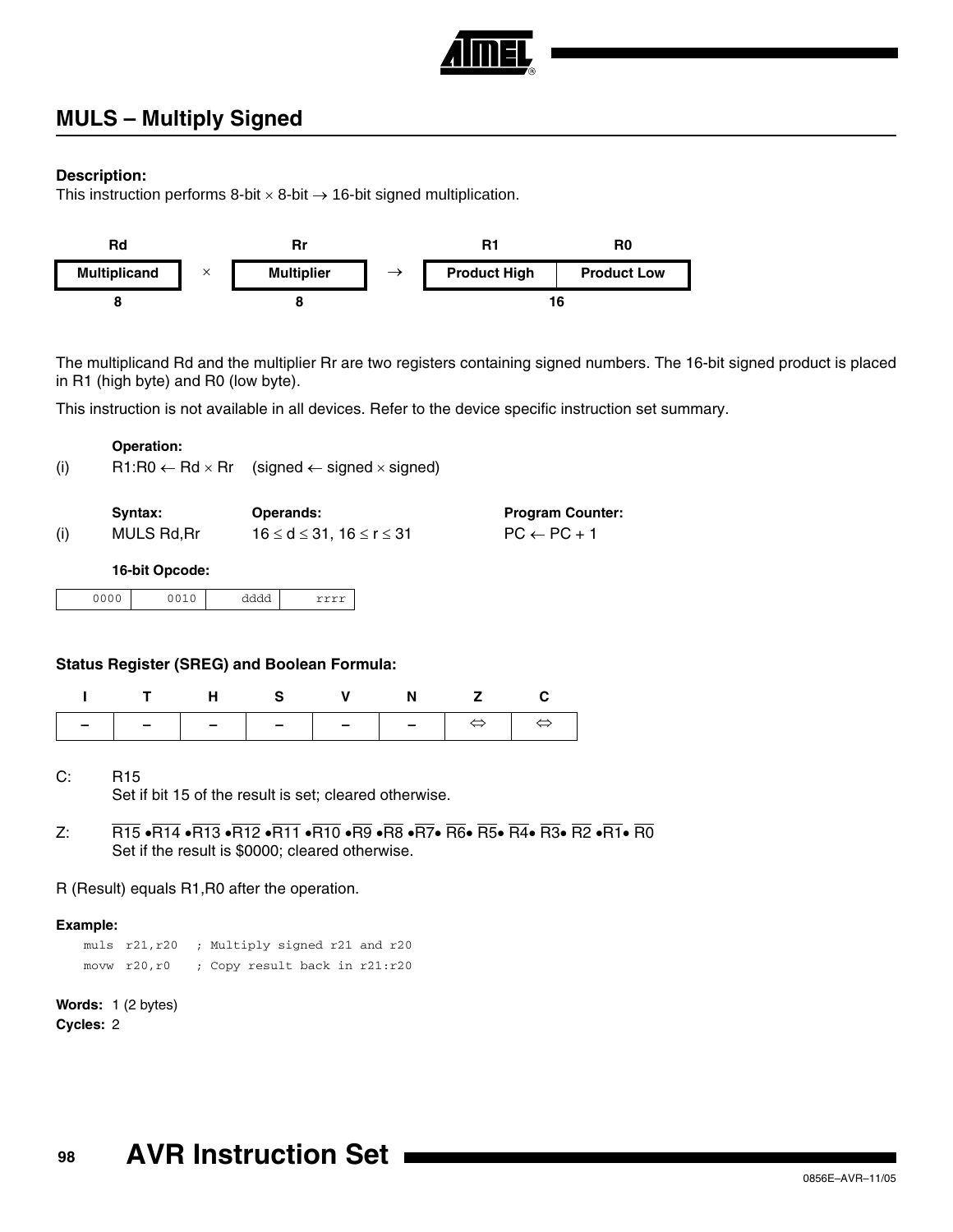## MULS – Multiply Signed

**Description:**

This instruction performs 8-bit × 8-bit → 16-bit signed multiplication.

| Rd | | Rr | | R1 | R0 |
|---|---|---|---|---|---|
| Multiplicand | × | Multiplier | → | Product High | Product Low |
| 8 | | 8 | | 16 | |

The multiplicand Rd and the multiplier Rr are two registers containing signed numbers. The 16-bit signed product is placed in R1 (high byte) and R0 (low byte).

This instruction is not available in all devices. Refer to the device specific instruction set summary.

**Operation:**

(i) R1:R0 ← Rd × Rr (signed ← signed × signed)

| | Syntax: | Operands: | Program Counter: |
|---|---|---|---|
| (i) | MULS Rd,Rr | $16 \le d \le 31$, $16 \le r \le 31$ | PC ← PC + 1 |

**16-bit Opcode:**

| 0000 | 0010 | dddd | rrrr |
|---|---|---|---|

**Status Register (SREG) and Boolean Formula:**

| I | T | H | S | V | N | Z | C |
|---|---|---|---|---|---|---|---|
| – | – | – | – | – | – | ⇔ | ⇔ |

C: R15
Set if bit 15 of the result is set; cleared otherwise.

Z: $\overline{R15} \bullet \overline{R14} \bullet \overline{R13} \bullet \overline{R12} \bullet \overline{R11} \bullet \overline{R10} \bullet \overline{R9} \bullet \overline{R8} \bullet \overline{R7} \bullet \overline{R6} \bullet \overline{R5} \bullet \overline{R4} \bullet \overline{R3} \bullet \overline{R2} \bullet \overline{R1} \bullet \overline{R0}$
Set if the result is \$0000; cleared otherwise.

R (Result) equals R1,R0 after the operation.

**Example:**

```
muls  r21,r20   ; Multiply signed r21 and r20
movw  r20,r0    ; Copy result back in r21:r20
```

**Words:** 1 (2 bytes)

**Cycles:** 2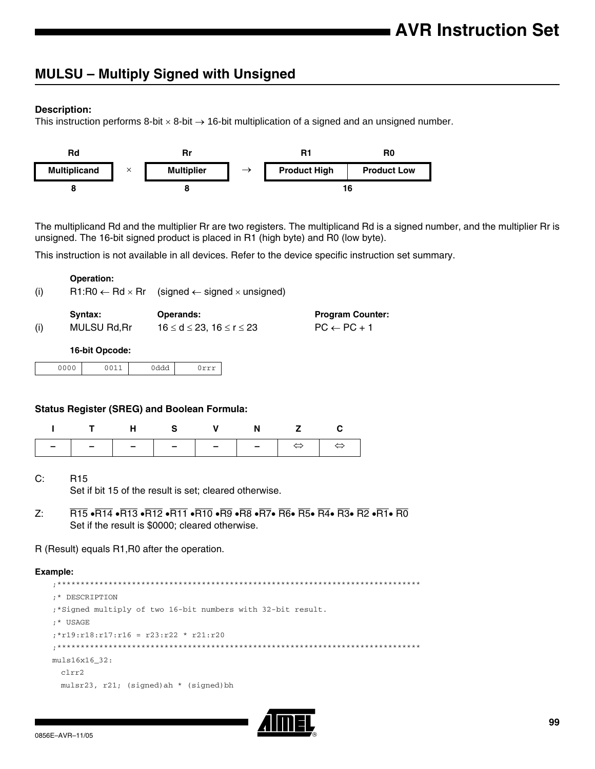## MULSU – Multiply Signed with Unsigned

**Description:**

This instruction performs 8-bit × 8-bit → 16-bit multiplication of a signed and an unsigned number.

| Rd | | Rr | | R1 | R0 |
|---|---|---|---|---|---|
| Multiplicand | × | Multiplier | → | Product High | Product Low |
| 8 | | 8 | | 16 | |

The multiplicand Rd and the multiplier Rr are two registers. The multiplicand Rd is a signed number, and the multiplier Rr is unsigned. The 16-bit signed product is placed in R1 (high byte) and R0 (low byte).

This instruction is not available in all devices. Refer to the device specific instruction set summary.

**Operation:**

(i) R1:R0 ← Rd × Rr (signed ← signed × unsigned)

| | Syntax: | Operands: | Program Counter: |
|---|---|---|---|
| (i) | MULSU Rd,Rr | $16 \le d \le 23$, $16 \le r \le 23$ | PC ← PC + 1 |

**16-bit Opcode:**

| 0000 | 0011 | 0ddd | 0rrr |
|---|---|---|---|

**Status Register (SREG) and Boolean Formula:**

| I | T | H | S | V | N | Z | C |
|---|---|---|---|---|---|---|---|
| – | – | – | – | – | – | ⇔ | ⇔ |

C: R15
Set if bit 15 of the result is set; cleared otherwise.

Z: $\overline{R15} \bullet \overline{R14} \bullet \overline{R13} \bullet \overline{R12} \bullet \overline{R11} \bullet \overline{R10} \bullet \overline{R9} \bullet \overline{R8} \bullet \overline{R7} \bullet \overline{R6} \bullet \overline{R5} \bullet \overline{R4} \bullet \overline{R3} \bullet \overline{R2} \bullet \overline{R1} \bullet \overline{R0}$
Set if the result is \$0000; cleared otherwise.

R (Result) equals R1,R0 after the operation.

**Example:**

```
;******************************************************************************
;* DESCRIPTION
;*Signed multiply of two 16-bit numbers with 32-bit result.
;* USAGE
;*r19:r18:r17:r16 = r23:r22 * r21:r20
;******************************************************************************
muls16x16_32:
  clrr2
  mulsr23, r21; (signed)ah * (signed)bh
```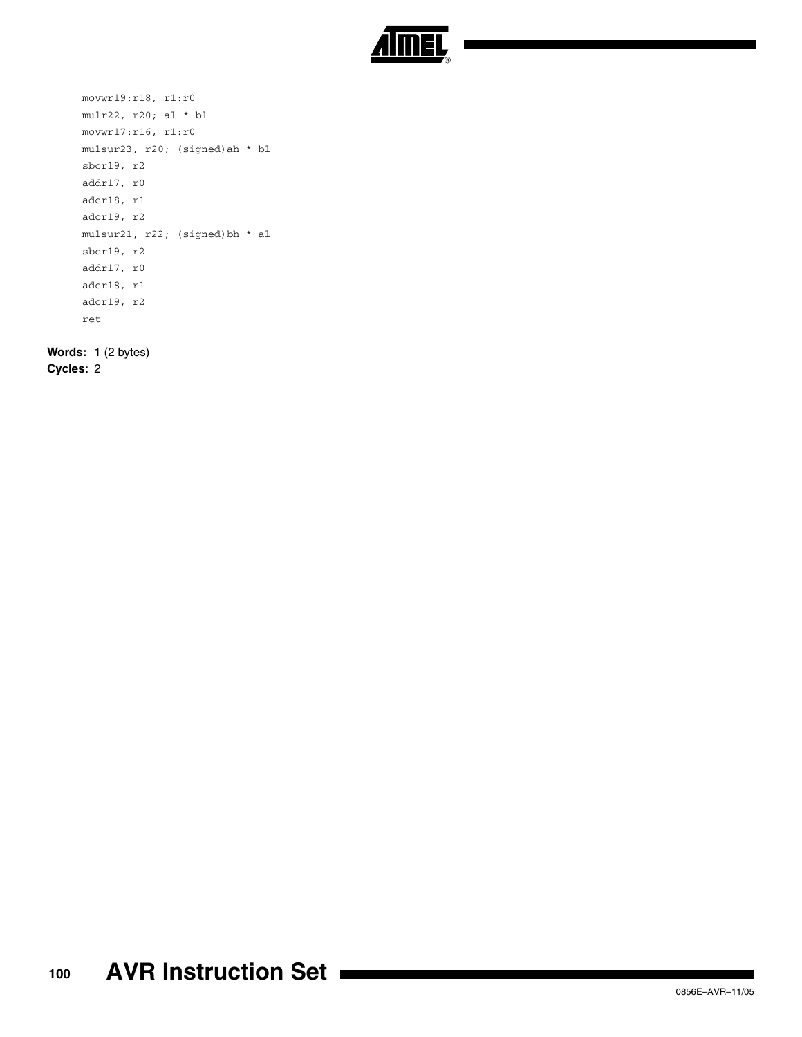```
movwr19:r18, r1:r0
mulr22, r20; al * bl
movwr17:r16, r1:r0
mulsur23, r20; (signed)ah * bl
sbcr19, r2
addr17, r0
adcr18, r1
adcr19, r2
mulsur21, r22; (signed)bh * al
sbcr19, r2
addr17, r0
adcr18, r1
adcr19, r2
ret
```

**Words:** 1 (2 bytes)

**Cycles:** 2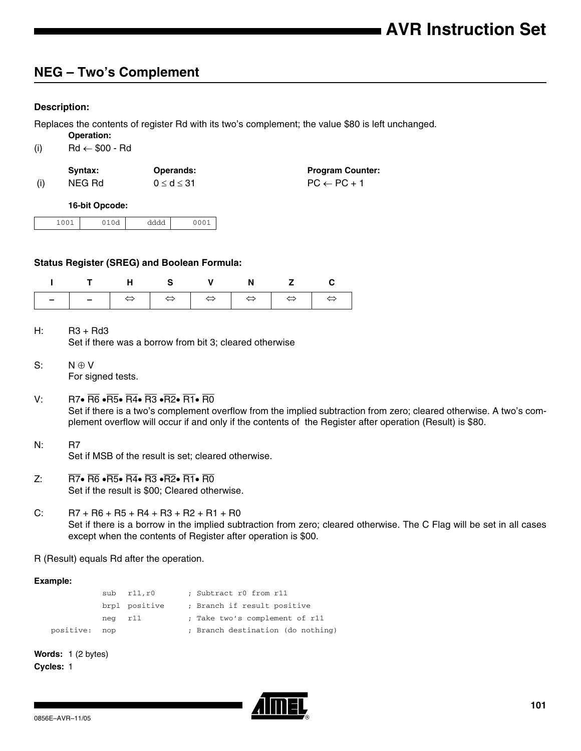## NEG – Two's Complement

### Description:

Replaces the contents of register Rd with its two's complement; the value $80 is left unchanged.

**Operation:**

(i) $Rd \leftarrow \$00 - Rd$

| | Syntax: | Operands: | Program Counter: |
|---|---|---|---|
| (i) | NEG Rd | $0 \le d \le 31$ | $PC \leftarrow PC + 1$ |

**16-bit Opcode:**

| 1001 | 010d | dddd | 0001 |
|---|---|---|---|

### Status Register (SREG) and Boolean Formula:

| I | T | H | S | V | N | Z | C |
|---|---|---|---|---|---|---|---|
| – | – | ⇔ | ⇔ | ⇔ | ⇔ | ⇔ | ⇔ |

H: $R3 + Rd3$
Set if there was a borrow from bit 3; cleared otherwise

S: $N \oplus V$
For signed tests.

V: $R7 \bullet \overline{R6} \bullet \overline{R5} \bullet \overline{R4} \bullet \overline{R3} \bullet \overline{R2} \bullet \overline{R1} \bullet \overline{R0}$
Set if there is a two's complement overflow from the implied subtraction from zero; cleared otherwise. A two's complement overflow will occur if and only if the contents of the Register after operation (Result) is $80.

N: $R7$
Set if MSB of the result is set; cleared otherwise.

Z: $\overline{R7} \bullet \overline{R6} \bullet \overline{R5} \bullet \overline{R4} \bullet \overline{R3} \bullet \overline{R2} \bullet \overline{R1} \bullet \overline{R0}$
Set if the result is $00; Cleared otherwise.

C: $R7 + R6 + R5 + R4 + R3 + R2 + R1 + R0$
Set if there is a borrow in the implied subtraction from zero; cleared otherwise. The C Flag will be set in all cases except when the contents of Register after operation is $00.

R (Result) equals Rd after the operation.

**Example:**

```
           sub   r11,r0       ; Subtract r0 from r11
           brpl  positive     ; Branch if result positive
           neg   r11          ; Take two's complement of r11
positive:  nop                ; Branch destination (do nothing)
```

**Words:** 1 (2 bytes)

**Cycles:** 1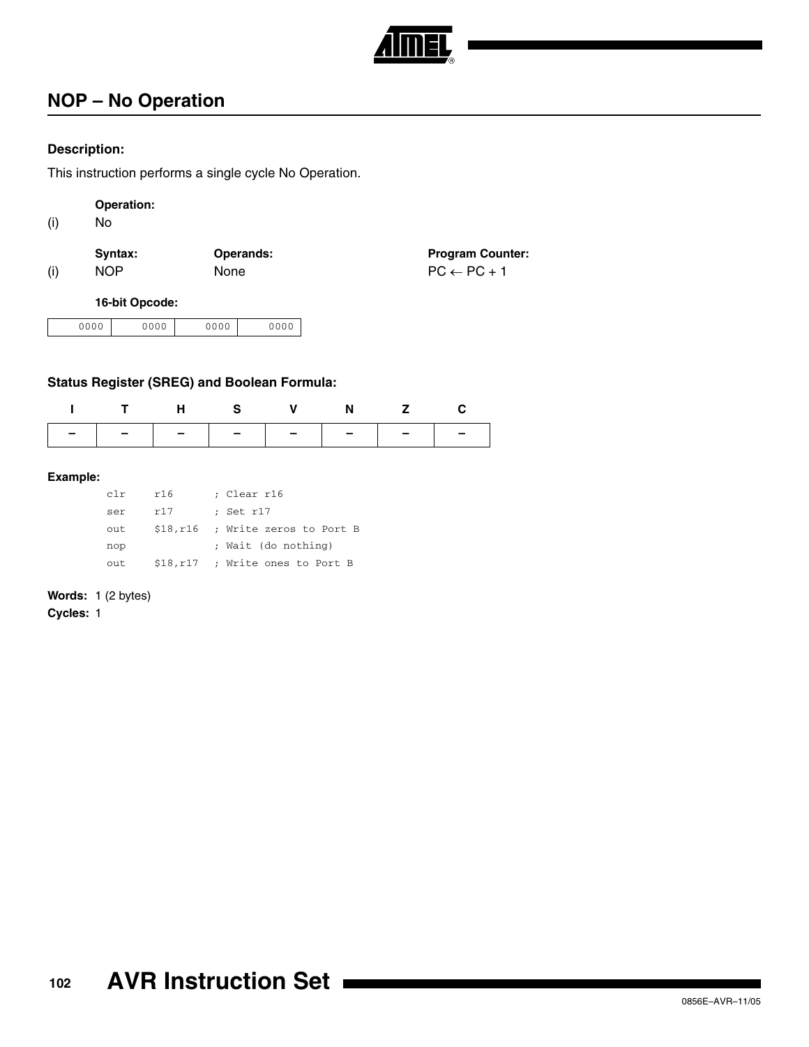## NOP – No Operation

**Description:**

This instruction performs a single cycle No Operation.

| | **Operation:** | | |
|---|---|---|---|
| (i) | No | | |
| | **Syntax:** | **Operands:** | **Program Counter:** |
| (i) | NOP | None | PC ← PC + 1 |

**16-bit Opcode:**

| 0000 | 0000 | 0000 | 0000 |
|---|---|---|---|

**Status Register (SREG) and Boolean Formula:**

| I | T | H | S | V | N | Z | C |
|---|---|---|---|---|---|---|---|
| – | – | – | – | – | – | – | – |

**Example:**

```
clr    r16        ; Clear r16
ser    r17        ; Set r17
out    $18,r16    ; Write zeros to Port B
nop               ; Wait (do nothing)
out    $18,r17    ; Write ones to Port B
```

**Words:** 1 (2 bytes)

**Cycles:** 1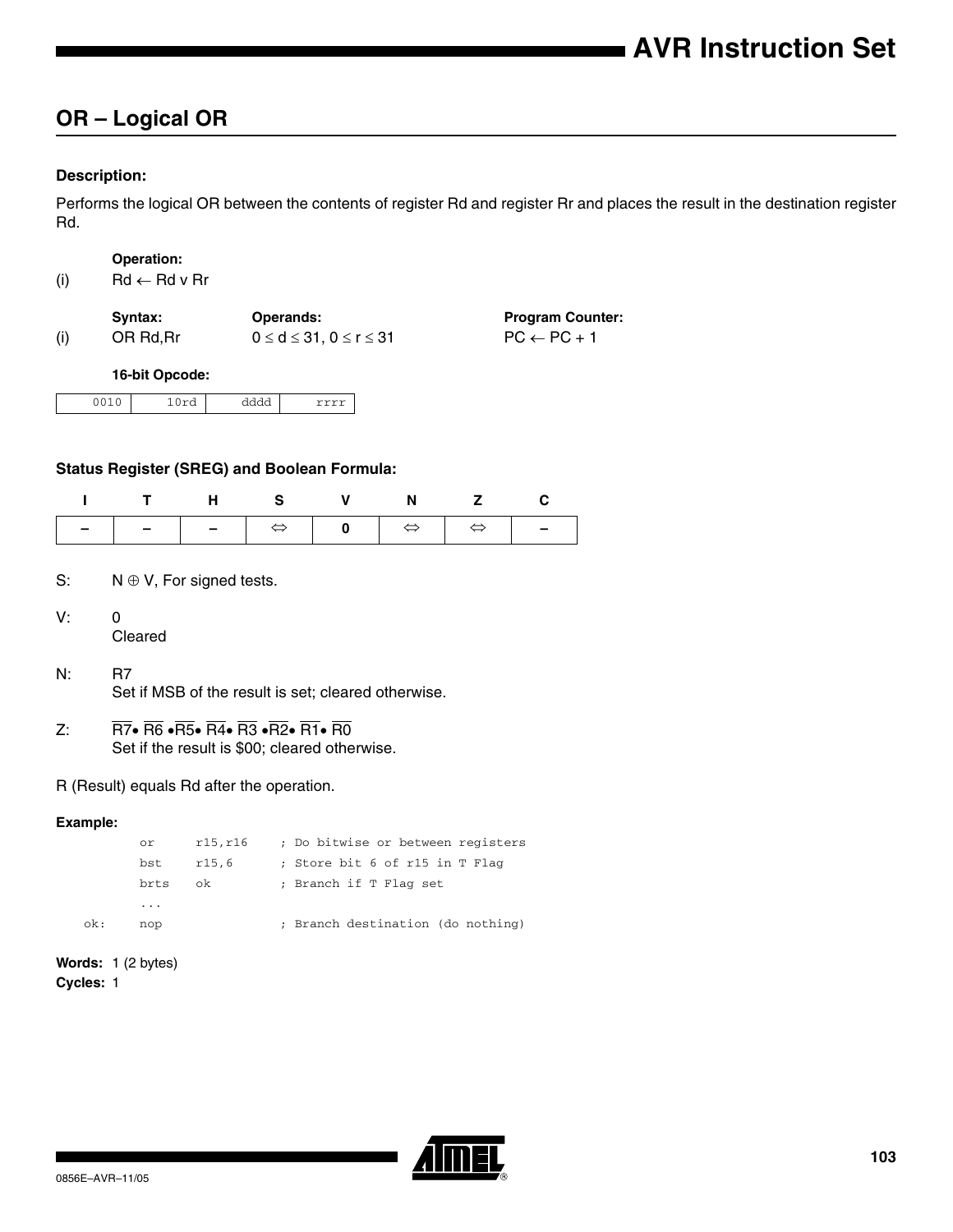## OR – Logical OR

#### Description:

Performs the logical OR between the contents of register Rd and register Rr and places the result in the destination register Rd.

**Operation:**

(i) $Rd \leftarrow Rd \vee Rr$

| | Syntax: | Operands: | Program Counter: |
|---|---|---|---|
| (i) | OR Rd,Rr | $0 \le d \le 31$, $0 \le r \le 31$ | $PC \leftarrow PC + 1$ |

**16-bit Opcode:**

| 0010 | 10rd | dddd | rrrr |
|---|---|---|---|

#### Status Register (SREG) and Boolean Formula:

| I | T | H | S | V | N | Z | C |
|---|---|---|---|---|---|---|---|
| – | – | – | ⇔ | 0 | ⇔ | ⇔ | – |

S: $N \oplus V$, For signed tests.

V: 0
Cleared

N: R7
Set if MSB of the result is set; cleared otherwise.

Z: $\overline{R7} \bullet \overline{R6} \bullet \overline{R5} \bullet \overline{R4} \bullet \overline{R3} \bullet \overline{R2} \bullet \overline{R1} \bullet \overline{R0}$
Set if the result is \$00; cleared otherwise.

R (Result) equals Rd after the operation.

#### Example:

```
        or      r15,r16     ; Do bitwise or between registers
        bst     r15,6       ; Store bit 6 of r15 in T Flag
        brts    ok          ; Branch if T Flag set
        ...
    ok: nop                 ; Branch destination (do nothing)
```

**Words:** 1 (2 bytes)
**Cycles:** 1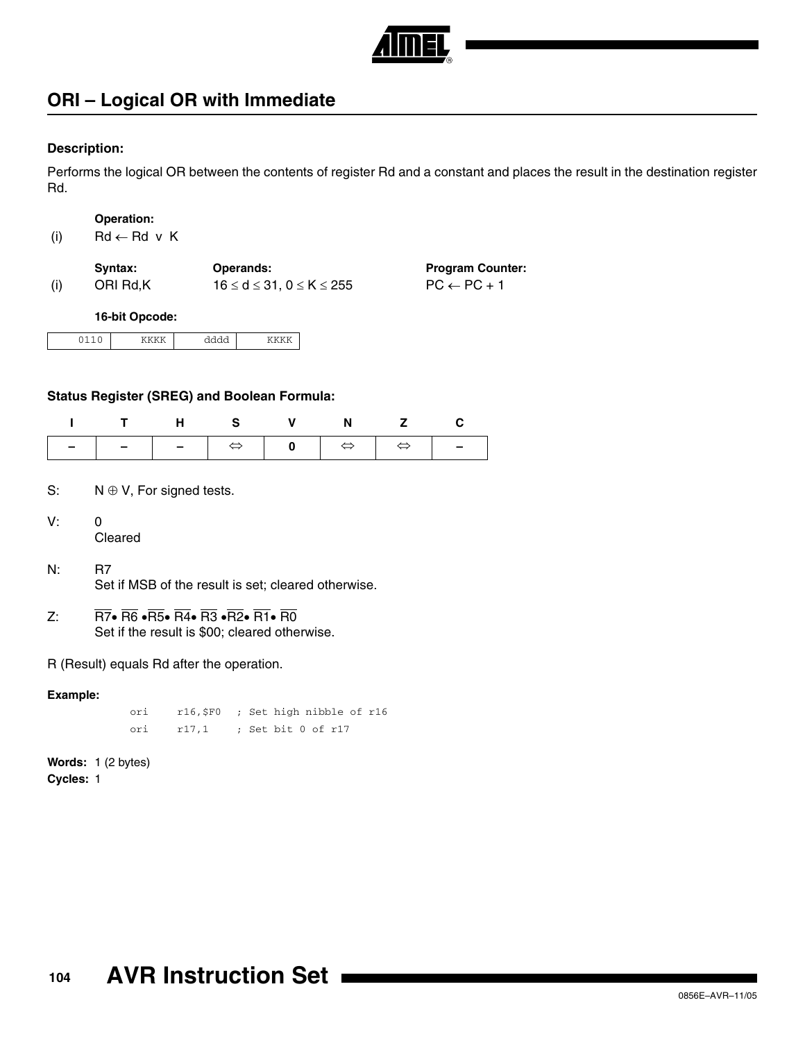## ORI – Logical OR with Immediate

### Description:

Performs the logical OR between the contents of register Rd and a constant and places the result in the destination register Rd.

**Operation:**

(i) $Rd \leftarrow Rd \lor K$

| | Syntax: | Operands: | Program Counter: |
|---|---|---|---|
| (i) | ORI Rd,K | $16 \le d \le 31$, $0 \le K \le 255$ | $PC \leftarrow PC + 1$ |

**16-bit Opcode:**

| 0110 | KKKK | dddd | KKKK |
|---|---|---|---|

### Status Register (SREG) and Boolean Formula:

| I | T | H | S | V | N | Z | C |
|---|---|---|---|---|---|---|---|
| – | – | – | ⇔ | 0 | ⇔ | ⇔ | – |

S: $N \oplus V$, For signed tests.

V: 0
Cleared

N: R7
Set if MSB of the result is set; cleared otherwise.

Z: $\overline{R7} \bullet \overline{R6} \bullet \overline{R5} \bullet \overline{R4} \bullet \overline{R3} \bullet \overline{R2} \bullet \overline{R1} \bullet \overline{R0}$
Set if the result is \$00; cleared otherwise.

R (Result) equals Rd after the operation.

**Example:**

```
ori    r16,$F0  ; Set high nibble of r16
ori    r17,1    ; Set bit 0 of r17
```

**Words:** 1 (2 bytes)
**Cycles:** 1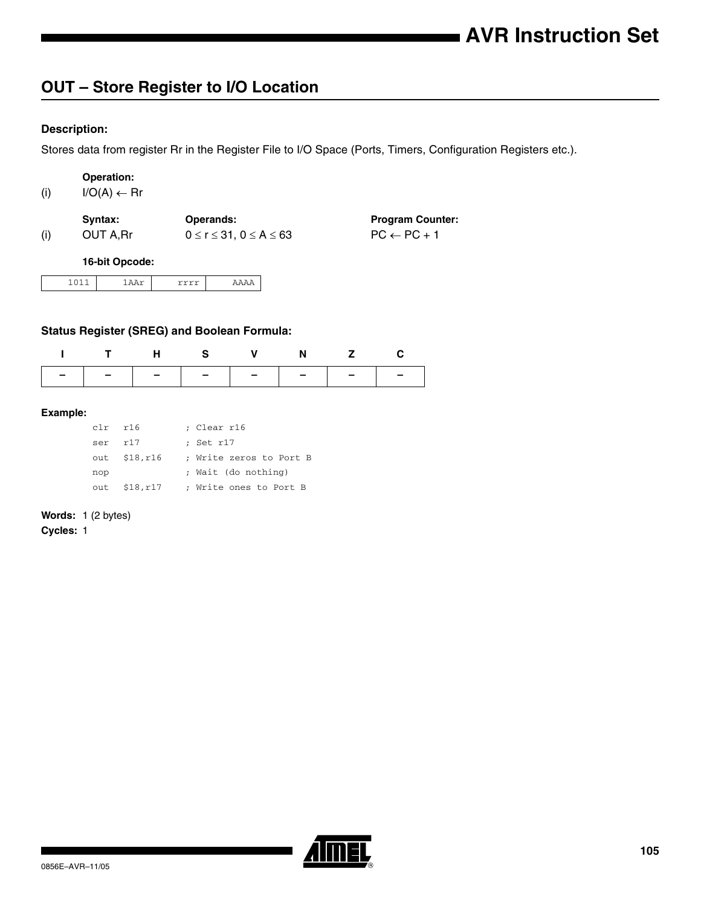## OUT – Store Register to I/O Location

### Description:

Stores data from register Rr in the Register File to I/O Space (Ports, Timers, Configuration Registers etc.).

**Operation:**

(i) I/O(A) ← Rr

| | Syntax: | Operands: | Program Counter: |
|---|---|---|---|
| (i) | OUT A,Rr | $0 \le r \le 31$, $0 \le A \le 63$ | PC ← PC + 1 |

**16-bit Opcode:**

| 1011 | 1AAr | rrrr | AAAA |
|---|---|---|---|

### Status Register (SREG) and Boolean Formula:

| I | T | H | S | V | N | Z | C |
|---|---|---|---|---|---|---|---|
| – | – | – | – | – | – | – | – |

### Example:

```
clr  r16        ; Clear r16
ser  r17        ; Set r17
out  $18,r16    ; Write zeros to Port B
nop             ; Wait (do nothing)
out  $18,r17    ; Write ones to Port B
```

**Words:** 1 (2 bytes)

**Cycles:** 1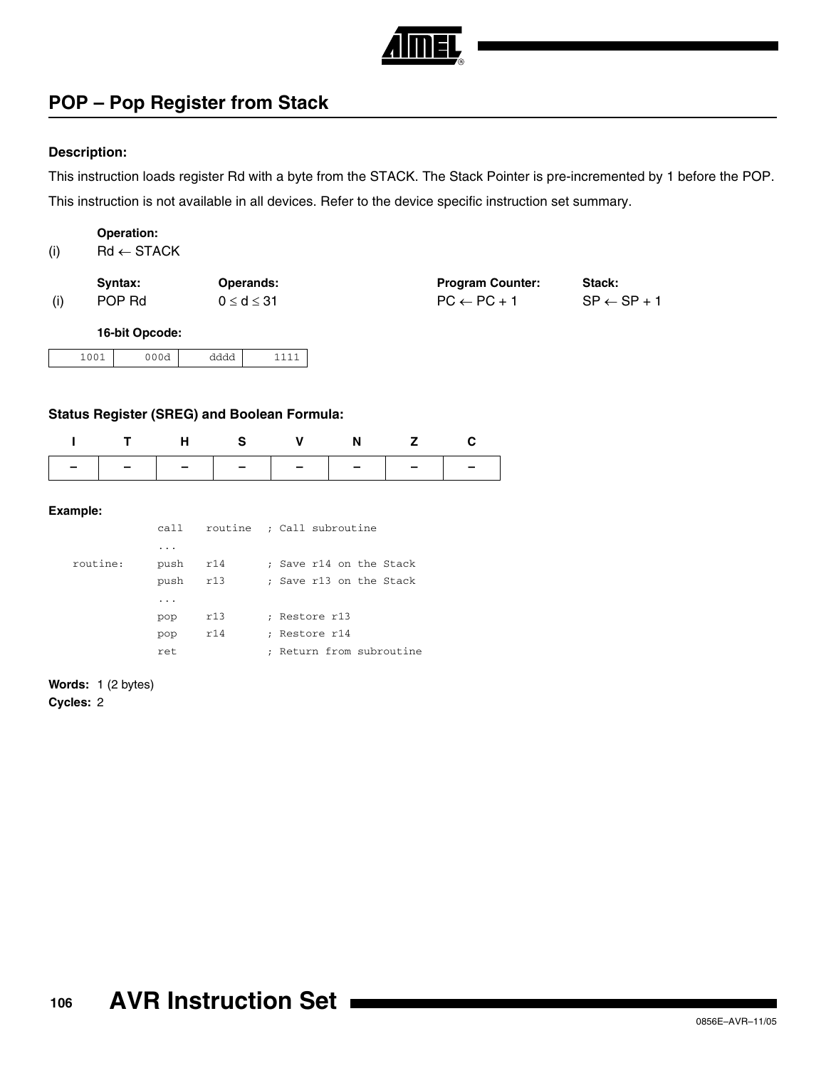## POP – Pop Register from Stack

**Description:**

This instruction loads register Rd with a byte from the STACK. The Stack Pointer is pre-incremented by 1 before the POP.

This instruction is not available in all devices. Refer to the device specific instruction set summary.

| | **Operation:** |
|---|---|
| (i) | Rd ← STACK |

| | **Syntax:** | **Operands:** | **Program Counter:** | **Stack:** |
|---|---|---|---|---|
| (i) | POP Rd | $0 \leq d \leq 31$ | PC ← PC + 1 | SP ← SP + 1 |

**16-bit Opcode:**

| 1001 | 000d | dddd | 1111 |
|---|---|---|---|

**Status Register (SREG) and Boolean Formula:**

| I | T | H | S | V | N | Z | C |
|---|---|---|---|---|---|---|---|
| – | – | – | – | – | – | – | – |

**Example:**

```
            call    routine   ; Call subroutine
            ...
routine:    push    r14       ; Save r14 on the Stack
            push    r13       ; Save r13 on the Stack
            ...
            pop     r13       ; Restore r13
            pop     r14       ; Restore r14
            ret               ; Return from subroutine
```

**Words:** 1 (2 bytes)

**Cycles:** 2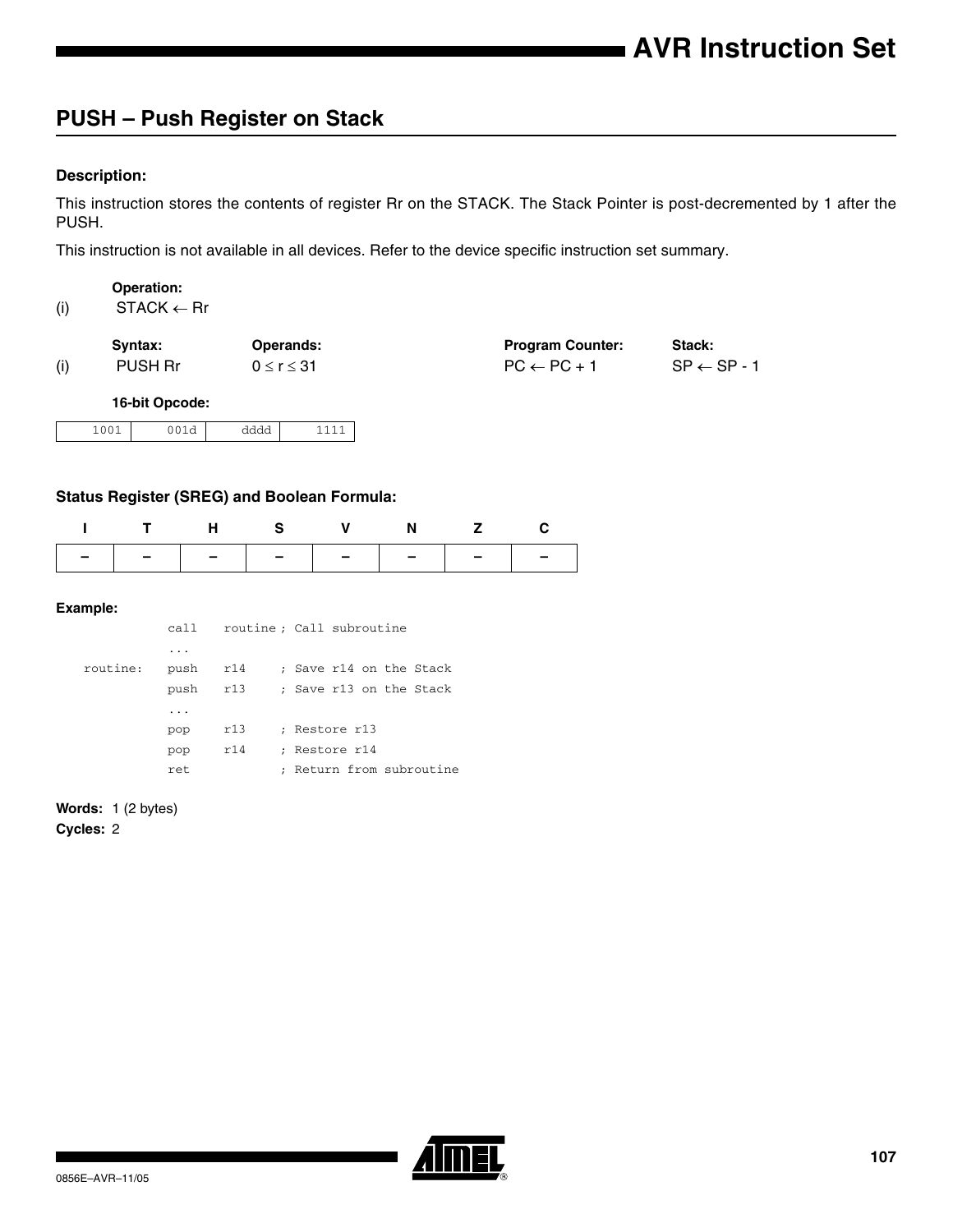## PUSH – Push Register on Stack

### Description:

This instruction stores the contents of register Rr on the STACK. The Stack Pointer is post-decremented by 1 after the PUSH.

This instruction is not available in all devices. Refer to the device specific instruction set summary.

| | Operation: | | | |
|---|---|---|---|---|
| (i) | STACK ← Rr | | | |
| | **Syntax:** | **Operands:** | **Program Counter:** | **Stack:** |
| (i) | PUSH Rr | $0 \le r \le 31$ | PC ← PC + 1 | SP ← SP - 1 |

**16-bit Opcode:**

| 1001 | 001d | dddd | 1111 |
|---|---|---|---|

### Status Register (SREG) and Boolean Formula:

| I | T | H | S | V | N | Z | C |
|---|---|---|---|---|---|---|---|
| – | – | – | – | – | – | – | – |

### Example:

```
          call    routine ; Call subroutine
          ...
routine:  push    r14     ; Save r14 on the Stack
          push    r13     ; Save r13 on the Stack
          ...
          pop     r13     ; Restore r13
          pop     r14     ; Restore r14
          ret             ; Return from subroutine
```

**Words:** 1 (2 bytes)

**Cycles:** 2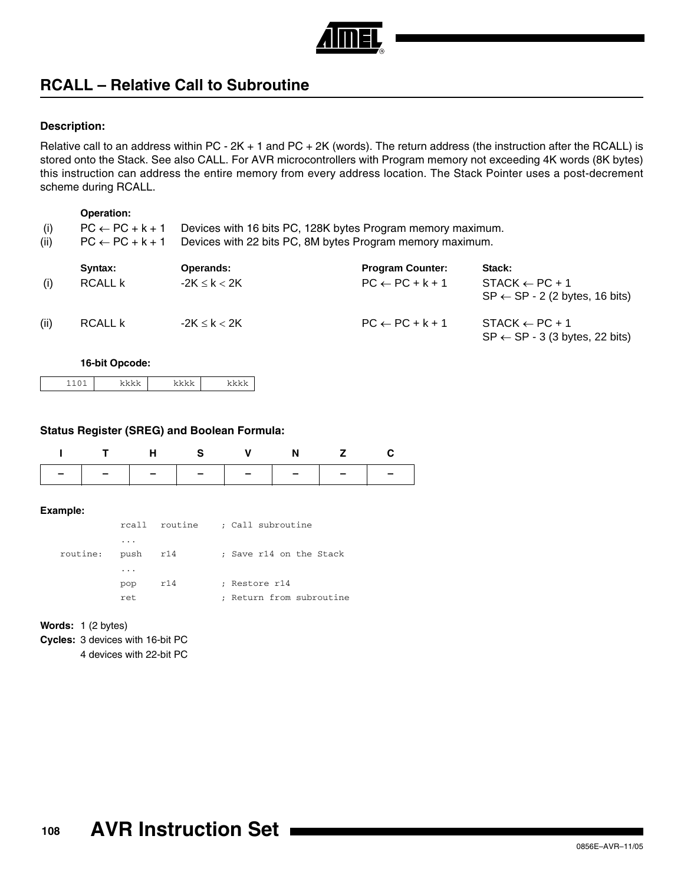## RCALL – Relative Call to Subroutine

### Description:

Relative call to an address within PC - 2K + 1 and PC + 2K (words). The return address (the instruction after the RCALL) is stored onto the Stack. See also CALL. For AVR microcontrollers with Program memory not exceeding 4K words (8K bytes) this instruction can address the entire memory from every address location. The Stack Pointer uses a post-decrement scheme during RCALL.

**Operation:**

|  |  |  |
|---|---|---|
| (i) | $PC \leftarrow PC + k + 1$ | Devices with 16 bits PC, 128K bytes Program memory maximum. |
| (ii) | $PC \leftarrow PC + k + 1$ | Devices with 22 bits PC, 8M bytes Program memory maximum. |

|  | Syntax: | Operands: | Program Counter: | Stack: |
|---|---|---|---|---|
| (i) | RCALL k | $-2K \le k < 2K$ | $PC \leftarrow PC + k + 1$ | $STACK \leftarrow PC + 1$<br>$SP \leftarrow SP - 2$ (2 bytes, 16 bits) |
| (ii) | RCALL k | $-2K \le k < 2K$ | $PC \leftarrow PC + k + 1$ | $STACK \leftarrow PC + 1$<br>$SP \leftarrow SP - 3$ (3 bytes, 22 bits) |

**16-bit Opcode:**

| 1101 | kkkk | kkkk | kkkk |
|---|---|---|---|

### Status Register (SREG) and Boolean Formula:

| I | T | H | S | V | N | Z | C |
|---|---|---|---|---|---|---|---|
| – | – | – | – | – | – | – | – |

**Example:**

```
           rcall   routine    ; Call subroutine
           ...
 routine:  push    r14        ; Save r14 on the Stack
           ...
           pop     r14        ; Restore r14
           ret                ; Return from subroutine
```

**Words:** 1 (2 bytes)

**Cycles:** 3 devices with 16-bit PC
4 devices with 22-bit PC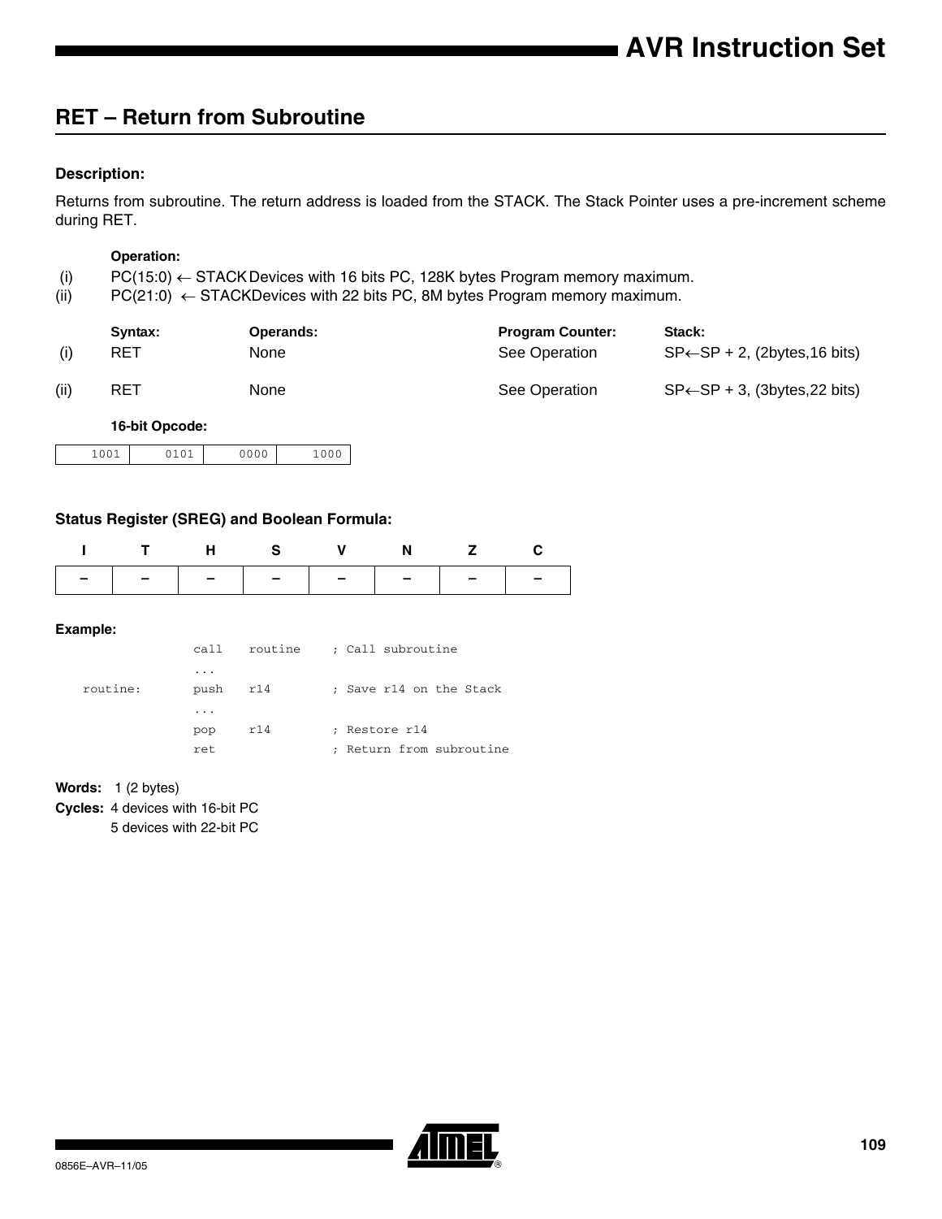## RET – Return from Subroutine

### Description:

Returns from subroutine. The return address is loaded from the STACK. The Stack Pointer uses a pre-increment scheme during RET.

|  | **Operation:** |  |
|---|---|---|
| (i) | PC(15:0) ← STACK | Devices with 16 bits PC, 128K bytes Program memory maximum. |
| (ii) | PC(21:0) ← STACK | Devices with 22 bits PC, 8M bytes Program memory maximum. |

|  | **Syntax:** | **Operands:** | **Program Counter:** | **Stack:** |
|---|---|---|---|---|
| (i) | RET | None | See Operation | SP←SP + 2, (2bytes,16 bits) |
| (ii) | RET | None | See Operation | SP←SP + 3, (3bytes,22 bits) |

**16-bit Opcode:**

| 1001 | 0101 | 0000 | 1000 |
|---|---|---|---|

### Status Register (SREG) and Boolean Formula:

| I | T | H | S | V | N | Z | C |
|---|---|---|---|---|---|---|---|
| – | – | – | – | – | – | – | – |

### Example:

```
            call    routine     ; Call subroutine
            ...
routine:    push    r14         ; Save r14 on the Stack
            ...
            pop     r14         ; Restore r14
            ret                 ; Return from subroutine
```

**Words:** 1 (2 bytes)

**Cycles:** 4 devices with 16-bit PC
5 devices with 22-bit PC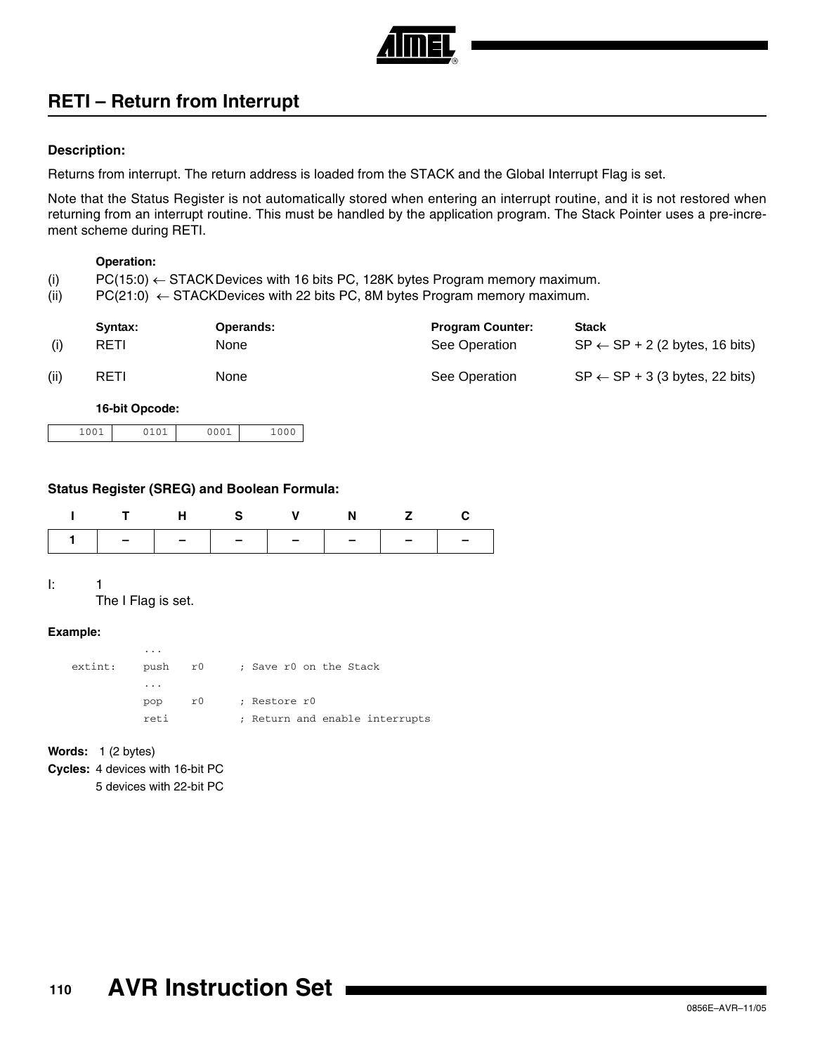## RETI – Return from Interrupt

### Description:

Returns from interrupt. The return address is loaded from the STACK and the Global Interrupt Flag is set.

Note that the Status Register is not automatically stored when entering an interrupt routine, and it is not restored when returning from an interrupt routine. This must be handled by the application program. The Stack Pointer uses a pre-increment scheme during RETI.

**Operation:**

(i) PC(15:0) ← STACK Devices with 16 bits PC, 128K bytes Program memory maximum.

(ii) PC(21:0) ← STACK Devices with 22 bits PC, 8M bytes Program memory maximum.

| | Syntax: | Operands: | Program Counter: | Stack |
|---|---|---|---|---|
| (i) | RETI | None | See Operation | SP ← SP + 2 (2 bytes, 16 bits) |
| (ii) | RETI | None | See Operation | SP ← SP + 3 (3 bytes, 22 bits) |

**16-bit Opcode:**

| 1001 | 0101 | 0001 | 1000 |
|---|---|---|---|

### Status Register (SREG) and Boolean Formula:

| I | T | H | S | V | N | Z | C |
|---|---|---|---|---|---|---|---|
| 1 | – | – | – | – | – | – | – |

I: 1
The I Flag is set.

**Example:**

```
        ...
extint: push   r0      ; Save r0 on the Stack
        ...
        pop    r0      ; Restore r0
        reti           ; Return and enable interrupts
```

**Words:** 1 (2 bytes)

**Cycles:** 4 devices with 16-bit PC
5 devices with 22-bit PC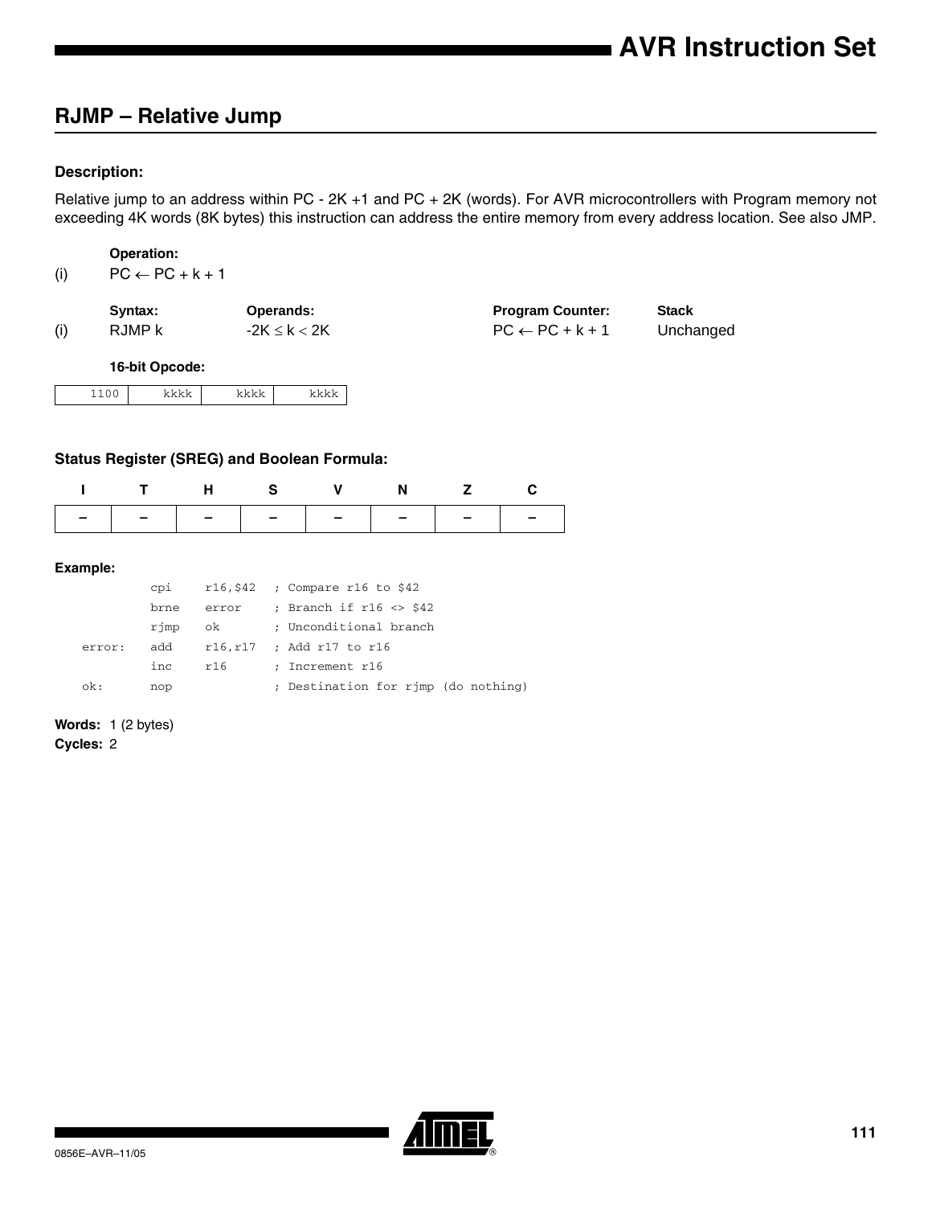## RJMP – Relative Jump

### Description:

Relative jump to an address within PC - 2K +1 and PC + 2K (words). For AVR microcontrollers with Program memory not exceeding 4K words (8K bytes) this instruction can address the entire memory from every address location. See also JMP.

| | Operation: |
|---|---|
| (i) | $PC \leftarrow PC + k + 1$ |

| | Syntax: | Operands: | Program Counter: | Stack |
|---|---|---|---|---|
| (i) | RJMP k | $-2K \leq k < 2K$ | $PC \leftarrow PC + k + 1$ | Unchanged |

**16-bit Opcode:**

| 1100 | kkkk | kkkk | kkkk |
|---|---|---|---|

### Status Register (SREG) and Boolean Formula:

| I | T | H | S | V | N | Z | C |
|---|---|---|---|---|---|---|---|
| – | – | – | – | – | – | – | – |

**Example:**

```
        cpi     r16,$42   ; Compare r16 to $42
        brne    error     ; Branch if r16 <> $42
        rjmp    ok        ; Unconditional branch
error:  add     r16,r17   ; Add r17 to r16
        inc     r16       ; Increment r16
ok:     nop               ; Destination for rjmp (do nothing)
```

**Words:** 1 (2 bytes)
**Cycles:** 2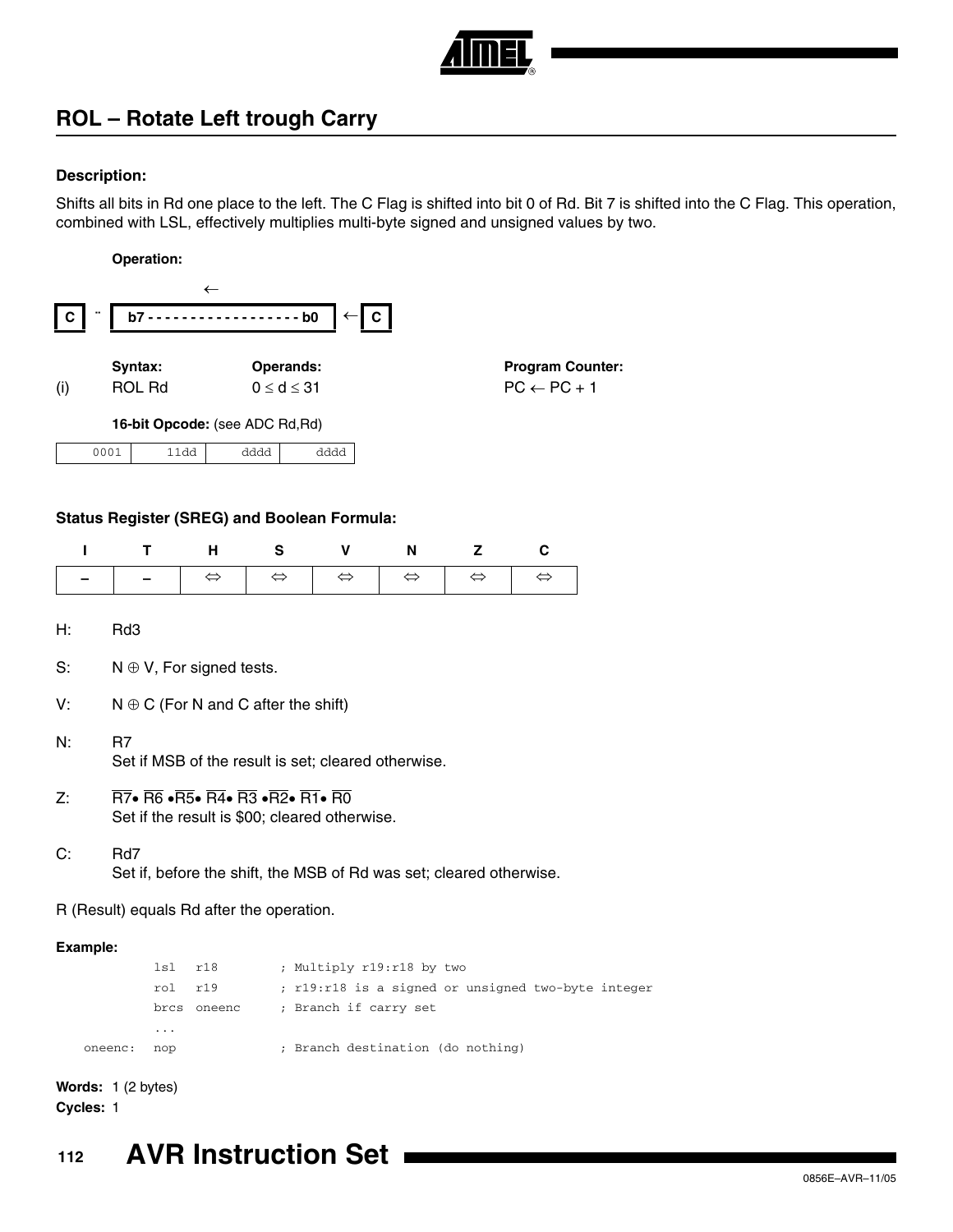## ROL – Rotate Left trough Carry

**Description:**

Shifts all bits in Rd one place to the left. The C Flag is shifted into bit 0 of Rd. Bit 7 is shifted into the C Flag. This operation, combined with LSL, effectively multiplies multi-byte signed and unsigned values by two.

**Operation:**

```
                ←
C  ¨  | b7 - - - - - - - - - - - - - - - - - - b0 | ← C
```

| | Syntax: | Operands: | Program Counter: |
|---|---|---|---|
| (i) | ROL Rd | $0 \le d \le 31$ | PC ← PC + 1 |

**16-bit Opcode:** (see ADC Rd,Rd)

| 0001 | 11dd | dddd | dddd |
|---|---|---|---|

**Status Register (SREG) and Boolean Formula:**

| I | T | H | S | V | N | Z | C |
|---|---|---|---|---|---|---|---|
| – | – | ⇔ | ⇔ | ⇔ | ⇔ | ⇔ | ⇔ |

H: Rd3

S: $N \oplus V$, For signed tests.

V: $N \oplus C$ (For N and C after the shift)

N: R7
Set if MSB of the result is set; cleared otherwise.

Z: $\overline{R7} \bullet \overline{R6} \bullet \overline{R5} \bullet \overline{R4} \bullet \overline{R3} \bullet \overline{R2} \bullet \overline{R1} \bullet \overline{R0}$
Set if the result is \$00; cleared otherwise.

C: Rd7
Set if, before the shift, the MSB of Rd was set; cleared otherwise.

R (Result) equals Rd after the operation.

**Example:**

```
          lsl   r18         ; Multiply r19:r18 by two
          rol   r19         ; r19:r18 is a signed or unsigned two-byte integer
          brcs  oneenc      ; Branch if carry set
          ...
oneenc:   nop               ; Branch destination (do nothing)
```

**Words:** 1 (2 bytes)

**Cycles:** 1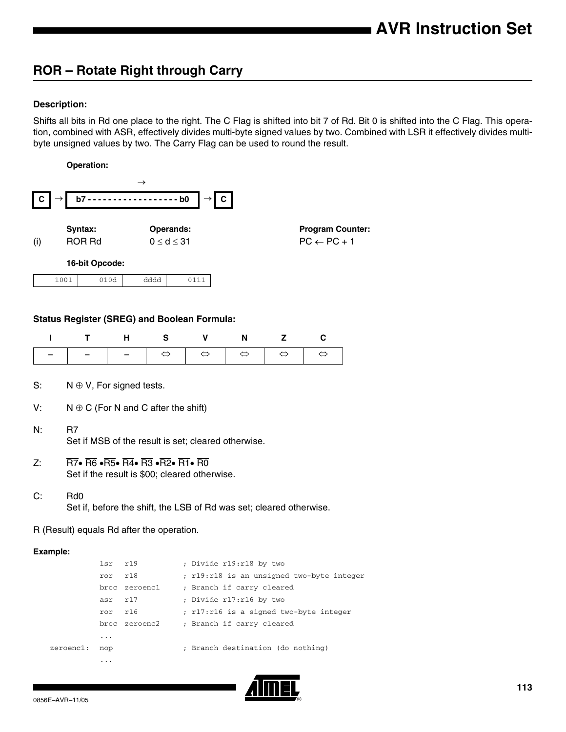## ROR – Rotate Right through Carry

### Description:

Shifts all bits in Rd one place to the right. The C Flag is shifted into bit 7 of Rd. Bit 0 is shifted into the C Flag. This operation, combined with ASR, effectively divides multi-byte signed values by two. Combined with LSR it effectively divides multi-byte unsigned values by two. The Carry Flag can be used to round the result.

**Operation:**

```
                 →
C → | b7 - - - - - - - - - - - - - - - - - - b0 | → C
```

| | Syntax: | Operands: | Program Counter: |
|---|---|---|---|
| (i) | ROR Rd | $0 \le d \le 31$ | PC ← PC + 1 |

**16-bit Opcode:**

| 1001 | 010d | dddd | 0111 |
|---|---|---|---|

### Status Register (SREG) and Boolean Formula:

| I | T | H | S | V | N | Z | C |
|---|---|---|---|---|---|---|---|
| – | – | – | ⇔ | ⇔ | ⇔ | ⇔ | ⇔ |

S: $N \oplus V$, For signed tests.

V: $N \oplus C$ (For N and C after the shift)

N: R7
Set if MSB of the result is set; cleared otherwise.

Z: $\overline{R7} \bullet \overline{R6} \bullet \overline{R5} \bullet \overline{R4} \bullet \overline{R3} \bullet \overline{R2} \bullet \overline{R1} \bullet \overline{R0}$
Set if the result is \$00; cleared otherwise.

C: Rd0
Set if, before the shift, the LSB of Rd was set; cleared otherwise.

R (Result) equals Rd after the operation.

**Example:**

```
           lsr  r19         ; Divide r19:r18 by two
           ror  r18         ; r19:r18 is an unsigned two-byte integer
           brcc zeroenc1    ; Branch if carry cleared
           asr  r17         ; Divide r17:r16 by two
           ror  r16         ; r17:r16 is a signed two-byte integer
           brcc zeroenc2    ; Branch if carry cleared
           ...
zeroenc1:  nop              ; Branch destination (do nothing)
           ...
```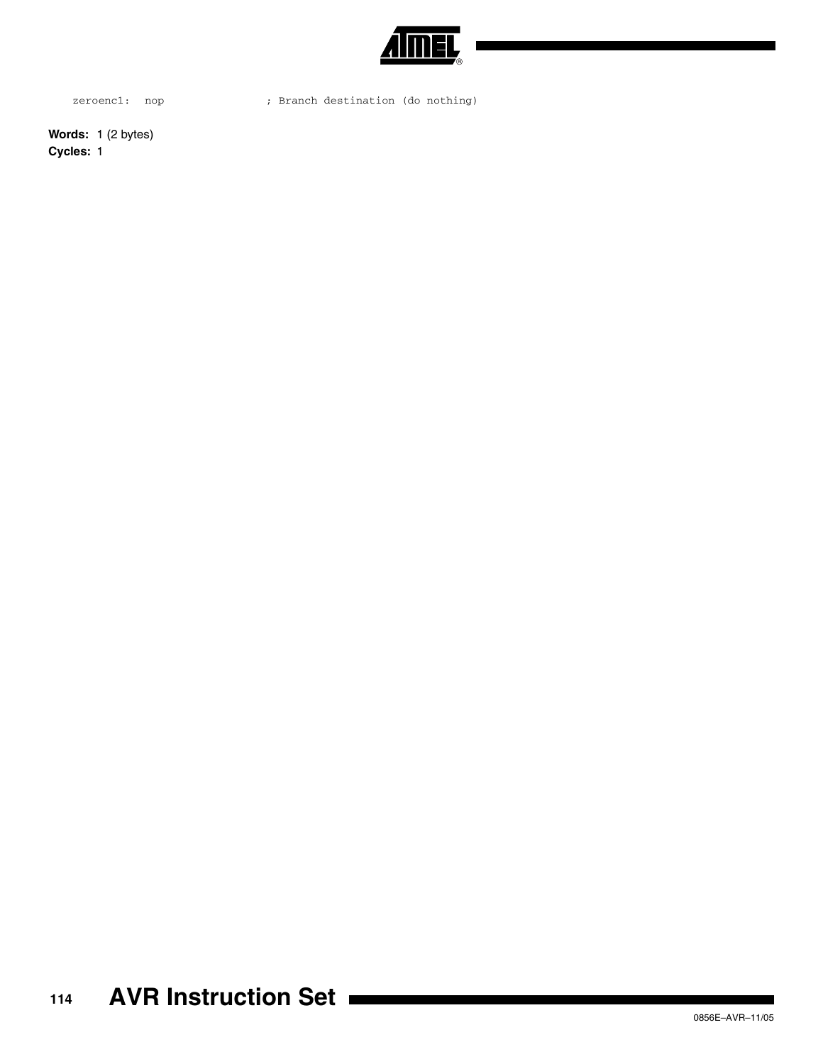```
zeroenc1:  nop              ; Branch destination (do nothing)
```

**Words:** 1 (2 bytes)

**Cycles:** 1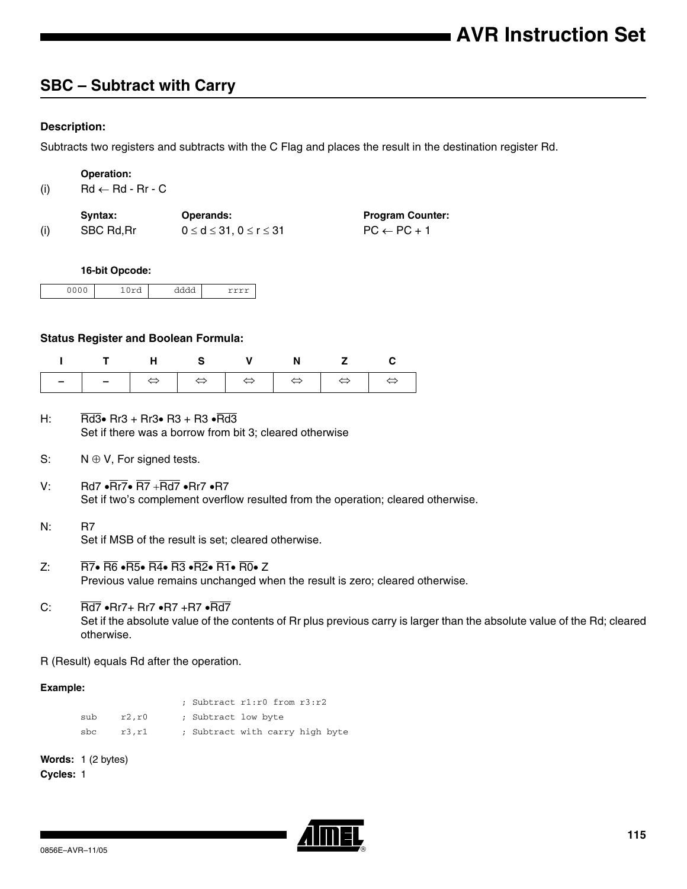## SBC – Subtract with Carry

### Description:

Subtracts two registers and subtracts with the C Flag and places the result in the destination register Rd.

**Operation:**

(i) $Rd \leftarrow Rd - Rr - C$

| | Syntax: | Operands: | Program Counter: |
|---|---|---|---|
| (i) | SBC Rd,Rr | $0 \le d \le 31$, $0 \le r \le 31$ | $PC \leftarrow PC + 1$ |

**16-bit Opcode:**

| 0000 | 10rd | dddd | rrrr |
|---|---|---|---|

### Status Register and Boolean Formula:

| I | T | H | S | V | N | Z | C |
|---|---|---|---|---|---|---|---|
| – | – | ⇔ | ⇔ | ⇔ | ⇔ | ⇔ | ⇔ |

H: $\overline{Rd3} \bullet Rr3 + Rr3 \bullet R3 + R3 \bullet \overline{Rd3}$
Set if there was a borrow from bit 3; cleared otherwise

S: $N \oplus V$, For signed tests.

V: $Rd7 \bullet \overline{Rr7} \bullet \overline{R7} + \overline{Rd7} \bullet Rr7 \bullet R7$
Set if two's complement overflow resulted from the operation; cleared otherwise.

N: $R7$
Set if MSB of the result is set; cleared otherwise.

Z: $\overline{R7} \bullet \overline{R6} \bullet \overline{R5} \bullet \overline{R4} \bullet \overline{R3} \bullet \overline{R2} \bullet \overline{R1} \bullet \overline{R0} \bullet Z$
Previous value remains unchanged when the result is zero; cleared otherwise.

C: $\overline{Rd7} \bullet Rr7 + Rr7 \bullet R7 + R7 \bullet \overline{Rd7}$
Set if the absolute value of the contents of Rr plus previous carry is larger than the absolute value of the Rd; cleared otherwise.

R (Result) equals Rd after the operation.

**Example:**

```
                ; Subtract r1:r0 from r3:r2
sub   r2,r0     ; Subtract low byte
sbc   r3,r1     ; Subtract with carry high byte
```

**Words:** 1 (2 bytes)
**Cycles:** 1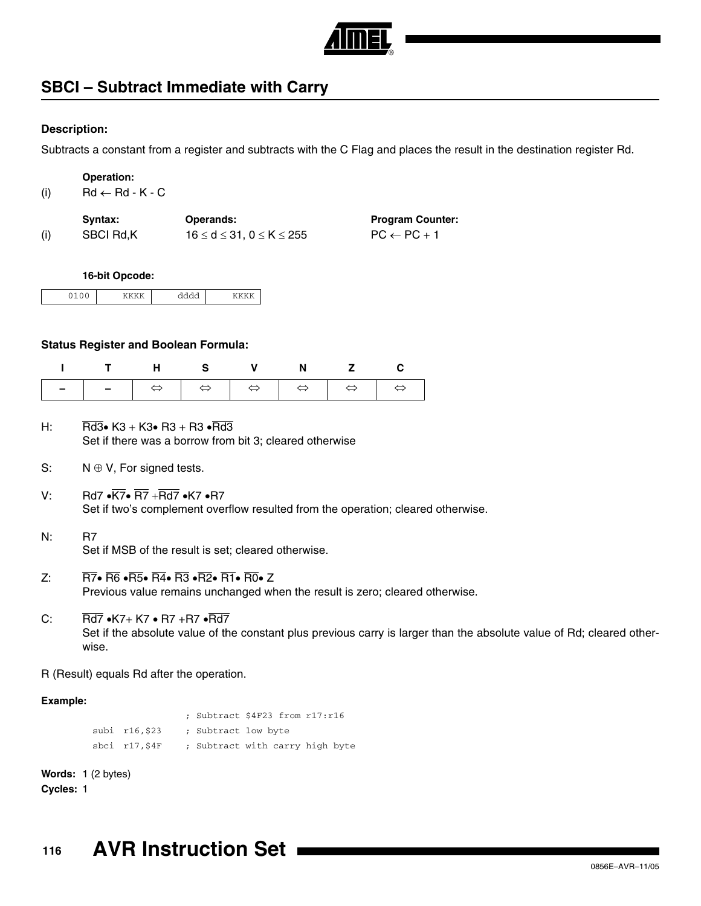## SBCI – Subtract Immediate with Carry

### Description:

Subtracts a constant from a register and subtracts with the C Flag and places the result in the destination register Rd.

**Operation:**

(i) $Rd \leftarrow Rd - K - C$

| | Syntax: | Operands: | Program Counter: |
|---|---|---|---|
| (i) | SBCI Rd,K | $16 \le d \le 31,\ 0 \le K \le 255$ | $PC \leftarrow PC + 1$ |

**16-bit Opcode:**

| 0100 | KKKK | dddd | KKKK |
|---|---|---|---|

### Status Register and Boolean Formula:

| I | T | H | S | V | N | Z | C |
|---|---|---|---|---|---|---|---|
| – | – | ⇔ | ⇔ | ⇔ | ⇔ | ⇔ | ⇔ |

H: $\overline{Rd3} \bullet K3 + K3 \bullet R3 + R3 \bullet \overline{Rd3}$
Set if there was a borrow from bit 3; cleared otherwise

S: $N \oplus V$, For signed tests.

V: $Rd7 \bullet \overline{K7} \bullet \overline{R7} + \overline{Rd7} \bullet K7 \bullet R7$
Set if two's complement overflow resulted from the operation; cleared otherwise.

N: $R7$
Set if MSB of the result is set; cleared otherwise.

Z: $\overline{R7} \bullet \overline{R6} \bullet \overline{R5} \bullet \overline{R4} \bullet \overline{R3} \bullet \overline{R2} \bullet \overline{R1} \bullet \overline{R0} \bullet Z$
Previous value remains unchanged when the result is zero; cleared otherwise.

C: $\overline{Rd7} \bullet K7 + K7 \bullet R7 + R7 \bullet \overline{Rd7}$
Set if the absolute value of the constant plus previous carry is larger than the absolute value of Rd; cleared otherwise.

R (Result) equals Rd after the operation.

**Example:**

```
                    ; Subtract $4F23 from r17:r16
    subi  r16,$23   ; Subtract low byte
    sbci  r17,$4F   ; Subtract with carry high byte
```

**Words:** 1 (2 bytes)
**Cycles:** 1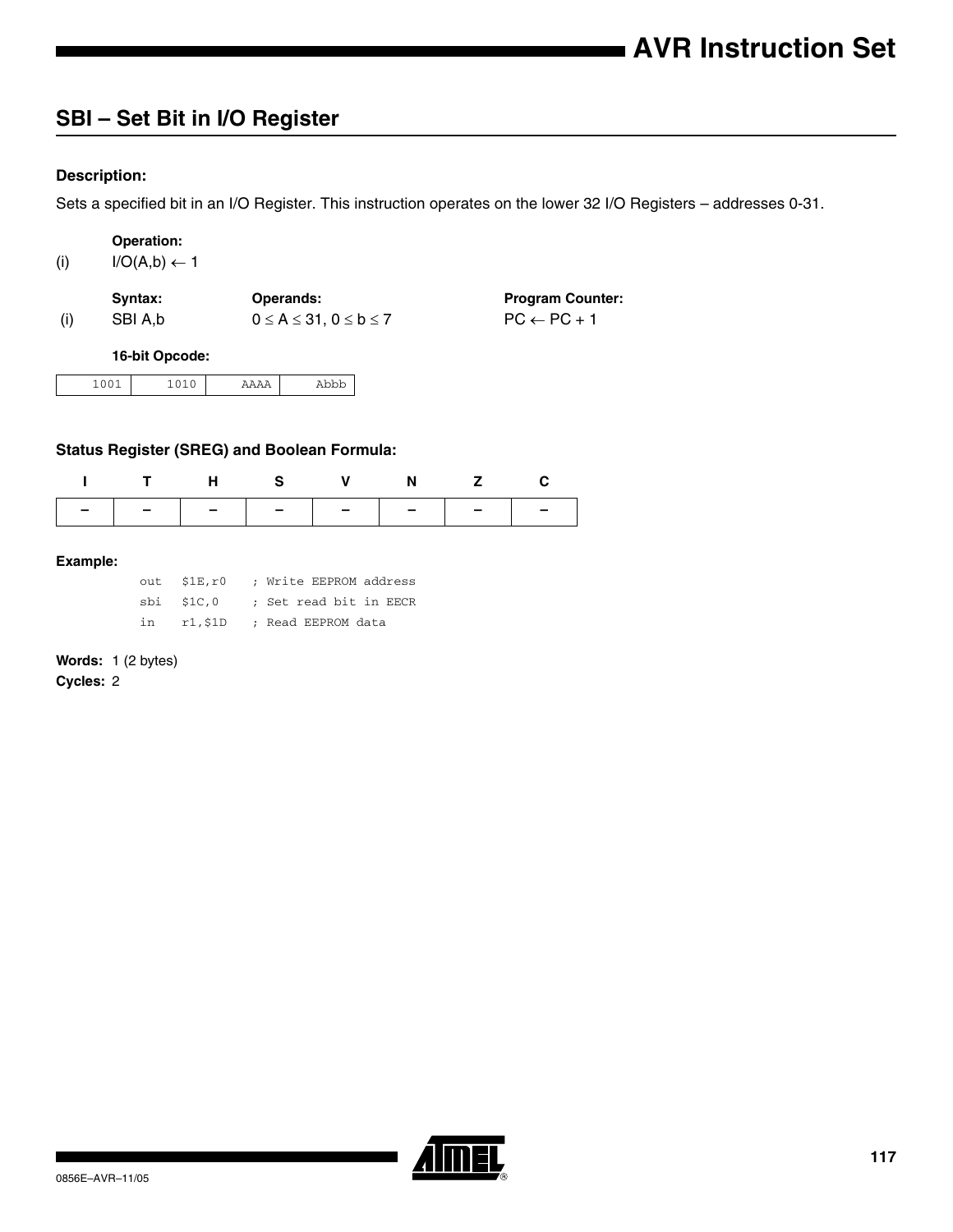## SBI – Set Bit in I/O Register

### Description:

Sets a specified bit in an I/O Register. This instruction operates on the lower 32 I/O Registers – addresses 0-31.

| | Operation: | | |
|---|---|---|---|
| (i) | I/O(A,b) ← 1 | | |
| | **Syntax:** | **Operands:** | **Program Counter:** |
| (i) | SBI A,b | $0 \leq A \leq 31$, $0 \leq b \leq 7$ | PC ← PC + 1 |

**16-bit Opcode:**

| 1001 | 1010 | AAAA | Abbb |
|---|---|---|---|

### Status Register (SREG) and Boolean Formula:

| I | T | H | S | V | N | Z | C |
|---|---|---|---|---|---|---|---|
| – | – | – | – | – | – | – | – |

**Example:**

```
out  $1E,r0    ; Write EEPROM address
sbi  $1C,0     ; Set read bit in EECR
in   r1,$1D    ; Read EEPROM data
```

**Words:** 1 (2 bytes)

**Cycles:** 2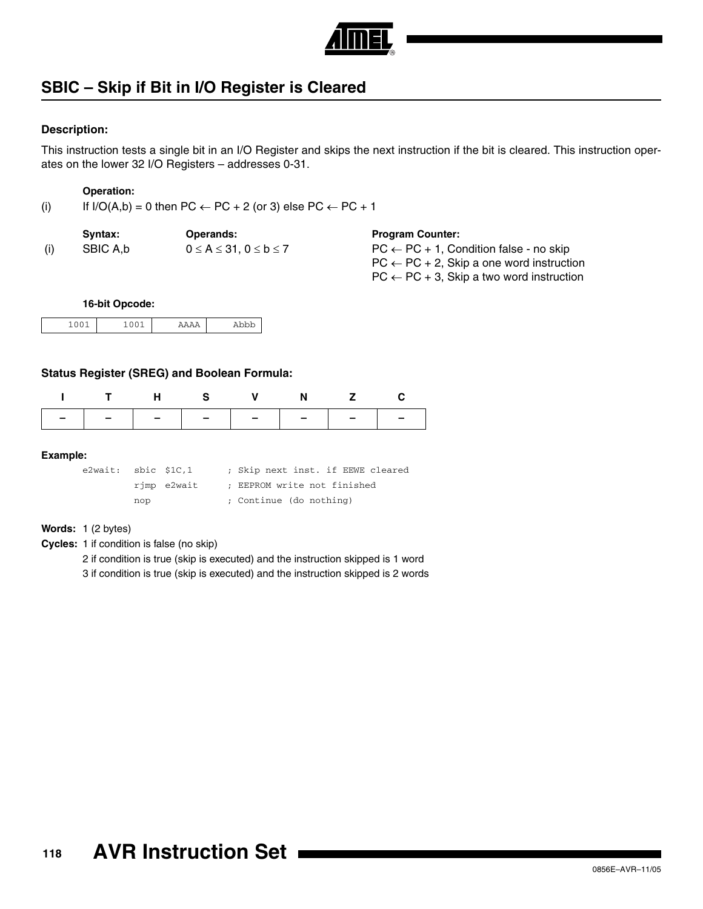## SBIC – Skip if Bit in I/O Register is Cleared

### Description:

This instruction tests a single bit in an I/O Register and skips the next instruction if the bit is cleared. This instruction operates on the lower 32 I/O Registers – addresses 0-31.

**Operation:**

(i) If I/O(A,b) = 0 then PC ← PC + 2 (or 3) else PC ← PC + 1

| | Syntax: | Operands: | Program Counter: |
|---|---|---|---|
| (i) | SBIC A,b | $0 \leq A \leq 31$, $0 \leq b \leq 7$ | PC ← PC + 1, Condition false - no skip<br>PC ← PC + 2, Skip a one word instruction<br>PC ← PC + 3, Skip a two word instruction |

**16-bit Opcode:**

| 1001 | 1001 | AAAA | Abbb |
|---|---|---|---|

### Status Register (SREG) and Boolean Formula:

| I | T | H | S | V | N | Z | C |
|---|---|---|---|---|---|---|---|
| – | – | – | – | – | – | – | – |

**Example:**

```
e2wait:  sbic  $1C,1       ; Skip next inst. if EEWE cleared
         rjmp  e2wait      ; EEPROM write not finished
         nop               ; Continue (do nothing)
```

**Words:** 1 (2 bytes)

**Cycles:** 1 if condition is false (no skip)
2 if condition is true (skip is executed) and the instruction skipped is 1 word
3 if condition is true (skip is executed) and the instruction skipped is 2 words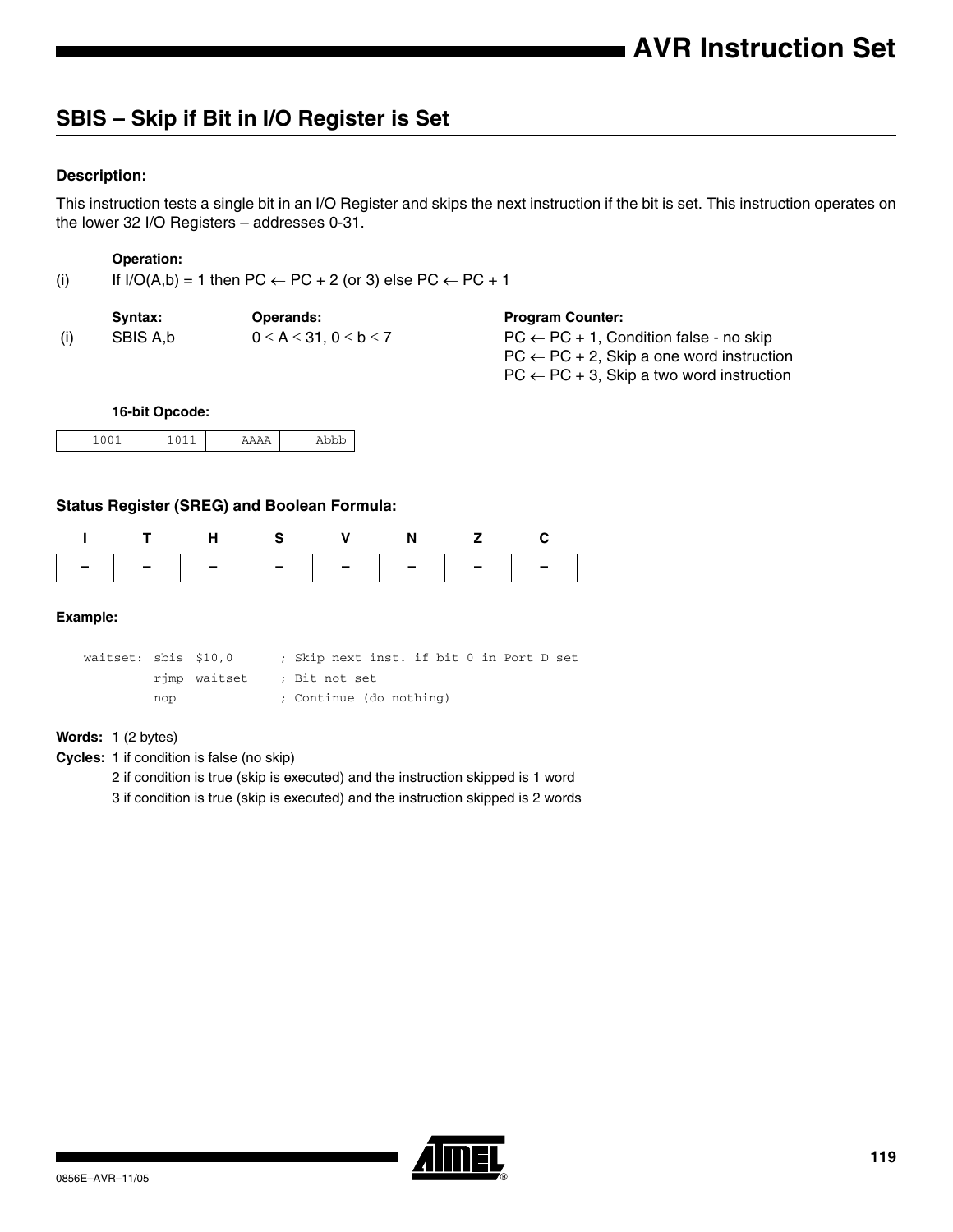## SBIS – Skip if Bit in I/O Register is Set

### Description:

This instruction tests a single bit in an I/O Register and skips the next instruction if the bit is set. This instruction operates on the lower 32 I/O Registers – addresses 0-31.

**Operation:**

(i) If I/O(A,b) = 1 then PC ← PC + 2 (or 3) else PC ← PC + 1

| | Syntax: | Operands: | Program Counter: |
|---|---|---|---|
| (i) | SBIS A,b | $0 \leq A \leq 31$, $0 \leq b \leq 7$ | PC ← PC + 1, Condition false - no skip<br>PC ← PC + 2, Skip a one word instruction<br>PC ← PC + 3, Skip a two word instruction |

**16-bit Opcode:**

| 1001 | 1011 | AAAA | Abbb |
|---|---|---|---|

### Status Register (SREG) and Boolean Formula:

| I | T | H | S | V | N | Z | C |
|---|---|---|---|---|---|---|---|
| – | – | – | – | – | – | – | – |

### Example:

```
waitset: sbis  $10,0      ; Skip next inst. if bit 0 in Port D set
         rjmp  waitset    ; Bit not set
         nop              ; Continue (do nothing)
```

**Words:** 1 (2 bytes)

**Cycles:** 1 if condition is false (no skip)
2 if condition is true (skip is executed) and the instruction skipped is 1 word
3 if condition is true (skip is executed) and the instruction skipped is 2 words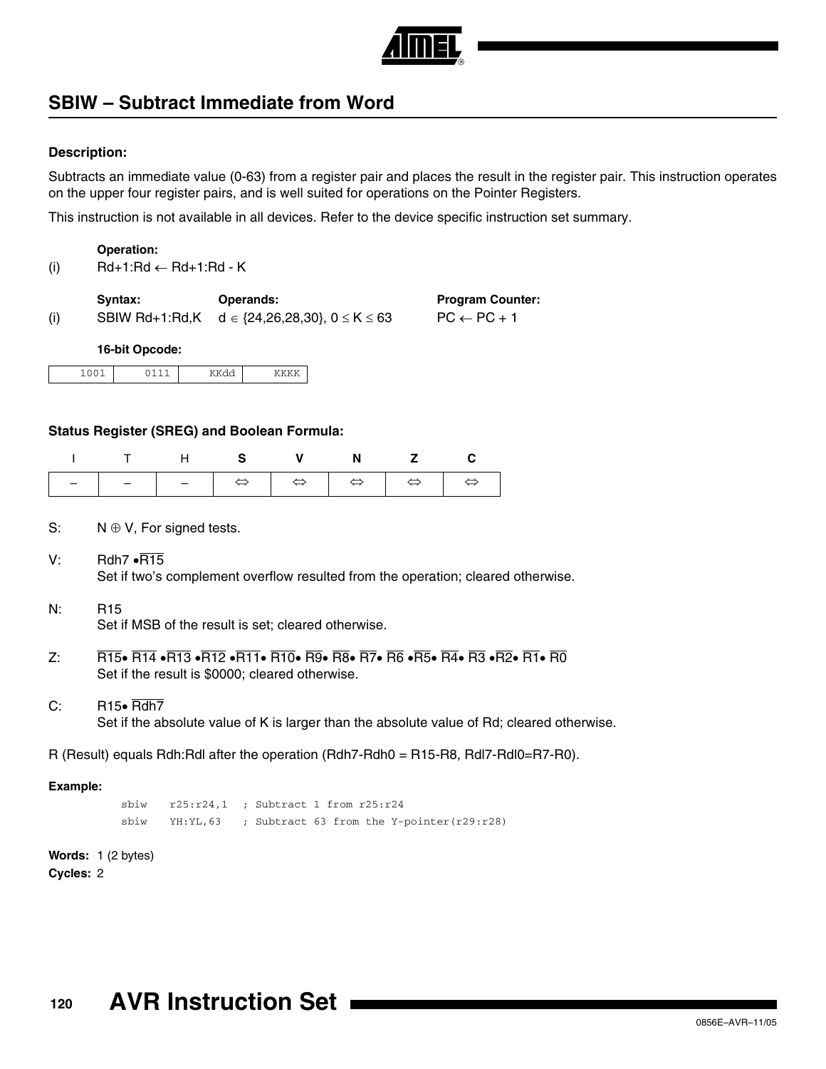## SBIW – Subtract Immediate from Word

#### Description:

Subtracts an immediate value (0-63) from a register pair and places the result in the register pair. This instruction operates on the upper four register pairs, and is well suited for operations on the Pointer Registers.

This instruction is not available in all devices. Refer to the device specific instruction set summary.

**Operation:**

(i) $Rd+1:Rd \leftarrow Rd+1:Rd - K$

| | Syntax: | Operands: | Program Counter: |
|---|---|---|---|
| (i) | SBIW Rd+1:Rd,K | $d \in \{24,26,28,30\}$, $0 \le K \le 63$ | $PC \leftarrow PC + 1$ |

**16-bit Opcode:**

| 1001 | 0111 | KKdd | KKKK |
|---|---|---|---|

#### Status Register (SREG) and Boolean Formula:

| I | T | H | S | V | N | Z | C |
|---|---|---|---|---|---|---|---|
| – | – | – | ⇔ | ⇔ | ⇔ | ⇔ | ⇔ |

S: $N \oplus V$, For signed tests.

V: $Rdh7 \bullet \overline{R15}$
Set if two's complement overflow resulted from the operation; cleared otherwise.

N: R15
Set if MSB of the result is set; cleared otherwise.

Z: $\overline{R15} \bullet \overline{R14} \bullet \overline{R13} \bullet \overline{R12} \bullet \overline{R11} \bullet \overline{R10} \bullet \overline{R9} \bullet \overline{R8} \bullet \overline{R7} \bullet \overline{R6} \bullet \overline{R5} \bullet \overline{R4} \bullet \overline{R3} \bullet \overline{R2} \bullet \overline{R1} \bullet \overline{R0}$
Set if the result is \$0000; cleared otherwise.

C: $R15 \bullet \overline{Rdh7}$
Set if the absolute value of K is larger than the absolute value of Rd; cleared otherwise.

R (Result) equals Rdh:Rdl after the operation (Rdh7-Rdh0 = R15-R8, Rdl7-Rdl0=R7-R0).

**Example:**

```
sbiw   r25:r24,1   ; Subtract 1 from r25:r24
sbiw   YH:YL,63    ; Subtract 63 from the Y-pointer(r29:r28)
```

**Words:** 1 (2 bytes)
**Cycles:** 2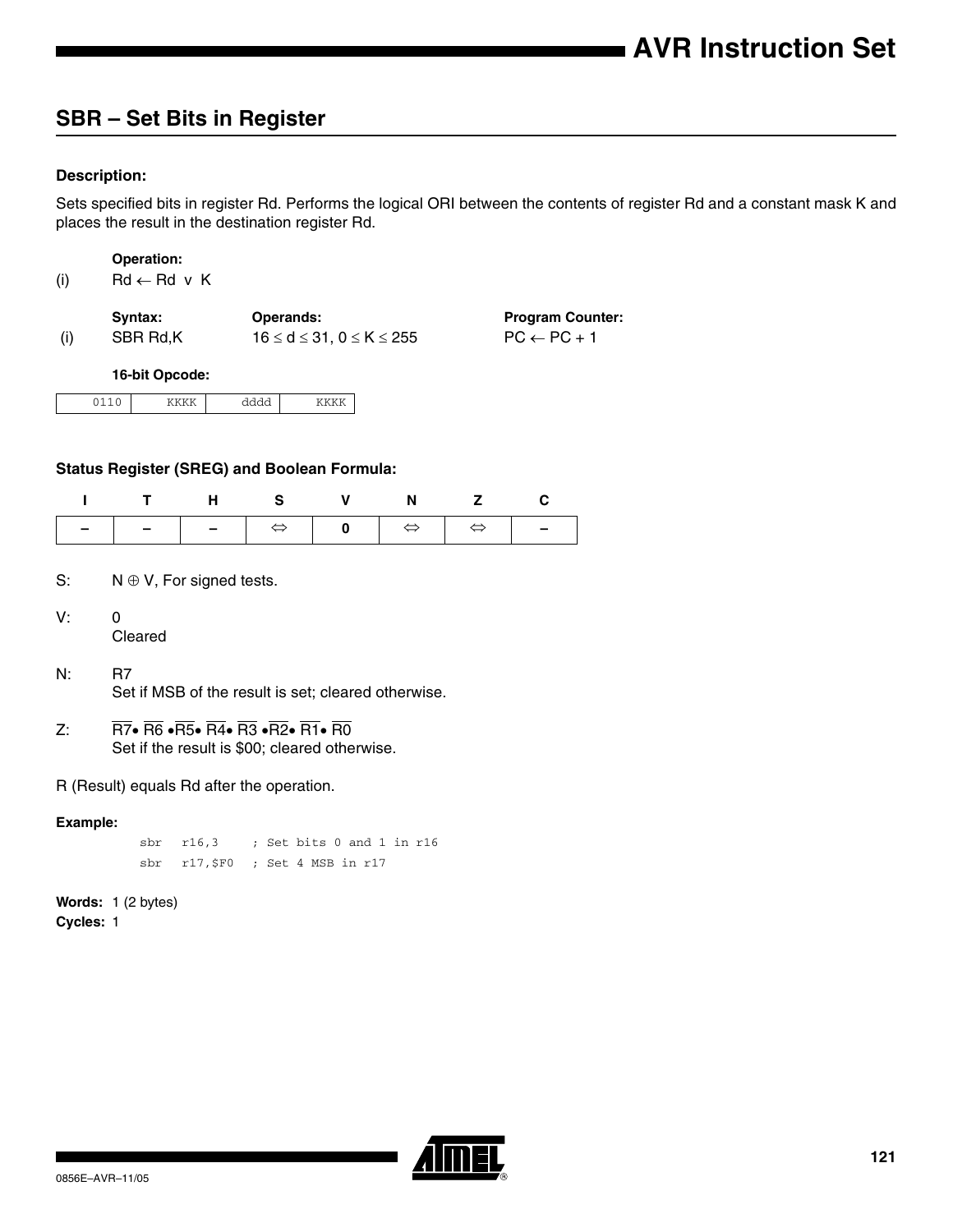## SBR – Set Bits in Register

### Description:

Sets specified bits in register Rd. Performs the logical ORI between the contents of register Rd and a constant mask K and places the result in the destination register Rd.

**Operation:**

(i) $Rd \leftarrow Rd \lor K$

| | **Syntax:** | **Operands:** | **Program Counter:** |
|---|---|---|---|
| (i) | SBR Rd,K | $16 \leq d \leq 31$, $0 \leq K \leq 255$ | $PC \leftarrow PC + 1$ |

**16-bit Opcode:**

| 0110 | KKKK | dddd | KKKK |
|---|---|---|---|

### Status Register (SREG) and Boolean Formula:

| I | T | H | S | V | N | Z | C |
|---|---|---|---|---|---|---|---|
| – | – | – | ⇔ | 0 | ⇔ | ⇔ | – |

S: $N \oplus V$, For signed tests.

V: 0
Cleared

N: R7
Set if MSB of the result is set; cleared otherwise.

Z: $\overline{R7} \bullet \overline{R6} \bullet \overline{R5} \bullet \overline{R4} \bullet \overline{R3} \bullet \overline{R2} \bullet \overline{R1} \bullet \overline{R0}$
Set if the result is \$00; cleared otherwise.

R (Result) equals Rd after the operation.

### Example:

```
sbr   r16,3     ; Set bits 0 and 1 in r16
sbr   r17,$F0   ; Set 4 MSB in r17
```

**Words:** 1 (2 bytes)
**Cycles:** 1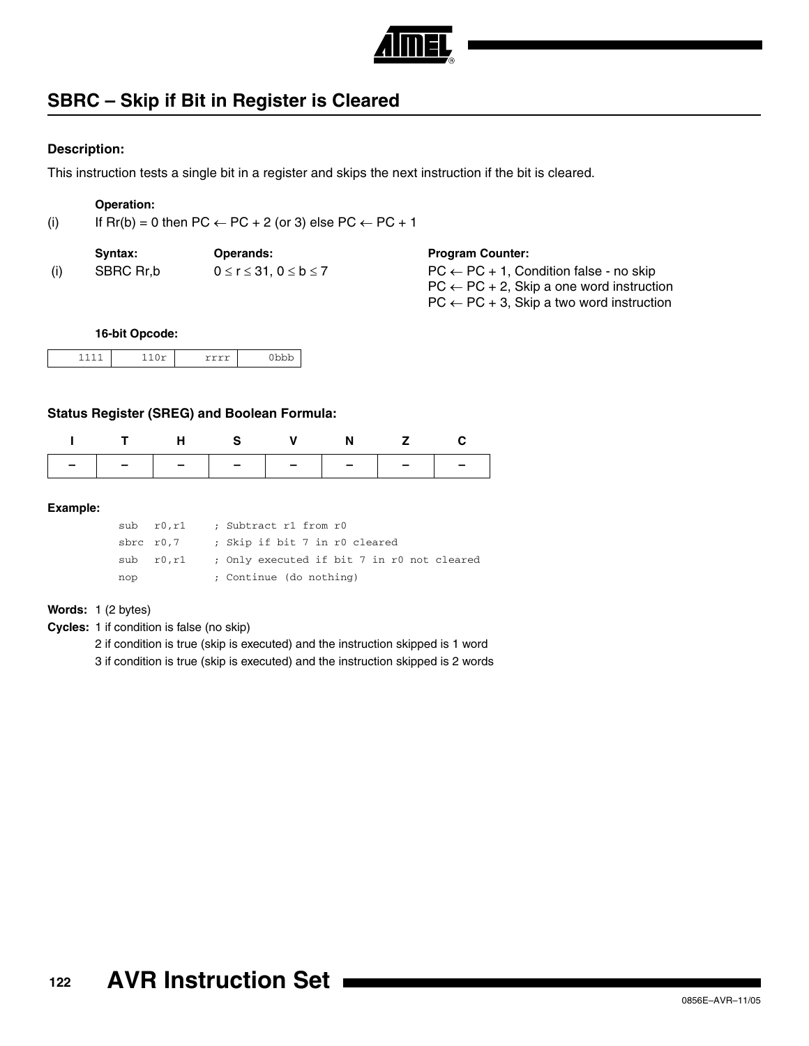## SBRC – Skip if Bit in Register is Cleared

### Description:

This instruction tests a single bit in a register and skips the next instruction if the bit is cleared.

**Operation:**

(i) If Rr(b) = 0 then PC ← PC + 2 (or 3) else PC ← PC + 1

| | Syntax: | Operands: | Program Counter: |
|---|---|---|---|
| (i) | SBRC Rr,b | $0 \le r \le 31$, $0 \le b \le 7$ | PC ← PC + 1, Condition false - no skip<br>PC ← PC + 2, Skip a one word instruction<br>PC ← PC + 3, Skip a two word instruction |

**16-bit Opcode:**

| 1111 | 110r | rrrr | 0bbb |
|---|---|---|---|

### Status Register (SREG) and Boolean Formula:

| I | T | H | S | V | N | Z | C |
|---|---|---|---|---|---|---|---|
| – | – | – | – | – | – | – | – |

**Example:**

```
sub  r0,r1     ; Subtract r1 from r0
sbrc r0,7      ; Skip if bit 7 in r0 cleared
sub  r0,r1     ; Only executed if bit 7 in r0 not cleared
nop            ; Continue (do nothing)
```

**Words:** 1 (2 bytes)

**Cycles:** 1 if condition is false (no skip)
2 if condition is true (skip is executed) and the instruction skipped is 1 word
3 if condition is true (skip is executed) and the instruction skipped is 2 words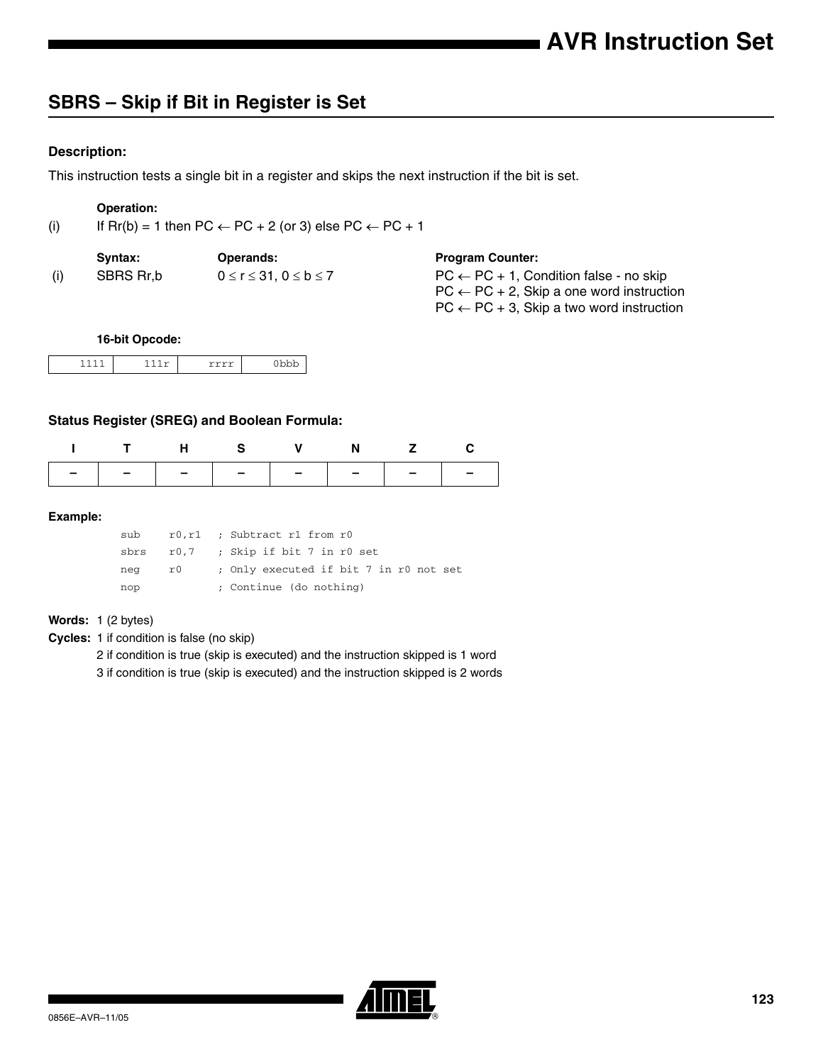## SBRS – Skip if Bit in Register is Set

### Description:

This instruction tests a single bit in a register and skips the next instruction if the bit is set.

**Operation:**

(i) If Rr(b) = 1 then PC ← PC + 2 (or 3) else PC ← PC + 1

| | Syntax: | Operands: | Program Counter: |
|---|---|---|---|
| (i) | SBRS Rr,b | $0 \le r \le 31$, $0 \le b \le 7$ | PC ← PC + 1, Condition false - no skip<br>PC ← PC + 2, Skip a one word instruction<br>PC ← PC + 3, Skip a two word instruction |

**16-bit Opcode:**

| 1111 | 111r | rrrr | 0bbb |
|---|---|---|---|

### Status Register (SREG) and Boolean Formula:

| I | T | H | S | V | N | Z | C |
|---|---|---|---|---|---|---|---|
| – | – | – | – | – | – | – | – |

**Example:**

```
sub   r0,r1  ; Subtract r1 from r0
sbrs  r0,7   ; Skip if bit 7 in r0 set
neg   r0     ; Only executed if bit 7 in r0 not set
nop          ; Continue (do nothing)
```

**Words:** 1 (2 bytes)

**Cycles:** 1 if condition is false (no skip)
2 if condition is true (skip is executed) and the instruction skipped is 1 word
3 if condition is true (skip is executed) and the instruction skipped is 2 words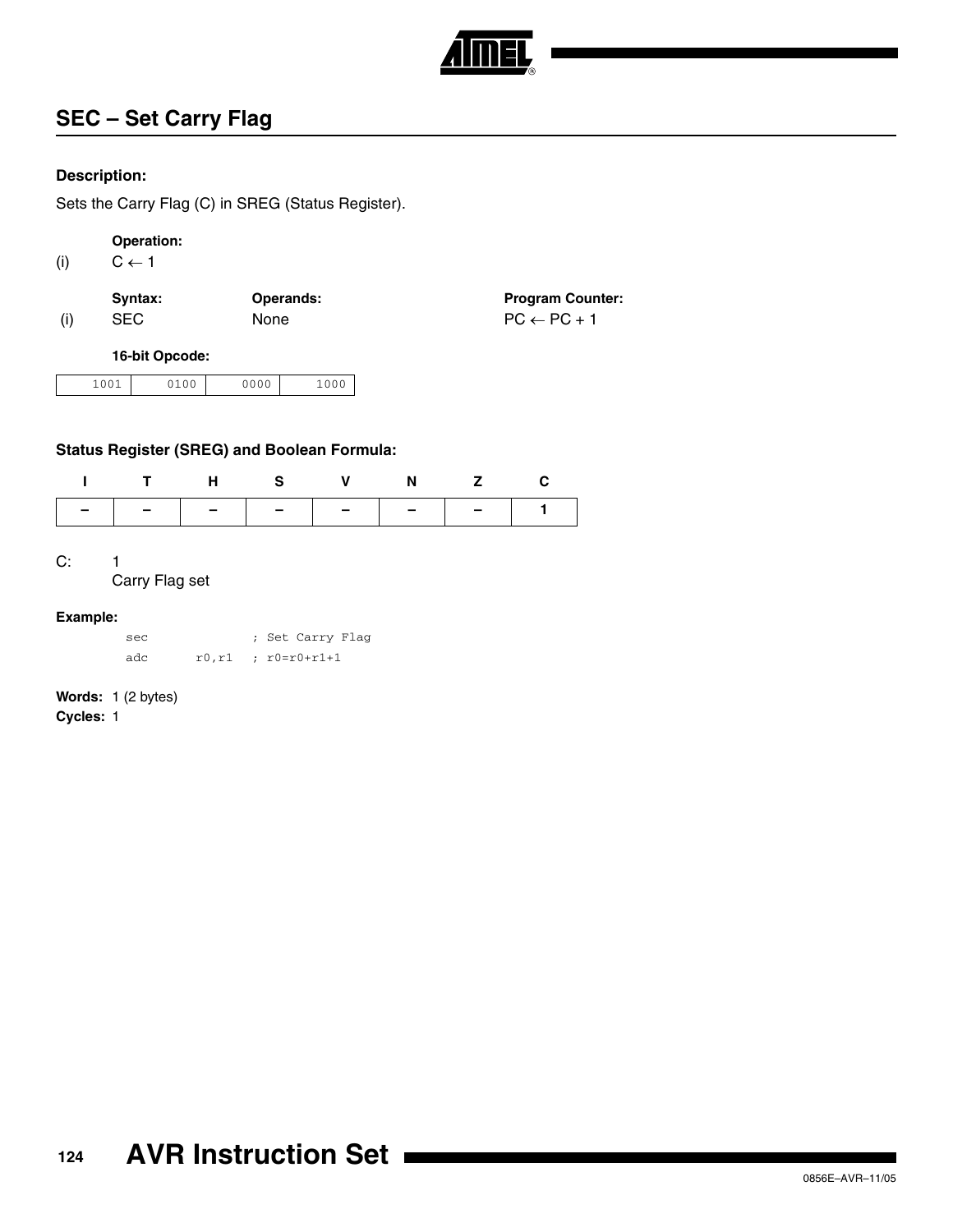## SEC – Set Carry Flag

### Description:

Sets the Carry Flag (C) in SREG (Status Register).

**Operation:**

(i) $C \leftarrow 1$

| | Syntax: | Operands: | Program Counter: |
|---|---|---|---|
| (i) | SEC | None | $PC \leftarrow PC + 1$ |

**16-bit Opcode:**

| 1001 | 0100 | 0000 | 1000 |
|---|---|---|---|

### Status Register (SREG) and Boolean Formula:

| I | T | H | S | V | N | Z | C |
|---|---|---|---|---|---|---|---|
| – | – | – | – | – | – | – | 1 |

C: 1
Carry Flag set

### Example:

```
sec             ; Set Carry Flag
adc     r0,r1   ; r0=r0+r1+1
```

**Words:** 1 (2 bytes)

**Cycles:** 1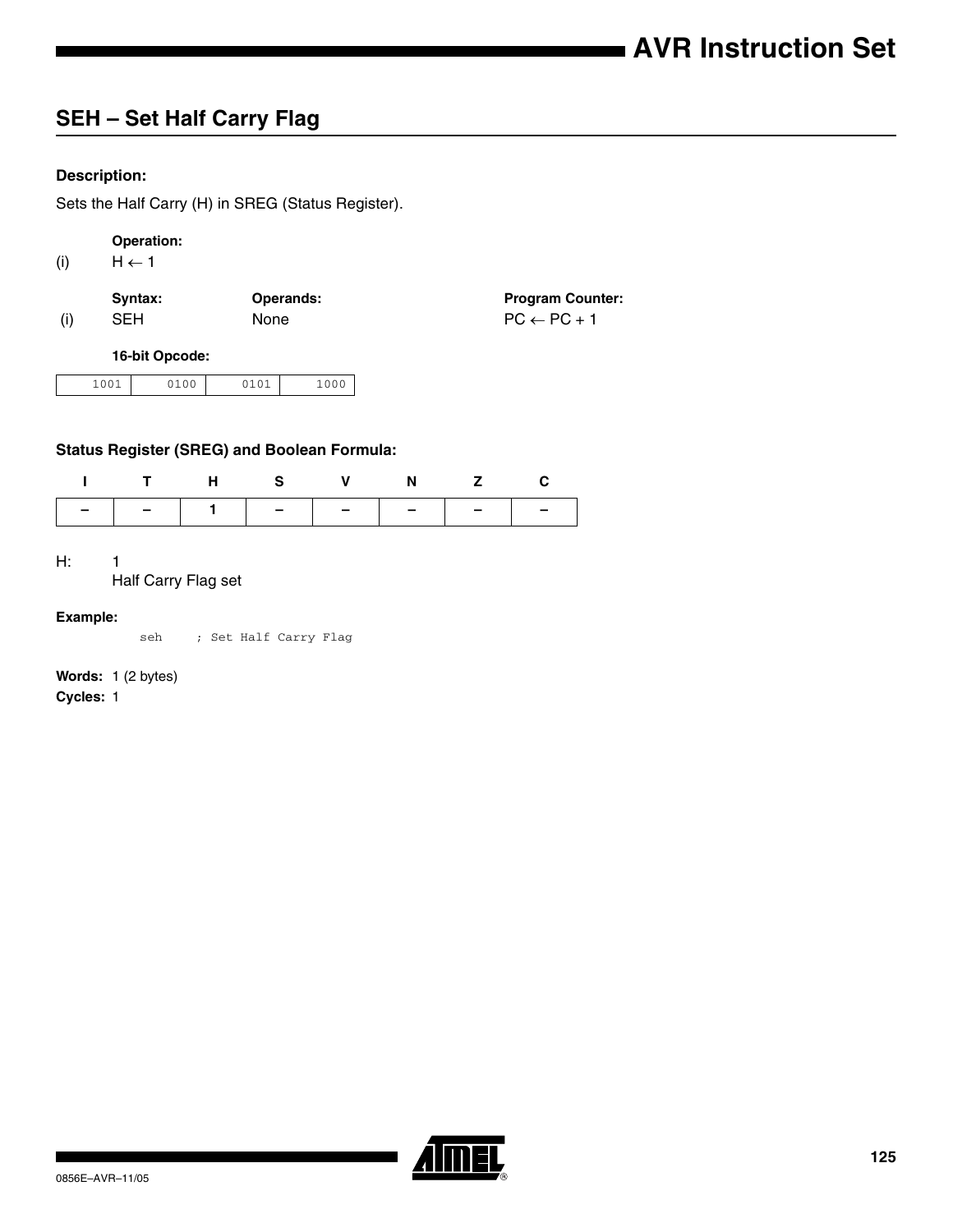## SEH – Set Half Carry Flag

### Description:

Sets the Half Carry (H) in SREG (Status Register).

**Operation:**

(i) $H \leftarrow 1$

| | Syntax: | Operands: | Program Counter: |
|---|---|---|---|
| (i) | SEH | None | $PC \leftarrow PC + 1$ |

**16-bit Opcode:**

| 1001 | 0100 | 0101 | 1000 |
|---|---|---|---|

### Status Register (SREG) and Boolean Formula:

| I | T | H | S | V | N | Z | C |
|---|---|---|---|---|---|---|---|
| – | – | 1 | – | – | – | – | – |

H: 1
Half Carry Flag set

**Example:**

```
seh     ; Set Half Carry Flag
```

**Words:** 1 (2 bytes)

**Cycles:** 1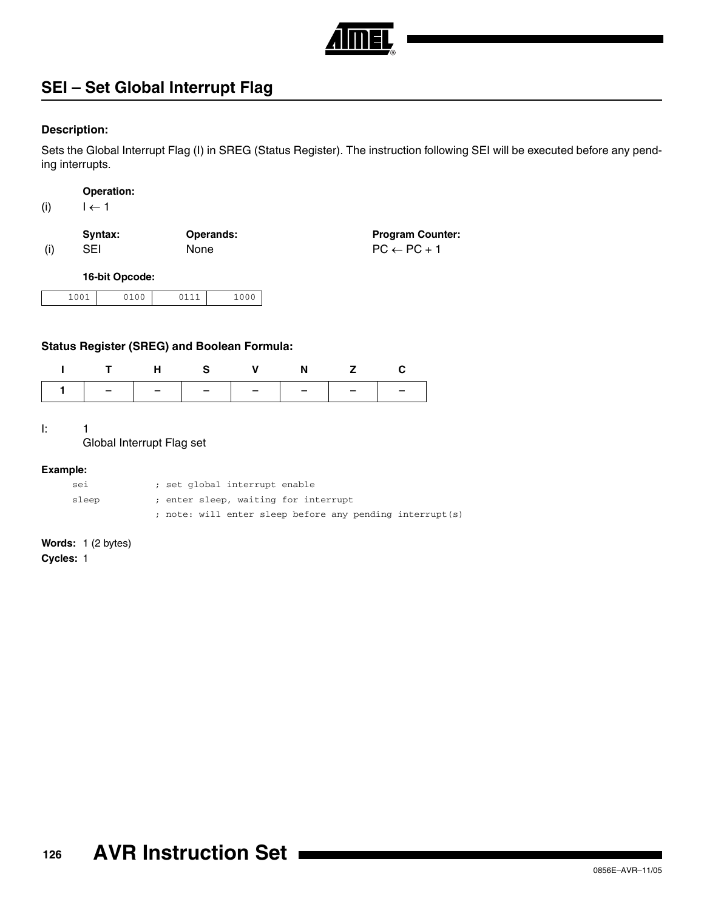## SEI – Set Global Interrupt Flag

**Description:**

Sets the Global Interrupt Flag (I) in SREG (Status Register). The instruction following SEI will be executed before any pending interrupts.

| | **Operation:** |
|---|---|
| (i) | $I \leftarrow 1$ |

| | **Syntax:** | **Operands:** | **Program Counter:** |
|---|---|---|---|
| (i) | SEI | None | $PC \leftarrow PC + 1$ |

**16-bit Opcode:**

| 1001 | 0100 | 0111 | 1000 |
|---|---|---|---|

**Status Register (SREG) and Boolean Formula:**

| I | T | H | S | V | N | Z | C |
|---|---|---|---|---|---|---|---|
| 1 | – | – | – | – | – | – | – |

I: 1
Global Interrupt Flag set

**Example:**

```
sei             ; set global interrupt enable
sleep           ; enter sleep, waiting for interrupt
                ; note: will enter sleep before any pending interrupt(s)
```

**Words:** 1 (2 bytes)
**Cycles:** 1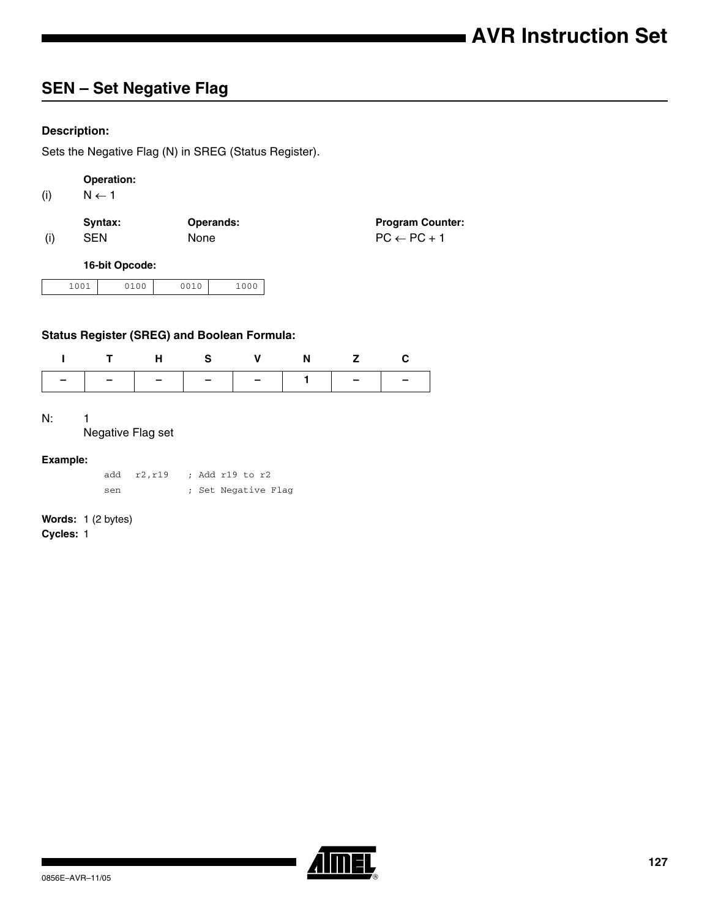## SEN – Set Negative Flag

### Description:

Sets the Negative Flag (N) in SREG (Status Register).

**Operation:**

(i) $N \leftarrow 1$

| | Syntax: | Operands: | Program Counter: |
|---|---|---|---|
| (i) | SEN | None | $PC \leftarrow PC + 1$ |

**16-bit Opcode:**

| 1001 | 0100 | 0010 | 1000 |
|---|---|---|---|

### Status Register (SREG) and Boolean Formula:

| I | T | H | S | V | N | Z | C |
|---|---|---|---|---|---|---|---|
| – | – | – | – | – | 1 | – | – |

N: 1
Negative Flag set

**Example:**

```
add  r2,r19   ; Add r19 to r2
sen           ; Set Negative Flag
```

**Words:** 1 (2 bytes)
**Cycles:** 1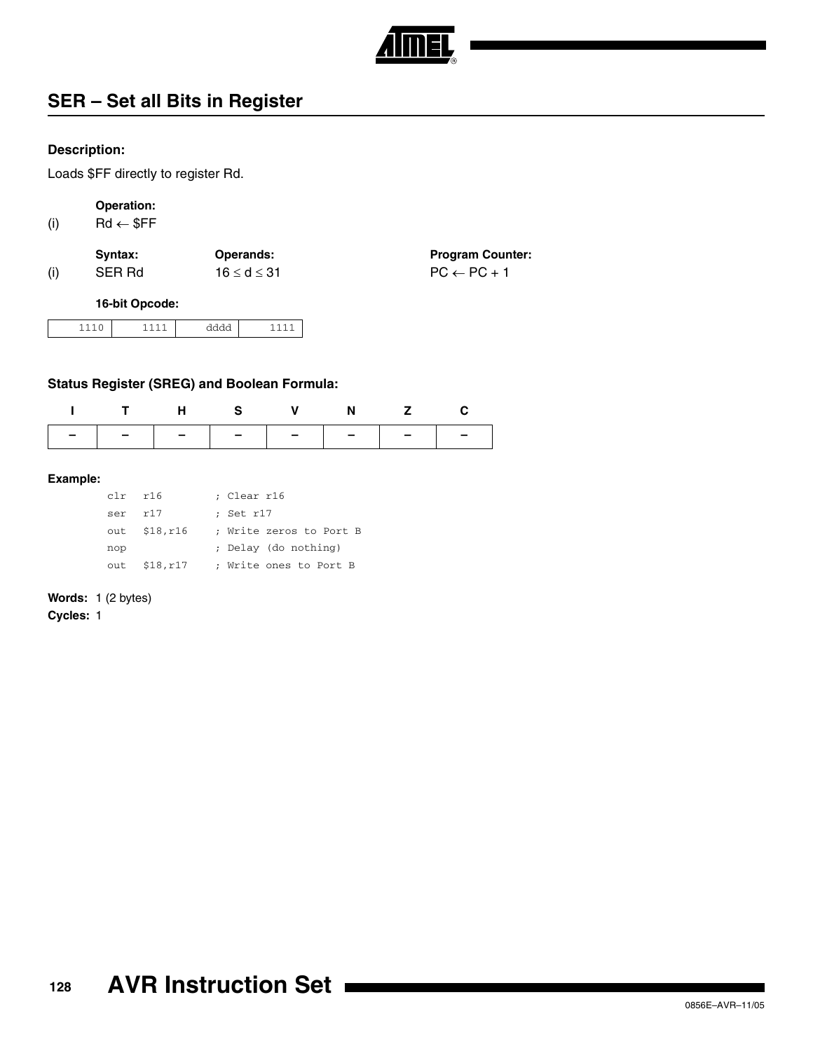## SER – Set all Bits in Register

### Description:

Loads $FF directly to register Rd.

**Operation:**

(i) Rd ← $FF

| | Syntax: | Operands: | Program Counter: |
|---|---|---|---|
| (i) | SER Rd | 16 ≤ d ≤ 31 | PC ← PC + 1 |

**16-bit Opcode:**

| 1110 | 1111 | dddd | 1111 |
|---|---|---|---|

### Status Register (SREG) and Boolean Formula:

| I | T | H | S | V | N | Z | C |
|---|---|---|---|---|---|---|---|
| – | – | – | – | – | – | – | – |

**Example:**

```
clr  r16       ; Clear r16
ser  r17       ; Set r17
out  $18,r16   ; Write zeros to Port B
nop            ; Delay (do nothing)
out  $18,r17   ; Write ones to Port B
```

**Words:** 1 (2 bytes)

**Cycles:** 1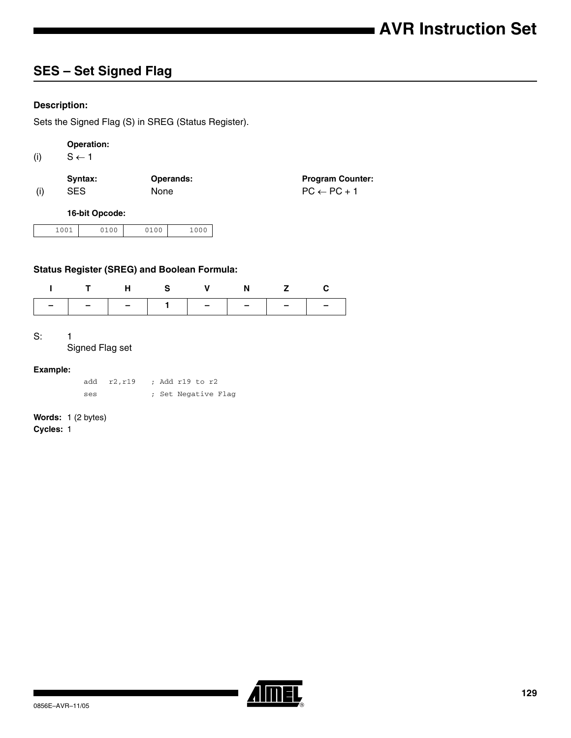## SES – Set Signed Flag

### Description:

Sets the Signed Flag (S) in SREG (Status Register).

**Operation:**

(i) $S \leftarrow 1$

| | Syntax: | Operands: | Program Counter: |
|---|---|---|---|
| (i) | SES | None | $PC \leftarrow PC + 1$ |

**16-bit Opcode:**

| 1001 | 0100 | 0100 | 1000 |
|---|---|---|---|

### Status Register (SREG) and Boolean Formula:

| I | T | H | S | V | N | Z | C |
|---|---|---|---|---|---|---|---|
| – | – | – | 1 | – | – | – | – |

S: 1
Signed Flag set

**Example:**

```
add   r2,r19    ; Add r19 to r2
ses             ; Set Negative Flag
```

**Words:** 1 (2 bytes)
**Cycles:** 1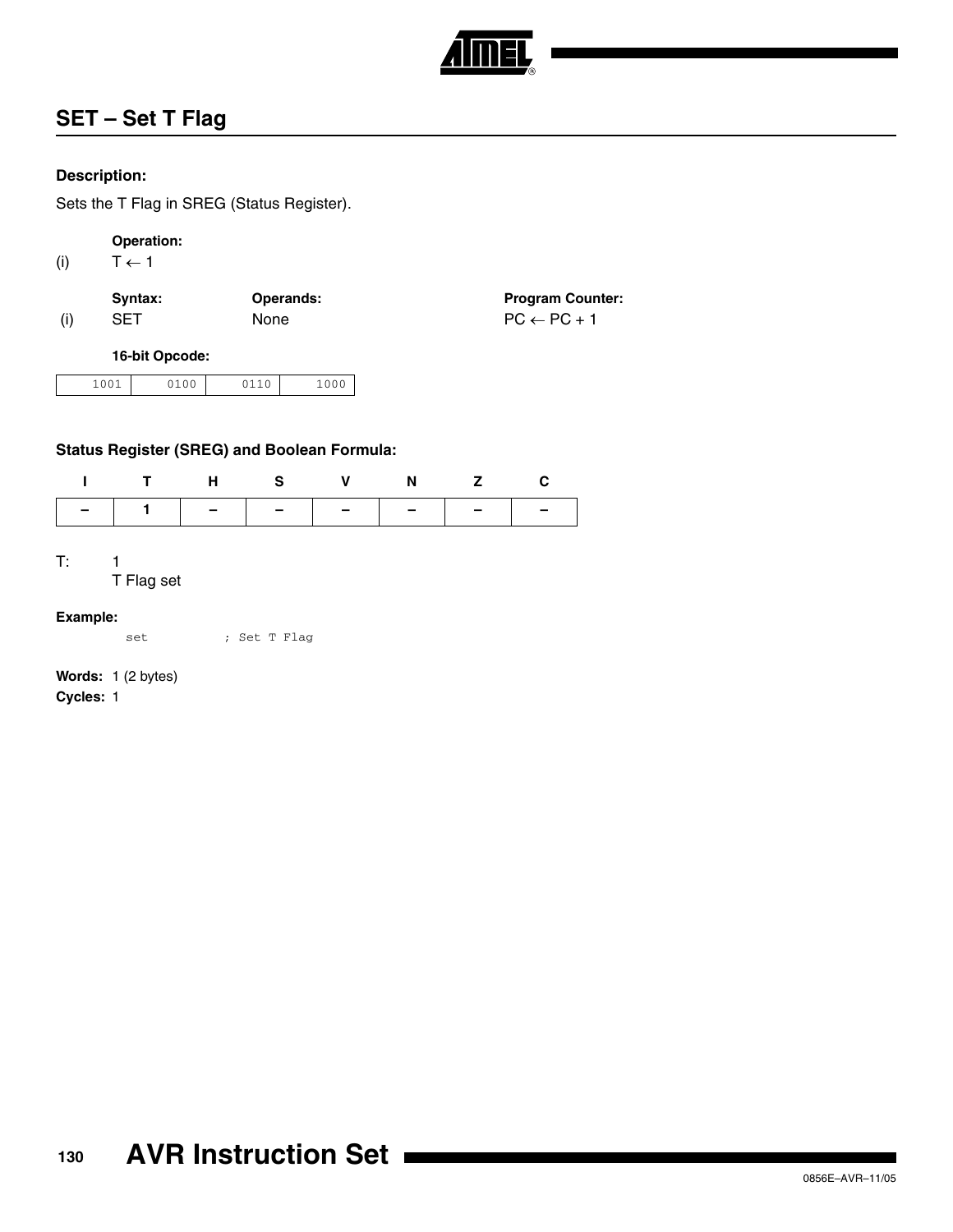## SET – Set T Flag

**Description:**

Sets the T Flag in SREG (Status Register).

| | **Operation:** | | |
|---|---|---|---|
| (i) | $T \leftarrow 1$ | | |
| | **Syntax:** | **Operands:** | **Program Counter:** |
| (i) | SET | None | $PC \leftarrow PC + 1$ |

**16-bit Opcode:**

| 1001 | 0100 | 0110 | 1000 |
|---|---|---|---|

**Status Register (SREG) and Boolean Formula:**

| I | T | H | S | V | N | Z | C |
|---|---|---|---|---|---|---|---|
| – | 1 | – | – | – | – | – | – |

T: 1
T Flag set

**Example:**

```
set          ; Set T Flag
```

**Words:** 1 (2 bytes)

**Cycles:** 1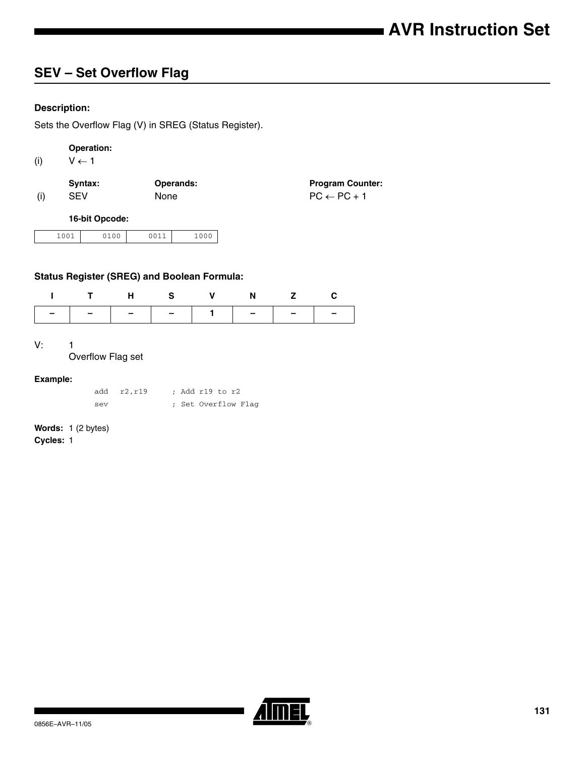## SEV – Set Overflow Flag

### Description:

Sets the Overflow Flag (V) in SREG (Status Register).

**Operation:**

(i) $V \leftarrow 1$

| | Syntax: | Operands: | Program Counter: |
|---|---|---|---|
| (i) | SEV | None | $PC \leftarrow PC + 1$ |

**16-bit Opcode:**

| 1001 | 0100 | 0011 | 1000 |
|---|---|---|---|

### Status Register (SREG) and Boolean Formula:

| I | T | H | S | V | N | Z | C |
|---|---|---|---|---|---|---|---|
| – | – | – | – | 1 | – | – | – |

V: 1
Overflow Flag set

### Example:

```
add   r2,r19      ; Add r19 to r2
sev               ; Set Overflow Flag
```

**Words:** 1 (2 bytes)
**Cycles:** 1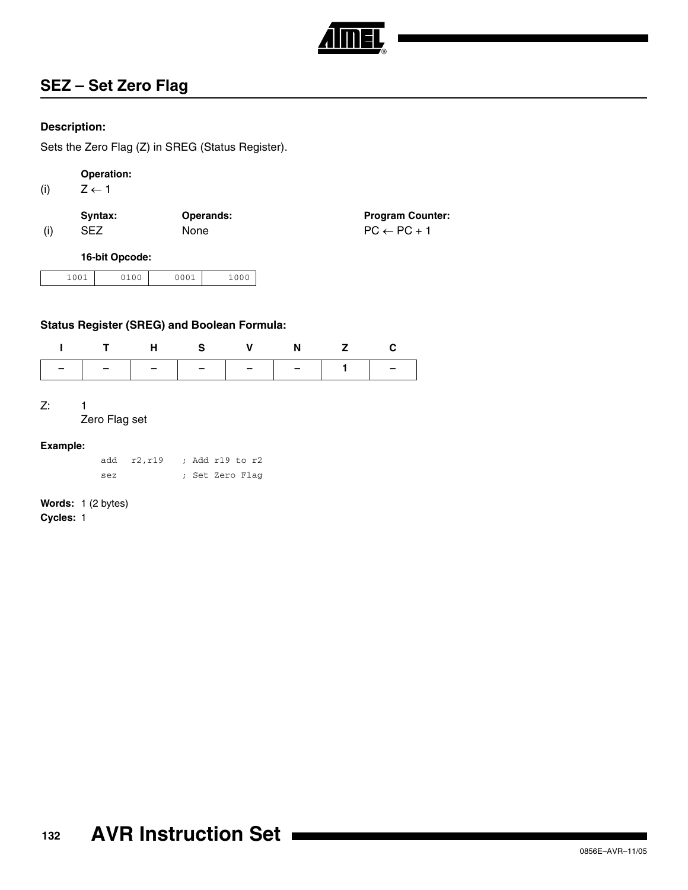## SEZ – Set Zero Flag

### Description:

Sets the Zero Flag (Z) in SREG (Status Register).

|  | Operation: |
|---|---|
| (i) | $Z \leftarrow 1$ |

|  | Syntax: | Operands: | Program Counter: |
|---|---|---|---|
| (i) | SEZ | None | $PC \leftarrow PC + 1$ |

**16-bit Opcode:**

| 1001 | 0100 | 0001 | 1000 |
|---|---|---|---|

### Status Register (SREG) and Boolean Formula:

| I | T | H | S | V | N | Z | C |
|---|---|---|---|---|---|---|---|
| – | – | – | – | – | – | 1 | – |

Z: 1
Zero Flag set

**Example:**

```
add  r2,r19   ; Add r19 to r2
sez           ; Set Zero Flag
```

**Words:** 1 (2 bytes)
**Cycles:** 1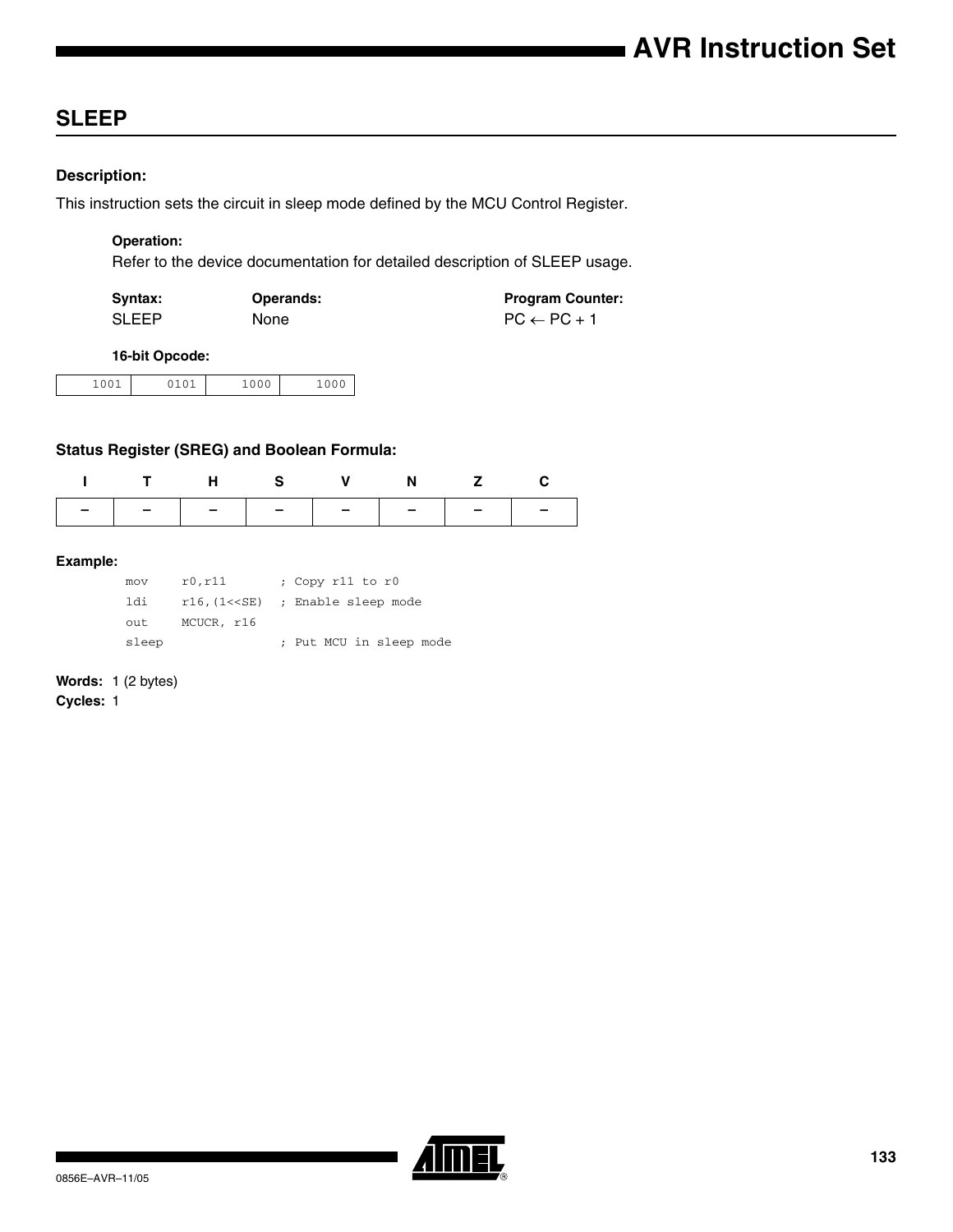## SLEEP

### Description:

This instruction sets the circuit in sleep mode defined by the MCU Control Register.

**Operation:**

Refer to the device documentation for detailed description of SLEEP usage.

| Syntax: | Operands: | Program Counter: |
|---|---|---|
| SLEEP | None | PC ← PC + 1 |

**16-bit Opcode:**

| 1001 | 0101 | 1000 | 1000 |
|---|---|---|---|

### Status Register (SREG) and Boolean Formula:

| I | T | H | S | V | N | Z | C |
|---|---|---|---|---|---|---|---|
| – | – | – | – | – | – | – | – |

**Example:**

```
mov    r0,r11       ; Copy r11 to r0
ldi    r16,(1<<SE)  ; Enable sleep mode
out    MCUCR, r16
sleep               ; Put MCU in sleep mode
```

**Words:** 1 (2 bytes)
**Cycles:** 1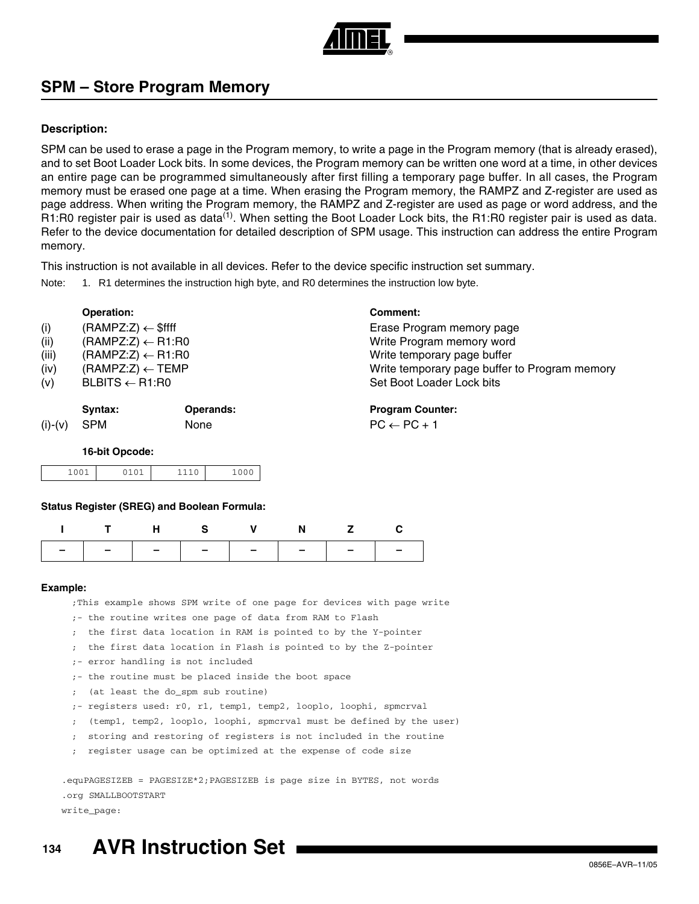## SPM – Store Program Memory

**Description:**

SPM can be used to erase a page in the Program memory, to write a page in the Program memory (that is already erased), and to set Boot Loader Lock bits. In some devices, the Program memory can be written one word at a time, in other devices an entire page can be programmed simultaneously after first filling a temporary page buffer. In all cases, the Program memory must be erased one page at a time. When erasing the Program memory, the RAMPZ and Z-register are used as page address. When writing the Program memory, the RAMPZ and Z-register are used as page or word address, and the R1:R0 register pair is used as data[(1)]. When setting the Boot Loader Lock bits, the R1:R0 register pair is used as data. Refer to the device documentation for detailed description of SPM usage. This instruction can address the entire Program memory.

This instruction is not available in all devices. Refer to the device specific instruction set summary.

Note: 1. R1 determines the instruction high byte, and R0 determines the instruction low byte.

| | Operation: | Comment: |
|---|---|---|
| (i) | (RAMPZ:Z) ← $ffff | Erase Program memory page |
| (ii) | (RAMPZ:Z) ← R1:R0 | Write Program memory word |
| (iii) | (RAMPZ:Z) ← R1:R0 | Write temporary page buffer |
| (iv) | (RAMPZ:Z) ← TEMP | Write temporary page buffer to Program memory |
| (v) | BLBITS ← R1:R0 | Set Boot Loader Lock bits |

| | Syntax: | Operands: | Program Counter: |
|---|---|---|---|
| (i)-(v) | SPM | None | PC ← PC + 1 |

**16-bit Opcode:**

| 1001 | 0101 | 1110 | 1000 |
|---|---|---|---|

**Status Register (SREG) and Boolean Formula:**

| I | T | H | S | V | N | Z | C |
|---|---|---|---|---|---|---|---|
| – | – | – | – | – | – | – | – |

**Example:**

```
    ;This example shows SPM write of one page for devices with page write
    ;- the routine writes one page of data from RAM to Flash
    ;  the first data location in RAM is pointed to by the Y-pointer
    ;  the first data location in Flash is pointed to by the Z-pointer
    ;- error handling is not included
    ;- the routine must be placed inside the boot space
    ;  (at least the do_spm sub routine)
    ;- registers used: r0, r1, temp1, temp2, looplo, loophi, spmcrval
    ;  (temp1, temp2, looplo, loophi, spmcrval must be defined by the user)
    ;  storing and restoring of registers is not included in the routine
    ;  register usage can be optimized at the expense of code size

  .equPAGESIZEB = PAGESIZE*2;PAGESIZEB is page size in BYTES, not words
  .org SMALLBOOTSTART
  write_page:
```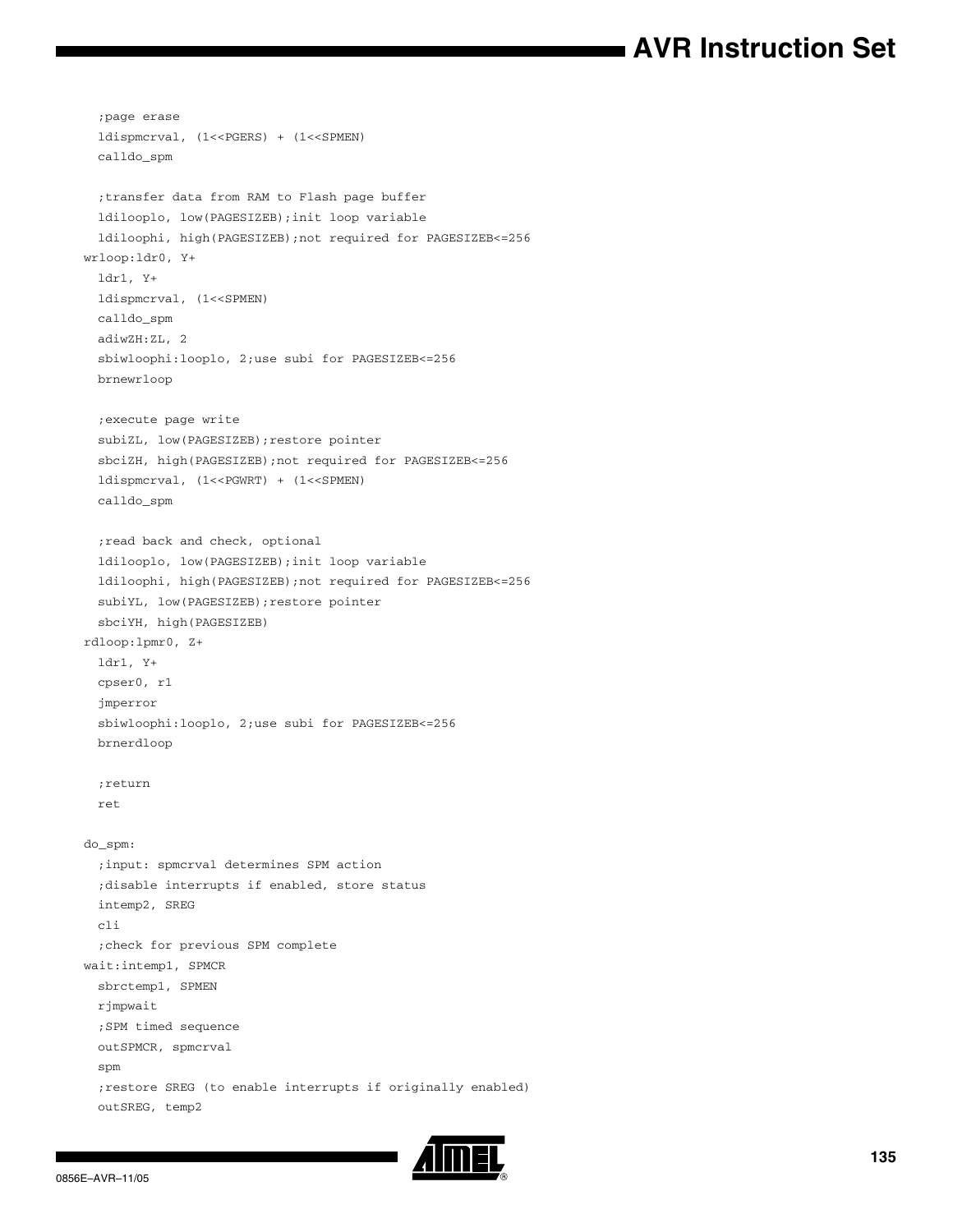```
  ;page erase
  ldispmcrval, (1<<PGERS) + (1<<SPMEN)
  calldo_spm

  ;transfer data from RAM to Flash page buffer
  ldilooplo, low(PAGESIZEB);init loop variable
  ldiloophi, high(PAGESIZEB);not required for PAGESIZEB<=256
wrloop:ldr0, Y+
  ldr1, Y+
  ldispmcrval, (1<<SPMEN)
  calldo_spm
  adiwZH:ZL, 2
  sbiwloophi:looplo, 2;use subi for PAGESIZEB<=256
  brnewrloop

  ;execute page write
  subiZL, low(PAGESIZEB);restore pointer
  sbciZH, high(PAGESIZEB);not required for PAGESIZEB<=256
  ldispmcrval, (1<<PGWRT) + (1<<SPMEN)
  calldo_spm

  ;read back and check, optional
  ldilooplo, low(PAGESIZEB);init loop variable
  ldiloophi, high(PAGESIZEB);not required for PAGESIZEB<=256
  subiYL, low(PAGESIZEB);restore pointer
  sbciYH, high(PAGESIZEB)
rdloop:lpmr0, Z+
  ldr1, Y+
  cpser0, r1
  jmperror
  sbiwloophi:looplo, 2;use subi for PAGESIZEB<=256
  brnerdloop

  ;return
  ret

do_spm:
  ;input: spmcrval determines SPM action
  ;disable interrupts if enabled, store status
  intemp2, SREG
  cli
  ;check for previous SPM complete
wait:intemp1, SPMCR
  sbrctemp1, SPMEN
  rjmpwait
  ;SPM timed sequence
  outSPMCR, spmcrval
  spm
  ;restore SREG (to enable interrupts if originally enabled)
  outSREG, temp2
```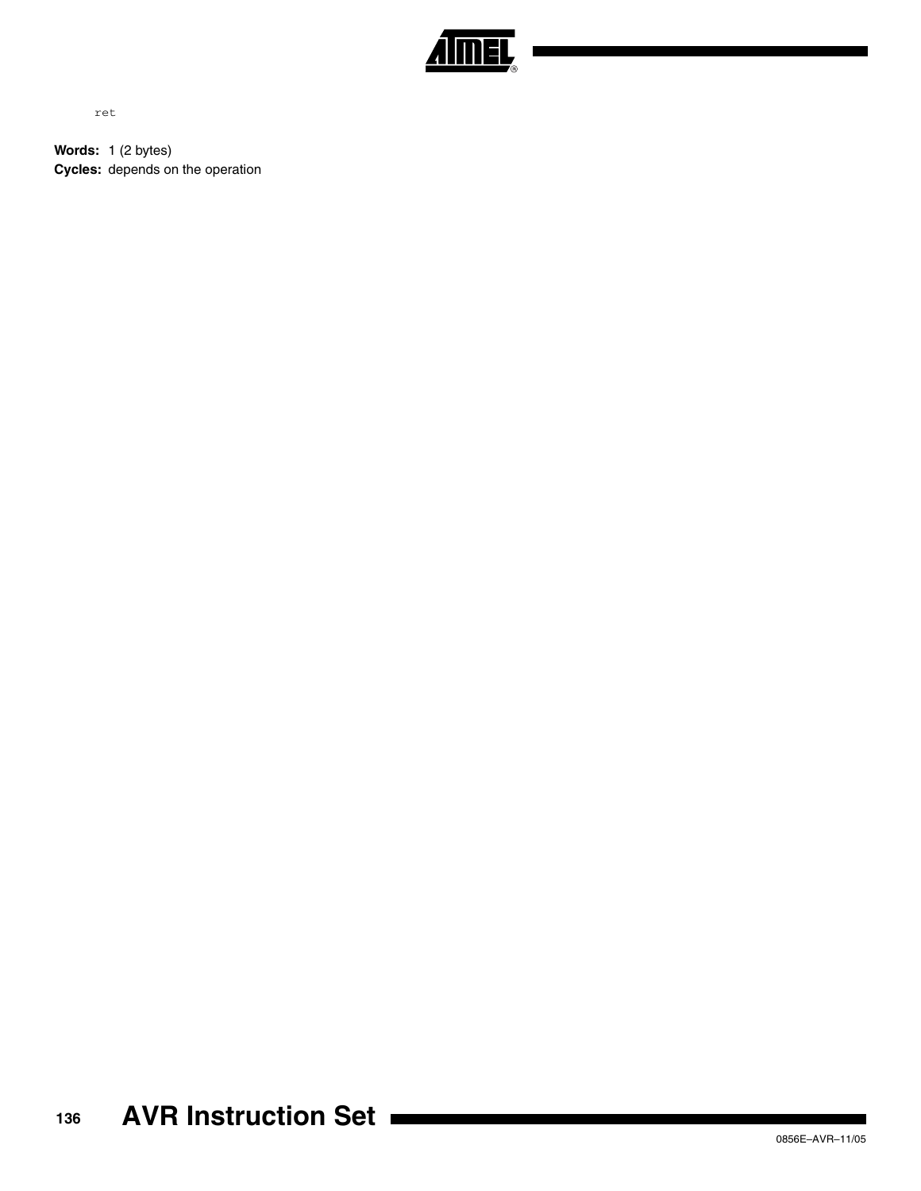```
ret
```

**Words:** 1 (2 bytes)

**Cycles:** depends on the operation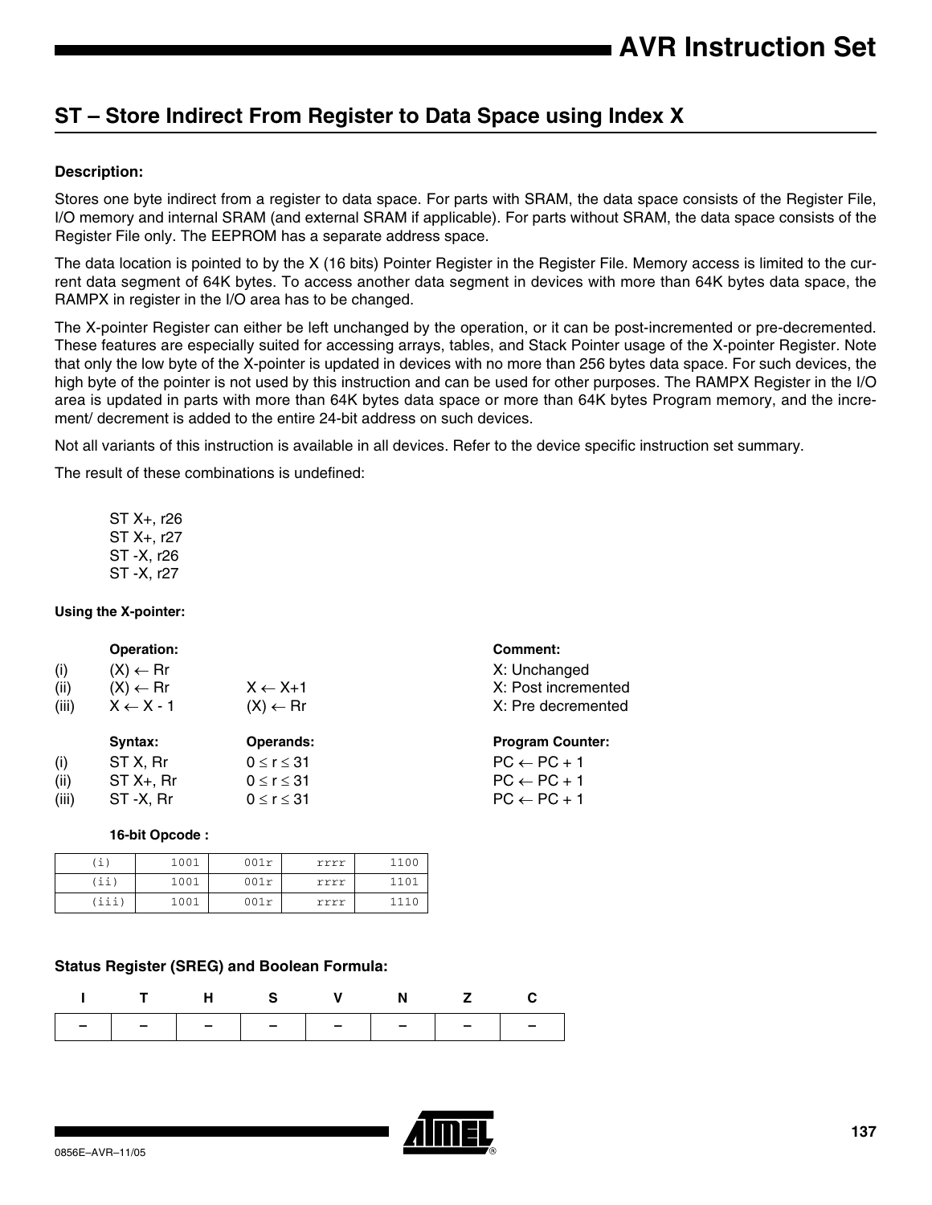## ST – Store Indirect From Register to Data Space using Index X

**Description:**

Stores one byte indirect from a register to data space. For parts with SRAM, the data space consists of the Register File, I/O memory and internal SRAM (and external SRAM if applicable). For parts without SRAM, the data space consists of the Register File only. The EEPROM has a separate address space.

The data location is pointed to by the X (16 bits) Pointer Register in the Register File. Memory access is limited to the current data segment of 64K bytes. To access another data segment in devices with more than 64K bytes data space, the RAMPX in register in the I/O area has to be changed.

The X-pointer Register can either be left unchanged by the operation, or it can be post-incremented or pre-decremented. These features are especially suited for accessing arrays, tables, and Stack Pointer usage of the X-pointer Register. Note that only the low byte of the X-pointer is updated in devices with no more than 256 bytes data space. For such devices, the high byte of the pointer is not used by this instruction and can be used for other purposes. The RAMPX Register in the I/O area is updated in parts with more than 64K bytes data space or more than 64K bytes Program memory, and the increment/ decrement is added to the entire 24-bit address on such devices.

Not all variants of this instruction is available in all devices. Refer to the device specific instruction set summary.

The result of these combinations is undefined:

```
ST X+, r26
ST X+, r27
ST -X, r26
ST -X, r27
```

**Using the X-pointer:**

| | Operation: | | Comment: |
|---|---|---|---|
| (i) | (X) ← Rr | | X: Unchanged |
| (ii) | (X) ← Rr | X ← X+1 | X: Post incremented |
| (iii) | X ← X - 1 | (X) ← Rr | X: Pre decremented |

| | Syntax: | Operands: | Program Counter: |
|---|---|---|---|
| (i) | ST X, Rr | $0 \leq r \leq 31$ | PC ← PC + 1 |
| (ii) | ST X+, Rr | $0 \leq r \leq 31$ | PC ← PC + 1 |
| (iii) | ST -X, Rr | $0 \leq r \leq 31$ | PC ← PC + 1 |

**16-bit Opcode :**

| | | | | |
|---|---|---|---|---|
| (i) | 1001 | 001r | rrrr | 1100 |
| (ii) | 1001 | 001r | rrrr | 1101 |
| (iii) | 1001 | 001r | rrrr | 1110 |

**Status Register (SREG) and Boolean Formula:**

| I | T | H | S | V | N | Z | C |
|---|---|---|---|---|---|---|---|
| – | – | – | – | – | – | – | – |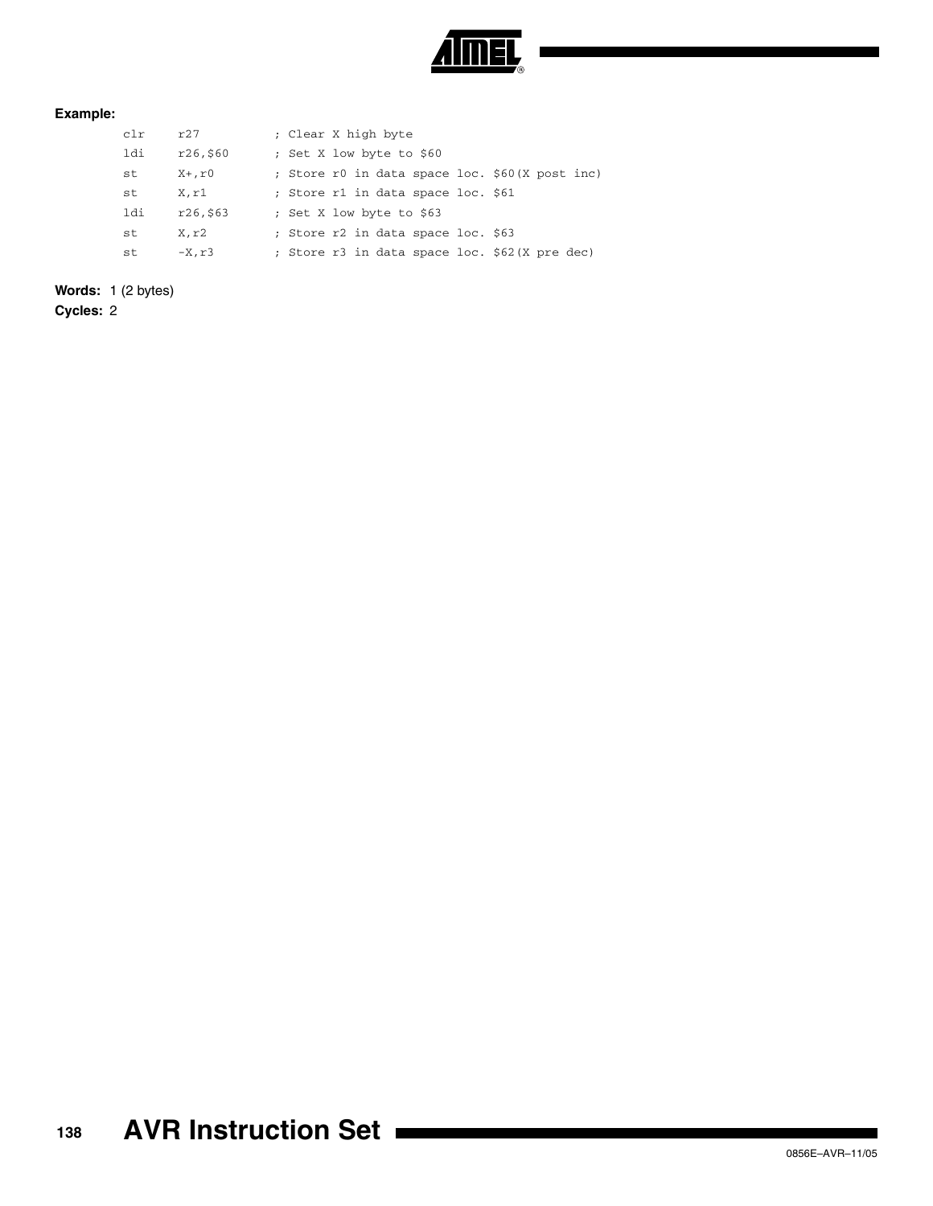**Example:**

```
clr     r27         ; Clear X high byte
ldi     r26,$60     ; Set X low byte to $60
st      X+,r0       ; Store r0 in data space loc. $60(X post inc)
st      X,r1        ; Store r1 in data space loc. $61
ldi     r26,$63     ; Set X low byte to $63
st      X,r2        ; Store r2 in data space loc. $63
st      -X,r3       ; Store r3 in data space loc. $62(X pre dec)
```

**Words:** 1 (2 bytes)

**Cycles:** 2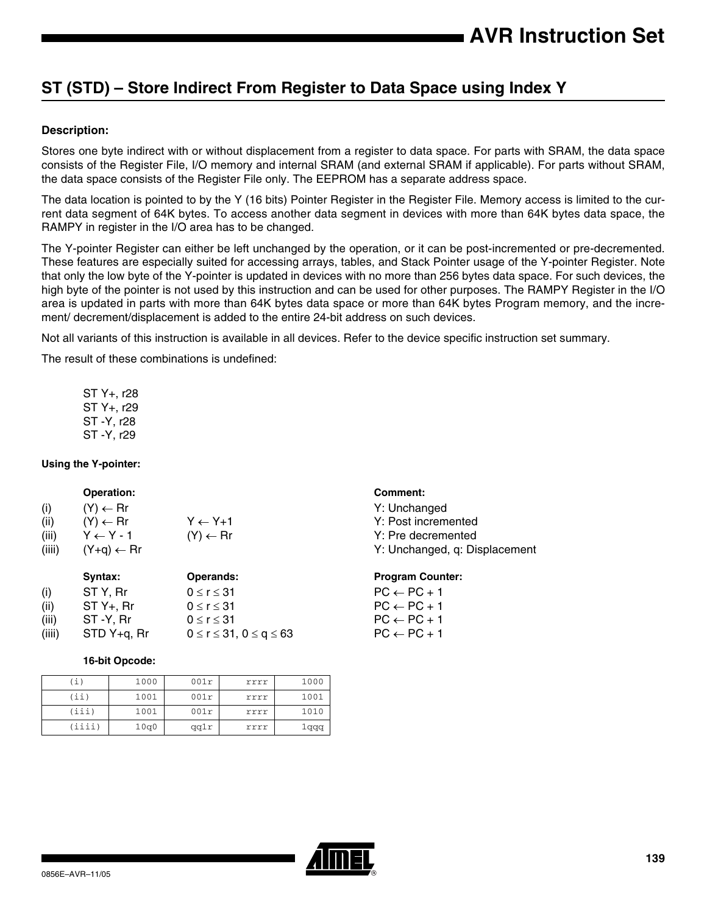## ST (STD) – Store Indirect From Register to Data Space using Index Y

**Description:**

Stores one byte indirect with or without displacement from a register to data space. For parts with SRAM, the data space consists of the Register File, I/O memory and internal SRAM (and external SRAM if applicable). For parts without SRAM, the data space consists of the Register File only. The EEPROM has a separate address space.

The data location is pointed to by the Y (16 bits) Pointer Register in the Register File. Memory access is limited to the current data segment of 64K bytes. To access another data segment in devices with more than 64K bytes data space, the RAMPY in register in the I/O area has to be changed.

The Y-pointer Register can either be left unchanged by the operation, or it can be post-incremented or pre-decremented. These features are especially suited for accessing arrays, tables, and Stack Pointer usage of the Y-pointer Register. Note that only the low byte of the Y-pointer is updated in devices with no more than 256 bytes data space. For such devices, the high byte of the pointer is not used by this instruction and can be used for other purposes. The RAMPY Register in the I/O area is updated in parts with more than 64K bytes data space or more than 64K bytes Program memory, and the increment/ decrement/displacement is added to the entire 24-bit address on such devices.

Not all variants of this instruction is available in all devices. Refer to the device specific instruction set summary.

The result of these combinations is undefined:

```
ST Y+, r28
ST Y+, r29
ST -Y, r28
ST -Y, r29
```

**Using the Y-pointer:**

| | Operation: | | Comment: |
|---|---|---|---|
| (i) | (Y) ← Rr | | Y: Unchanged |
| (ii) | (Y) ← Rr | Y ← Y+1 | Y: Post incremented |
| (iii) | Y ← Y - 1 | (Y) ← Rr | Y: Pre decremented |
| (iiii) | (Y+q) ← Rr | | Y: Unchanged, q: Displacement |

| | Syntax: | Operands: | Program Counter: |
|---|---|---|---|
| (i) | ST Y, Rr | $0 \le r \le 31$ | PC ← PC + 1 |
| (ii) | ST Y+, Rr | $0 \le r \le 31$ | PC ← PC + 1 |
| (iii) | ST -Y, Rr | $0 \le r \le 31$ | PC ← PC + 1 |
| (iiii) | STD Y+q, Rr | $0 \le r \le 31$, $0 \le q \le 63$ | PC ← PC + 1 |

**16-bit Opcode:**

| | | | | |
|---|---|---|---|---|
| (i) | 1000 | 001r | rrrr | 1000 |
| (ii) | 1001 | 001r | rrrr | 1001 |
| (iii) | 1001 | 001r | rrrr | 1010 |
| (iiii) | 10q0 | qq1r | rrrr | 1qqq |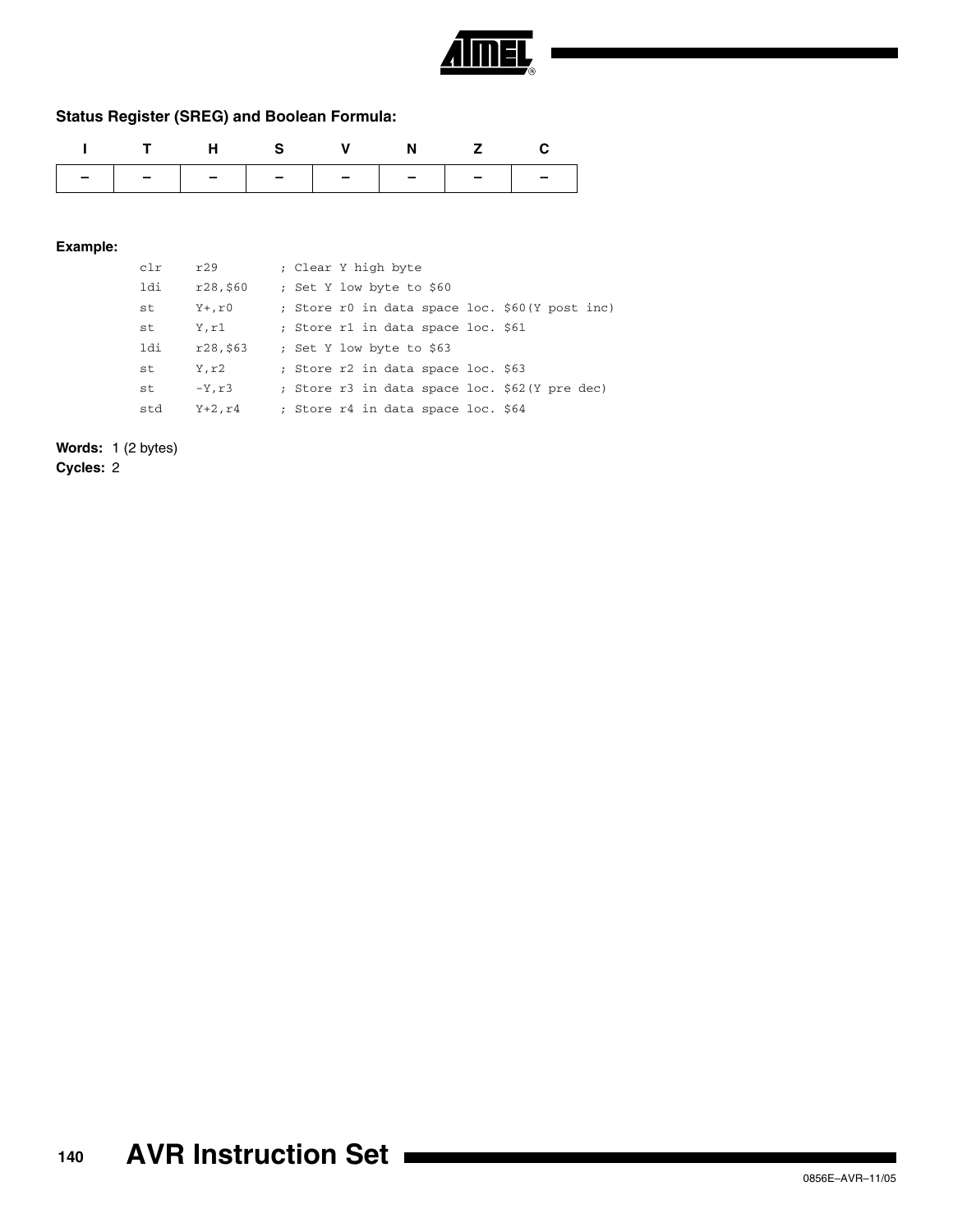**Status Register (SREG) and Boolean Formula:**

| I | T | H | S | V | N | Z | C |
|---|---|---|---|---|---|---|---|
| – | – | – | – | – | – | – | – |

**Example:**

```
clr   r29       ; Clear Y high byte
ldi   r28,$60   ; Set Y low byte to $60
st    Y+,r0     ; Store r0 in data space loc. $60(Y post inc)
st    Y,r1      ; Store r1 in data space loc. $61
ldi   r28,$63   ; Set Y low byte to $63
st    Y,r2      ; Store r2 in data space loc. $63
st    -Y,r3     ; Store r3 in data space loc. $62(Y pre dec)
std   Y+2,r4    ; Store r4 in data space loc. $64
```

**Words:** 1 (2 bytes)
**Cycles:** 2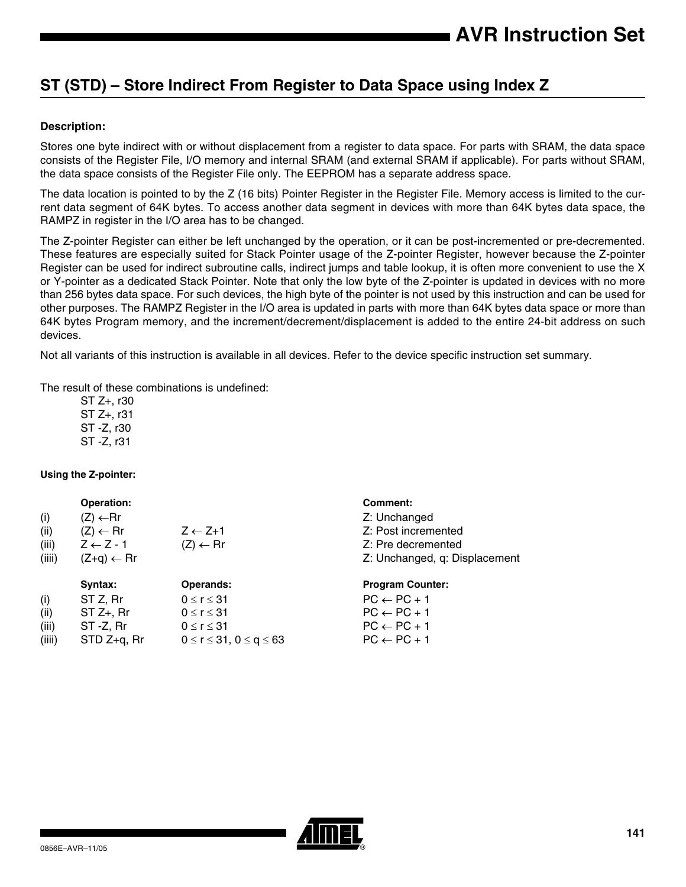## ST (STD) – Store Indirect From Register to Data Space using Index Z

**Description:**

Stores one byte indirect with or without displacement from a register to data space. For parts with SRAM, the data space consists of the Register File, I/O memory and internal SRAM (and external SRAM if applicable). For parts without SRAM, the data space consists of the Register File only. The EEPROM has a separate address space.

The data location is pointed to by the Z (16 bits) Pointer Register in the Register File. Memory access is limited to the current data segment of 64K bytes. To access another data segment in devices with more than 64K bytes data space, the RAMPZ in register in the I/O area has to be changed.

The Z-pointer Register can either be left unchanged by the operation, or it can be post-incremented or pre-decremented. These features are especially suited for Stack Pointer usage of the Z-pointer Register, however because the Z-pointer Register can be used for indirect subroutine calls, indirect jumps and table lookup, it is often more convenient to use the X or Y-pointer as a dedicated Stack Pointer. Note that only the low byte of the Z-pointer is updated in devices with no more than 256 bytes data space. For such devices, the high byte of the pointer is not used by this instruction and can be used for other purposes. The RAMPZ Register in the I/O area is updated in parts with more than 64K bytes data space or more than 64K bytes Program memory, and the increment/decrement/displacement is added to the entire 24-bit address on such devices.

Not all variants of this instruction is available in all devices. Refer to the device specific instruction set summary.

The result of these combinations is undefined:

ST Z+, r30
ST Z+, r31
ST -Z, r30
ST -Z, r31

**Using the Z-pointer:**

| | **Operation:** | | **Comment:** |
|---|---|---|---|
| (i) | (Z) ← Rr | | Z: Unchanged |
| (ii) | (Z) ← Rr | Z ← Z+1 | Z: Post incremented |
| (iii) | Z ← Z - 1 | (Z) ← Rr | Z: Pre decremented |
| (iiii) | (Z+q) ← Rr | | Z: Unchanged, q: Displacement |

| | **Syntax:** | **Operands:** | **Program Counter:** |
|---|---|---|---|
| (i) | ST Z, Rr | $0 \leq r \leq 31$ | PC ← PC + 1 |
| (ii) | ST Z+, Rr | $0 \leq r \leq 31$ | PC ← PC + 1 |
| (iii) | ST -Z, Rr | $0 \leq r \leq 31$ | PC ← PC + 1 |
| (iiii) | STD Z+q, Rr | $0 \leq r \leq 31$, $0 \leq q \leq 63$ | PC ← PC + 1 |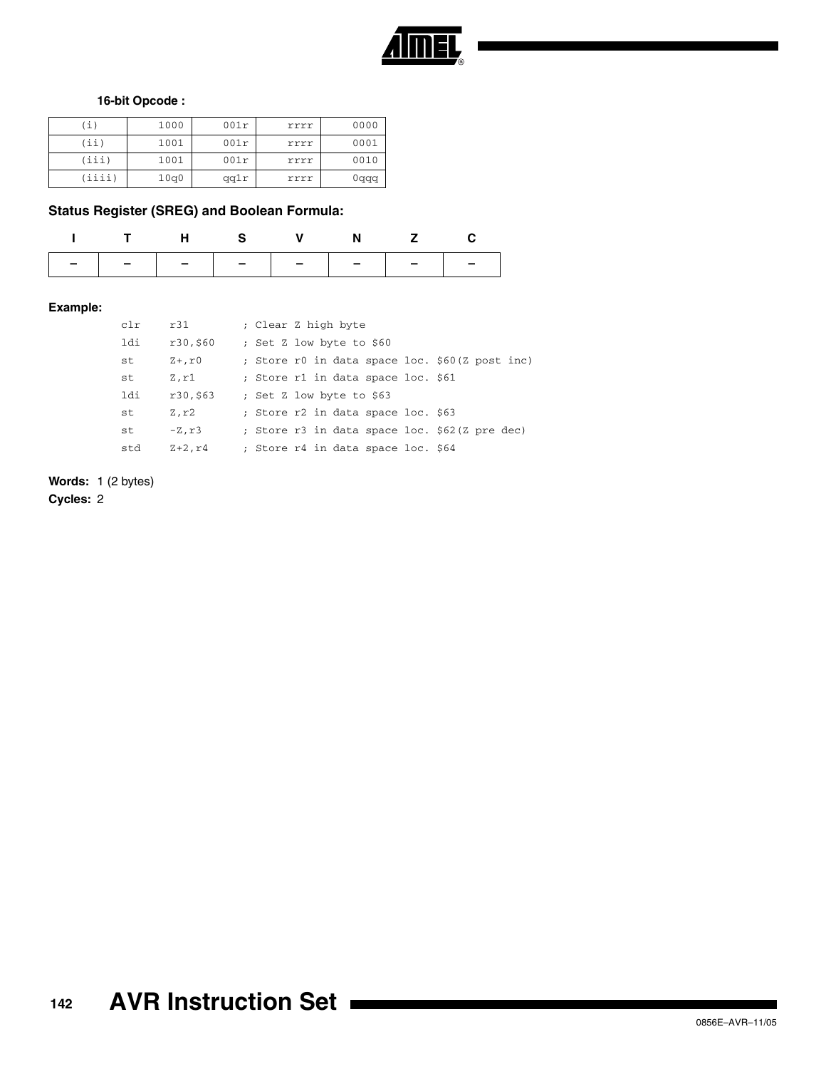**16-bit Opcode :**

| | | | | |
|---|---|---|---|---|
| (i) | 1000 | 001r | rrrr | 0000 |
| (ii) | 1001 | 001r | rrrr | 0001 |
| (iii) | 1001 | 001r | rrrr | 0010 |
| (iiii) | 10q0 | qq1r | rrrr | 0qqq |

### Status Register (SREG) and Boolean Formula:

| I | T | H | S | V | N | Z | C |
|---|---|---|---|---|---|---|---|
| – | – | – | – | – | – | – | – |

### Example:

```
clr    r31        ; Clear Z high byte
ldi    r30,$60    ; Set Z low byte to $60
st     Z+,r0      ; Store r0 in data space loc. $60(Z post inc)
st     Z,r1       ; Store r1 in data space loc. $61
ldi    r30,$63    ; Set Z low byte to $63
st     Z,r2       ; Store r2 in data space loc. $63
st     -Z,r3      ; Store r3 in data space loc. $62(Z pre dec)
std    Z+2,r4     ; Store r4 in data space loc. $64
```

**Words:** 1 (2 bytes)

**Cycles:** 2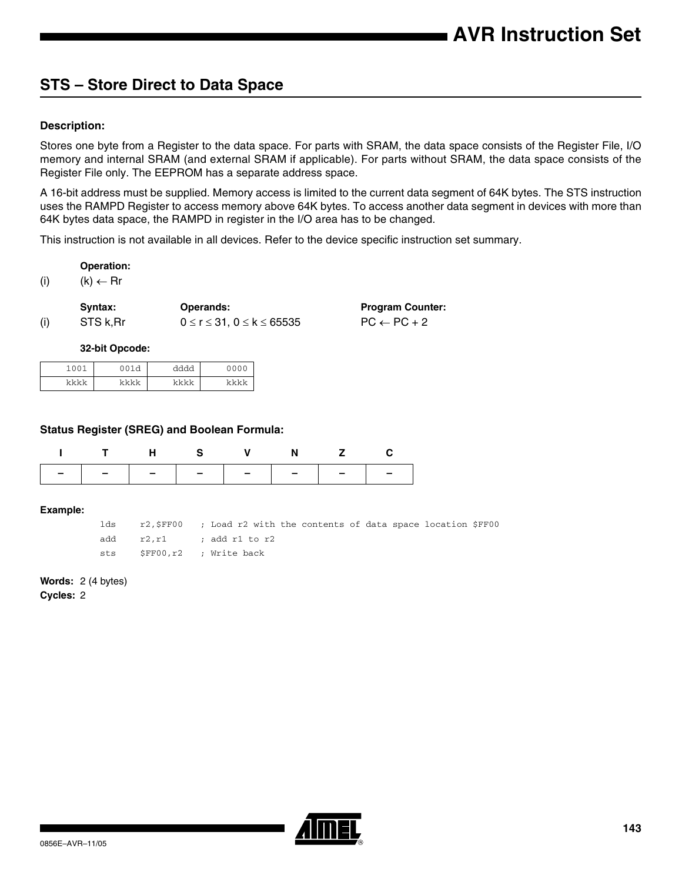## STS – Store Direct to Data Space

### Description:

Stores one byte from a Register to the data space. For parts with SRAM, the data space consists of the Register File, I/O memory and internal SRAM (and external SRAM if applicable). For parts without SRAM, the data space consists of the Register File only. The EEPROM has a separate address space.

A 16-bit address must be supplied. Memory access is limited to the current data segment of 64K bytes. The STS instruction uses the RAMPD Register to access memory above 64K bytes. To access another data segment in devices with more than 64K bytes data space, the RAMPD in register in the I/O area has to be changed.

This instruction is not available in all devices. Refer to the device specific instruction set summary.

**Operation:**

(i) $(k) \leftarrow Rr$

| | Syntax: | Operands: | Program Counter: |
|---|---|---|---|
| (i) | STS k,Rr | $0 \leq r \leq 31$, $0 \leq k \leq 65535$ | $PC \leftarrow PC + 2$ |

**32-bit Opcode:**

| | | | |
|---|---|---|---|
| 1001 | 001d | dddd | 0000 |
| kkkk | kkkk | kkkk | kkkk |

### Status Register (SREG) and Boolean Formula:

| I | T | H | S | V | N | Z | C |
|---|---|---|---|---|---|---|---|
| – | – | – | – | – | – | – | – |

**Example:**

```
lds     r2,$FF00    ; Load r2 with the contents of data space location $FF00
add     r2,r1       ; add r1 to r2
sts     $FF00,r2    ; Write back
```

**Words:** 2 (4 bytes)

**Cycles:** 2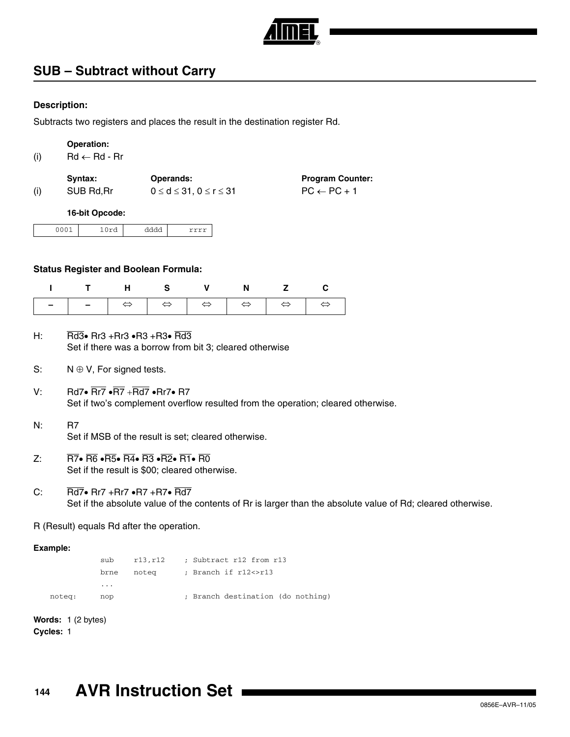## SUB – Subtract without Carry

**Description:**

Subtracts two registers and places the result in the destination register Rd.

**Operation:**

(i) $Rd \leftarrow Rd - Rr$

| | Syntax: | Operands: | Program Counter: |
|---|---|---|---|
| (i) | SUB Rd,Rr | $0 \leq d \leq 31$, $0 \leq r \leq 31$ | $PC \leftarrow PC + 1$ |

**16-bit Opcode:**

| 0001 | 10rd | dddd | rrrr |
|---|---|---|---|

**Status Register and Boolean Formula:**

| I | T | H | S | V | N | Z | C |
|---|---|---|---|---|---|---|---|
| – | – | ⇔ | ⇔ | ⇔ | ⇔ | ⇔ | ⇔ |

H: $\overline{Rd3} \bullet Rr3 + Rr3 \bullet R3 + R3 \bullet \overline{Rd3}$
Set if there was a borrow from bit 3; cleared otherwise

S: $N \oplus V$, For signed tests.

V: $Rd7 \bullet \overline{Rr7} \bullet \overline{R7} + \overline{Rd7} \bullet Rr7 \bullet R7$
Set if two's complement overflow resulted from the operation; cleared otherwise.

N: $R7$
Set if MSB of the result is set; cleared otherwise.

Z: $\overline{R7} \bullet \overline{R6} \bullet \overline{R5} \bullet \overline{R4} \bullet \overline{R3} \bullet \overline{R2} \bullet \overline{R1} \bullet \overline{R0}$
Set if the result is \$00; cleared otherwise.

C: $\overline{Rd7} \bullet Rr7 + Rr7 \bullet R7 + R7 \bullet \overline{Rd7}$
Set if the absolute value of the contents of Rr is larger than the absolute value of Rd; cleared otherwise.

R (Result) equals Rd after the operation.

**Example:**

```
        sub   r13,r12    ; Subtract r12 from r13
        brne  noteq      ; Branch if r12<>r13
        ...
noteq:  nop              ; Branch destination (do nothing)
```

**Words:** 1 (2 bytes)
**Cycles:** 1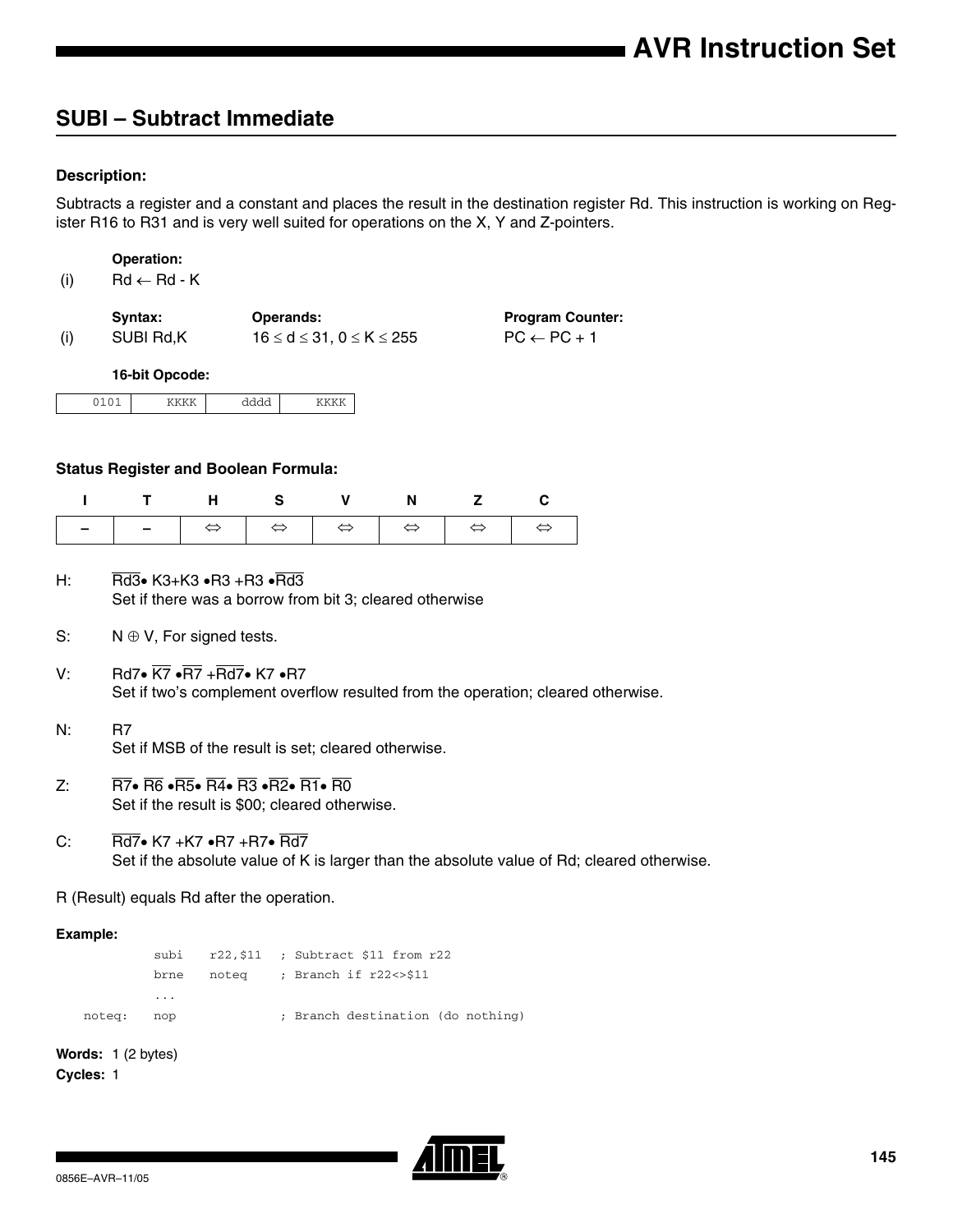## SUBI – Subtract Immediate

### Description:

Subtracts a register and a constant and places the result in the destination register Rd. This instruction is working on Register R16 to R31 and is very well suited for operations on the X, Y and Z-pointers.

|  | Operation: |  |  |
|---|---|---|---|
| (i) | $Rd \leftarrow Rd - K$ |  |  |
|  | **Syntax:** | **Operands:** | **Program Counter:** |
| (i) | SUBI Rd,K | $16 \leq d \leq 31, 0 \leq K \leq 255$ | $PC \leftarrow PC + 1$ |

**16-bit Opcode:**

| 0101 | KKKK | dddd | KKKK |
|---|---|---|---|

### Status Register and Boolean Formula:

| I | T | H | S | V | N | Z | C |
|---|---|---|---|---|---|---|---|
| – | – | ⇔ | ⇔ | ⇔ | ⇔ | ⇔ | ⇔ |

H: $\overline{Rd3} \bullet K3 + K3 \bullet R3 + R3 \bullet \overline{Rd3}$
Set if there was a borrow from bit 3; cleared otherwise

S: $N \oplus V$, For signed tests.

V: $Rd7 \bullet \overline{K7} \bullet \overline{R7} + \overline{Rd7} \bullet K7 \bullet R7$
Set if two's complement overflow resulted from the operation; cleared otherwise.

N: R7
Set if MSB of the result is set; cleared otherwise.

Z: $\overline{R7} \bullet \overline{R6} \bullet \overline{R5} \bullet \overline{R4} \bullet \overline{R3} \bullet \overline{R2} \bullet \overline{R1} \bullet \overline{R0}$
Set if the result is $00; cleared otherwise.

C: $\overline{Rd7} \bullet K7 + K7 \bullet R7 + R7 \bullet \overline{Rd7}$
Set if the absolute value of K is larger than the absolute value of Rd; cleared otherwise.

R (Result) equals Rd after the operation.

**Example:**

```
        subi   r22,$11   ; Subtract $11 from r22
        brne   noteq     ; Branch if r22<>$11
        ...
noteq:  nop              ; Branch destination (do nothing)
```

**Words:** 1 (2 bytes)
**Cycles:** 1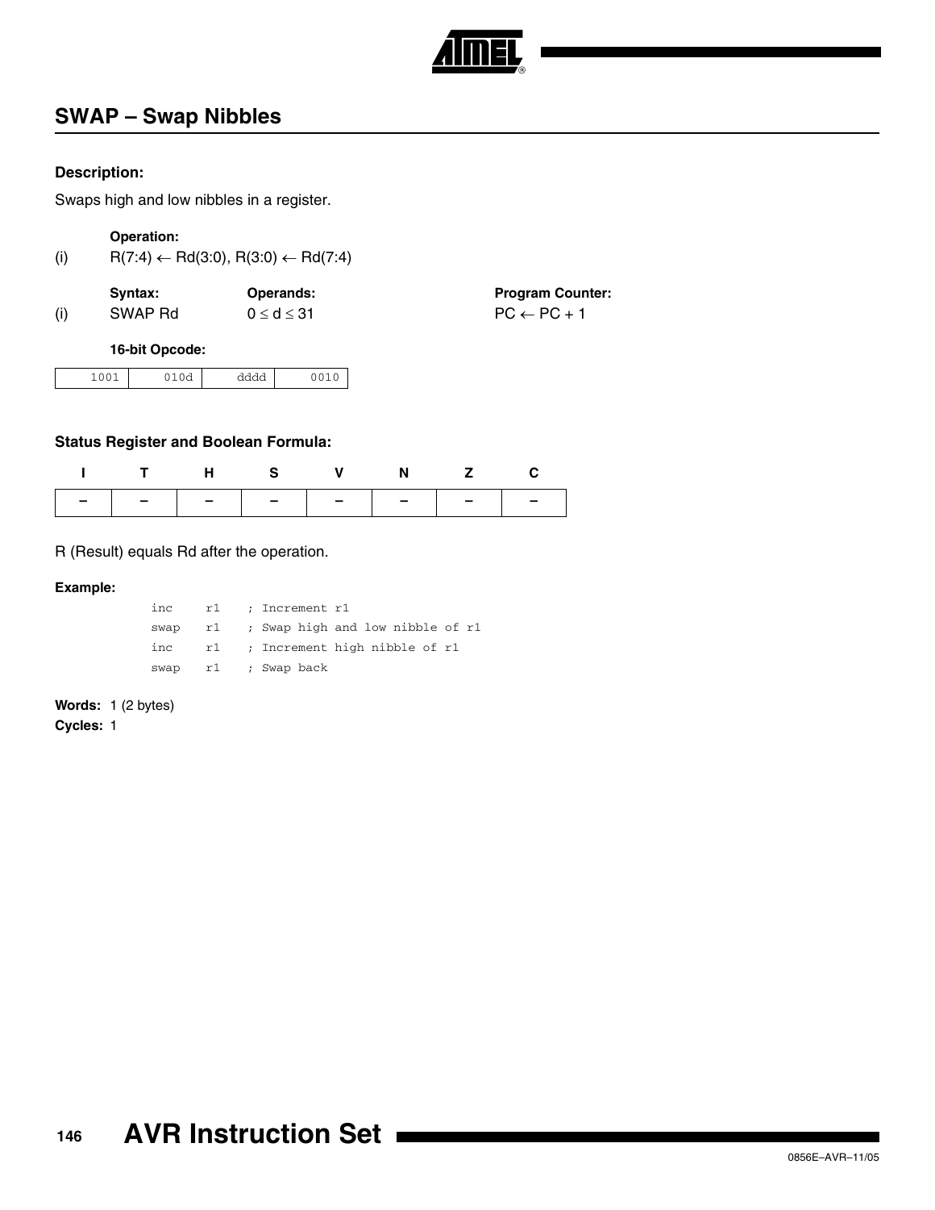## SWAP – Swap Nibbles

### Description:

Swaps high and low nibbles in a register.

**Operation:**

(i) R(7:4) ← Rd(3:0), R(3:0) ← Rd(7:4)

| | Syntax: | Operands: | Program Counter: |
|---|---|---|---|
| (i) | SWAP Rd | $0 \le d \le 31$ | PC ← PC + 1 |

**16-bit Opcode:**

| 1001 | 010d | dddd | 0010 |
|---|---|---|---|

### Status Register and Boolean Formula:

| I | T | H | S | V | N | Z | C |
|---|---|---|---|---|---|---|---|
| – | – | – | – | – | – | – | – |

R (Result) equals Rd after the operation.

### Example:

```
inc   r1   ; Increment r1
swap  r1   ; Swap high and low nibble of r1
inc   r1   ; Increment high nibble of r1
swap  r1   ; Swap back
```

**Words:** 1 (2 bytes)

**Cycles:** 1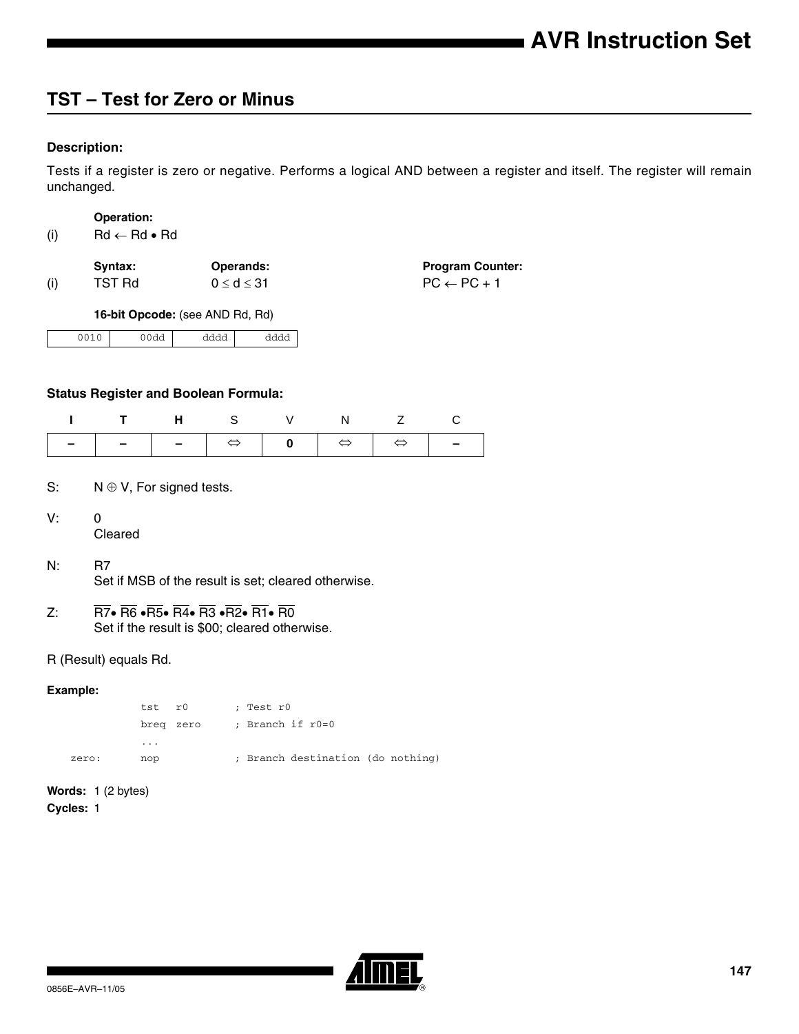## TST – Test for Zero or Minus

### Description:

Tests if a register is zero or negative. Performs a logical AND between a register and itself. The register will remain unchanged.

**Operation:**

(i) Rd ← Rd • Rd

| | Syntax: | Operands: | Program Counter: |
|---|---|---|---|
| (i) | TST Rd | $0 \le d \le 31$ | PC ← PC + 1 |

**16-bit Opcode:** (see AND Rd, Rd)

| 0010 | 00dd | dddd | dddd |
|---|---|---|---|

### Status Register and Boolean Formula:

| I | T | H | S | V | N | Z | C |
|---|---|---|---|---|---|---|---|
| – | – | – | ⇔ | 0 | ⇔ | ⇔ | – |

S: $N \oplus V$, For signed tests.

V: 0
Cleared

N: R7
Set if MSB of the result is set; cleared otherwise.

Z: $\overline{R7} \bullet \overline{R6} \bullet \overline{R5} \bullet \overline{R4} \bullet \overline{R3} \bullet \overline{R2} \bullet \overline{R1} \bullet \overline{R0}$
Set if the result is \$00; cleared otherwise.

R (Result) equals Rd.

### Example:

```
        tst   r0        ; Test r0
        breq  zero      ; Branch if r0=0
        ...
zero:   nop             ; Branch destination (do nothing)
```

**Words:** 1 (2 bytes)

**Cycles:** 1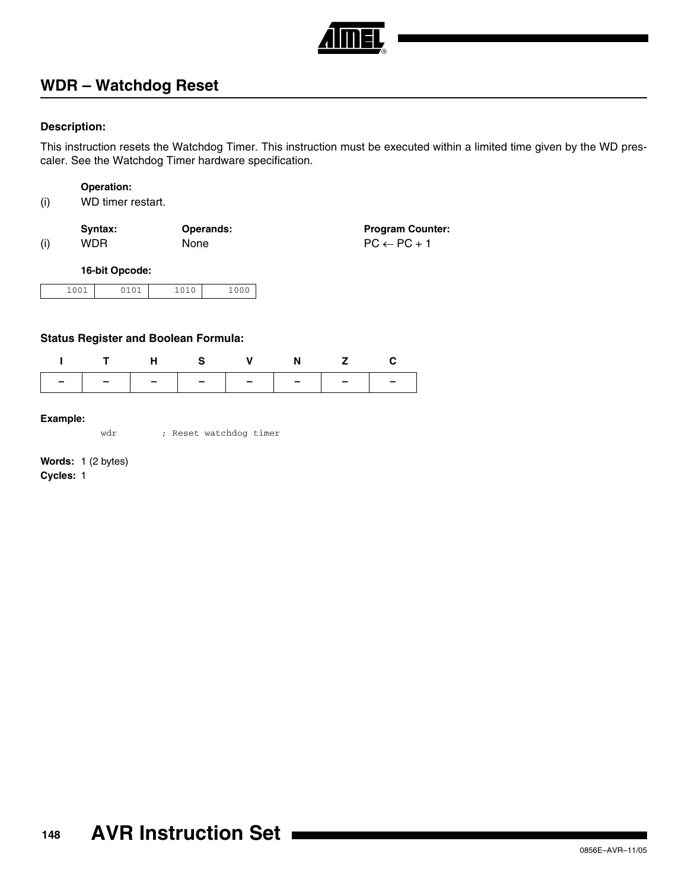## WDR – Watchdog Reset

**Description:**

This instruction resets the Watchdog Timer. This instruction must be executed within a limited time given by the WD prescaler. See the Watchdog Timer hardware specification.

| | **Operation:** | | |
|---|---|---|---|
| (i) | WD timer restart. | | |

| | **Syntax:** | **Operands:** | **Program Counter:** |
|---|---|---|---|
| (i) | WDR | None | PC ← PC + 1 |

**16-bit Opcode:**

| 1001 | 0101 | 1010 | 1000 |
|---|---|---|---|

**Status Register and Boolean Formula:**

| I | T | H | S | V | N | Z | C |
|---|---|---|---|---|---|---|---|
| – | – | – | – | – | – | – | – |

**Example:**

```
        wdr         ; Reset watchdog timer
```

**Words:** 1 (2 bytes)

**Cycles:** 1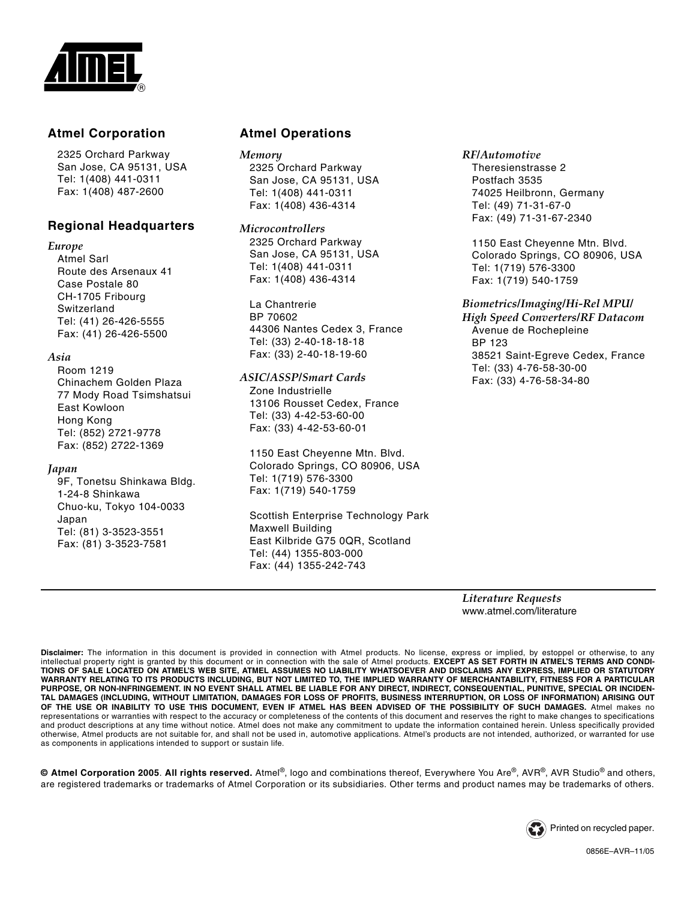## Atmel Corporation

2325 Orchard Parkway
San Jose, CA 95131, USA
Tel: 1(408) 441-0311
Fax: 1(408) 487-2600

## Regional Headquarters

*Europe*
Atmel Sarl
Route des Arsenaux 41
Case Postale 80
CH-1705 Fribourg
Switzerland
Tel: (41) 26-426-5555
Fax: (41) 26-426-5500

*Asia*
Room 1219
Chinachem Golden Plaza
77 Mody Road Tsimshatsui
East Kowloon
Hong Kong
Tel: (852) 2721-9778
Fax: (852) 2722-1369

*Japan*
9F, Tonetsu Shinkawa Bldg.
1-24-8 Shinkawa
Chuo-ku, Tokyo 104-0033
Japan
Tel: (81) 3-3523-3551
Fax: (81) 3-3523-7581

## Atmel Operations

*Memory*
2325 Orchard Parkway
San Jose, CA 95131, USA
Tel: 1(408) 441-0311
Fax: 1(408) 436-4314

*Microcontrollers*
2325 Orchard Parkway
San Jose, CA 95131, USA
Tel: 1(408) 441-0311
Fax: 1(408) 436-4314

La Chantrerie
BP 70602
44306 Nantes Cedex 3, France
Tel: (33) 2-40-18-18-18
Fax: (33) 2-40-18-19-60

*ASIC/ASSP/Smart Cards*
Zone Industrielle
13106 Rousset Cedex, France
Tel: (33) 4-42-53-60-00
Fax: (33) 4-42-53-60-01

1150 East Cheyenne Mtn. Blvd.
Colorado Springs, CO 80906, USA
Tel: 1(719) 576-3300
Fax: 1(719) 540-1759

Scottish Enterprise Technology Park
Maxwell Building
East Kilbride G75 0QR, Scotland
Tel: (44) 1355-803-000
Fax: (44) 1355-242-743

*RF/Automotive*
Theresienstrasse 2
Postfach 3535
74025 Heilbronn, Germany
Tel: (49) 71-31-67-0
Fax: (49) 71-31-67-2340

1150 East Cheyenne Mtn. Blvd.
Colorado Springs, CO 80906, USA
Tel: 1(719) 576-3300
Fax: 1(719) 540-1759

*Biometrics/Imaging/Hi-Rel MPU/ High Speed Converters/RF Datacom*
Avenue de Rochepleine
BP 123
38521 Saint-Egreve Cedex, France
Tel: (33) 4-76-58-30-00
Fax: (33) 4-76-58-34-80

*Literature Requests*
www.atmel.com/literature

**Disclaimer:** The information in this document is provided in connection with Atmel products. No license, express or implied, by estoppel or otherwise, to any intellectual property right is granted by this document or in connection with the sale of Atmel products. **EXCEPT AS SET FORTH IN ATMEL'S TERMS AND CONDITIONS OF SALE LOCATED ON ATMEL'S WEB SITE, ATMEL ASSUMES NO LIABILITY WHATSOEVER AND DISCLAIMS ANY EXPRESS, IMPLIED OR STATUTORY WARRANTY RELATING TO ITS PRODUCTS INCLUDING, BUT NOT LIMITED TO, THE IMPLIED WARRANTY OF MERCHANTABILITY, FITNESS FOR A PARTICULAR PURPOSE, OR NON-INFRINGEMENT. IN NO EVENT SHALL ATMEL BE LIABLE FOR ANY DIRECT, INDIRECT, CONSEQUENTIAL, PUNITIVE, SPECIAL OR INCIDENTAL DAMAGES (INCLUDING, WITHOUT LIMITATION, DAMAGES FOR LOSS OF PROFITS, BUSINESS INTERRUPTION, OR LOSS OF INFORMATION) ARISING OUT OF THE USE OR INABILITY TO USE THIS DOCUMENT, EVEN IF ATMEL HAS BEEN ADVISED OF THE POSSIBILITY OF SUCH DAMAGES.** Atmel makes no representations or warranties with respect to the accuracy or completeness of the contents of this document and reserves the right to make changes to specifications and product descriptions at any time without notice. Atmel does not make any commitment to update the information contained herein. Unless specifically provided otherwise, Atmel products are not suitable for, and shall not be used in, automotive applications. Atmel's products are not intended, authorized, or warranted for use as components in applications intended to support or sustain life.

**© Atmel Corporation 2005**. **All rights reserved.** Atmel®, logo and combinations thereof, Everywhere You Are®, AVR®, AVR Studio® and others, are registered trademarks or trademarks of Atmel Corporation or its subsidiaries. Other terms and product names may be trademarks of others.

Printed on recycled paper.

0856E–AVR–11/05